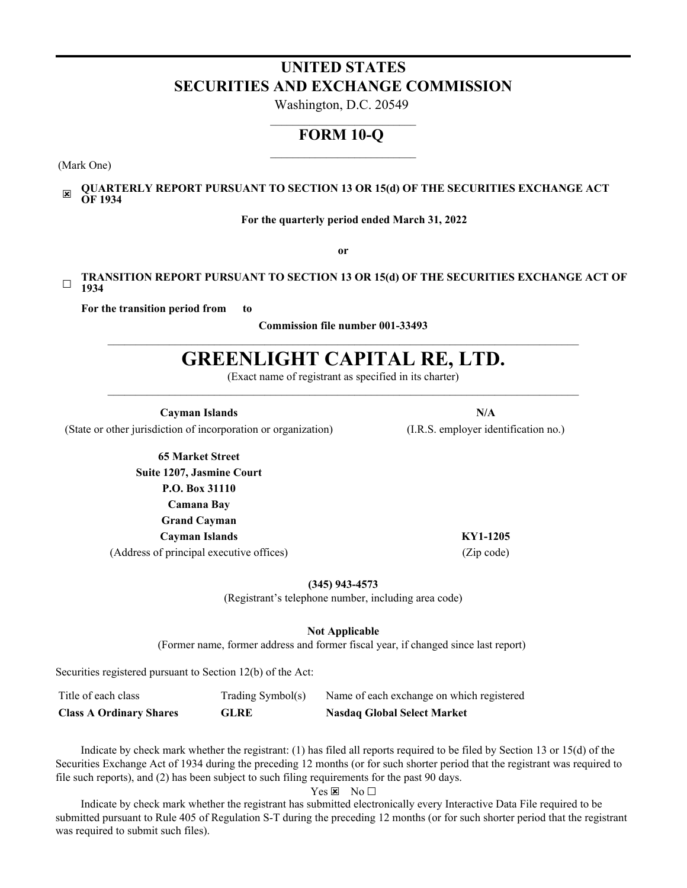# UNITED STATES
# SECURITIES AND EXCHANGE COMMISSION

Washington, D.C. 20549

## FORM 10-Q

(Mark One)

☒ **QUARTERLY REPORT PURSUANT TO SECTION 13 OR 15(d) OF THE SECURITIES EXCHANGE ACT OF 1934**

**For the quarterly period ended March 31, 2022**

**or**

☐ **TRANSITION REPORT PURSUANT TO SECTION 13 OR 15(d) OF THE SECURITIES EXCHANGE ACT OF 1934**

**For the transition period from to**

**Commission file number 001-33493**

# GREENLIGHT CAPITAL RE, LTD.

(Exact name of registrant as specified in its charter)

| **Cayman Islands** | **N/A** |
|---|---|
| (State or other jurisdiction of incorporation or organization) | (I.R.S. employer identification no.) |

| | |
|---|---|
| **65 Market Street** | |
| **Suite 1207, Jasmine Court** | |
| **P.O. Box 31110** | |
| **Camana Bay** | |
| **Grand Cayman** | |
| **Cayman Islands** | **KY1-1205** |
| (Address of principal executive offices) | (Zip code) |

**(345) 943-4573**

(Registrant's telephone number, including area code)

**Not Applicable**

(Former name, former address and former fiscal year, if changed since last report)

Securities registered pursuant to Section 12(b) of the Act:

| Title of each class | Trading Symbol(s) | Name of each exchange on which registered |
|---|---|---|
| **Class A Ordinary Shares** | **GLRE** | **Nasdaq Global Select Market** |

Indicate by check mark whether the registrant: (1) has filed all reports required to be filed by Section 13 or 15(d) of the Securities Exchange Act of 1934 during the preceding 12 months (or for such shorter period that the registrant was required to file such reports), and (2) has been subject to such filing requirements for the past 90 days.

Yes ☒ No ☐

Indicate by check mark whether the registrant has submitted electronically every Interactive Data File required to be submitted pursuant to Rule 405 of Regulation S-T during the preceding 12 months (or for such shorter period that the registrant was required to submit such files).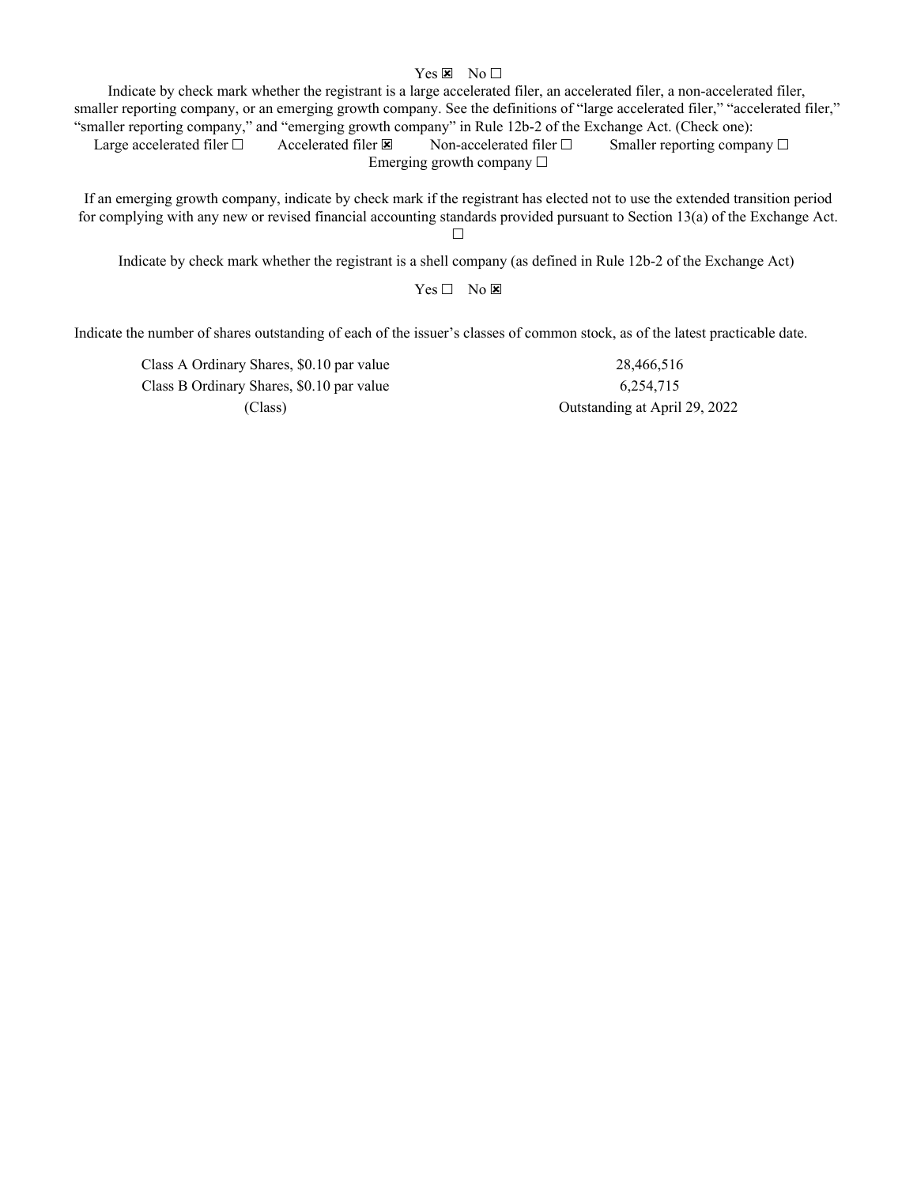Yes ☒ No ☐

Indicate by check mark whether the registrant is a large accelerated filer, an accelerated filer, a non-accelerated filer, smaller reporting company, or an emerging growth company. See the definitions of "large accelerated filer," "accelerated filer," "smaller reporting company," and "emerging growth company" in Rule 12b-2 of the Exchange Act. (Check one):

Large accelerated filer ☐ Accelerated filer ☒ Non-accelerated filer ☐ Smaller reporting company ☐
Emerging growth company ☐

If an emerging growth company, indicate by check mark if the registrant has elected not to use the extended transition period for complying with any new or revised financial accounting standards provided pursuant to Section 13(a) of the Exchange Act. ☐

Indicate by check mark whether the registrant is a shell company (as defined in Rule 12b-2 of the Exchange Act)

Yes ☐ No ☒

Indicate the number of shares outstanding of each of the issuer's classes of common stock, as of the latest practicable date.

| Class A Ordinary Shares, $0.10 par value | 28,466,516 |
|---|---|
| Class B Ordinary Shares, $0.10 par value | 6,254,715 |
| (Class) | Outstanding at April 29, 2022 |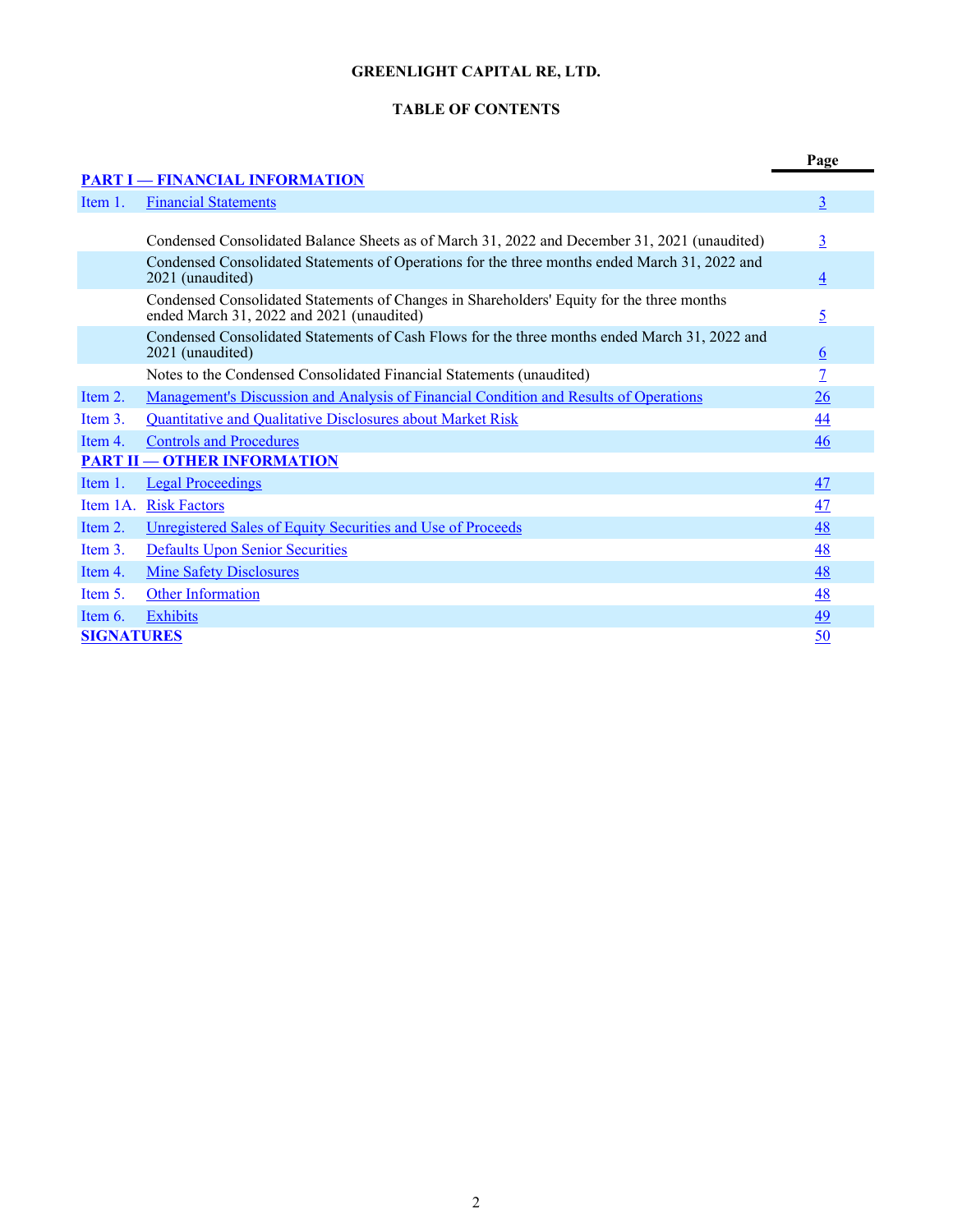**GREENLIGHT CAPITAL RE, LTD.**

**TABLE OF CONTENTS**

| | | Page |
|---|---|---|
| **PART I — FINANCIAL INFORMATION** | | |
| Item 1. | Financial Statements | 3 |
| | Condensed Consolidated Balance Sheets as of March 31, 2022 and December 31, 2021 (unaudited) | 3 |
| | Condensed Consolidated Statements of Operations for the three months ended March 31, 2022 and 2021 (unaudited) | 4 |
| | Condensed Consolidated Statements of Changes in Shareholders' Equity for the three months ended March 31, 2022 and 2021 (unaudited) | 5 |
| | Condensed Consolidated Statements of Cash Flows for the three months ended March 31, 2022 and 2021 (unaudited) | 6 |
| | Notes to the Condensed Consolidated Financial Statements (unaudited) | 7 |
| Item 2. | Management's Discussion and Analysis of Financial Condition and Results of Operations | 26 |
| Item 3. | Quantitative and Qualitative Disclosures about Market Risk | 44 |
| Item 4. | Controls and Procedures | 46 |
| **PART II — OTHER INFORMATION** | | |
| Item 1. | Legal Proceedings | 47 |
| Item 1A. | Risk Factors | 47 |
| Item 2. | Unregistered Sales of Equity Securities and Use of Proceeds | 48 |
| Item 3. | Defaults Upon Senior Securities | 48 |
| Item 4. | Mine Safety Disclosures | 48 |
| Item 5. | Other Information | 48 |
| Item 6. | Exhibits | 49 |
| **SIGNATURES** | | 50 |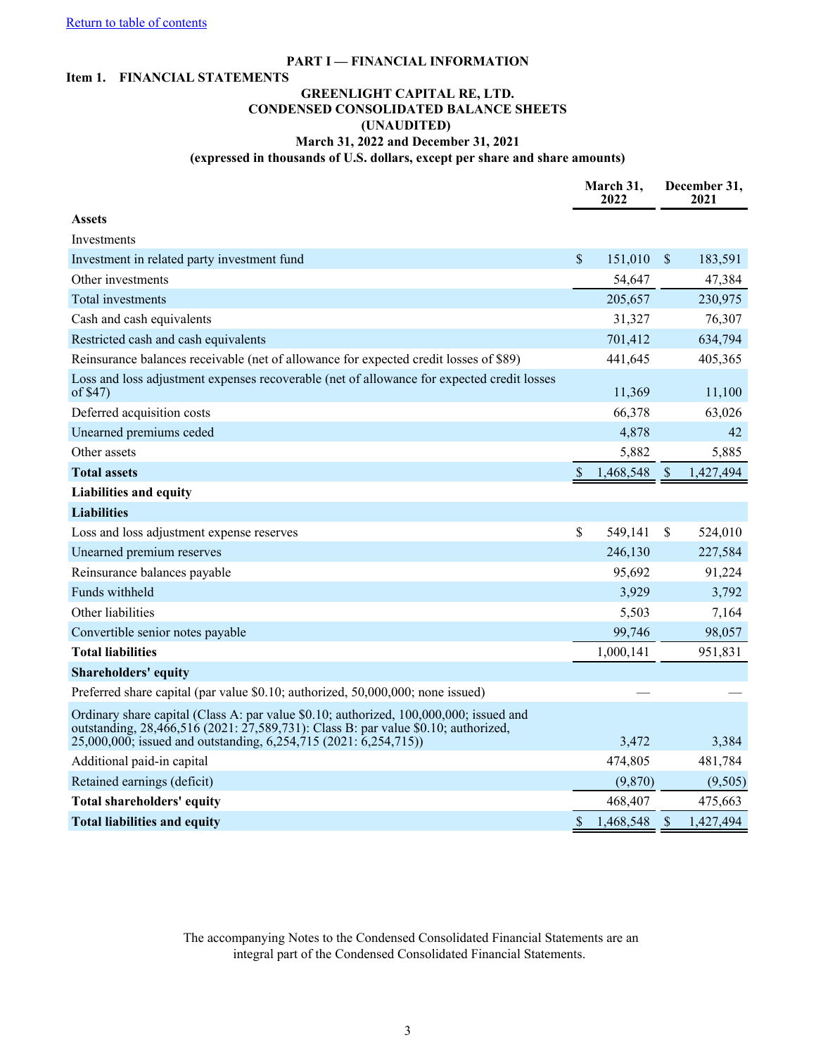Return to table of contents

# PART I — FINANCIAL INFORMATION

## Item 1. FINANCIAL STATEMENTS

### GREENLIGHT CAPITAL RE, LTD.
### CONDENSED CONSOLIDATED BALANCE SHEETS
### (UNAUDITED)
### March 31, 2022 and December 31, 2021
### (expressed in thousands of U.S. dollars, except per share and share amounts)

| | March 31, 2022 | December 31, 2021 |
|---|---|---|
| **Assets** | | |
| Investments | | |
| Investment in related party investment fund | $ 151,010 | $ 183,591 |
| Other investments | 54,647 | 47,384 |
| Total investments | 205,657 | 230,975 |
| Cash and cash equivalents | 31,327 | 76,307 |
| Restricted cash and cash equivalents | 701,412 | 634,794 |
| Reinsurance balances receivable (net of allowance for expected credit losses of $89) | 441,645 | 405,365 |
| Loss and loss adjustment expenses recoverable (net of allowance for expected credit losses of $47) | 11,369 | 11,100 |
| Deferred acquisition costs | 66,378 | 63,026 |
| Unearned premiums ceded | 4,878 | 42 |
| Other assets | 5,882 | 5,885 |
| **Total assets** | $ 1,468,548 | $ 1,427,494 |
| **Liabilities and equity** | | |
| **Liabilities** | | |
| Loss and loss adjustment expense reserves | $ 549,141 | $ 524,010 |
| Unearned premium reserves | 246,130 | 227,584 |
| Reinsurance balances payable | 95,692 | 91,224 |
| Funds withheld | 3,929 | 3,792 |
| Other liabilities | 5,503 | 7,164 |
| Convertible senior notes payable | 99,746 | 98,057 |
| **Total liabilities** | 1,000,141 | 951,831 |
| **Shareholders' equity** | | |
| Preferred share capital (par value $0.10; authorized, 50,000,000; none issued) | — | — |
| Ordinary share capital (Class A: par value $0.10; authorized, 100,000,000; issued and outstanding, 28,466,516 (2021: 27,589,731): Class B: par value $0.10; authorized, 25,000,000; issued and outstanding, 6,254,715 (2021: 6,254,715)) | 3,472 | 3,384 |
| Additional paid-in capital | 474,805 | 481,784 |
| Retained earnings (deficit) | (9,870) | (9,505) |
| **Total shareholders' equity** | 468,407 | 475,663 |
| **Total liabilities and equity** | $ 1,468,548 | $ 1,427,494 |

The accompanying Notes to the Condensed Consolidated Financial Statements are an integral part of the Condensed Consolidated Financial Statements.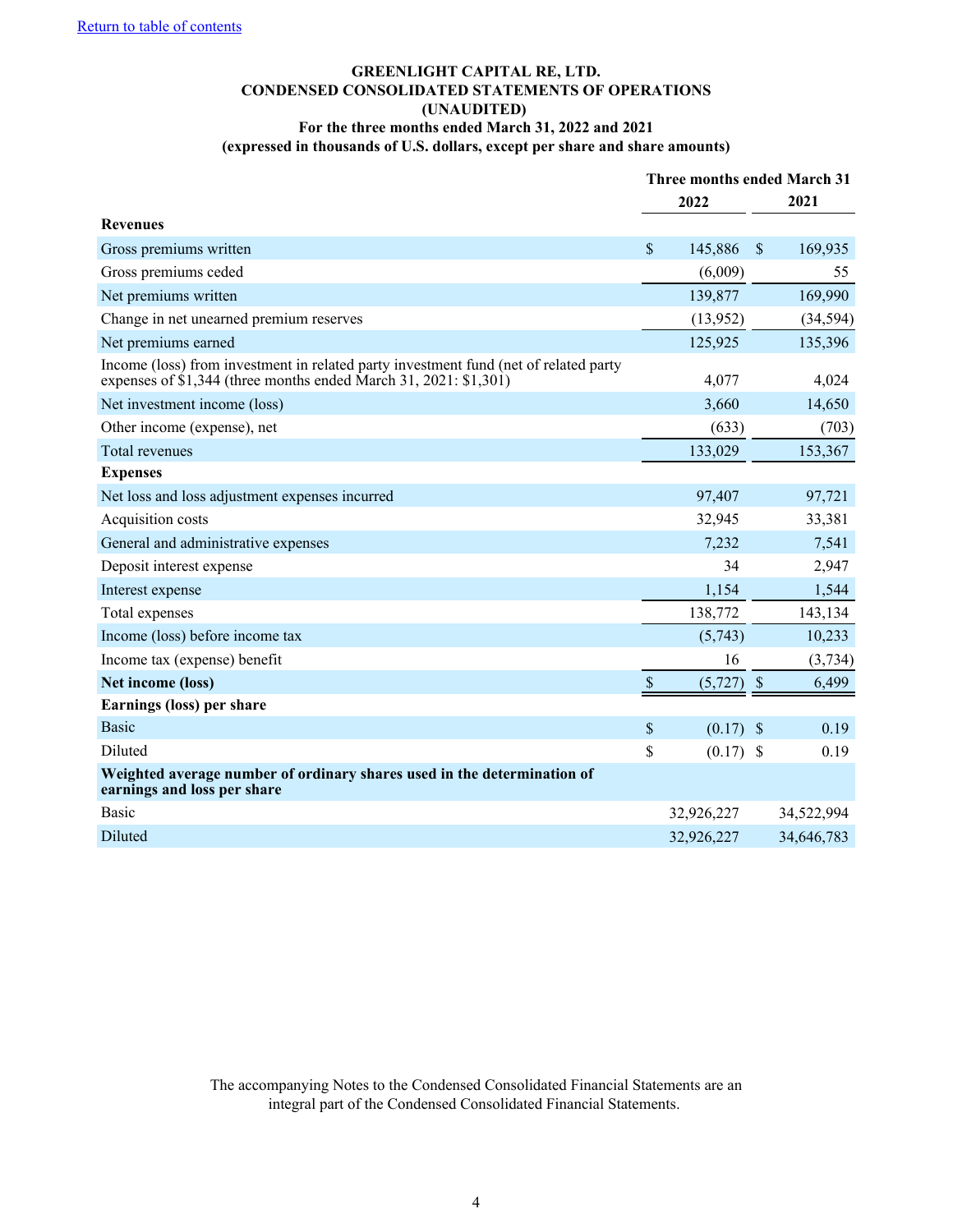[Return to table of contents]

**GREENLIGHT CAPITAL RE, LTD.**
**CONDENSED CONSOLIDATED STATEMENTS OF OPERATIONS**
**(UNAUDITED)**
**For the three months ended March 31, 2022 and 2021**
**(expressed in thousands of U.S. dollars, except per share and share amounts)**

| | Three months ended March 31 | |
|---|---|---|
| | **2022** | **2021** |
| **Revenues** | | |
| Gross premiums written | $ 145,886 | $ 169,935 |
| Gross premiums ceded | (6,009) | 55 |
| Net premiums written | 139,877 | 169,990 |
| Change in net unearned premium reserves | (13,952) | (34,594) |
| Net premiums earned | 125,925 | 135,396 |
| Income (loss) from investment in related party investment fund (net of related party expenses of $1,344 (three months ended March 31, 2021: $1,301) | 4,077 | 4,024 |
| Net investment income (loss) | 3,660 | 14,650 |
| Other income (expense), net | (633) | (703) |
| Total revenues | 133,029 | 153,367 |
| **Expenses** | | |
| Net loss and loss adjustment expenses incurred | 97,407 | 97,721 |
| Acquisition costs | 32,945 | 33,381 |
| General and administrative expenses | 7,232 | 7,541 |
| Deposit interest expense | 34 | 2,947 |
| Interest expense | 1,154 | 1,544 |
| Total expenses | 138,772 | 143,134 |
| Income (loss) before income tax | (5,743) | 10,233 |
| Income tax (expense) benefit | 16 | (3,734) |
| **Net income (loss)** | $ (5,727) | $ 6,499 |
| **Earnings (loss) per share** | | |
| Basic | $ (0.17) | $ 0.19 |
| Diluted | $ (0.17) | $ 0.19 |
| **Weighted average number of ordinary shares used in the determination of earnings and loss per share** | | |
| Basic | 32,926,227 | 34,522,994 |
| Diluted | 32,926,227 | 34,646,783 |

The accompanying Notes to the Condensed Consolidated Financial Statements are an integral part of the Condensed Consolidated Financial Statements.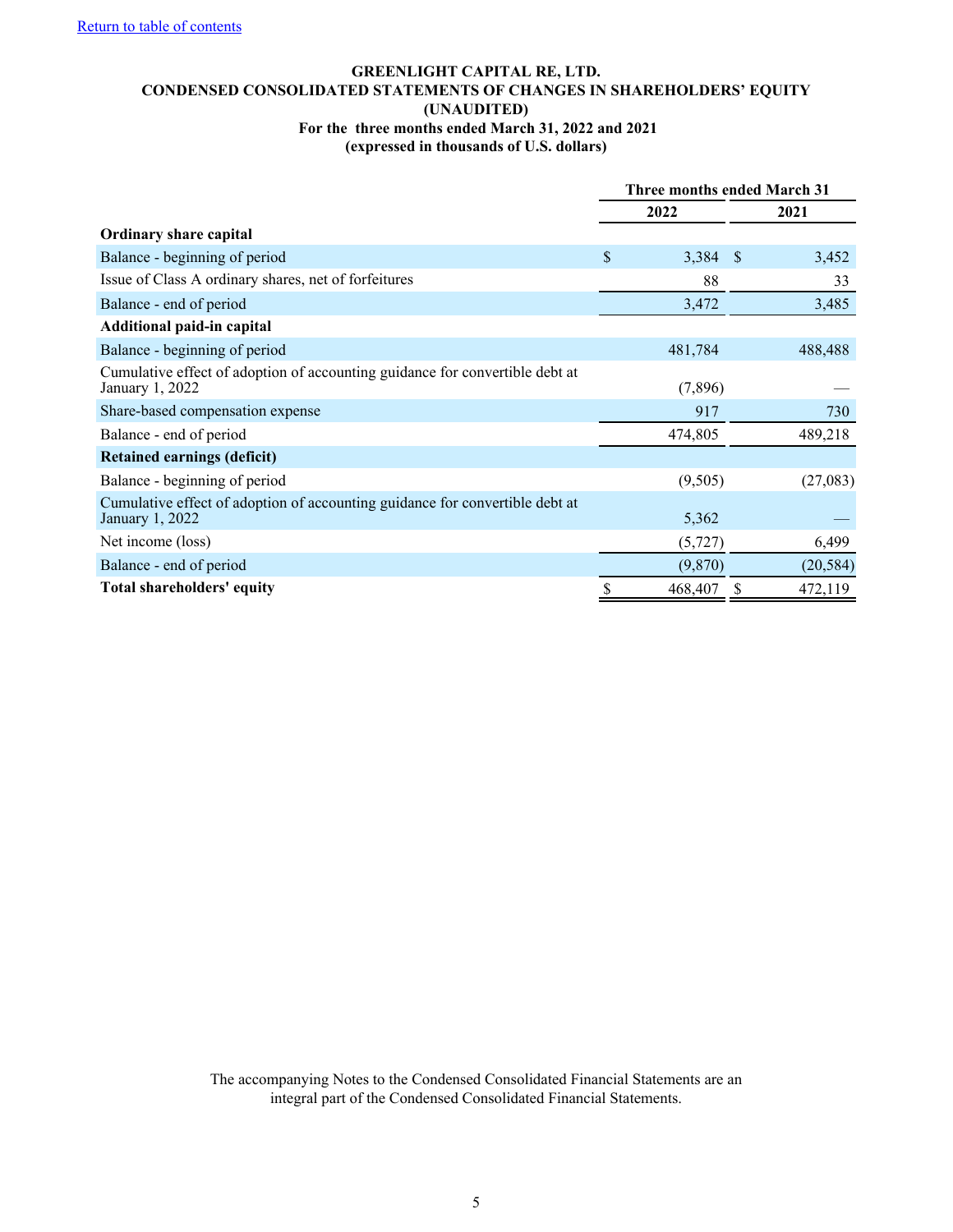[Return to table of contents](#)

**GREENLIGHT CAPITAL RE, LTD.**
**CONDENSED CONSOLIDATED STATEMENTS OF CHANGES IN SHAREHOLDERS' EQUITY**
**(UNAUDITED)**
**For the three months ended March 31, 2022 and 2021**
**(expressed in thousands of U.S. dollars)**

| | Three months ended March 31 | |
|---|---|---|
| | **2022** | **2021** |
| **Ordinary share capital** | | |
| Balance - beginning of period | $ 3,384 | $ 3,452 |
| Issue of Class A ordinary shares, net of forfeitures | 88 | 33 |
| Balance - end of period | 3,472 | 3,485 |
| **Additional paid-in capital** | | |
| Balance - beginning of period | 481,784 | 488,488 |
| Cumulative effect of adoption of accounting guidance for convertible debt at January 1, 2022 | (7,896) | — |
| Share-based compensation expense | 917 | 730 |
| Balance - end of period | 474,805 | 489,218 |
| **Retained earnings (deficit)** | | |
| Balance - beginning of period | (9,505) | (27,083) |
| Cumulative effect of adoption of accounting guidance for convertible debt at January 1, 2022 | 5,362 | — |
| Net income (loss) | (5,727) | 6,499 |
| Balance - end of period | (9,870) | (20,584) |
| **Total shareholders' equity** | $ 468,407 | $ 472,119 |

The accompanying Notes to the Condensed Consolidated Financial Statements are an integral part of the Condensed Consolidated Financial Statements.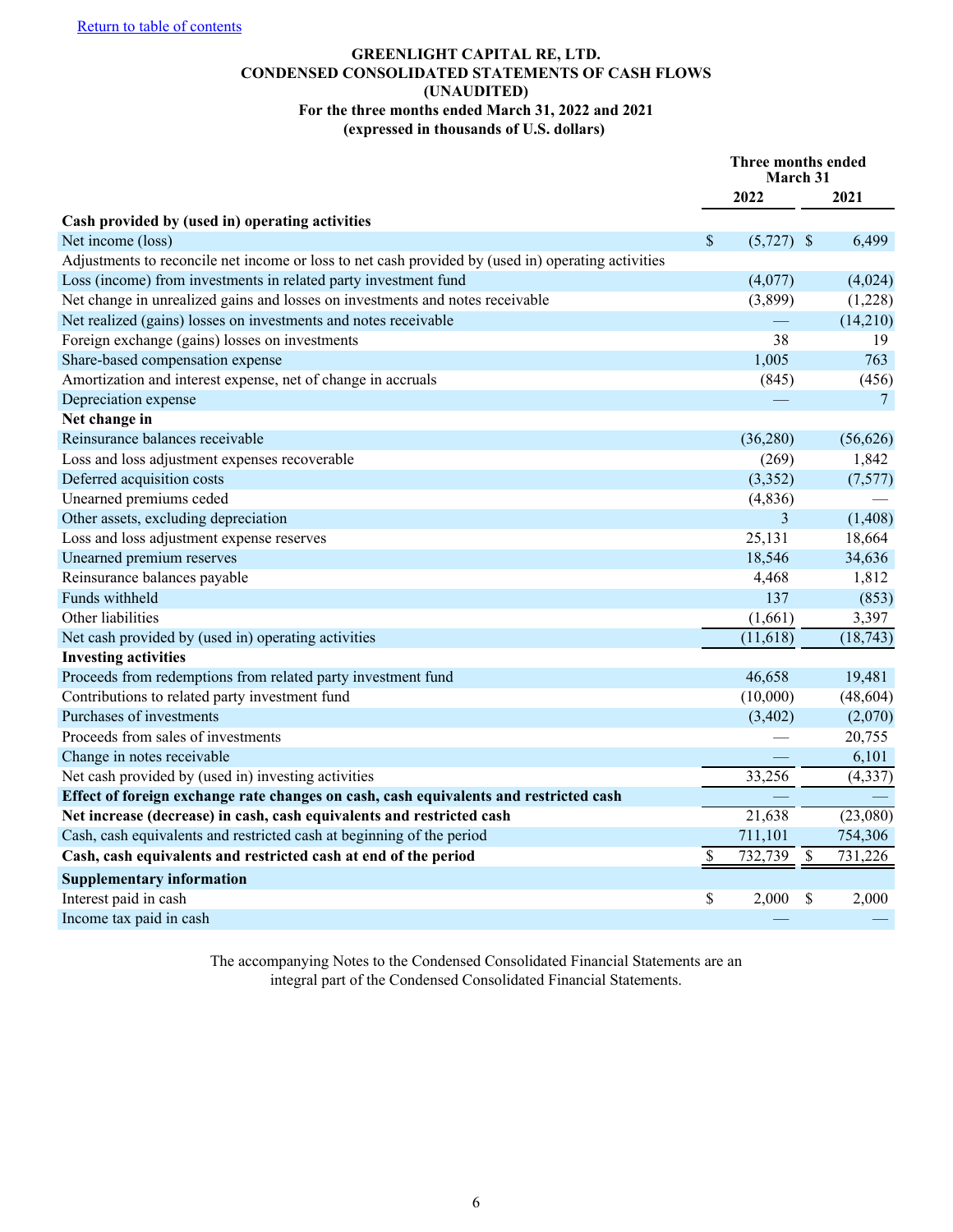Return to table of contents

# GREENLIGHT CAPITAL RE, LTD.
## CONDENSED CONSOLIDATED STATEMENTS OF CASH FLOWS
## (UNAUDITED)
### For the three months ended March 31, 2022 and 2021
### (expressed in thousands of U.S. dollars)

| | Three months ended March 31 | |
|---|---|---|
| | **2022** | **2021** |
| **Cash provided by (used in) operating activities** | | |
| Net income (loss) | $ (5,727) | $ 6,499 |
| Adjustments to reconcile net income or loss to net cash provided by (used in) operating activities | | |
| Loss (income) from investments in related party investment fund | (4,077) | (4,024) |
| Net change in unrealized gains and losses on investments and notes receivable | (3,899) | (1,228) |
| Net realized (gains) losses on investments and notes receivable | — | (14,210) |
| Foreign exchange (gains) losses on investments | 38 | 19 |
| Share-based compensation expense | 1,005 | 763 |
| Amortization and interest expense, net of change in accruals | (845) | (456) |
| Depreciation expense | — | 7 |
| **Net change in** | | |
| Reinsurance balances receivable | (36,280) | (56,626) |
| Loss and loss adjustment expenses recoverable | (269) | 1,842 |
| Deferred acquisition costs | (3,352) | (7,577) |
| Unearned premiums ceded | (4,836) | — |
| Other assets, excluding depreciation | 3 | (1,408) |
| Loss and loss adjustment expense reserves | 25,131 | 18,664 |
| Unearned premium reserves | 18,546 | 34,636 |
| Reinsurance balances payable | 4,468 | 1,812 |
| Funds withheld | 137 | (853) |
| Other liabilities | (1,661) | 3,397 |
| Net cash provided by (used in) operating activities | (11,618) | (18,743) |
| **Investing activities** | | |
| Proceeds from redemptions from related party investment fund | 46,658 | 19,481 |
| Contributions to related party investment fund | (10,000) | (48,604) |
| Purchases of investments | (3,402) | (2,070) |
| Proceeds from sales of investments | — | 20,755 |
| Change in notes receivable | — | 6,101 |
| Net cash provided by (used in) investing activities | 33,256 | (4,337) |
| **Effect of foreign exchange rate changes on cash, cash equivalents and restricted cash** | — | — |
| **Net increase (decrease) in cash, cash equivalents and restricted cash** | 21,638 | (23,080) |
| Cash, cash equivalents and restricted cash at beginning of the period | 711,101 | 754,306 |
| **Cash, cash equivalents and restricted cash at end of the period** | $ 732,739 | $ 731,226 |
| **Supplementary information** | | |
| Interest paid in cash | $ 2,000 | $ 2,000 |
| Income tax paid in cash | — | — |

The accompanying Notes to the Condensed Consolidated Financial Statements are an integral part of the Condensed Consolidated Financial Statements.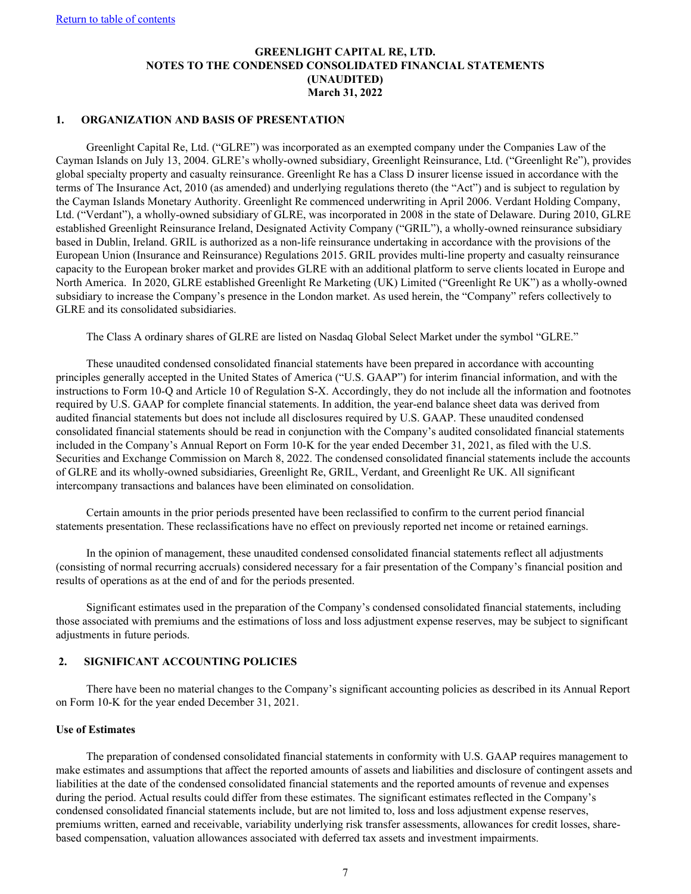**GREENLIGHT CAPITAL RE, LTD.**
**NOTES TO THE CONDENSED CONSOLIDATED FINANCIAL STATEMENTS**
**(UNAUDITED)**
**March 31, 2022**

## 1. ORGANIZATION AND BASIS OF PRESENTATION

Greenlight Capital Re, Ltd. ("GLRE") was incorporated as an exempted company under the Companies Law of the Cayman Islands on July 13, 2004. GLRE's wholly-owned subsidiary, Greenlight Reinsurance, Ltd. ("Greenlight Re"), provides global specialty property and casualty reinsurance. Greenlight Re has a Class D insurer license issued in accordance with the terms of The Insurance Act, 2010 (as amended) and underlying regulations thereto (the "Act") and is subject to regulation by the Cayman Islands Monetary Authority. Greenlight Re commenced underwriting in April 2006. Verdant Holding Company, Ltd. ("Verdant"), a wholly-owned subsidiary of GLRE, was incorporated in 2008 in the state of Delaware. During 2010, GLRE established Greenlight Reinsurance Ireland, Designated Activity Company ("GRIL"), a wholly-owned reinsurance subsidiary based in Dublin, Ireland. GRIL is authorized as a non-life reinsurance undertaking in accordance with the provisions of the European Union (Insurance and Reinsurance) Regulations 2015. GRIL provides multi-line property and casualty reinsurance capacity to the European broker market and provides GLRE with an additional platform to serve clients located in Europe and North America. In 2020, GLRE established Greenlight Re Marketing (UK) Limited ("Greenlight Re UK") as a wholly-owned subsidiary to increase the Company's presence in the London market. As used herein, the "Company" refers collectively to GLRE and its consolidated subsidiaries.

The Class A ordinary shares of GLRE are listed on Nasdaq Global Select Market under the symbol "GLRE."

These unaudited condensed consolidated financial statements have been prepared in accordance with accounting principles generally accepted in the United States of America ("U.S. GAAP") for interim financial information, and with the instructions to Form 10-Q and Article 10 of Regulation S-X. Accordingly, they do not include all the information and footnotes required by U.S. GAAP for complete financial statements. In addition, the year-end balance sheet data was derived from audited financial statements but does not include all disclosures required by U.S. GAAP. These unaudited condensed consolidated financial statements should be read in conjunction with the Company's audited consolidated financial statements included in the Company's Annual Report on Form 10-K for the year ended December 31, 2021, as filed with the U.S. Securities and Exchange Commission on March 8, 2022. The condensed consolidated financial statements include the accounts of GLRE and its wholly-owned subsidiaries, Greenlight Re, GRIL, Verdant, and Greenlight Re UK. All significant intercompany transactions and balances have been eliminated on consolidation.

Certain amounts in the prior periods presented have been reclassified to confirm to the current period financial statements presentation. These reclassifications have no effect on previously reported net income or retained earnings.

In the opinion of management, these unaudited condensed consolidated financial statements reflect all adjustments (consisting of normal recurring accruals) considered necessary for a fair presentation of the Company's financial position and results of operations as at the end of and for the periods presented.

Significant estimates used in the preparation of the Company's condensed consolidated financial statements, including those associated with premiums and the estimations of loss and loss adjustment expense reserves, may be subject to significant adjustments in future periods.

## 2. SIGNIFICANT ACCOUNTING POLICIES

There have been no material changes to the Company's significant accounting policies as described in its Annual Report on Form 10-K for the year ended December 31, 2021.

### Use of Estimates

The preparation of condensed consolidated financial statements in conformity with U.S. GAAP requires management to make estimates and assumptions that affect the reported amounts of assets and liabilities and disclosure of contingent assets and liabilities at the date of the condensed consolidated financial statements and the reported amounts of revenue and expenses during the period. Actual results could differ from these estimates. The significant estimates reflected in the Company's condensed consolidated financial statements include, but are not limited to, loss and loss adjustment expense reserves, premiums written, earned and receivable, variability underlying risk transfer assessments, allowances for credit losses, share-based compensation, valuation allowances associated with deferred tax assets and investment impairments.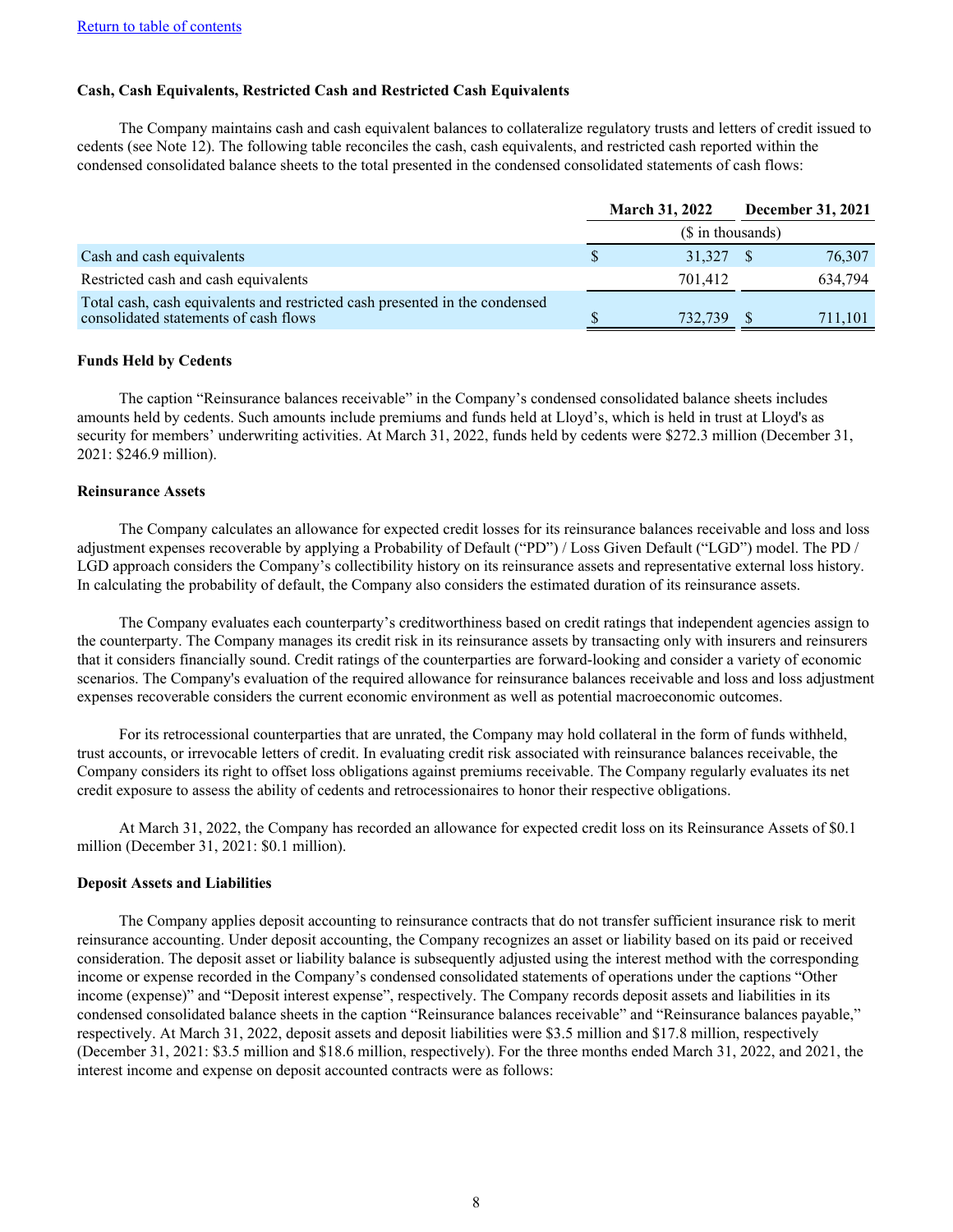[Return to table of contents](#)

**Cash, Cash Equivalents, Restricted Cash and Restricted Cash Equivalents**

The Company maintains cash and cash equivalent balances to collateralize regulatory trusts and letters of credit issued to cedents (see Note 12). The following table reconciles the cash, cash equivalents, and restricted cash reported within the condensed consolidated balance sheets to the total presented in the condensed consolidated statements of cash flows:

| | March 31, 2022 | December 31, 2021 |
|---|---|---|
| | ($ in thousands) | |
| Cash and cash equivalents | $ 31,327 | $ 76,307 |
| Restricted cash and cash equivalents | 701,412 | 634,794 |
| Total cash, cash equivalents and restricted cash presented in the condensed consolidated statements of cash flows | $ 732,739 | $ 711,101 |

**Funds Held by Cedents**

The caption "Reinsurance balances receivable" in the Company's condensed consolidated balance sheets includes amounts held by cedents. Such amounts include premiums and funds held at Lloyd's, which is held in trust at Lloyd's as security for members' underwriting activities. At March 31, 2022, funds held by cedents were $272.3 million (December 31, 2021: $246.9 million).

**Reinsurance Assets**

The Company calculates an allowance for expected credit losses for its reinsurance balances receivable and loss and loss adjustment expenses recoverable by applying a Probability of Default ("PD") / Loss Given Default ("LGD") model. The PD / LGD approach considers the Company's collectibility history on its reinsurance assets and representative external loss history. In calculating the probability of default, the Company also considers the estimated duration of its reinsurance assets.

The Company evaluates each counterparty's creditworthiness based on credit ratings that independent agencies assign to the counterparty. The Company manages its credit risk in its reinsurance assets by transacting only with insurers and reinsurers that it considers financially sound. Credit ratings of the counterparties are forward-looking and consider a variety of economic scenarios. The Company's evaluation of the required allowance for reinsurance balances receivable and loss and loss adjustment expenses recoverable considers the current economic environment as well as potential macroeconomic outcomes.

For its retrocessional counterparties that are unrated, the Company may hold collateral in the form of funds withheld, trust accounts, or irrevocable letters of credit. In evaluating credit risk associated with reinsurance balances receivable, the Company considers its right to offset loss obligations against premiums receivable. The Company regularly evaluates its net credit exposure to assess the ability of cedents and retrocessionaires to honor their respective obligations.

At March 31, 2022, the Company has recorded an allowance for expected credit loss on its Reinsurance Assets of $0.1 million (December 31, 2021: $0.1 million).

**Deposit Assets and Liabilities**

The Company applies deposit accounting to reinsurance contracts that do not transfer sufficient insurance risk to merit reinsurance accounting. Under deposit accounting, the Company recognizes an asset or liability based on its paid or received consideration. The deposit asset or liability balance is subsequently adjusted using the interest method with the corresponding income or expense recorded in the Company's condensed consolidated statements of operations under the captions "Other income (expense)" and "Deposit interest expense", respectively. The Company records deposit assets and liabilities in its condensed consolidated balance sheets in the caption "Reinsurance balances receivable" and "Reinsurance balances payable," respectively. At March 31, 2022, deposit assets and deposit liabilities were $3.5 million and $17.8 million, respectively (December 31, 2021: $3.5 million and $18.6 million, respectively). For the three months ended March 31, 2022, and 2021, the interest income and expense on deposit accounted contracts were as follows: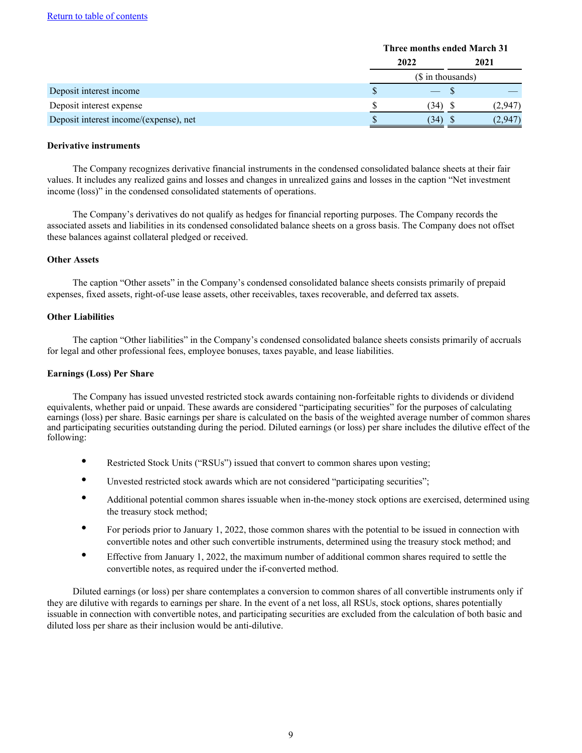[Return to table of contents](#)

| | Three months ended March 31 | |
|---|---|---|
| | 2022 | 2021 |
| | ($ in thousands) | |
| Deposit interest income | $ — | $ — |
| Deposit interest expense | $ (34) | $ (2,947) |
| Deposit interest income/(expense), net | $ (34) | $ (2,947) |

**Derivative instruments**

The Company recognizes derivative financial instruments in the condensed consolidated balance sheets at their fair values. It includes any realized gains and losses and changes in unrealized gains and losses in the caption “Net investment income (loss)” in the condensed consolidated statements of operations.

The Company’s derivatives do not qualify as hedges for financial reporting purposes. The Company records the associated assets and liabilities in its condensed consolidated balance sheets on a gross basis. The Company does not offset these balances against collateral pledged or received.

**Other Assets**

The caption “Other assets” in the Company’s condensed consolidated balance sheets consists primarily of prepaid expenses, fixed assets, right-of-use lease assets, other receivables, taxes recoverable, and deferred tax assets.

**Other Liabilities**

The caption “Other liabilities” in the Company’s condensed consolidated balance sheets consists primarily of accruals for legal and other professional fees, employee bonuses, taxes payable, and lease liabilities.

**Earnings (Loss) Per Share**

The Company has issued unvested restricted stock awards containing non-forfeitable rights to dividends or dividend equivalents, whether paid or unpaid. These awards are considered “participating securities” for the purposes of calculating earnings (loss) per share. Basic earnings per share is calculated on the basis of the weighted average number of common shares and participating securities outstanding during the period. Diluted earnings (or loss) per share includes the dilutive effect of the following:

- Restricted Stock Units (“RSUs”) issued that convert to common shares upon vesting;
- Unvested restricted stock awards which are not considered “participating securities”;
- Additional potential common shares issuable when in-the-money stock options are exercised, determined using the treasury stock method;
- For periods prior to January 1, 2022, those common shares with the potential to be issued in connection with convertible notes and other such convertible instruments, determined using the treasury stock method; and
- Effective from January 1, 2022, the maximum number of additional common shares required to settle the convertible notes, as required under the if-converted method.

Diluted earnings (or loss) per share contemplates a conversion to common shares of all convertible instruments only if they are dilutive with regards to earnings per share. In the event of a net loss, all RSUs, stock options, shares potentially issuable in connection with convertible notes, and participating securities are excluded from the calculation of both basic and diluted loss per share as their inclusion would be anti-dilutive.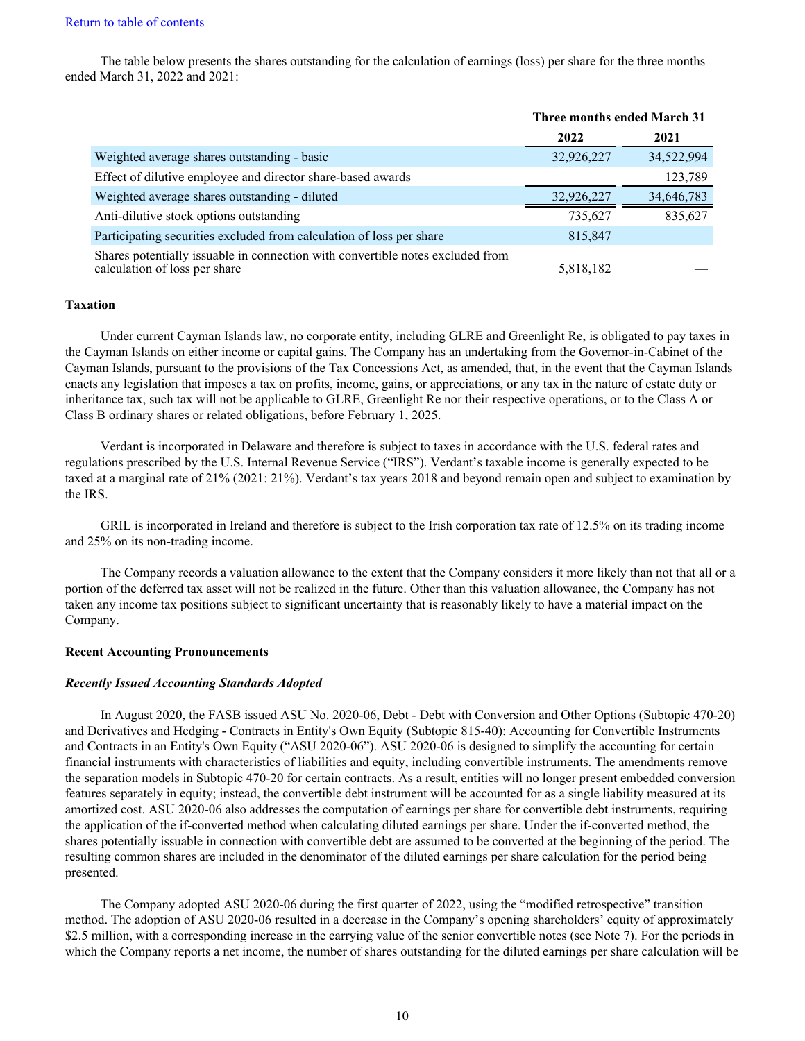[Return to table of contents](#)

The table below presents the shares outstanding for the calculation of earnings (loss) per share for the three months ended March 31, 2022 and 2021:

| | Three months ended March 31 | |
|---|---|---|
| | 2022 | 2021 |
| Weighted average shares outstanding - basic | 32,926,227 | 34,522,994 |
| Effect of dilutive employee and director share-based awards | — | 123,789 |
| Weighted average shares outstanding - diluted | 32,926,227 | 34,646,783 |
| Anti-dilutive stock options outstanding | 735,627 | 835,627 |
| Participating securities excluded from calculation of loss per share | 815,847 | — |
| Shares potentially issuable in connection with convertible notes excluded from calculation of loss per share | 5,818,182 | — |

**Taxation**

Under current Cayman Islands law, no corporate entity, including GLRE and Greenlight Re, is obligated to pay taxes in the Cayman Islands on either income or capital gains. The Company has an undertaking from the Governor-in-Cabinet of the Cayman Islands, pursuant to the provisions of the Tax Concessions Act, as amended, that, in the event that the Cayman Islands enacts any legislation that imposes a tax on profits, income, gains, or appreciations, or any tax in the nature of estate duty or inheritance tax, such tax will not be applicable to GLRE, Greenlight Re nor their respective operations, or to the Class A or Class B ordinary shares or related obligations, before February 1, 2025.

Verdant is incorporated in Delaware and therefore is subject to taxes in accordance with the U.S. federal rates and regulations prescribed by the U.S. Internal Revenue Service ("IRS"). Verdant's taxable income is generally expected to be taxed at a marginal rate of 21% (2021: 21%). Verdant's tax years 2018 and beyond remain open and subject to examination by the IRS.

GRIL is incorporated in Ireland and therefore is subject to the Irish corporation tax rate of 12.5% on its trading income and 25% on its non-trading income.

The Company records a valuation allowance to the extent that the Company considers it more likely than not that all or a portion of the deferred tax asset will not be realized in the future. Other than this valuation allowance, the Company has not taken any income tax positions subject to significant uncertainty that is reasonably likely to have a material impact on the Company.

**Recent Accounting Pronouncements**

***Recently Issued Accounting Standards Adopted***

In August 2020, the FASB issued ASU No. 2020-06, Debt - Debt with Conversion and Other Options (Subtopic 470-20) and Derivatives and Hedging - Contracts in Entity's Own Equity (Subtopic 815-40): Accounting for Convertible Instruments and Contracts in an Entity's Own Equity ("ASU 2020-06"). ASU 2020-06 is designed to simplify the accounting for certain financial instruments with characteristics of liabilities and equity, including convertible instruments. The amendments remove the separation models in Subtopic 470-20 for certain contracts. As a result, entities will no longer present embedded conversion features separately in equity; instead, the convertible debt instrument will be accounted for as a single liability measured at its amortized cost. ASU 2020-06 also addresses the computation of earnings per share for convertible debt instruments, requiring the application of the if-converted method when calculating diluted earnings per share. Under the if-converted method, the shares potentially issuable in connection with convertible debt are assumed to be converted at the beginning of the period. The resulting common shares are included in the denominator of the diluted earnings per share calculation for the period being presented.

The Company adopted ASU 2020-06 during the first quarter of 2022, using the "modified retrospective" transition method. The adoption of ASU 2020-06 resulted in a decrease in the Company's opening shareholders' equity of approximately $2.5 million, with a corresponding increase in the carrying value of the senior convertible notes (see Note 7). For the periods in which the Company reports a net income, the number of shares outstanding for the diluted earnings per share calculation will be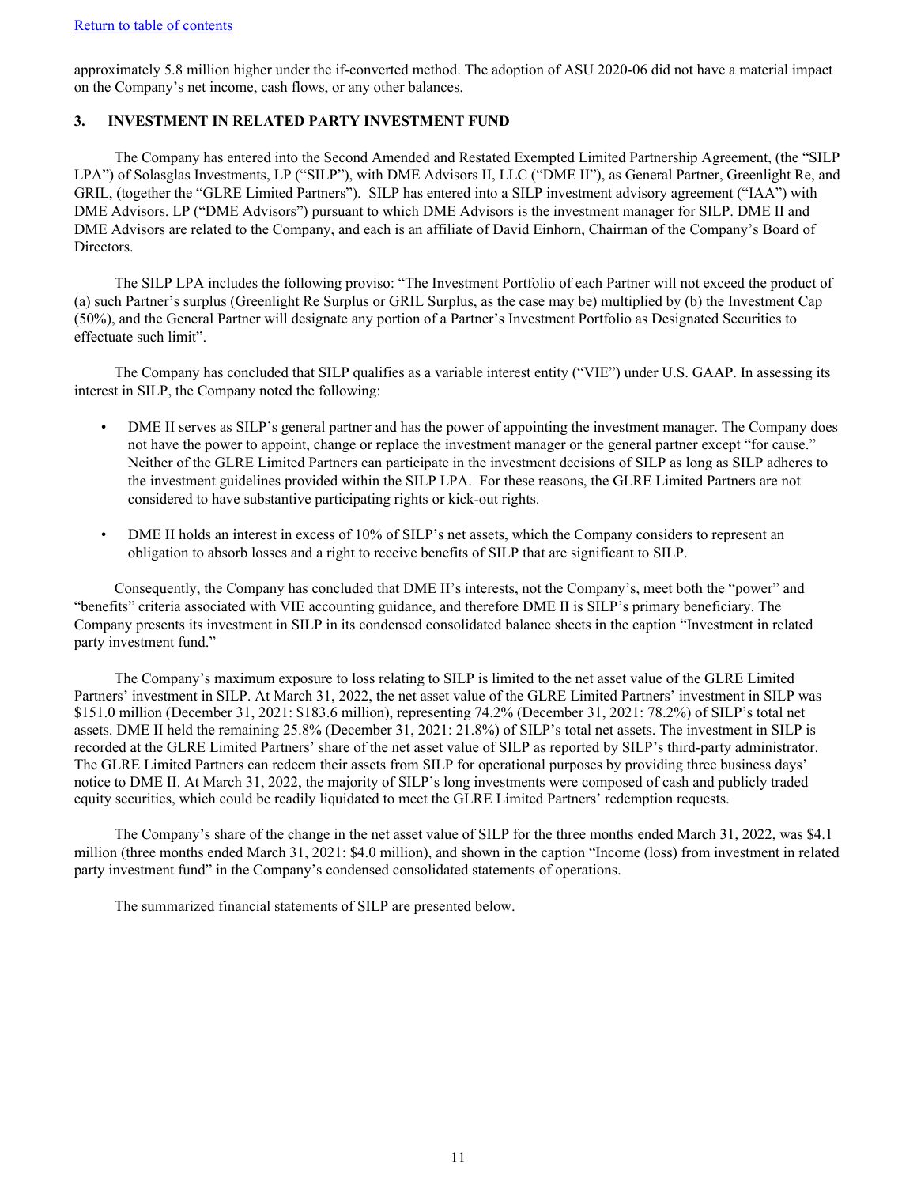approximately 5.8 million higher under the if-converted method. The adoption of ASU 2020-06 did not have a material impact on the Company's net income, cash flows, or any other balances.

## 3. INVESTMENT IN RELATED PARTY INVESTMENT FUND

The Company has entered into the Second Amended and Restated Exempted Limited Partnership Agreement, (the "SILP LPA") of Solasglas Investments, LP ("SILP"), with DME Advisors II, LLC ("DME II"), as General Partner, Greenlight Re, and GRIL, (together the "GLRE Limited Partners"). SILP has entered into a SILP investment advisory agreement ("IAA") with DME Advisors. LP ("DME Advisors") pursuant to which DME Advisors is the investment manager for SILP. DME II and DME Advisors are related to the Company, and each is an affiliate of David Einhorn, Chairman of the Company's Board of Directors.

The SILP LPA includes the following proviso: "The Investment Portfolio of each Partner will not exceed the product of (a) such Partner's surplus (Greenlight Re Surplus or GRIL Surplus, as the case may be) multiplied by (b) the Investment Cap (50%), and the General Partner will designate any portion of a Partner's Investment Portfolio as Designated Securities to effectuate such limit".

The Company has concluded that SILP qualifies as a variable interest entity ("VIE") under U.S. GAAP. In assessing its interest in SILP, the Company noted the following:

- DME II serves as SILP's general partner and has the power of appointing the investment manager. The Company does not have the power to appoint, change or replace the investment manager or the general partner except "for cause." Neither of the GLRE Limited Partners can participate in the investment decisions of SILP as long as SILP adheres to the investment guidelines provided within the SILP LPA. For these reasons, the GLRE Limited Partners are not considered to have substantive participating rights or kick-out rights.
- DME II holds an interest in excess of 10% of SILP's net assets, which the Company considers to represent an obligation to absorb losses and a right to receive benefits of SILP that are significant to SILP.

Consequently, the Company has concluded that DME II's interests, not the Company's, meet both the "power" and "benefits" criteria associated with VIE accounting guidance, and therefore DME II is SILP's primary beneficiary. The Company presents its investment in SILP in its condensed consolidated balance sheets in the caption "Investment in related party investment fund."

The Company's maximum exposure to loss relating to SILP is limited to the net asset value of the GLRE Limited Partners' investment in SILP. At March 31, 2022, the net asset value of the GLRE Limited Partners' investment in SILP was $151.0 million (December 31, 2021: $183.6 million), representing 74.2% (December 31, 2021: 78.2%) of SILP's total net assets. DME II held the remaining 25.8% (December 31, 2021: 21.8%) of SILP's total net assets. The investment in SILP is recorded at the GLRE Limited Partners' share of the net asset value of SILP as reported by SILP's third-party administrator. The GLRE Limited Partners can redeem their assets from SILP for operational purposes by providing three business days' notice to DME II. At March 31, 2022, the majority of SILP's long investments were composed of cash and publicly traded equity securities, which could be readily liquidated to meet the GLRE Limited Partners' redemption requests.

The Company's share of the change in the net asset value of SILP for the three months ended March 31, 2022, was $4.1 million (three months ended March 31, 2021: $4.0 million), and shown in the caption "Income (loss) from investment in related party investment fund" in the Company's condensed consolidated statements of operations.

The summarized financial statements of SILP are presented below.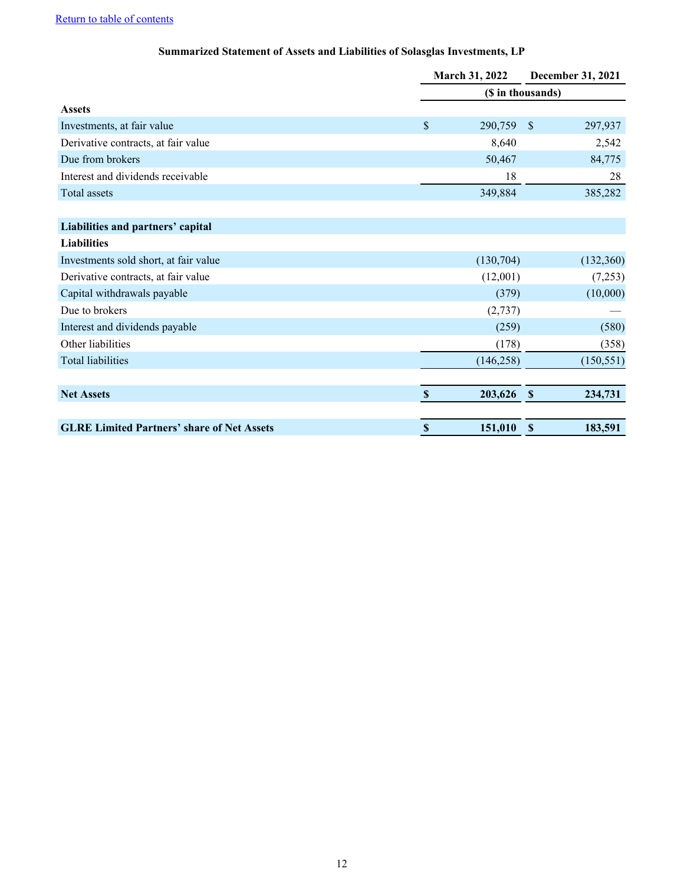[Return to table of contents](#)

**Summarized Statement of Assets and Liabilities of Solasglas Investments, LP**

| | March 31, 2022 | December 31, 2021 |
|---|---|---|
| | ($ in thousands) | |
| **Assets** | | |
| Investments, at fair value | $ 290,759 | $ 297,937 |
| Derivative contracts, at fair value | 8,640 | 2,542 |
| Due from brokers | 50,467 | 84,775 |
| Interest and dividends receivable | 18 | 28 |
| Total assets | 349,884 | 385,282 |
| | | |
| **Liabilities and partners' capital** | | |
| **Liabilities** | | |
| Investments sold short, at fair value | (130,704) | (132,360) |
| Derivative contracts, at fair value | (12,001) | (7,253) |
| Capital withdrawals payable | (379) | (10,000) |
| Due to brokers | (2,737) | — |
| Interest and dividends payable | (259) | (580) |
| Other liabilities | (178) | (358) |
| Total liabilities | (146,258) | (150,551) |
| | | |
| **Net Assets** | **$ 203,626** | **$ 234,731** |
| | | |
| **GLRE Limited Partners' share of Net Assets** | **$ 151,010** | **$ 183,591** |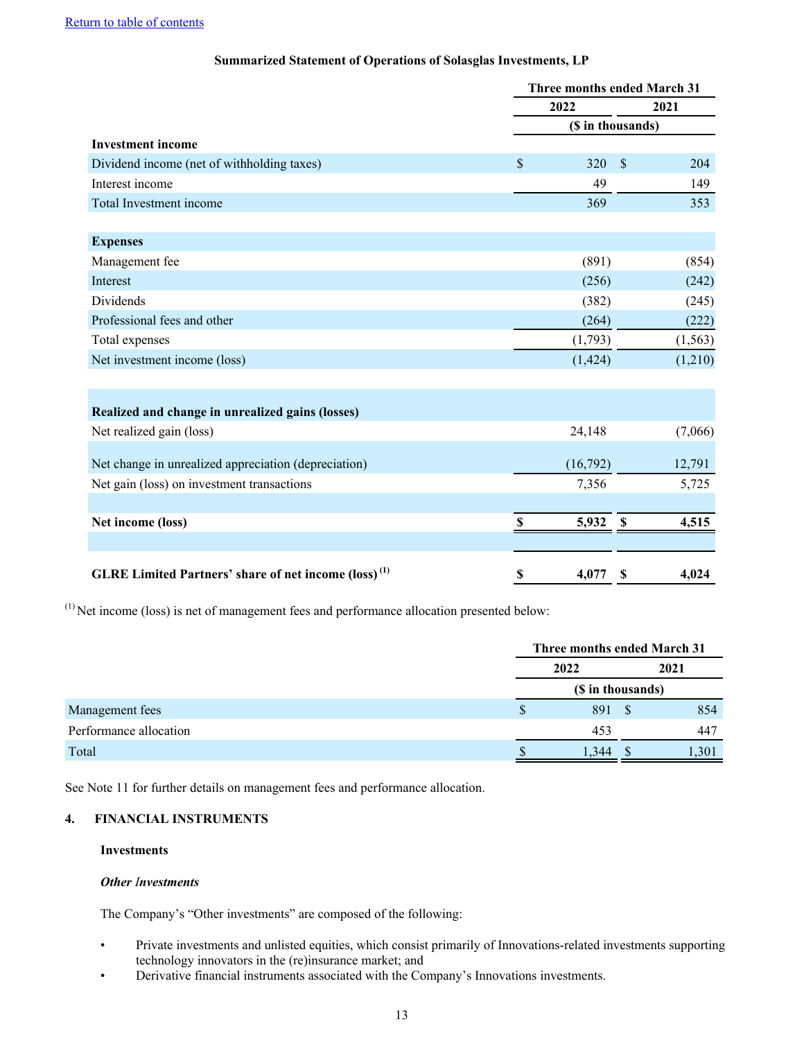Return to table of contents

**Summarized Statement of Operations of Solasglas Investments, LP**

| | Three months ended March 31 | |
|---|---|---|
| | 2022 | 2021 |
| | ($ in thousands) | |
| **Investment income** | | |
| Dividend income (net of withholding taxes) | $ 320 | $ 204 |
| Interest income | 49 | 149 |
| Total Investment income | 369 | 353 |
| | | |
| **Expenses** | | |
| Management fee | (891) | (854) |
| Interest | (256) | (242) |
| Dividends | (382) | (245) |
| Professional fees and other | (264) | (222) |
| Total expenses | (1,793) | (1,563) |
| Net investment income (loss) | (1,424) | (1,210) |
| | | |
| **Realized and change in unrealized gains (losses)** | | |
| Net realized gain (loss) | 24,148 | (7,066) |
| Net change in unrealized appreciation (depreciation) | (16,792) | 12,791 |
| Net gain (loss) on investment transactions | 7,356 | 5,725 |
| | | |
| **Net income (loss)** | **$ 5,932** | **$ 4,515** |
| | | |
| **GLRE Limited Partners' share of net income (loss)** [1] | **$ 4,077** | **$ 4,024** |

[1] Net income (loss) is net of management fees and performance allocation presented below:

| | Three months ended March 31 | |
|---|---|---|
| | 2022 | 2021 |
| | ($ in thousands) | |
| Management fees | $ 891 | $ 854 |
| Performance allocation | 453 | 447 |
| Total | $ 1,344 | $ 1,301 |

See Note 11 for further details on management fees and performance allocation.

## 4. FINANCIAL INSTRUMENTS

### Investments

***Other Investments***

The Company's "Other investments" are composed of the following:

- Private investments and unlisted equities, which consist primarily of Innovations-related investments supporting technology innovators in the (re)insurance market; and
- Derivative financial instruments associated with the Company's Innovations investments.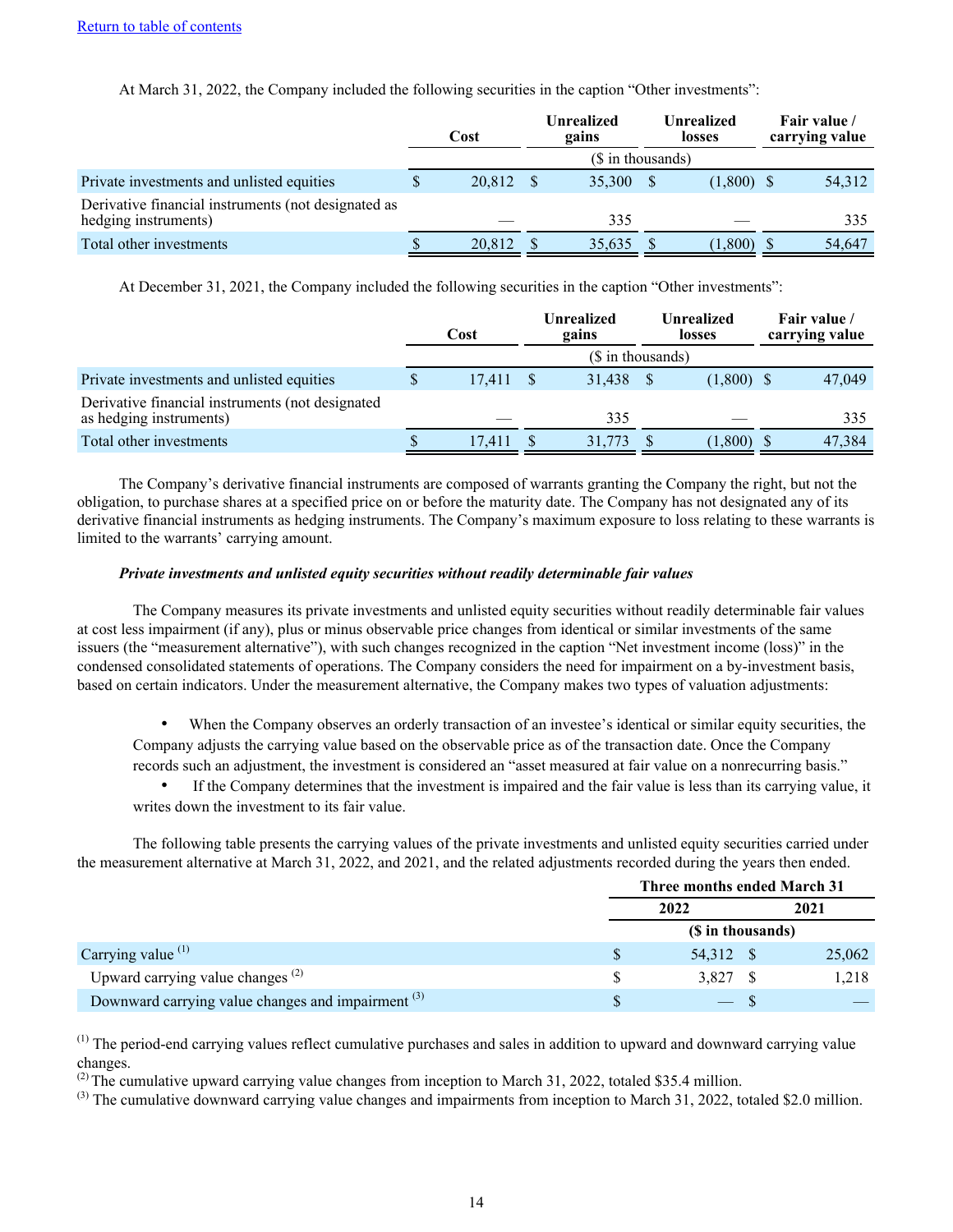[Return to table of contents](#)

At March 31, 2022, the Company included the following securities in the caption "Other investments":

| | Cost | Unrealized gains | Unrealized losses | Fair value / carrying value |
|---|---|---|---|---|
| | ($ in thousands) | | | |
| Private investments and unlisted equities | $ 20,812 | $ 35,300 | $ (1,800) | $ 54,312 |
| Derivative financial instruments (not designated as hedging instruments) | — | 335 | — | 335 |
| Total other investments | $ 20,812 | $ 35,635 | $ (1,800) | $ 54,647 |

At December 31, 2021, the Company included the following securities in the caption "Other investments":

| | Cost | Unrealized gains | Unrealized losses | Fair value / carrying value |
|---|---|---|---|---|
| | ($ in thousands) | | | |
| Private investments and unlisted equities | $ 17,411 | $ 31,438 | $ (1,800) | $ 47,049 |
| Derivative financial instruments (not designated as hedging instruments) | — | 335 | — | 335 |
| Total other investments | $ 17,411 | $ 31,773 | $ (1,800) | $ 47,384 |

The Company's derivative financial instruments are composed of warrants granting the Company the right, but not the obligation, to purchase shares at a specified price on or before the maturity date. The Company has not designated any of its derivative financial instruments as hedging instruments. The Company's maximum exposure to loss relating to these warrants is limited to the warrants' carrying amount.

***Private investments and unlisted equity securities without readily determinable fair values***

The Company measures its private investments and unlisted equity securities without readily determinable fair values at cost less impairment (if any), plus or minus observable price changes from identical or similar investments of the same issuers (the "measurement alternative"), with such changes recognized in the caption "Net investment income (loss)" in the condensed consolidated statements of operations. The Company considers the need for impairment on a by-investment basis, based on certain indicators. Under the measurement alternative, the Company makes two types of valuation adjustments:

- When the Company observes an orderly transaction of an investee's identical or similar equity securities, the Company adjusts the carrying value based on the observable price as of the transaction date. Once the Company records such an adjustment, the investment is considered an "asset measured at fair value on a nonrecurring basis."
- If the Company determines that the investment is impaired and the fair value is less than its carrying value, it writes down the investment to its fair value.

The following table presents the carrying values of the private investments and unlisted equity securities carried under the measurement alternative at March 31, 2022, and 2021, and the related adjustments recorded during the years then ended.

| | Three months ended March 31 | |
|---|---|---|
| | 2022 | 2021 |
| | ($ in thousands) | |
| Carrying value [(1)] | $ 54,312 | $ 25,062 |
| Upward carrying value changes [(2)] | $ 3,827 | $ 1,218 |
| Downward carrying value changes and impairment [(3)] | $ — | $ — |

[(1)] The period-end carrying values reflect cumulative purchases and sales in addition to upward and downward carrying value changes.

[(2)] The cumulative upward carrying value changes from inception to March 31, 2022, totaled $35.4 million.

[(3)] The cumulative downward carrying value changes and impairments from inception to March 31, 2022, totaled $2.0 million.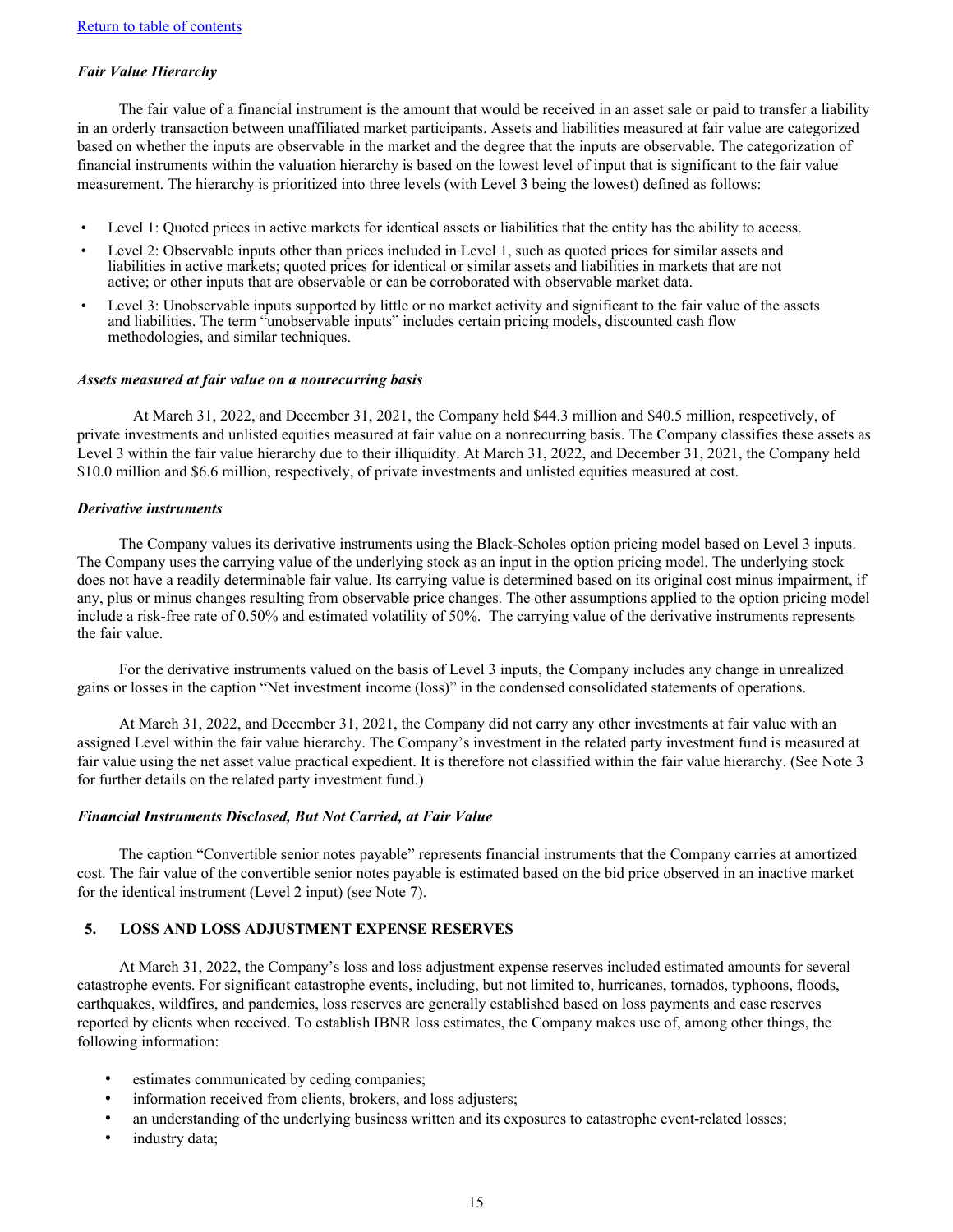[Return to table of contents](#)

***Fair Value Hierarchy***

The fair value of a financial instrument is the amount that would be received in an asset sale or paid to transfer a liability in an orderly transaction between unaffiliated market participants. Assets and liabilities measured at fair value are categorized based on whether the inputs are observable in the market and the degree that the inputs are observable. The categorization of financial instruments within the valuation hierarchy is based on the lowest level of input that is significant to the fair value measurement. The hierarchy is prioritized into three levels (with Level 3 being the lowest) defined as follows:

- Level 1: Quoted prices in active markets for identical assets or liabilities that the entity has the ability to access.
- Level 2: Observable inputs other than prices included in Level 1, such as quoted prices for similar assets and liabilities in active markets; quoted prices for identical or similar assets and liabilities in markets that are not active; or other inputs that are observable or can be corroborated with observable market data.
- Level 3: Unobservable inputs supported by little or no market activity and significant to the fair value of the assets and liabilities. The term "unobservable inputs" includes certain pricing models, discounted cash flow methodologies, and similar techniques.

***Assets measured at fair value on a nonrecurring basis***

At March 31, 2022, and December 31, 2021, the Company held $44.3 million and $40.5 million, respectively, of private investments and unlisted equities measured at fair value on a nonrecurring basis. The Company classifies these assets as Level 3 within the fair value hierarchy due to their illiquidity. At March 31, 2022, and December 31, 2021, the Company held $10.0 million and $6.6 million, respectively, of private investments and unlisted equities measured at cost.

***Derivative instruments***

The Company values its derivative instruments using the Black-Scholes option pricing model based on Level 3 inputs. The Company uses the carrying value of the underlying stock as an input in the option pricing model. The underlying stock does not have a readily determinable fair value. Its carrying value is determined based on its original cost minus impairment, if any, plus or minus changes resulting from observable price changes. The other assumptions applied to the option pricing model include a risk-free rate of 0.50% and estimated volatility of 50%. The carrying value of the derivative instruments represents the fair value.

For the derivative instruments valued on the basis of Level 3 inputs, the Company includes any change in unrealized gains or losses in the caption "Net investment income (loss)" in the condensed consolidated statements of operations.

At March 31, 2022, and December 31, 2021, the Company did not carry any other investments at fair value with an assigned Level within the fair value hierarchy. The Company's investment in the related party investment fund is measured at fair value using the net asset value practical expedient. It is therefore not classified within the fair value hierarchy. (See Note 3 for further details on the related party investment fund.)

***Financial Instruments Disclosed, But Not Carried, at Fair Value***

The caption "Convertible senior notes payable" represents financial instruments that the Company carries at amortized cost. The fair value of the convertible senior notes payable is estimated based on the bid price observed in an inactive market for the identical instrument (Level 2 input) (see Note 7).

## 5. LOSS AND LOSS ADJUSTMENT EXPENSE RESERVES

At March 31, 2022, the Company's loss and loss adjustment expense reserves included estimated amounts for several catastrophe events. For significant catastrophe events, including, but not limited to, hurricanes, tornados, typhoons, floods, earthquakes, wildfires, and pandemics, loss reserves are generally established based on loss payments and case reserves reported by clients when received. To establish IBNR loss estimates, the Company makes use of, among other things, the following information:

- estimates communicated by ceding companies;
- information received from clients, brokers, and loss adjusters;
- an understanding of the underlying business written and its exposures to catastrophe event-related losses;
- industry data;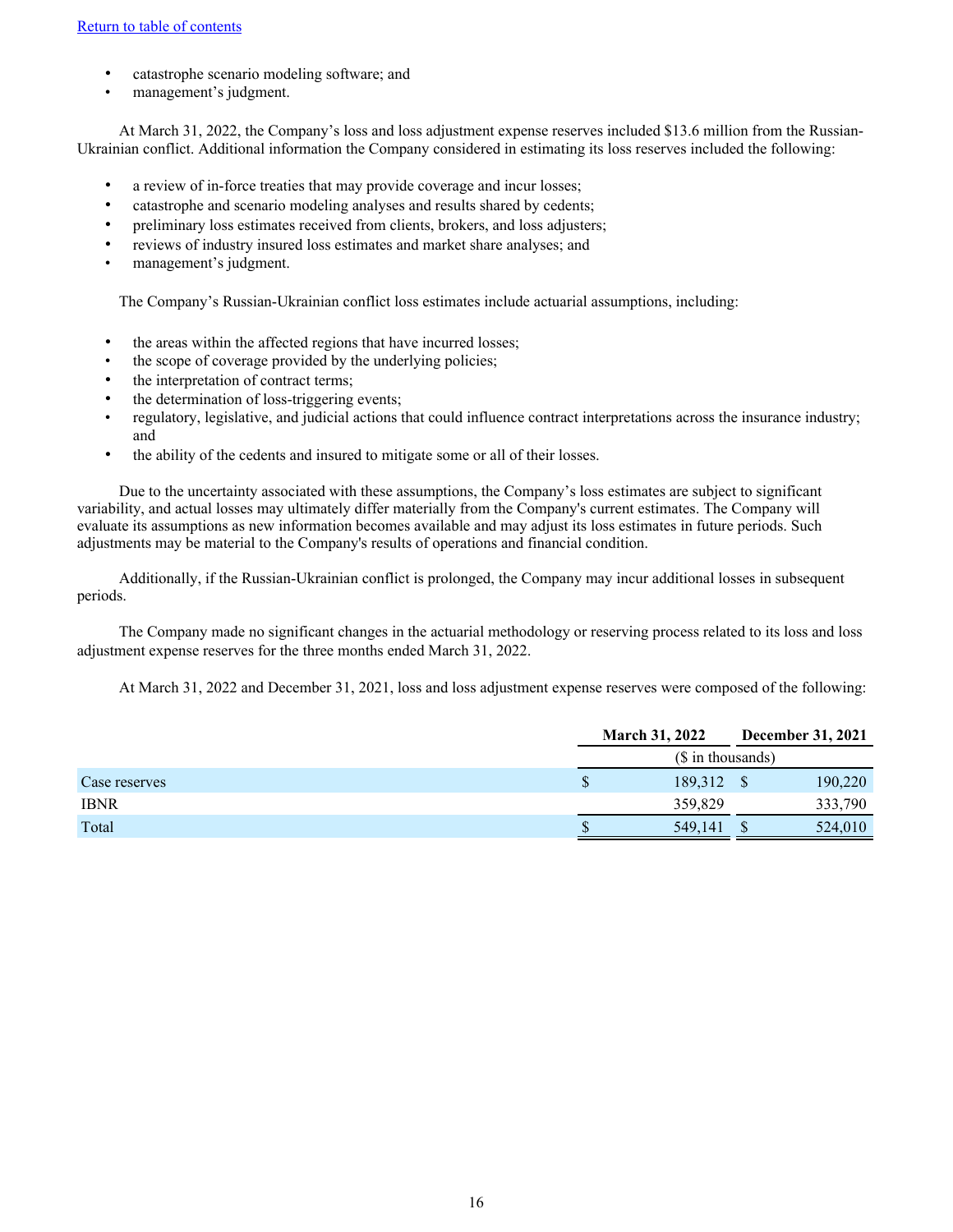- catastrophe scenario modeling software; and
- management's judgment.

At March 31, 2022, the Company's loss and loss adjustment expense reserves included $13.6 million from the Russian-Ukrainian conflict. Additional information the Company considered in estimating its loss reserves included the following:

- a review of in-force treaties that may provide coverage and incur losses;
- catastrophe and scenario modeling analyses and results shared by cedents;
- preliminary loss estimates received from clients, brokers, and loss adjusters;
- reviews of industry insured loss estimates and market share analyses; and
- management's judgment.

The Company's Russian-Ukrainian conflict loss estimates include actuarial assumptions, including:

- the areas within the affected regions that have incurred losses;
- the scope of coverage provided by the underlying policies;
- the interpretation of contract terms;
- the determination of loss-triggering events;
- regulatory, legislative, and judicial actions that could influence contract interpretations across the insurance industry; and
- the ability of the cedents and insured to mitigate some or all of their losses.

Due to the uncertainty associated with these assumptions, the Company's loss estimates are subject to significant variability, and actual losses may ultimately differ materially from the Company's current estimates. The Company will evaluate its assumptions as new information becomes available and may adjust its loss estimates in future periods. Such adjustments may be material to the Company's results of operations and financial condition.

Additionally, if the Russian-Ukrainian conflict is prolonged, the Company may incur additional losses in subsequent periods.

The Company made no significant changes in the actuarial methodology or reserving process related to its loss and loss adjustment expense reserves for the three months ended March 31, 2022.

At March 31, 2022 and December 31, 2021, loss and loss adjustment expense reserves were composed of the following:

| | March 31, 2022 | December 31, 2021 |
|---|---|---|
| | ($ in thousands) | |
| Case reserves | $ 189,312 | $ 190,220 |
| IBNR | 359,829 | 333,790 |
| Total | $ 549,141 | $ 524,010 |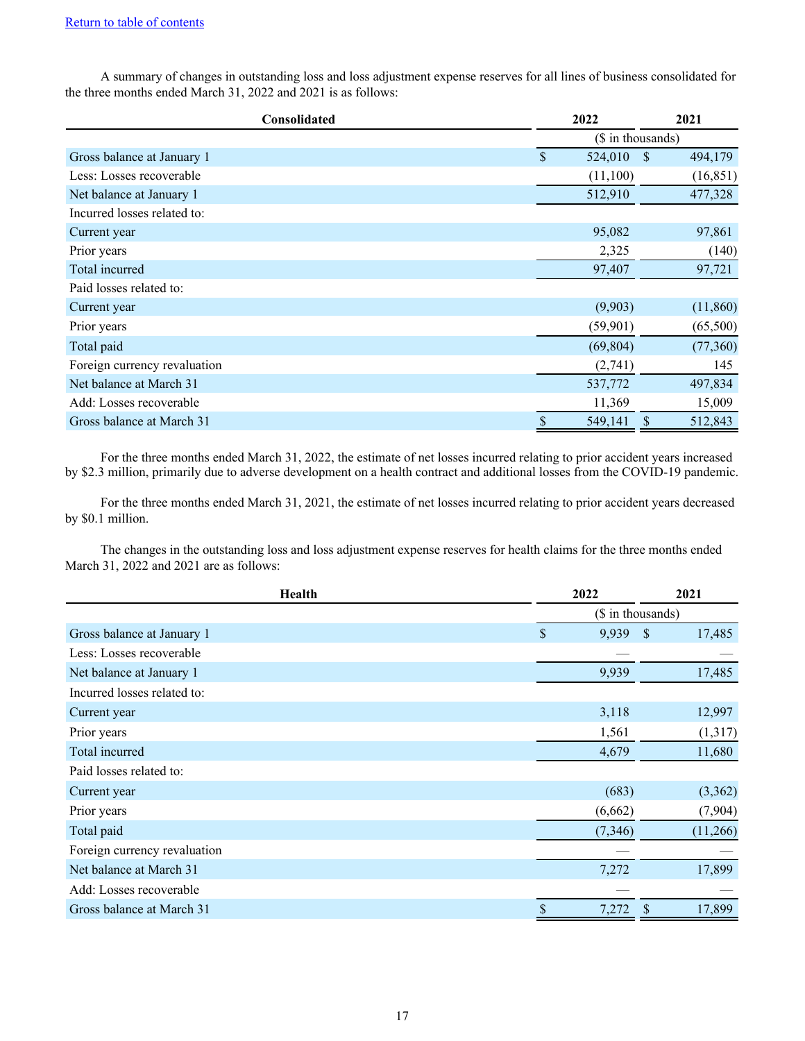[Return to table of contents](#)

A summary of changes in outstanding loss and loss adjustment expense reserves for all lines of business consolidated for the three months ended March 31, 2022 and 2021 is as follows:

| Consolidated | 2022 | 2021 |
|---|---|---|
| | ($ in thousands) | |
| Gross balance at January 1 | $ 524,010 | $ 494,179 |
| Less: Losses recoverable | (11,100) | (16,851) |
| Net balance at January 1 | 512,910 | 477,328 |
| Incurred losses related to: | | |
| Current year | 95,082 | 97,861 |
| Prior years | 2,325 | (140) |
| Total incurred | 97,407 | 97,721 |
| Paid losses related to: | | |
| Current year | (9,903) | (11,860) |
| Prior years | (59,901) | (65,500) |
| Total paid | (69,804) | (77,360) |
| Foreign currency revaluation | (2,741) | 145 |
| Net balance at March 31 | 537,772 | 497,834 |
| Add: Losses recoverable | 11,369 | 15,009 |
| Gross balance at March 31 | $ 549,141 | $ 512,843 |

For the three months ended March 31, 2022, the estimate of net losses incurred relating to prior accident years increased by $2.3 million, primarily due to adverse development on a health contract and additional losses from the COVID-19 pandemic.

For the three months ended March 31, 2021, the estimate of net losses incurred relating to prior accident years decreased by $0.1 million.

The changes in the outstanding loss and loss adjustment expense reserves for health claims for the three months ended March 31, 2022 and 2021 are as follows:

| Health | 2022 | 2021 |
|---|---|---|
| | ($ in thousands) | |
| Gross balance at January 1 | $ 9,939 | $ 17,485 |
| Less: Losses recoverable | — | — |
| Net balance at January 1 | 9,939 | 17,485 |
| Incurred losses related to: | | |
| Current year | 3,118 | 12,997 |
| Prior years | 1,561 | (1,317) |
| Total incurred | 4,679 | 11,680 |
| Paid losses related to: | | |
| Current year | (683) | (3,362) |
| Prior years | (6,662) | (7,904) |
| Total paid | (7,346) | (11,266) |
| Foreign currency revaluation | — | — |
| Net balance at March 31 | 7,272 | 17,899 |
| Add: Losses recoverable | — | — |
| Gross balance at March 31 | $ 7,272 | $ 17,899 |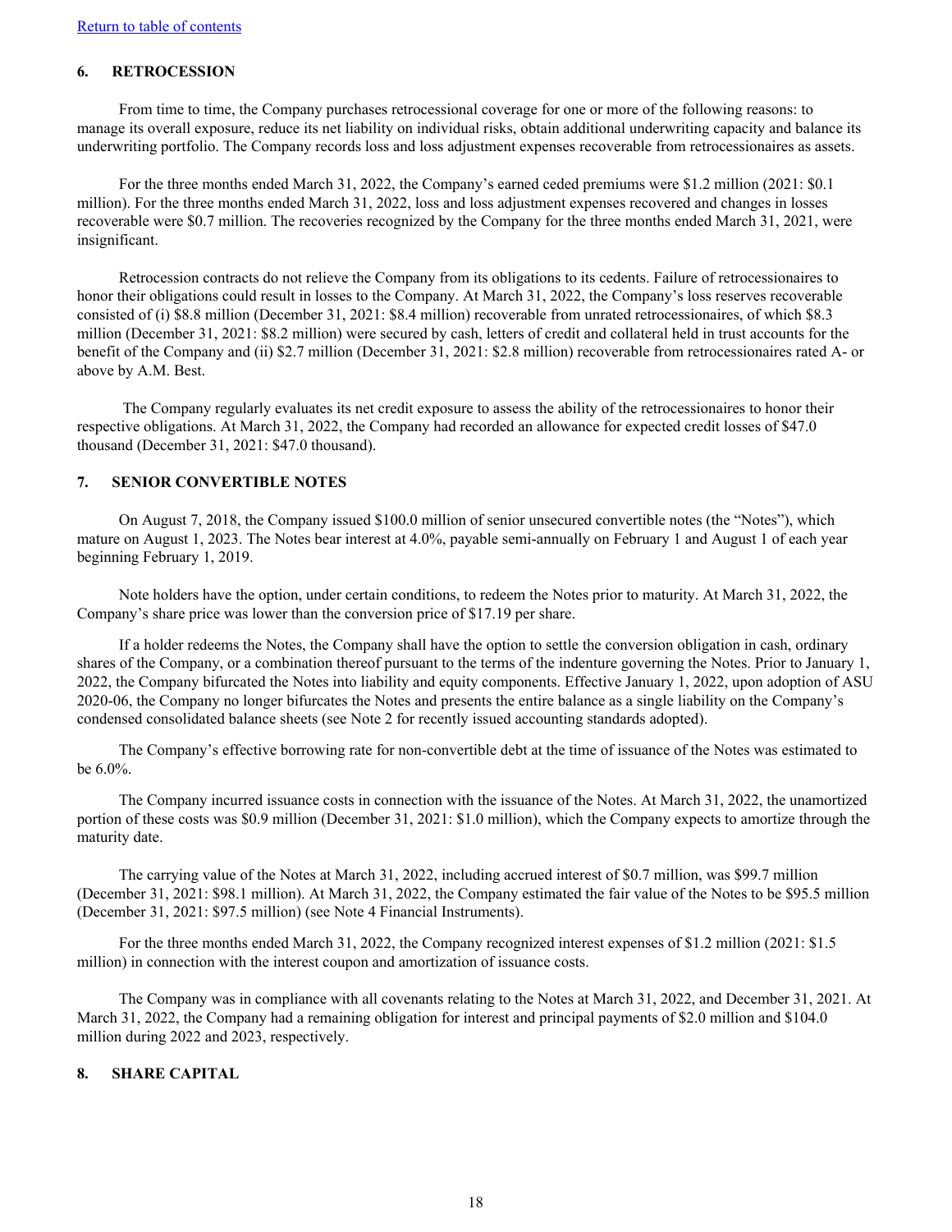[Return to table of contents](#)

## 6. RETROCESSION

From time to time, the Company purchases retrocessional coverage for one or more of the following reasons: to manage its overall exposure, reduce its net liability on individual risks, obtain additional underwriting capacity and balance its underwriting portfolio. The Company records loss and loss adjustment expenses recoverable from retrocessionaires as assets.

For the three months ended March 31, 2022, the Company's earned ceded premiums were $1.2 million (2021: $0.1 million). For the three months ended March 31, 2022, loss and loss adjustment expenses recovered and changes in losses recoverable were $0.7 million. The recoveries recognized by the Company for the three months ended March 31, 2021, were insignificant.

Retrocession contracts do not relieve the Company from its obligations to its cedents. Failure of retrocessionaires to honor their obligations could result in losses to the Company. At March 31, 2022, the Company's loss reserves recoverable consisted of (i) $8.8 million (December 31, 2021: $8.4 million) recoverable from unrated retrocessionaires, of which $8.3 million (December 31, 2021: $8.2 million) were secured by cash, letters of credit and collateral held in trust accounts for the benefit of the Company and (ii) $2.7 million (December 31, 2021: $2.8 million) recoverable from retrocessionaires rated A- or above by A.M. Best.

The Company regularly evaluates its net credit exposure to assess the ability of the retrocessionaires to honor their respective obligations. At March 31, 2022, the Company had recorded an allowance for expected credit losses of $47.0 thousand (December 31, 2021: $47.0 thousand).

## 7. SENIOR CONVERTIBLE NOTES

On August 7, 2018, the Company issued $100.0 million of senior unsecured convertible notes (the "Notes"), which mature on August 1, 2023. The Notes bear interest at 4.0%, payable semi-annually on February 1 and August 1 of each year beginning February 1, 2019.

Note holders have the option, under certain conditions, to redeem the Notes prior to maturity. At March 31, 2022, the Company's share price was lower than the conversion price of $17.19 per share.

If a holder redeems the Notes, the Company shall have the option to settle the conversion obligation in cash, ordinary shares of the Company, or a combination thereof pursuant to the terms of the indenture governing the Notes. Prior to January 1, 2022, the Company bifurcated the Notes into liability and equity components. Effective January 1, 2022, upon adoption of ASU 2020-06, the Company no longer bifurcates the Notes and presents the entire balance as a single liability on the Company's condensed consolidated balance sheets (see Note 2 for recently issued accounting standards adopted).

The Company's effective borrowing rate for non-convertible debt at the time of issuance of the Notes was estimated to be 6.0%.

The Company incurred issuance costs in connection with the issuance of the Notes. At March 31, 2022, the unamortized portion of these costs was $0.9 million (December 31, 2021: $1.0 million), which the Company expects to amortize through the maturity date.

The carrying value of the Notes at March 31, 2022, including accrued interest of $0.7 million, was $99.7 million (December 31, 2021: $98.1 million). At March 31, 2022, the Company estimated the fair value of the Notes to be $95.5 million (December 31, 2021: $97.5 million) (see Note 4 Financial Instruments).

For the three months ended March 31, 2022, the Company recognized interest expenses of $1.2 million (2021: $1.5 million) in connection with the interest coupon and amortization of issuance costs.

The Company was in compliance with all covenants relating to the Notes at March 31, 2022, and December 31, 2021. At March 31, 2022, the Company had a remaining obligation for interest and principal payments of $2.0 million and $104.0 million during 2022 and 2023, respectively.

## 8. SHARE CAPITAL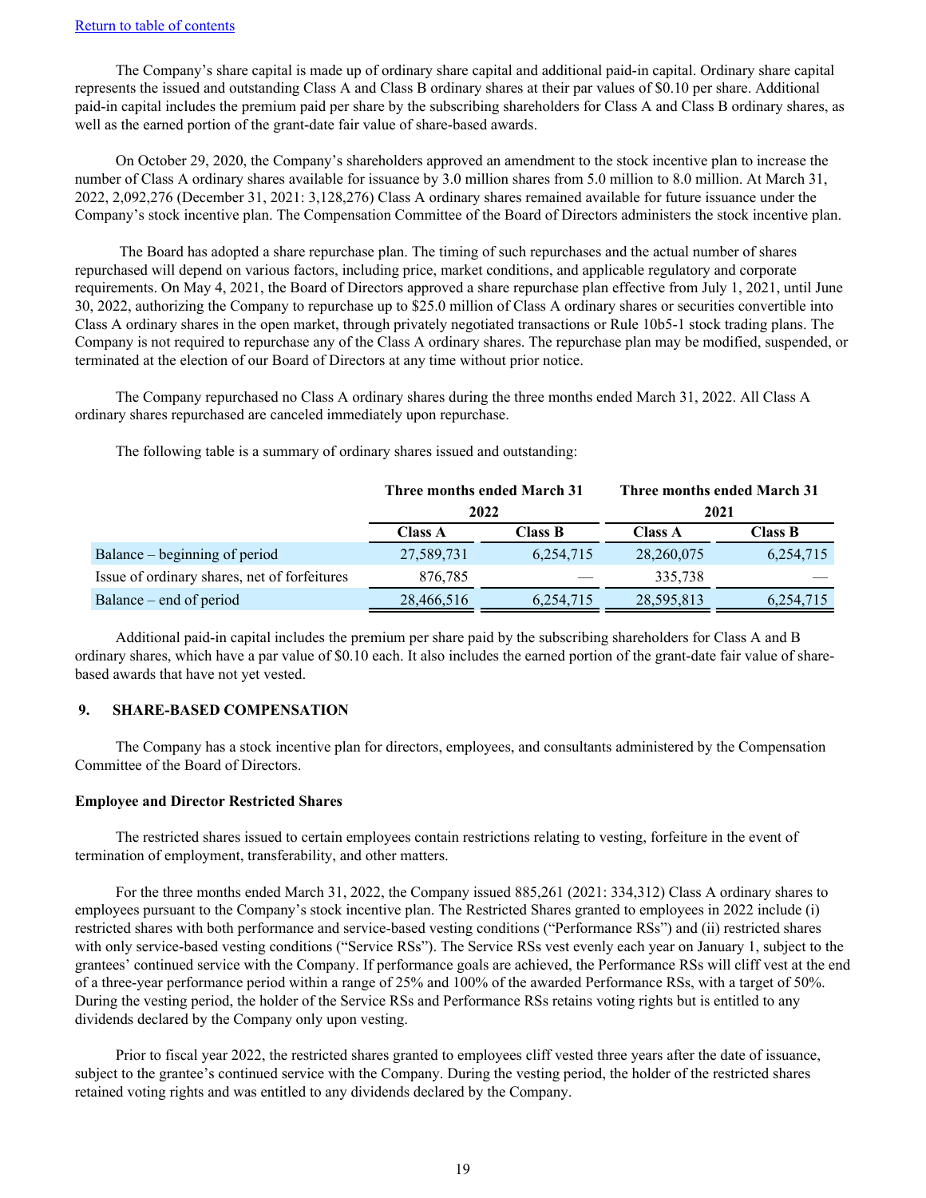[Return to table of contents](#)

The Company's share capital is made up of ordinary share capital and additional paid-in capital. Ordinary share capital represents the issued and outstanding Class A and Class B ordinary shares at their par values of $0.10 per share. Additional paid-in capital includes the premium paid per share by the subscribing shareholders for Class A and Class B ordinary shares, as well as the earned portion of the grant-date fair value of share-based awards.

On October 29, 2020, the Company's shareholders approved an amendment to the stock incentive plan to increase the number of Class A ordinary shares available for issuance by 3.0 million shares from 5.0 million to 8.0 million. At March 31, 2022, 2,092,276 (December 31, 2021: 3,128,276) Class A ordinary shares remained available for future issuance under the Company's stock incentive plan. The Compensation Committee of the Board of Directors administers the stock incentive plan.

The Board has adopted a share repurchase plan. The timing of such repurchases and the actual number of shares repurchased will depend on various factors, including price, market conditions, and applicable regulatory and corporate requirements. On May 4, 2021, the Board of Directors approved a share repurchase plan effective from July 1, 2021, until June 30, 2022, authorizing the Company to repurchase up to $25.0 million of Class A ordinary shares or securities convertible into Class A ordinary shares in the open market, through privately negotiated transactions or Rule 10b5-1 stock trading plans. The Company is not required to repurchase any of the Class A ordinary shares. The repurchase plan may be modified, suspended, or terminated at the election of our Board of Directors at any time without prior notice.

The Company repurchased no Class A ordinary shares during the three months ended March 31, 2022. All Class A ordinary shares repurchased are canceled immediately upon repurchase.

The following table is a summary of ordinary shares issued and outstanding:

| | Three months ended March 31 2022 | | Three months ended March 31 2021 | |
|---|---|---|---|---|
| | **Class A** | **Class B** | **Class A** | **Class B** |
| Balance – beginning of period | 27,589,731 | 6,254,715 | 28,260,075 | 6,254,715 |
| Issue of ordinary shares, net of forfeitures | 876,785 | — | 335,738 | — |
| Balance – end of period | 28,466,516 | 6,254,715 | 28,595,813 | 6,254,715 |

Additional paid-in capital includes the premium per share paid by the subscribing shareholders for Class A and B ordinary shares, which have a par value of $0.10 each. It also includes the earned portion of the grant-date fair value of share-based awards that have not yet vested.

## 9. SHARE-BASED COMPENSATION

The Company has a stock incentive plan for directors, employees, and consultants administered by the Compensation Committee of the Board of Directors.

**Employee and Director Restricted Shares**

The restricted shares issued to certain employees contain restrictions relating to vesting, forfeiture in the event of termination of employment, transferability, and other matters.

For the three months ended March 31, 2022, the Company issued 885,261 (2021: 334,312) Class A ordinary shares to employees pursuant to the Company's stock incentive plan. The Restricted Shares granted to employees in 2022 include (i) restricted shares with both performance and service-based vesting conditions ("Performance RSs") and (ii) restricted shares with only service-based vesting conditions ("Service RSs"). The Service RSs vest evenly each year on January 1, subject to the grantees' continued service with the Company. If performance goals are achieved, the Performance RSs will cliff vest at the end of a three-year performance period within a range of 25% and 100% of the awarded Performance RSs, with a target of 50%. During the vesting period, the holder of the Service RSs and Performance RSs retains voting rights but is entitled to any dividends declared by the Company only upon vesting.

Prior to fiscal year 2022, the restricted shares granted to employees cliff vested three years after the date of issuance, subject to the grantee's continued service with the Company. During the vesting period, the holder of the restricted shares retained voting rights and was entitled to any dividends declared by the Company.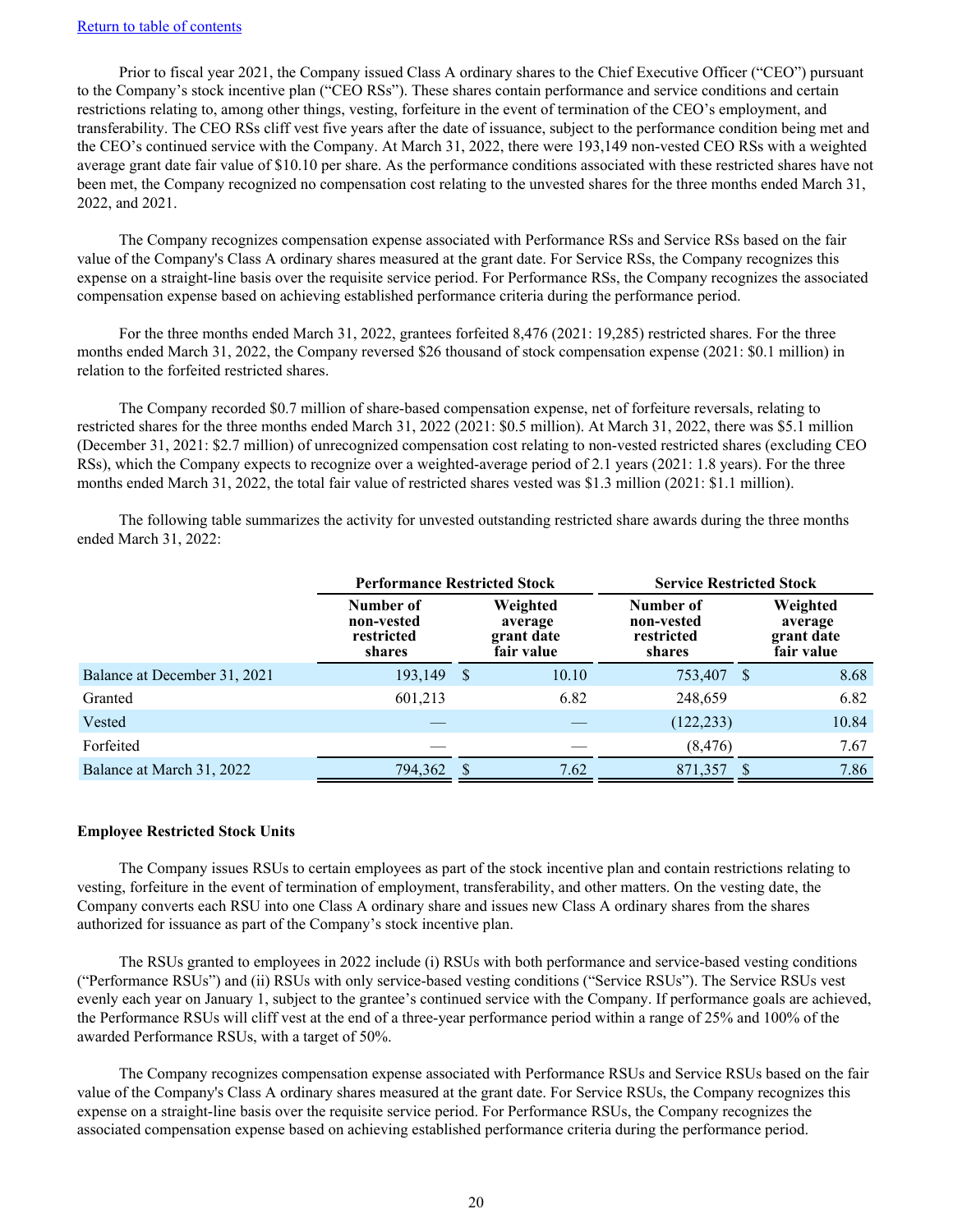[Return to table of contents](#)

Prior to fiscal year 2021, the Company issued Class A ordinary shares to the Chief Executive Officer ("CEO") pursuant to the Company's stock incentive plan ("CEO RSs"). These shares contain performance and service conditions and certain restrictions relating to, among other things, vesting, forfeiture in the event of termination of the CEO's employment, and transferability. The CEO RSs cliff vest five years after the date of issuance, subject to the performance condition being met and the CEO's continued service with the Company. At March 31, 2022, there were 193,149 non-vested CEO RSs with a weighted average grant date fair value of $10.10 per share. As the performance conditions associated with these restricted shares have not been met, the Company recognized no compensation cost relating to the unvested shares for the three months ended March 31, 2022, and 2021.

The Company recognizes compensation expense associated with Performance RSs and Service RSs based on the fair value of the Company's Class A ordinary shares measured at the grant date. For Service RSs, the Company recognizes this expense on a straight-line basis over the requisite service period. For Performance RSs, the Company recognizes the associated compensation expense based on achieving established performance criteria during the performance period.

For the three months ended March 31, 2022, grantees forfeited 8,476 (2021: 19,285) restricted shares. For the three months ended March 31, 2022, the Company reversed $26 thousand of stock compensation expense (2021: $0.1 million) in relation to the forfeited restricted shares.

The Company recorded $0.7 million of share-based compensation expense, net of forfeiture reversals, relating to restricted shares for the three months ended March 31, 2022 (2021: $0.5 million). At March 31, 2022, there was $5.1 million (December 31, 2021: $2.7 million) of unrecognized compensation cost relating to non-vested restricted shares (excluding CEO RSs), which the Company expects to recognize over a weighted-average period of 2.1 years (2021: 1.8 years). For the three months ended March 31, 2022, the total fair value of restricted shares vested was $1.3 million (2021: $1.1 million).

The following table summarizes the activity for unvested outstanding restricted share awards during the three months ended March 31, 2022:

| | Performance Restricted Stock | | Service Restricted Stock | |
|---|---|---|---|---|
| | Number of non-vested restricted shares | Weighted average grant date fair value | Number of non-vested restricted shares | Weighted average grant date fair value |
| Balance at December 31, 2021 | 193,149 | $ 10.10 | 753,407 | $ 8.68 |
| Granted | 601,213 | 6.82 | 248,659 | 6.82 |
| Vested | — | — | (122,233) | 10.84 |
| Forfeited | — | — | (8,476) | 7.67 |
| Balance at March 31, 2022 | 794,362 | $ 7.62 | 871,357 | $ 7.86 |

**Employee Restricted Stock Units**

The Company issues RSUs to certain employees as part of the stock incentive plan and contain restrictions relating to vesting, forfeiture in the event of termination of employment, transferability, and other matters. On the vesting date, the Company converts each RSU into one Class A ordinary share and issues new Class A ordinary shares from the shares authorized for issuance as part of the Company's stock incentive plan.

The RSUs granted to employees in 2022 include (i) RSUs with both performance and service-based vesting conditions ("Performance RSUs") and (ii) RSUs with only service-based vesting conditions ("Service RSUs"). The Service RSUs vest evenly each year on January 1, subject to the grantee's continued service with the Company. If performance goals are achieved, the Performance RSUs will cliff vest at the end of a three-year performance period within a range of 25% and 100% of the awarded Performance RSUs, with a target of 50%.

The Company recognizes compensation expense associated with Performance RSUs and Service RSUs based on the fair value of the Company's Class A ordinary shares measured at the grant date. For Service RSUs, the Company recognizes this expense on a straight-line basis over the requisite service period. For Performance RSUs, the Company recognizes the associated compensation expense based on achieving established performance criteria during the performance period.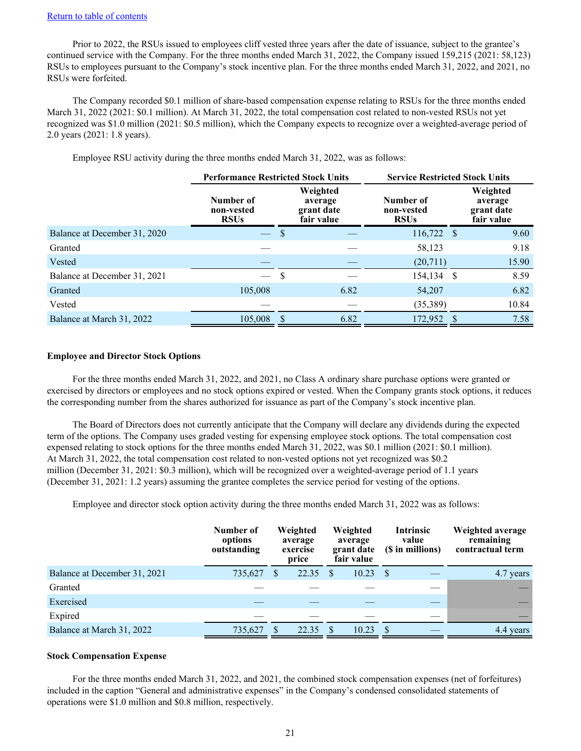[Return to table of contents]

Prior to 2022, the RSUs issued to employees cliff vested three years after the date of issuance, subject to the grantee's continued service with the Company. For the three months ended March 31, 2022, the Company issued 159,215 (2021: 58,123) RSUs to employees pursuant to the Company's stock incentive plan. For the three months ended March 31, 2022, and 2021, no RSUs were forfeited.

The Company recorded $0.1 million of share-based compensation expense relating to RSUs for the three months ended March 31, 2022 (2021: $0.1 million). At March 31, 2022, the total compensation cost related to non-vested RSUs not yet recognized was $1.0 million (2021: $0.5 million), which the Company expects to recognize over a weighted-average period of 2.0 years (2021: 1.8 years).

Employee RSU activity during the three months ended March 31, 2022, was as follows:

| | Performance Restricted Stock Units | | Service Restricted Stock Units | |
|---|---|---|---|---|
| | Number of non-vested RSUs | Weighted average grant date fair value | Number of non-vested RSUs | Weighted average grant date fair value |
| Balance at December 31, 2020 | — | $ — | 116,722 | $ 9.60 |
| Granted | — | — | 58,123 | 9.18 |
| Vested | — | — | (20,711) | 15.90 |
| Balance at December 31, 2021 | — | $ — | 154,134 | $ 8.59 |
| Granted | 105,008 | 6.82 | 54,207 | 6.82 |
| Vested | — | — | (35,389) | 10.84 |
| Balance at March 31, 2022 | 105,008 | $ 6.82 | 172,952 | $ 7.58 |

**Employee and Director Stock Options**

For the three months ended March 31, 2022, and 2021, no Class A ordinary share purchase options were granted or exercised by directors or employees and no stock options expired or vested. When the Company grants stock options, it reduces the corresponding number from the shares authorized for issuance as part of the Company's stock incentive plan.

The Board of Directors does not currently anticipate that the Company will declare any dividends during the expected term of the options. The Company uses graded vesting for expensing employee stock options. The total compensation cost expensed relating to stock options for the three months ended March 31, 2022, was $0.1 million (2021: $0.1 million). At March 31, 2022, the total compensation cost related to non-vested options not yet recognized was $0.2 million (December 31, 2021: $0.3 million), which will be recognized over a weighted-average period of 1.1 years (December 31, 2021: 1.2 years) assuming the grantee completes the service period for vesting of the options.

Employee and director stock option activity during the three months ended March 31, 2022 was as follows:

| | Number of options outstanding | Weighted average exercise price | Weighted average grant date fair value | Intrinsic value ($ in millions) | Weighted average remaining contractual term |
|---|---|---|---|---|---|
| Balance at December 31, 2021 | 735,627 | $ 22.35 | $ 10.23 | $ — | 4.7 years |
| Granted | — | — | — | — | — |
| Exercised | — | — | — | — | — |
| Expired | — | — | — | — | — |
| Balance at March 31, 2022 | 735,627 | $ 22.35 | $ 10.23 | $ — | 4.4 years |

**Stock Compensation Expense**

For the three months ended March 31, 2022, and 2021, the combined stock compensation expenses (net of forfeitures) included in the caption "General and administrative expenses" in the Company's condensed consolidated statements of operations were $1.0 million and $0.8 million, respectively.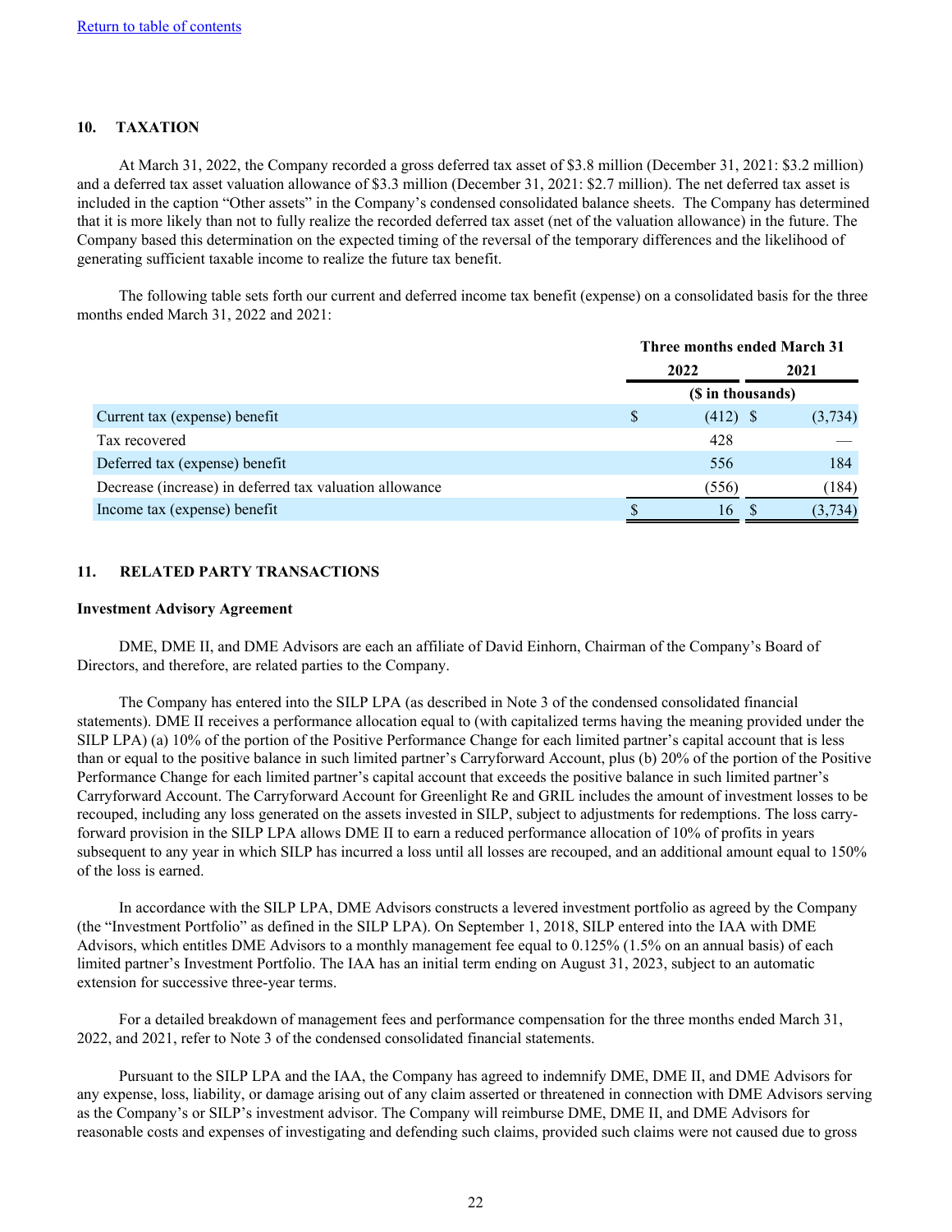[Return to table of contents]

## 10. TAXATION

At March 31, 2022, the Company recorded a gross deferred tax asset of $3.8 million (December 31, 2021: $3.2 million) and a deferred tax asset valuation allowance of $3.3 million (December 31, 2021: $2.7 million). The net deferred tax asset is included in the caption "Other assets" in the Company's condensed consolidated balance sheets. The Company has determined that it is more likely than not to fully realize the recorded deferred tax asset (net of the valuation allowance) in the future. The Company based this determination on the expected timing of the reversal of the temporary differences and the likelihood of generating sufficient taxable income to realize the future tax benefit.

The following table sets forth our current and deferred income tax benefit (expense) on a consolidated basis for the three months ended March 31, 2022 and 2021:

| | Three months ended March 31 | |
|---|---|---|
| | 2022 | 2021 |
| | ($ in thousands) | |
| Current tax (expense) benefit | $ (412) | $ (3,734) |
| Tax recovered | 428 | — |
| Deferred tax (expense) benefit | 556 | 184 |
| Decrease (increase) in deferred tax valuation allowance | (556) | (184) |
| Income tax (expense) benefit | $ 16 | $ (3,734) |

## 11. RELATED PARTY TRANSACTIONS

**Investment Advisory Agreement**

DME, DME II, and DME Advisors are each an affiliate of David Einhorn, Chairman of the Company's Board of Directors, and therefore, are related parties to the Company.

The Company has entered into the SILP LPA (as described in Note 3 of the condensed consolidated financial statements). DME II receives a performance allocation equal to (with capitalized terms having the meaning provided under the SILP LPA) (a) 10% of the portion of the Positive Performance Change for each limited partner's capital account that is less than or equal to the positive balance in such limited partner's Carryforward Account, plus (b) 20% of the portion of the Positive Performance Change for each limited partner's capital account that exceeds the positive balance in such limited partner's Carryforward Account. The Carryforward Account for Greenlight Re and GRIL includes the amount of investment losses to be recouped, including any loss generated on the assets invested in SILP, subject to adjustments for redemptions. The loss carry-forward provision in the SILP LPA allows DME II to earn a reduced performance allocation of 10% of profits in years subsequent to any year in which SILP has incurred a loss until all losses are recouped, and an additional amount equal to 150% of the loss is earned.

In accordance with the SILP LPA, DME Advisors constructs a levered investment portfolio as agreed by the Company (the "Investment Portfolio" as defined in the SILP LPA). On September 1, 2018, SILP entered into the IAA with DME Advisors, which entitles DME Advisors to a monthly management fee equal to 0.125% (1.5% on an annual basis) of each limited partner's Investment Portfolio. The IAA has an initial term ending on August 31, 2023, subject to an automatic extension for successive three-year terms.

For a detailed breakdown of management fees and performance compensation for the three months ended March 31, 2022, and 2021, refer to Note 3 of the condensed consolidated financial statements.

Pursuant to the SILP LPA and the IAA, the Company has agreed to indemnify DME, DME II, and DME Advisors for any expense, loss, liability, or damage arising out of any claim asserted or threatened in connection with DME Advisors serving as the Company's or SILP's investment advisor. The Company will reimburse DME, DME II, and DME Advisors for reasonable costs and expenses of investigating and defending such claims, provided such claims were not caused due to gross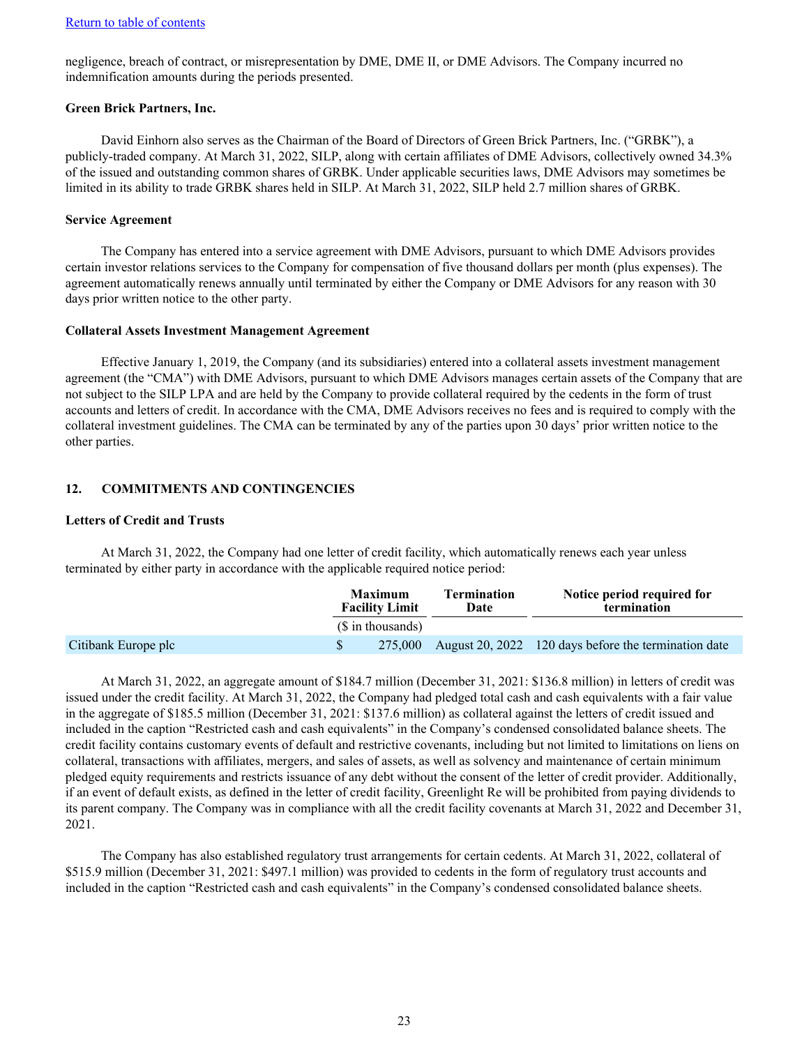[Return to table of contents](#)

negligence, breach of contract, or misrepresentation by DME, DME II, or DME Advisors. The Company incurred no indemnification amounts during the periods presented.

**Green Brick Partners, Inc.**

David Einhorn also serves as the Chairman of the Board of Directors of Green Brick Partners, Inc. ("GRBK"), a publicly-traded company. At March 31, 2022, SILP, along with certain affiliates of DME Advisors, collectively owned 34.3% of the issued and outstanding common shares of GRBK. Under applicable securities laws, DME Advisors may sometimes be limited in its ability to trade GRBK shares held in SILP. At March 31, 2022, SILP held 2.7 million shares of GRBK.

**Service Agreement**

The Company has entered into a service agreement with DME Advisors, pursuant to which DME Advisors provides certain investor relations services to the Company for compensation of five thousand dollars per month (plus expenses). The agreement automatically renews annually until terminated by either the Company or DME Advisors for any reason with 30 days prior written notice to the other party.

**Collateral Assets Investment Management Agreement**

Effective January 1, 2019, the Company (and its subsidiaries) entered into a collateral assets investment management agreement (the "CMA") with DME Advisors, pursuant to which DME Advisors manages certain assets of the Company that are not subject to the SILP LPA and are held by the Company to provide collateral required by the cedents in the form of trust accounts and letters of credit. In accordance with the CMA, DME Advisors receives no fees and is required to comply with the collateral investment guidelines. The CMA can be terminated by any of the parties upon 30 days' prior written notice to the other parties.

## 12. COMMITMENTS AND CONTINGENCIES

**Letters of Credit and Trusts**

At March 31, 2022, the Company had one letter of credit facility, which automatically renews each year unless terminated by either party in accordance with the applicable required notice period:

| | Maximum Facility Limit | Termination Date | Notice period required for termination |
|---|---|---|---|
| | ($ in thousands) | | |
| Citibank Europe plc | $ 275,000 | August 20, 2022 | 120 days before the termination date |

At March 31, 2022, an aggregate amount of $184.7 million (December 31, 2021: $136.8 million) in letters of credit was issued under the credit facility. At March 31, 2022, the Company had pledged total cash and cash equivalents with a fair value in the aggregate of $185.5 million (December 31, 2021: $137.6 million) as collateral against the letters of credit issued and included in the caption "Restricted cash and cash equivalents" in the Company's condensed consolidated balance sheets. The credit facility contains customary events of default and restrictive covenants, including but not limited to limitations on liens on collateral, transactions with affiliates, mergers, and sales of assets, as well as solvency and maintenance of certain minimum pledged equity requirements and restricts issuance of any debt without the consent of the letter of credit provider. Additionally, if an event of default exists, as defined in the letter of credit facility, Greenlight Re will be prohibited from paying dividends to its parent company. The Company was in compliance with all the credit facility covenants at March 31, 2022 and December 31, 2021.

The Company has also established regulatory trust arrangements for certain cedents. At March 31, 2022, collateral of $515.9 million (December 31, 2021: $497.1 million) was provided to cedents in the form of regulatory trust accounts and included in the caption "Restricted cash and cash equivalents" in the Company's condensed consolidated balance sheets.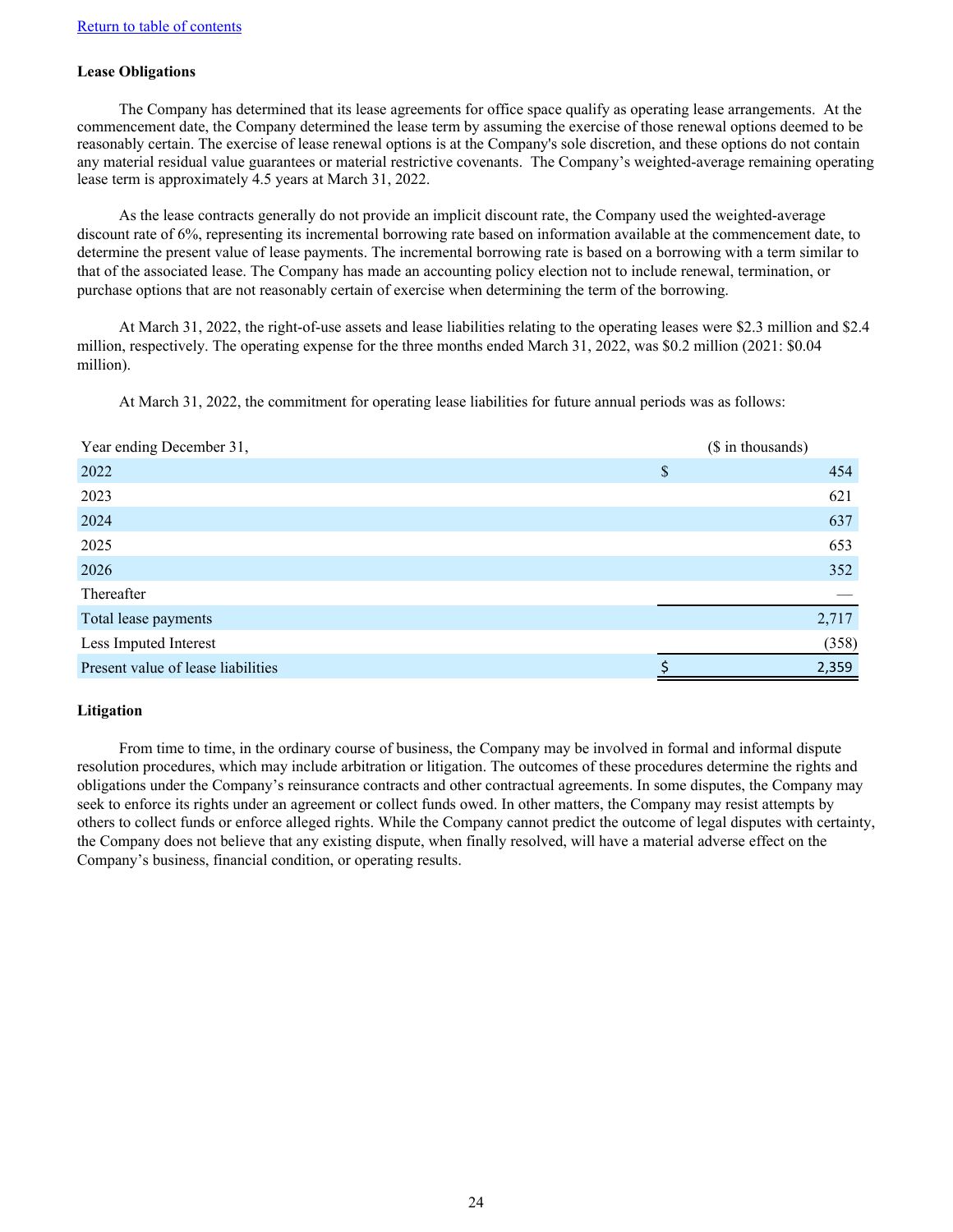[Return to table of contents](#)

**Lease Obligations**

The Company has determined that its lease agreements for office space qualify as operating lease arrangements. At the commencement date, the Company determined the lease term by assuming the exercise of those renewal options deemed to be reasonably certain. The exercise of lease renewal options is at the Company's sole discretion, and these options do not contain any material residual value guarantees or material restrictive covenants. The Company's weighted-average remaining operating lease term is approximately 4.5 years at March 31, 2022.

As the lease contracts generally do not provide an implicit discount rate, the Company used the weighted-average discount rate of 6%, representing its incremental borrowing rate based on information available at the commencement date, to determine the present value of lease payments. The incremental borrowing rate is based on a borrowing with a term similar to that of the associated lease. The Company has made an accounting policy election not to include renewal, termination, or purchase options that are not reasonably certain of exercise when determining the term of the borrowing.

At March 31, 2022, the right-of-use assets and lease liabilities relating to the operating leases were $2.3 million and $2.4 million, respectively. The operating expense for the three months ended March 31, 2022, was $0.2 million (2021: $0.04 million).

At March 31, 2022, the commitment for operating lease liabilities for future annual periods was as follows:

| Year ending December 31, | ($ in thousands) |
|---|---|
| 2022 | $ 454 |
| 2023 | 621 |
| 2024 | 637 |
| 2025 | 653 |
| 2026 | 352 |
| Thereafter | — |
| Total lease payments | 2,717 |
| Less Imputed Interest | (358) |
| Present value of lease liabilities | $ 2,359 |

**Litigation**

From time to time, in the ordinary course of business, the Company may be involved in formal and informal dispute resolution procedures, which may include arbitration or litigation. The outcomes of these procedures determine the rights and obligations under the Company's reinsurance contracts and other contractual agreements. In some disputes, the Company may seek to enforce its rights under an agreement or collect funds owed. In other matters, the Company may resist attempts by others to collect funds or enforce alleged rights. While the Company cannot predict the outcome of legal disputes with certainty, the Company does not believe that any existing dispute, when finally resolved, will have a material adverse effect on the Company's business, financial condition, or operating results.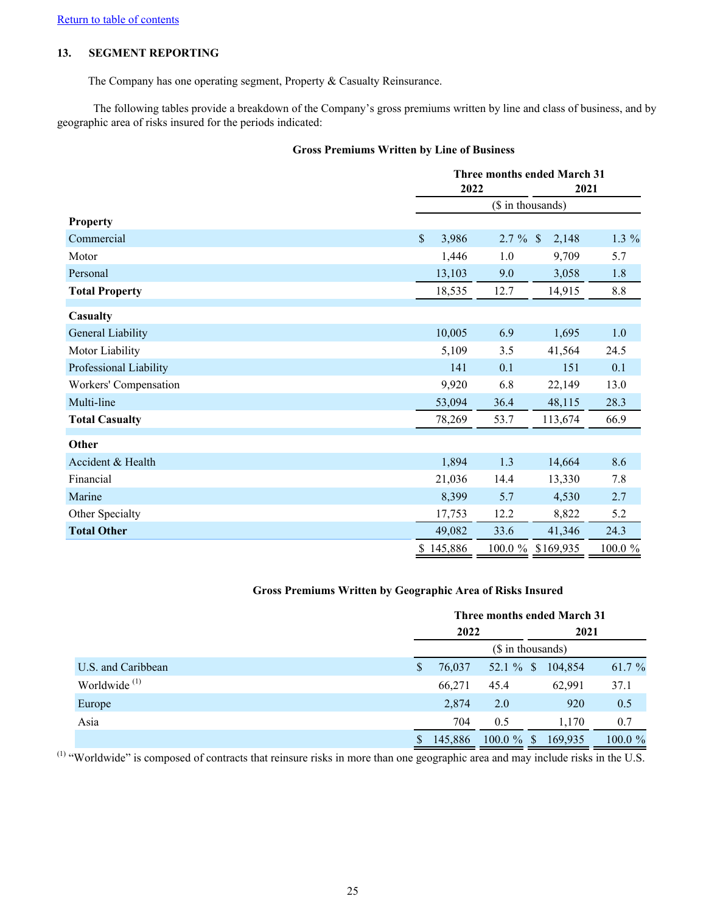[Return to table of contents](#)

## 13. SEGMENT REPORTING

The Company has one operating segment, Property & Casualty Reinsurance.

The following tables provide a breakdown of the Company's gross premiums written by line and class of business, and by geographic area of risks insured for the periods indicated:

**Gross Premiums Written by Line of Business**

| | Three months ended March 31 | | | |
|---|---|---|---|---|
| | 2022 | | 2021 | |
| | ($ in thousands) | | | |
| **Property** | | | | |
| Commercial | $ 3,986 | 2.7 % | $ 2,148 | 1.3 % |
| Motor | 1,446 | 1.0 | 9,709 | 5.7 |
| Personal | 13,103 | 9.0 | 3,058 | 1.8 |
| **Total Property** | 18,535 | 12.7 | 14,915 | 8.8 |
| **Casualty** | | | | |
| General Liability | 10,005 | 6.9 | 1,695 | 1.0 |
| Motor Liability | 5,109 | 3.5 | 41,564 | 24.5 |
| Professional Liability | 141 | 0.1 | 151 | 0.1 |
| Workers' Compensation | 9,920 | 6.8 | 22,149 | 13.0 |
| Multi-line | 53,094 | 36.4 | 48,115 | 28.3 |
| **Total Casualty** | 78,269 | 53.7 | 113,674 | 66.9 |
| **Other** | | | | |
| Accident & Health | 1,894 | 1.3 | 14,664 | 8.6 |
| Financial | 21,036 | 14.4 | 13,330 | 7.8 |
| Marine | 8,399 | 5.7 | 4,530 | 2.7 |
| Other Specialty | 17,753 | 12.2 | 8,822 | 5.2 |
| **Total Other** | 49,082 | 33.6 | 41,346 | 24.3 |
| | $ 145,886 | 100.0 % | $169,935 | 100.0 % |

**Gross Premiums Written by Geographic Area of Risks Insured**

| | Three months ended March 31 | | | |
|---|---|---|---|---|
| | 2022 | | 2021 | |
| | ($ in thousands) | | | |
| U.S. and Caribbean | $ 76,037 | 52.1 % | $ 104,854 | 61.7 % |
| Worldwide [(1)] | 66,271 | 45.4 | 62,991 | 37.1 |
| Europe | 2,874 | 2.0 | 920 | 0.5 |
| Asia | 704 | 0.5 | 1,170 | 0.7 |
| | $ 145,886 | 100.0 % | $ 169,935 | 100.0 % |

[(1)] "Worldwide" is composed of contracts that reinsure risks in more than one geographic area and may include risks in the U.S.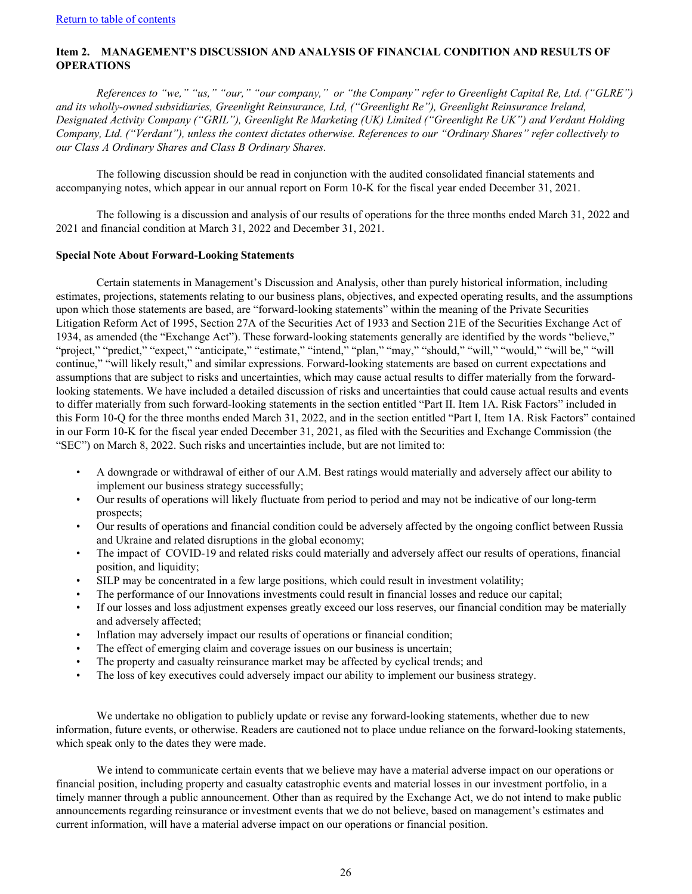[Return to table of contents](#)

## Item 2. MANAGEMENT'S DISCUSSION AND ANALYSIS OF FINANCIAL CONDITION AND RESULTS OF OPERATIONS

*References to "we," "us," "our," "our company," or "the Company" refer to Greenlight Capital Re, Ltd. ("GLRE") and its wholly-owned subsidiaries, Greenlight Reinsurance, Ltd, ("Greenlight Re"), Greenlight Reinsurance Ireland, Designated Activity Company ("GRIL"), Greenlight Re Marketing (UK) Limited ("Greenlight Re UK") and Verdant Holding Company, Ltd. ("Verdant"), unless the context dictates otherwise. References to our "Ordinary Shares" refer collectively to our Class A Ordinary Shares and Class B Ordinary Shares.*

The following discussion should be read in conjunction with the audited consolidated financial statements and accompanying notes, which appear in our annual report on Form 10-K for the fiscal year ended December 31, 2021.

The following is a discussion and analysis of our results of operations for the three months ended March 31, 2022 and 2021 and financial condition at March 31, 2022 and December 31, 2021.

**Special Note About Forward-Looking Statements**

Certain statements in Management's Discussion and Analysis, other than purely historical information, including estimates, projections, statements relating to our business plans, objectives, and expected operating results, and the assumptions upon which those statements are based, are "forward-looking statements" within the meaning of the Private Securities Litigation Reform Act of 1995, Section 27A of the Securities Act of 1933 and Section 21E of the Securities Exchange Act of 1934, as amended (the "Exchange Act"). These forward-looking statements generally are identified by the words "believe," "project," "predict," "expect," "anticipate," "estimate," "intend," "plan," "may," "should," "will," "would," "will be," "will continue," "will likely result," and similar expressions. Forward-looking statements are based on current expectations and assumptions that are subject to risks and uncertainties, which may cause actual results to differ materially from the forward-looking statements. We have included a detailed discussion of risks and uncertainties that could cause actual results and events to differ materially from such forward-looking statements in the section entitled "Part II. Item 1A. Risk Factors" included in this Form 10-Q for the three months ended March 31, 2022, and in the section entitled "Part I, Item 1A. Risk Factors" contained in our Form 10-K for the fiscal year ended December 31, 2021, as filed with the Securities and Exchange Commission (the "SEC") on March 8, 2022. Such risks and uncertainties include, but are not limited to:

- A downgrade or withdrawal of either of our A.M. Best ratings would materially and adversely affect our ability to implement our business strategy successfully;
- Our results of operations will likely fluctuate from period to period and may not be indicative of our long-term prospects;
- Our results of operations and financial condition could be adversely affected by the ongoing conflict between Russia and Ukraine and related disruptions in the global economy;
- The impact of COVID-19 and related risks could materially and adversely affect our results of operations, financial position, and liquidity;
- SILP may be concentrated in a few large positions, which could result in investment volatility;
- The performance of our Innovations investments could result in financial losses and reduce our capital;
- If our losses and loss adjustment expenses greatly exceed our loss reserves, our financial condition may be materially and adversely affected;
- Inflation may adversely impact our results of operations or financial condition;
- The effect of emerging claim and coverage issues on our business is uncertain;
- The property and casualty reinsurance market may be affected by cyclical trends; and
- The loss of key executives could adversely impact our ability to implement our business strategy.

We undertake no obligation to publicly update or revise any forward-looking statements, whether due to new information, future events, or otherwise. Readers are cautioned not to place undue reliance on the forward-looking statements, which speak only to the dates they were made.

We intend to communicate certain events that we believe may have a material adverse impact on our operations or financial position, including property and casualty catastrophic events and material losses in our investment portfolio, in a timely manner through a public announcement. Other than as required by the Exchange Act, we do not intend to make public announcements regarding reinsurance or investment events that we do not believe, based on management's estimates and current information, will have a material adverse impact on our operations or financial position.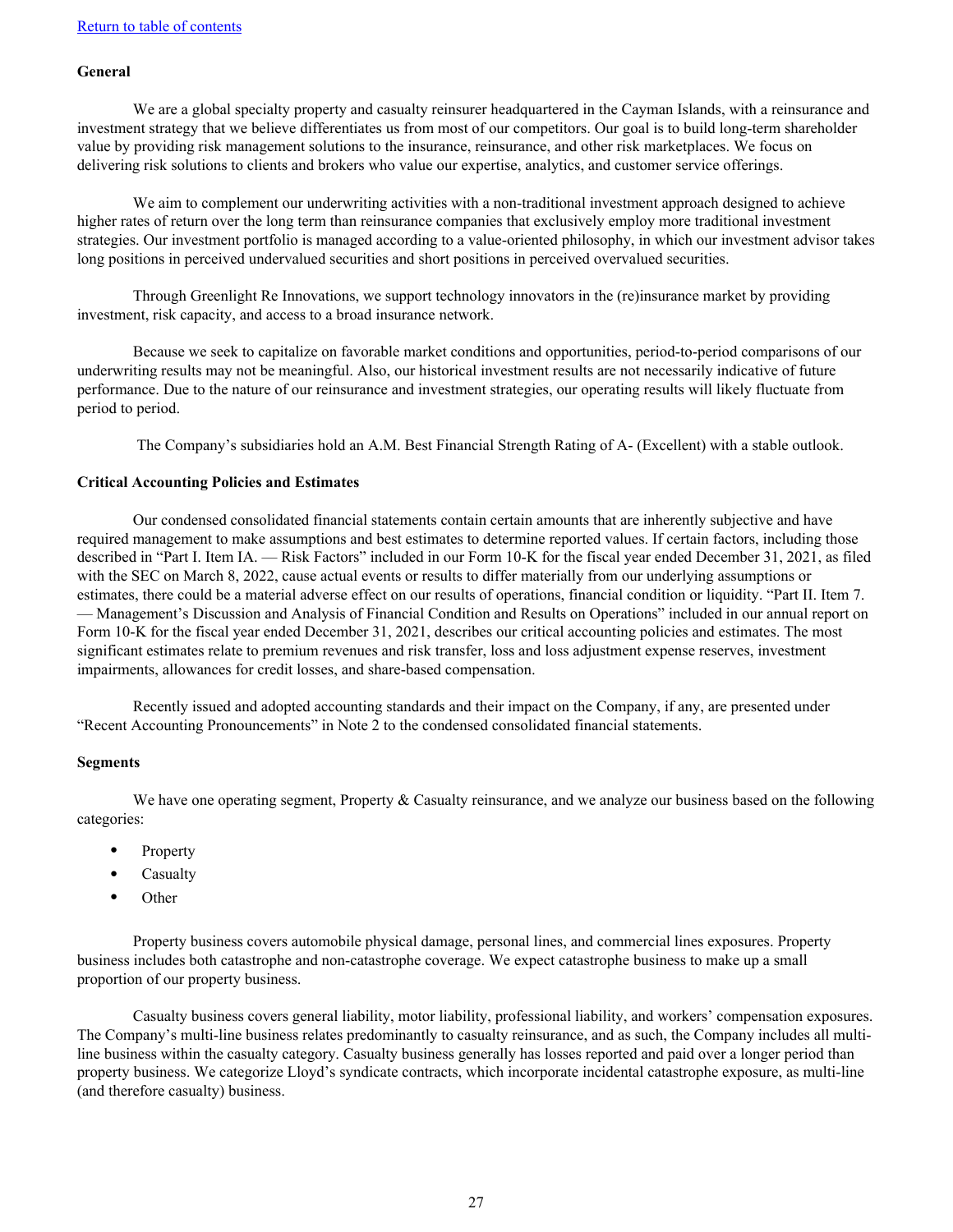[Return to table of contents]

**General**

We are a global specialty property and casualty reinsurer headquartered in the Cayman Islands, with a reinsurance and investment strategy that we believe differentiates us from most of our competitors. Our goal is to build long-term shareholder value by providing risk management solutions to the insurance, reinsurance, and other risk marketplaces. We focus on delivering risk solutions to clients and brokers who value our expertise, analytics, and customer service offerings.

We aim to complement our underwriting activities with a non-traditional investment approach designed to achieve higher rates of return over the long term than reinsurance companies that exclusively employ more traditional investment strategies. Our investment portfolio is managed according to a value-oriented philosophy, in which our investment advisor takes long positions in perceived undervalued securities and short positions in perceived overvalued securities.

Through Greenlight Re Innovations, we support technology innovators in the (re)insurance market by providing investment, risk capacity, and access to a broad insurance network.

Because we seek to capitalize on favorable market conditions and opportunities, period-to-period comparisons of our underwriting results may not be meaningful. Also, our historical investment results are not necessarily indicative of future performance. Due to the nature of our reinsurance and investment strategies, our operating results will likely fluctuate from period to period.

The Company's subsidiaries hold an A.M. Best Financial Strength Rating of A- (Excellent) with a stable outlook.

**Critical Accounting Policies and Estimates**

Our condensed consolidated financial statements contain certain amounts that are inherently subjective and have required management to make assumptions and best estimates to determine reported values. If certain factors, including those described in "Part I. Item IA. — Risk Factors" included in our Form 10-K for the fiscal year ended December 31, 2021, as filed with the SEC on March 8, 2022, cause actual events or results to differ materially from our underlying assumptions or estimates, there could be a material adverse effect on our results of operations, financial condition or liquidity. "Part II. Item 7. — Management's Discussion and Analysis of Financial Condition and Results on Operations" included in our annual report on Form 10-K for the fiscal year ended December 31, 2021, describes our critical accounting policies and estimates. The most significant estimates relate to premium revenues and risk transfer, loss and loss adjustment expense reserves, investment impairments, allowances for credit losses, and share-based compensation.

Recently issued and adopted accounting standards and their impact on the Company, if any, are presented under "Recent Accounting Pronouncements" in Note 2 to the condensed consolidated financial statements.

**Segments**

We have one operating segment, Property & Casualty reinsurance, and we analyze our business based on the following categories:

- Property
- Casualty
- Other

Property business covers automobile physical damage, personal lines, and commercial lines exposures. Property business includes both catastrophe and non-catastrophe coverage. We expect catastrophe business to make up a small proportion of our property business.

Casualty business covers general liability, motor liability, professional liability, and workers' compensation exposures. The Company's multi-line business relates predominantly to casualty reinsurance, and as such, the Company includes all multi-line business within the casualty category. Casualty business generally has losses reported and paid over a longer period than property business. We categorize Lloyd's syndicate contracts, which incorporate incidental catastrophe exposure, as multi-line (and therefore casualty) business.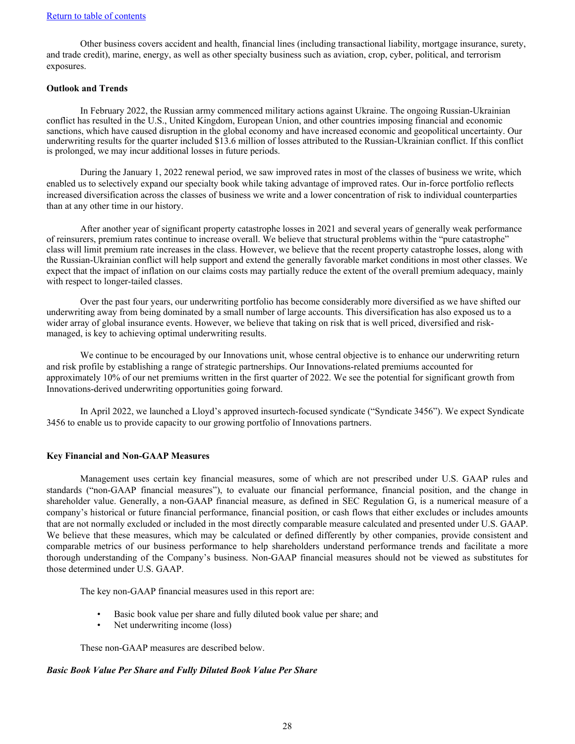Other business covers accident and health, financial lines (including transactional liability, mortgage insurance, surety, and trade credit), marine, energy, as well as other specialty business such as aviation, crop, cyber, political, and terrorism exposures.

**Outlook and Trends**

In February 2022, the Russian army commenced military actions against Ukraine. The ongoing Russian-Ukrainian conflict has resulted in the U.S., United Kingdom, European Union, and other countries imposing financial and economic sanctions, which have caused disruption in the global economy and have increased economic and geopolitical uncertainty. Our underwriting results for the quarter included $13.6 million of losses attributed to the Russian-Ukrainian conflict. If this conflict is prolonged, we may incur additional losses in future periods.

During the January 1, 2022 renewal period, we saw improved rates in most of the classes of business we write, which enabled us to selectively expand our specialty book while taking advantage of improved rates. Our in-force portfolio reflects increased diversification across the classes of business we write and a lower concentration of risk to individual counterparties than at any other time in our history.

After another year of significant property catastrophe losses in 2021 and several years of generally weak performance of reinsurers, premium rates continue to increase overall. We believe that structural problems within the "pure catastrophe" class will limit premium rate increases in the class. However, we believe that the recent property catastrophe losses, along with the Russian-Ukrainian conflict will help support and extend the generally favorable market conditions in most other classes. We expect that the impact of inflation on our claims costs may partially reduce the extent of the overall premium adequacy, mainly with respect to longer-tailed classes.

Over the past four years, our underwriting portfolio has become considerably more diversified as we have shifted our underwriting away from being dominated by a small number of large accounts. This diversification has also exposed us to a wider array of global insurance events. However, we believe that taking on risk that is well priced, diversified and risk-managed, is key to achieving optimal underwriting results.

We continue to be encouraged by our Innovations unit, whose central objective is to enhance our underwriting return and risk profile by establishing a range of strategic partnerships. Our Innovations-related premiums accounted for approximately 10% of our net premiums written in the first quarter of 2022. We see the potential for significant growth from Innovations-derived underwriting opportunities going forward.

In April 2022, we launched a Lloyd's approved insurtech-focused syndicate ("Syndicate 3456"). We expect Syndicate 3456 to enable us to provide capacity to our growing portfolio of Innovations partners.

**Key Financial and Non-GAAP Measures**

Management uses certain key financial measures, some of which are not prescribed under U.S. GAAP rules and standards ("non-GAAP financial measures"), to evaluate our financial performance, financial position, and the change in shareholder value. Generally, a non-GAAP financial measure, as defined in SEC Regulation G, is a numerical measure of a company's historical or future financial performance, financial position, or cash flows that either excludes or includes amounts that are not normally excluded or included in the most directly comparable measure calculated and presented under U.S. GAAP. We believe that these measures, which may be calculated or defined differently by other companies, provide consistent and comparable metrics of our business performance to help shareholders understand performance trends and facilitate a more thorough understanding of the Company's business. Non-GAAP financial measures should not be viewed as substitutes for those determined under U.S. GAAP.

The key non-GAAP financial measures used in this report are:

- Basic book value per share and fully diluted book value per share; and
- Net underwriting income (loss)

These non-GAAP measures are described below.

***Basic Book Value Per Share and Fully Diluted Book Value Per Share***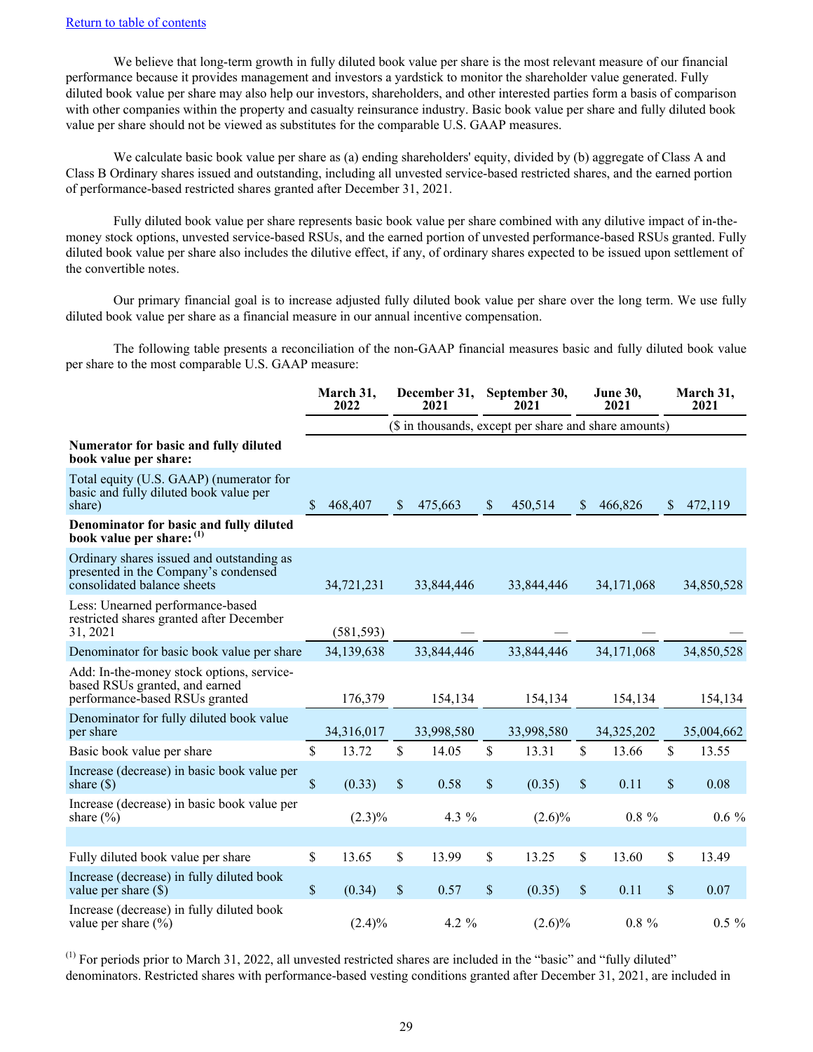[Return to table of contents]

We believe that long-term growth in fully diluted book value per share is the most relevant measure of our financial performance because it provides management and investors a yardstick to monitor the shareholder value generated. Fully diluted book value per share may also help our investors, shareholders, and other interested parties form a basis of comparison with other companies within the property and casualty reinsurance industry. Basic book value per share and fully diluted book value per share should not be viewed as substitutes for the comparable U.S. GAAP measures.

We calculate basic book value per share as (a) ending shareholders' equity, divided by (b) aggregate of Class A and Class B Ordinary shares issued and outstanding, including all unvested service-based restricted shares, and the earned portion of performance-based restricted shares granted after December 31, 2021.

Fully diluted book value per share represents basic book value per share combined with any dilutive impact of in-the-money stock options, unvested service-based RSUs, and the earned portion of unvested performance-based RSUs granted. Fully diluted book value per share also includes the dilutive effect, if any, of ordinary shares expected to be issued upon settlement of the convertible notes.

Our primary financial goal is to increase adjusted fully diluted book value per share over the long term. We use fully diluted book value per share as a financial measure in our annual incentive compensation.

The following table presents a reconciliation of the non-GAAP financial measures basic and fully diluted book value per share to the most comparable U.S. GAAP measure:

| | March 31, 2022 | December 31, 2021 | September 30, 2021 | June 30, 2021 | March 31, 2021 |
|---|---|---|---|---|---|
| | ($ in thousands, except per share and share amounts) | | | | |
| **Numerator for basic and fully diluted book value per share:** | | | | | |
| Total equity (U.S. GAAP) (numerator for basic and fully diluted book value per share) | $ 468,407 | $ 475,663 | $ 450,514 | $ 466,826 | $ 472,119 |
| **Denominator for basic and fully diluted book value per share:** [(1)] | | | | | |
| Ordinary shares issued and outstanding as presented in the Company's condensed consolidated balance sheets | 34,721,231 | 33,844,446 | 33,844,446 | 34,171,068 | 34,850,528 |
| Less: Unearned performance-based restricted shares granted after December 31, 2021 | (581,593) | — | — | — | — |
| Denominator for basic book value per share | 34,139,638 | 33,844,446 | 33,844,446 | 34,171,068 | 34,850,528 |
| Add: In-the-money stock options, service-based RSUs granted, and earned performance-based RSUs granted | 176,379 | 154,134 | 154,134 | 154,134 | 154,134 |
| Denominator for fully diluted book value per share | 34,316,017 | 33,998,580 | 33,998,580 | 34,325,202 | 35,004,662 |
| Basic book value per share | $ 13.72 | $ 14.05 | $ 13.31 | $ 13.66 | $ 13.55 |
| Increase (decrease) in basic book value per share ($) | $ (0.33) | $ 0.58 | $ (0.35) | $ 0.11 | $ 0.08 |
| Increase (decrease) in basic book value per share (%) | (2.3)% | 4.3 % | (2.6)% | 0.8 % | 0.6 % |
| | | | | | |
| Fully diluted book value per share | $ 13.65 | $ 13.99 | $ 13.25 | $ 13.60 | $ 13.49 |
| Increase (decrease) in fully diluted book value per share ($) | $ (0.34) | $ 0.57 | $ (0.35) | $ 0.11 | $ 0.07 |
| Increase (decrease) in fully diluted book value per share (%) | (2.4)% | 4.2 % | (2.6)% | 0.8 % | 0.5 % |

[(1)] For periods prior to March 31, 2022, all unvested restricted shares are included in the "basic" and "fully diluted" denominators. Restricted shares with performance-based vesting conditions granted after December 31, 2021, are included in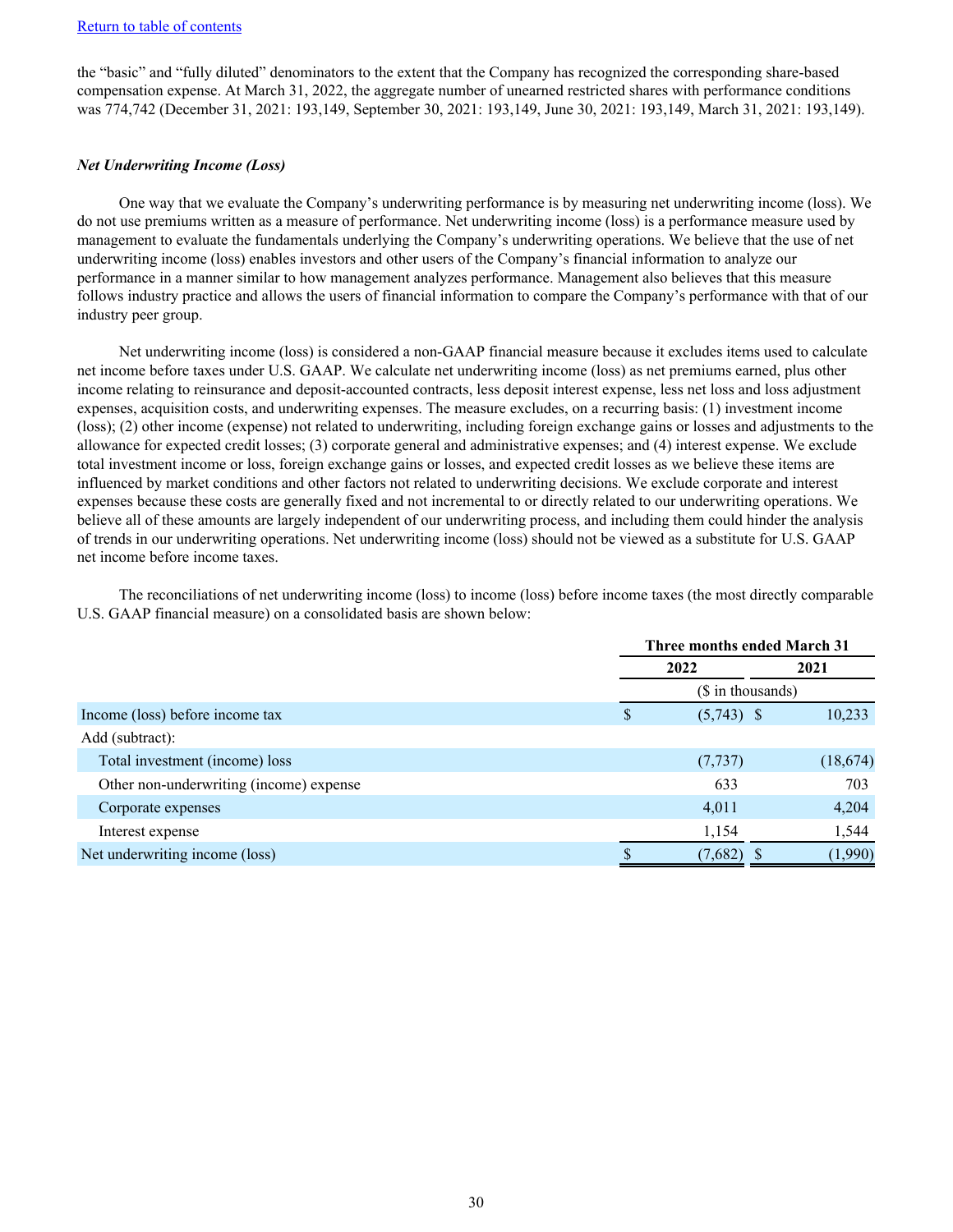[Return to table of contents](#)

the "basic" and "fully diluted" denominators to the extent that the Company has recognized the corresponding share-based compensation expense. At March 31, 2022, the aggregate number of unearned restricted shares with performance conditions was 774,742 (December 31, 2021: 193,149, September 30, 2021: 193,149, June 30, 2021: 193,149, March 31, 2021: 193,149).

***Net Underwriting Income (Loss)***

One way that we evaluate the Company's underwriting performance is by measuring net underwriting income (loss). We do not use premiums written as a measure of performance. Net underwriting income (loss) is a performance measure used by management to evaluate the fundamentals underlying the Company's underwriting operations. We believe that the use of net underwriting income (loss) enables investors and other users of the Company's financial information to analyze our performance in a manner similar to how management analyzes performance. Management also believes that this measure follows industry practice and allows the users of financial information to compare the Company's performance with that of our industry peer group.

Net underwriting income (loss) is considered a non-GAAP financial measure because it excludes items used to calculate net income before taxes under U.S. GAAP. We calculate net underwriting income (loss) as net premiums earned, plus other income relating to reinsurance and deposit-accounted contracts, less deposit interest expense, less net loss and loss adjustment expenses, acquisition costs, and underwriting expenses. The measure excludes, on a recurring basis: (1) investment income (loss); (2) other income (expense) not related to underwriting, including foreign exchange gains or losses and adjustments to the allowance for expected credit losses; (3) corporate general and administrative expenses; and (4) interest expense. We exclude total investment income or loss, foreign exchange gains or losses, and expected credit losses as we believe these items are influenced by market conditions and other factors not related to underwriting decisions. We exclude corporate and interest expenses because these costs are generally fixed and not incremental to or directly related to our underwriting operations. We believe all of these amounts are largely independent of our underwriting process, and including them could hinder the analysis of trends in our underwriting operations. Net underwriting income (loss) should not be viewed as a substitute for U.S. GAAP net income before income taxes.

The reconciliations of net underwriting income (loss) to income (loss) before income taxes (the most directly comparable U.S. GAAP financial measure) on a consolidated basis are shown below:

| | Three months ended March 31 | |
|---|---|---|
| | 2022 | 2021 |
| | ($ in thousands) | |
| Income (loss) before income tax | $ (5,743) | $ 10,233 |
| Add (subtract): | | |
| Total investment (income) loss | (7,737) | (18,674) |
| Other non-underwriting (income) expense | 633 | 703 |
| Corporate expenses | 4,011 | 4,204 |
| Interest expense | 1,154 | 1,544 |
| Net underwriting income (loss) | $ (7,682) | $ (1,990) |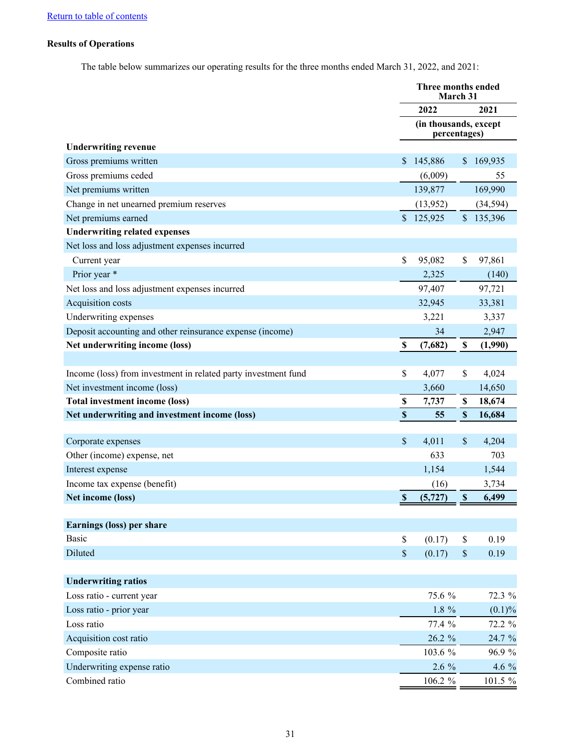[Return to table of contents]

**Results of Operations**

The table below summarizes our operating results for the three months ended March 31, 2022, and 2021:

| | Three months ended March 31 | |
|---|---|---|
| | 2022 | 2021 |
| | (in thousands, except percentages) | |
| **Underwriting revenue** | | |
| Gross premiums written | $ 145,886 | $ 169,935 |
| Gross premiums ceded | (6,009) | 55 |
| Net premiums written | 139,877 | 169,990 |
| Change in net unearned premium reserves | (13,952) | (34,594) |
| Net premiums earned | $ 125,925 | $ 135,396 |
| **Underwriting related expenses** | | |
| Net loss and loss adjustment expenses incurred | | |
| Current year | $ 95,082 | $ 97,861 |
| Prior year * | 2,325 | (140) |
| Net loss and loss adjustment expenses incurred | 97,407 | 97,721 |
| Acquisition costs | 32,945 | 33,381 |
| Underwriting expenses | 3,221 | 3,337 |
| Deposit accounting and other reinsurance expense (income) | 34 | 2,947 |
| **Net underwriting income (loss)** | **$ (7,682)** | **$ (1,990)** |
| | | |
| Income (loss) from investment in related party investment fund | $ 4,077 | $ 4,024 |
| Net investment income (loss) | 3,660 | 14,650 |
| **Total investment income (loss)** | **$ 7,737** | **$ 18,674** |
| **Net underwriting and investment income (loss)** | **$ 55** | **$ 16,684** |
| | | |
| Corporate expenses | $ 4,011 | $ 4,204 |
| Other (income) expense, net | 633 | 703 |
| Interest expense | 1,154 | 1,544 |
| Income tax expense (benefit) | (16) | 3,734 |
| **Net income (loss)** | **$ (5,727)** | **$ 6,499** |
| | | |
| **Earnings (loss) per share** | | |
| Basic | $ (0.17) | $ 0.19 |
| Diluted | $ (0.17) | $ 0.19 |
| | | |
| **Underwriting ratios** | | |
| Loss ratio - current year | 75.6 % | 72.3 % |
| Loss ratio - prior year | 1.8 % | (0.1)% |
| Loss ratio | 77.4 % | 72.2 % |
| Acquisition cost ratio | 26.2 % | 24.7 % |
| Composite ratio | 103.6 % | 96.9 % |
| Underwriting expense ratio | 2.6 % | 4.6 % |
| Combined ratio | 106.2 % | 101.5 % |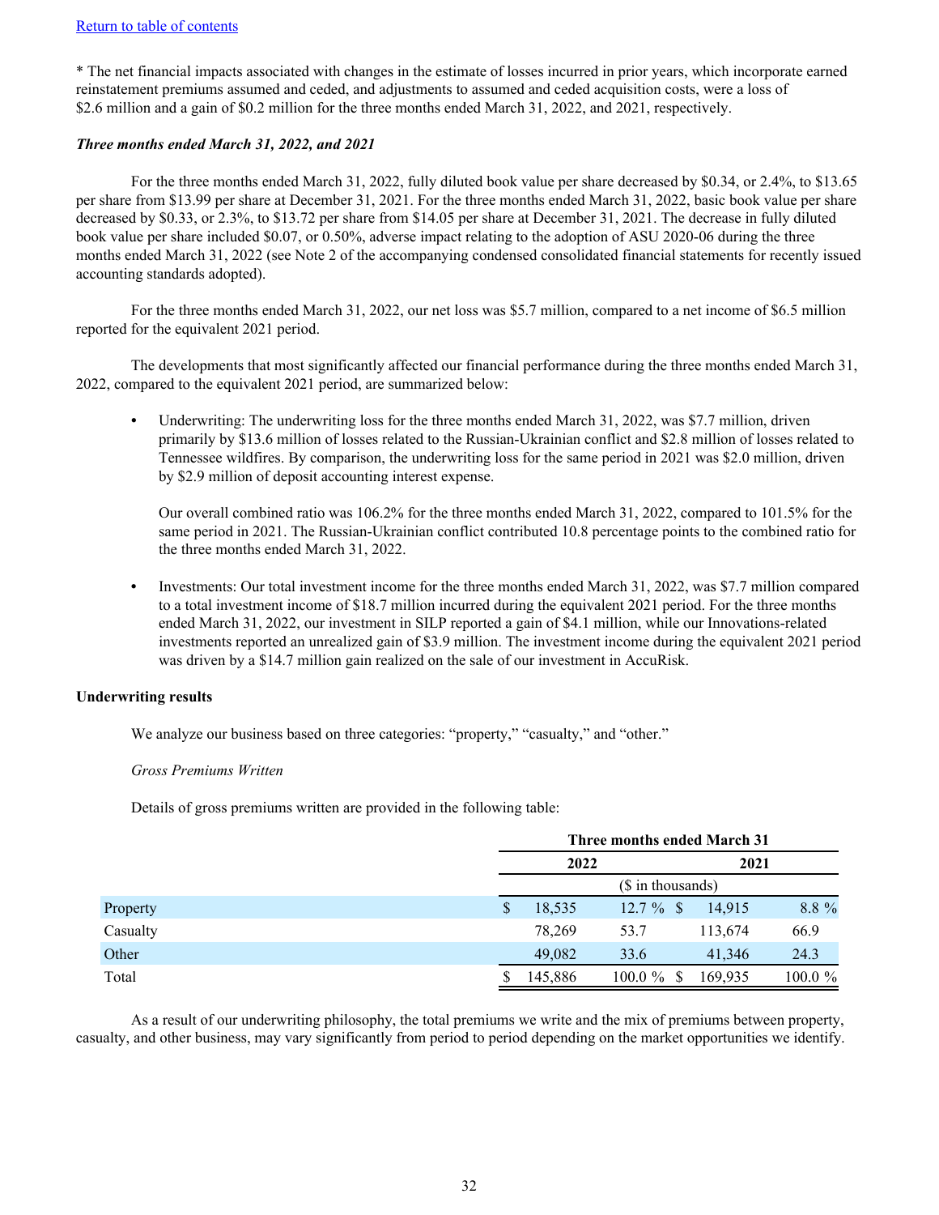[Return to table of contents](#)

* The net financial impacts associated with changes in the estimate of losses incurred in prior years, which incorporate earned reinstatement premiums assumed and ceded, and adjustments to assumed and ceded acquisition costs, were a loss of $2.6 million and a gain of $0.2 million for the three months ended March 31, 2022, and 2021, respectively.

***Three months ended March 31, 2022, and 2021***

For the three months ended March 31, 2022, fully diluted book value per share decreased by $0.34, or 2.4%, to $13.65 per share from $13.99 per share at December 31, 2021. For the three months ended March 31, 2022, basic book value per share decreased by $0.33, or 2.3%, to $13.72 per share from $14.05 per share at December 31, 2021. The decrease in fully diluted book value per share included $0.07, or 0.50%, adverse impact relating to the adoption of ASU 2020-06 during the three months ended March 31, 2022 (see Note 2 of the accompanying condensed consolidated financial statements for recently issued accounting standards adopted).

For the three months ended March 31, 2022, our net loss was $5.7 million, compared to a net income of $6.5 million reported for the equivalent 2021 period.

The developments that most significantly affected our financial performance during the three months ended March 31, 2022, compared to the equivalent 2021 period, are summarized below:

- Underwriting: The underwriting loss for the three months ended March 31, 2022, was $7.7 million, driven primarily by $13.6 million of losses related to the Russian-Ukrainian conflict and $2.8 million of losses related to Tennessee wildfires. By comparison, the underwriting loss for the same period in 2021 was $2.0 million, driven by $2.9 million of deposit accounting interest expense.

  Our overall combined ratio was 106.2% for the three months ended March 31, 2022, compared to 101.5% for the same period in 2021. The Russian-Ukrainian conflict contributed 10.8 percentage points to the combined ratio for the three months ended March 31, 2022.

- Investments: Our total investment income for the three months ended March 31, 2022, was $7.7 million compared to a total investment income of $18.7 million incurred during the equivalent 2021 period. For the three months ended March 31, 2022, our investment in SILP reported a gain of $4.1 million, while our Innovations-related investments reported an unrealized gain of $3.9 million. The investment income during the equivalent 2021 period was driven by a $14.7 million gain realized on the sale of our investment in AccuRisk.

**Underwriting results**

We analyze our business based on three categories: "property," "casualty," and "other."

*Gross Premiums Written*

Details of gross premiums written are provided in the following table:

| | Three months ended March 31 | | | |
|---|---|---|---|---|
| | 2022 | | 2021 | |
| | ($ in thousands) | | | |
| Property | $ 18,535 | 12.7 % | $ 14,915 | 8.8 % |
| Casualty | 78,269 | 53.7 | 113,674 | 66.9 |
| Other | 49,082 | 33.6 | 41,346 | 24.3 |
| Total | $ 145,886 | 100.0 % | $ 169,935 | 100.0 % |

As a result of our underwriting philosophy, the total premiums we write and the mix of premiums between property, casualty, and other business, may vary significantly from period to period depending on the market opportunities we identify.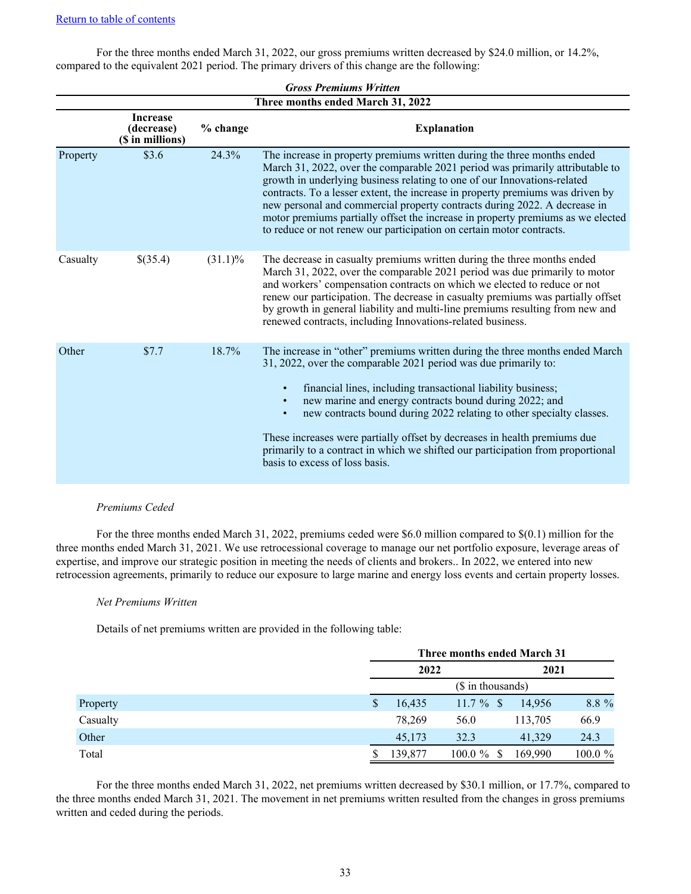[Return to table of contents](#)

For the three months ended March 31, 2022, our gross premiums written decreased by $24.0 million, or 14.2%, compared to the equivalent 2021 period. The primary drivers of this change are the following:

***Gross Premiums Written***

| Three months ended March 31, 2022 | | | |
|---|---|---|---|
| | **Increase (decrease) ($ in millions)** | **% change** | **Explanation** |
| Property | $3.6 | 24.3% | The increase in property premiums written during the three months ended March 31, 2022, over the comparable 2021 period was primarily attributable to growth in underlying business relating to one of our Innovations-related contracts. To a lesser extent, the increase in property premiums was driven by new personal and commercial property contracts during 2022. A decrease in motor premiums partially offset the increase in property premiums as we elected to reduce or not renew our participation on certain motor contracts. |
| Casualty | $(35.4) | (31.1)% | The decrease in casualty premiums written during the three months ended March 31, 2022, over the comparable 2021 period was due primarily to motor and workers' compensation contracts on which we elected to reduce or not renew our participation. The decrease in casualty premiums was partially offset by growth in general liability and multi-line premiums resulting from new and renewed contracts, including Innovations-related business. |
| Other | $7.7 | 18.7% | The increase in "other" premiums written during the three months ended March 31, 2022, over the comparable 2021 period was due primarily to: • financial lines, including transactional liability business; • new marine and energy contracts bound during 2022; and • new contracts bound during 2022 relating to other specialty classes. These increases were partially offset by decreases in health premiums due primarily to a contract in which we shifted our participation from proportional basis to excess of loss basis. |

*Premiums Ceded*

For the three months ended March 31, 2022, premiums ceded were $6.0 million compared to $(0.1) million for the three months ended March 31, 2021. We use retrocessional coverage to manage our net portfolio exposure, leverage areas of expertise, and improve our strategic position in meeting the needs of clients and brokers.. In 2022, we entered into new retrocession agreements, primarily to reduce our exposure to large marine and energy loss events and certain property losses.

*Net Premiums Written*

Details of net premiums written are provided in the following table:

| | Three months ended March 31 | | | |
|---|---|---|---|---|
| | 2022 | | 2021 | |
| | ($ in thousands) | | | |
| Property | $ 16,435 | 11.7 % | $ 14,956 | 8.8 % |
| Casualty | 78,269 | 56.0 | 113,705 | 66.9 |
| Other | 45,173 | 32.3 | 41,329 | 24.3 |
| Total | $ 139,877 | 100.0 % | $ 169,990 | 100.0 % |

For the three months ended March 31, 2022, net premiums written decreased by $30.1 million, or 17.7%, compared to the three months ended March 31, 2021. The movement in net premiums written resulted from the changes in gross premiums written and ceded during the periods.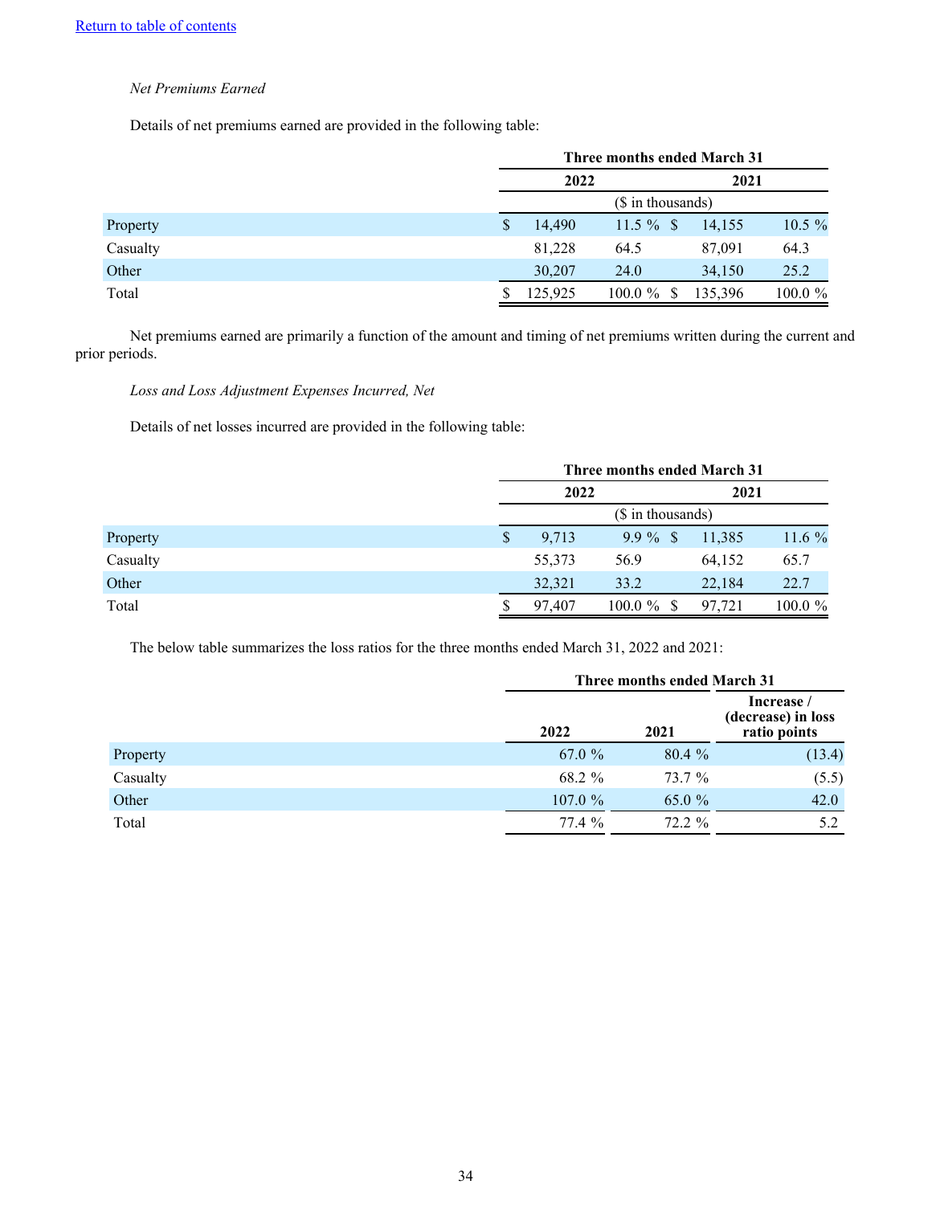[Return to table of contents](#)

*Net Premiums Earned*

Details of net premiums earned are provided in the following table:

| | Three months ended March 31 | | | |
|---|---|---|---|---|
| | 2022 | | 2021 | |
| | ($ in thousands) | | | |
| Property | $ 14,490 | 11.5 % | $ 14,155 | 10.5 % |
| Casualty | 81,228 | 64.5 | 87,091 | 64.3 |
| Other | 30,207 | 24.0 | 34,150 | 25.2 |
| Total | $ 125,925 | 100.0 % | $ 135,396 | 100.0 % |

Net premiums earned are primarily a function of the amount and timing of net premiums written during the current and prior periods.

*Loss and Loss Adjustment Expenses Incurred, Net*

Details of net losses incurred are provided in the following table:

| | Three months ended March 31 | | | |
|---|---|---|---|---|
| | 2022 | | 2021 | |
| | ($ in thousands) | | | |
| Property | $ 9,713 | 9.9 % | $ 11,385 | 11.6 % |
| Casualty | 55,373 | 56.9 | 64,152 | 65.7 |
| Other | 32,321 | 33.2 | 22,184 | 22.7 |
| Total | $ 97,407 | 100.0 % | $ 97,721 | 100.0 % |

The below table summarizes the loss ratios for the three months ended March 31, 2022 and 2021:

| | Three months ended March 31 | | |
|---|---|---|---|
| | 2022 | 2021 | Increase / (decrease) in loss ratio points |
| Property | 67.0 % | 80.4 % | (13.4) |
| Casualty | 68.2 % | 73.7 % | (5.5) |
| Other | 107.0 % | 65.0 % | 42.0 |
| Total | 77.4 % | 72.2 % | 5.2 |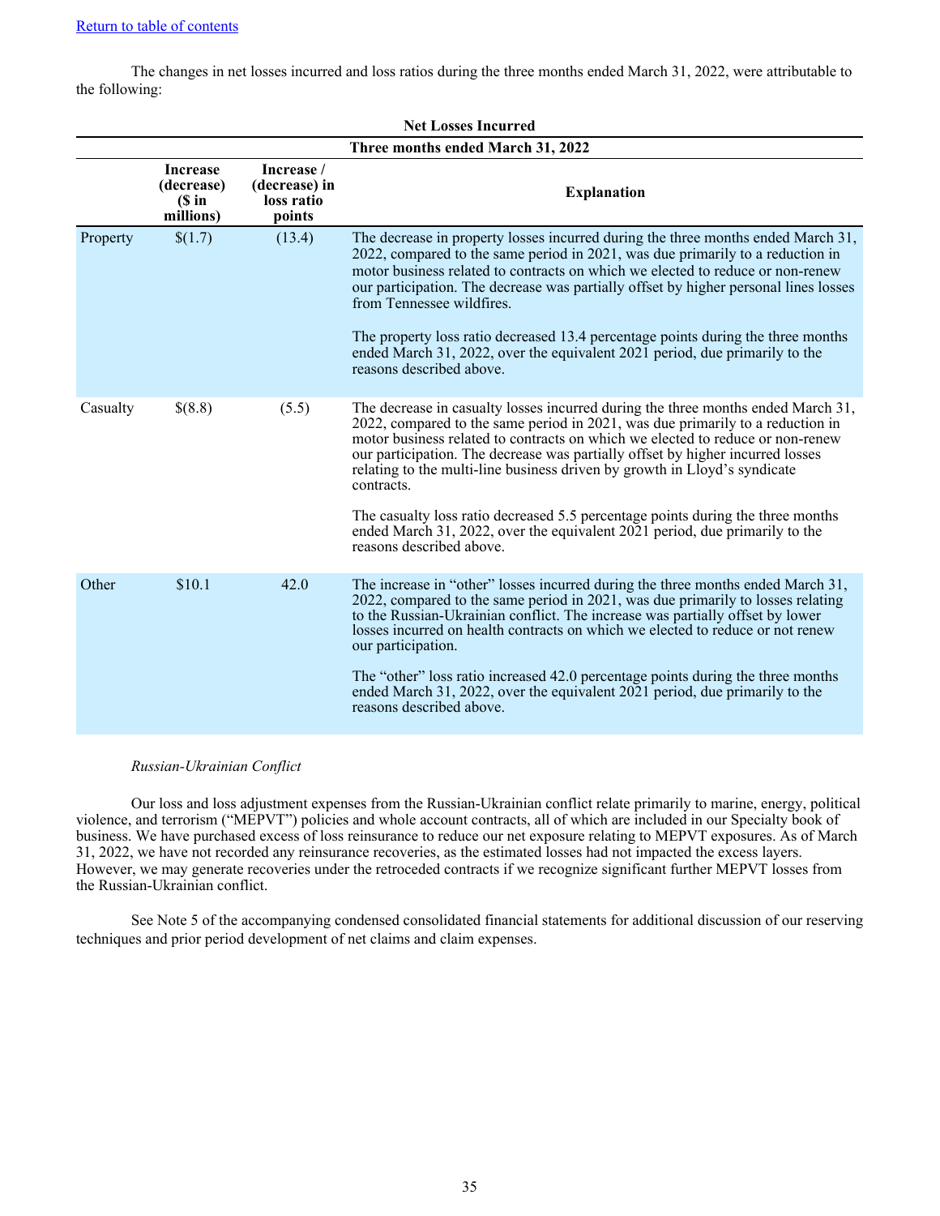[Return to table of contents](#)

The changes in net losses incurred and loss ratios during the three months ended March 31, 2022, were attributable to the following:

| Net Losses Incurred | | | |
|---|---|---|---|
| Three months ended March 31, 2022 | | | |
| | Increase (decrease) ($ in millions) | Increase / (decrease) in loss ratio points | Explanation |
| Property | $(1.7) | (13.4) | The decrease in property losses incurred during the three months ended March 31, 2022, compared to the same period in 2021, was due primarily to a reduction in motor business related to contracts on which we elected to reduce or non-renew our participation. The decrease was partially offset by higher personal lines losses from Tennessee wildfires.<br><br>The property loss ratio decreased 13.4 percentage points during the three months ended March 31, 2022, over the equivalent 2021 period, due primarily to the reasons described above. |
| Casualty | $(8.8) | (5.5) | The decrease in casualty losses incurred during the three months ended March 31, 2022, compared to the same period in 2021, was due primarily to a reduction in motor business related to contracts on which we elected to reduce or non-renew our participation. The decrease was partially offset by higher incurred losses relating to the multi-line business driven by growth in Lloyd's syndicate contracts.<br><br>The casualty loss ratio decreased 5.5 percentage points during the three months ended March 31, 2022, over the equivalent 2021 period, due primarily to the reasons described above. |
| Other | $10.1 | 42.0 | The increase in "other" losses incurred during the three months ended March 31, 2022, compared to the same period in 2021, was due primarily to losses relating to the Russian-Ukrainian conflict. The increase was partially offset by lower losses incurred on health contracts on which we elected to reduce or not renew our participation.<br><br>The "other" loss ratio increased 42.0 percentage points during the three months ended March 31, 2022, over the equivalent 2021 period, due primarily to the reasons described above. |

*Russian-Ukrainian Conflict*

Our loss and loss adjustment expenses from the Russian-Ukrainian conflict relate primarily to marine, energy, political violence, and terrorism ("MEPVT") policies and whole account contracts, all of which are included in our Specialty book of business. We have purchased excess of loss reinsurance to reduce our net exposure relating to MEPVT exposures. As of March 31, 2022, we have not recorded any reinsurance recoveries, as the estimated losses had not impacted the excess layers. However, we may generate recoveries under the retroceded contracts if we recognize significant further MEPVT losses from the Russian-Ukrainian conflict.

See Note 5 of the accompanying condensed consolidated financial statements for additional discussion of our reserving techniques and prior period development of net claims and claim expenses.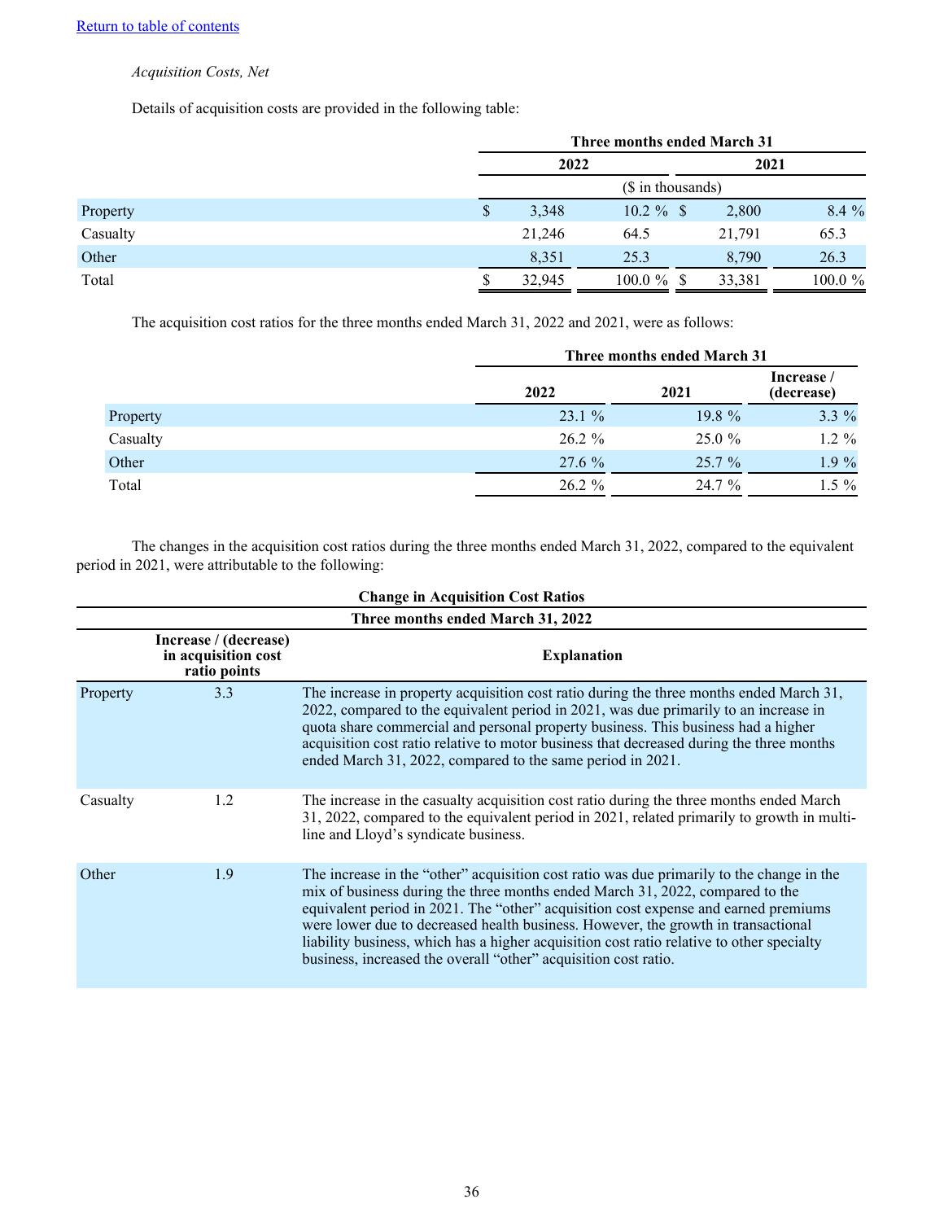[Return to table of contents](#)

*Acquisition Costs, Net*

Details of acquisition costs are provided in the following table:

| | Three months ended March 31 | | | |
|---|---|---|---|---|
| | 2022 | | 2021 | |
| | ($ in thousands) | | | |
| Property | $ 3,348 | 10.2 % | $ 2,800 | 8.4 % |
| Casualty | 21,246 | 64.5 | 21,791 | 65.3 |
| Other | 8,351 | 25.3 | 8,790 | 26.3 |
| Total | $ 32,945 | 100.0 % | $ 33,381 | 100.0 % |

The acquisition cost ratios for the three months ended March 31, 2022 and 2021, were as follows:

| | Three months ended March 31 | | |
|---|---|---|---|
| | 2022 | 2021 | Increase / (decrease) |
| Property | 23.1 % | 19.8 % | 3.3 % |
| Casualty | 26.2 % | 25.0 % | 1.2 % |
| Other | 27.6 % | 25.7 % | 1.9 % |
| Total | 26.2 % | 24.7 % | 1.5 % |

The changes in the acquisition cost ratios during the three months ended March 31, 2022, compared to the equivalent period in 2021, were attributable to the following:

**Change in Acquisition Cost Ratios**

**Three months ended March 31, 2022**

| | Increase / (decrease) in acquisition cost ratio points | Explanation |
|---|---|---|
| Property | 3.3 | The increase in property acquisition cost ratio during the three months ended March 31, 2022, compared to the equivalent period in 2021, was due primarily to an increase in quota share commercial and personal property business. This business had a higher acquisition cost ratio relative to motor business that decreased during the three months ended March 31, 2022, compared to the same period in 2021. |
| Casualty | 1.2 | The increase in the casualty acquisition cost ratio during the three months ended March 31, 2022, compared to the equivalent period in 2021, related primarily to growth in multi-line and Lloyd's syndicate business. |
| Other | 1.9 | The increase in the "other" acquisition cost ratio was due primarily to the change in the mix of business during the three months ended March 31, 2022, compared to the equivalent period in 2021. The "other" acquisition cost expense and earned premiums were lower due to decreased health business. However, the growth in transactional liability business, which has a higher acquisition cost ratio relative to other specialty business, increased the overall "other" acquisition cost ratio. |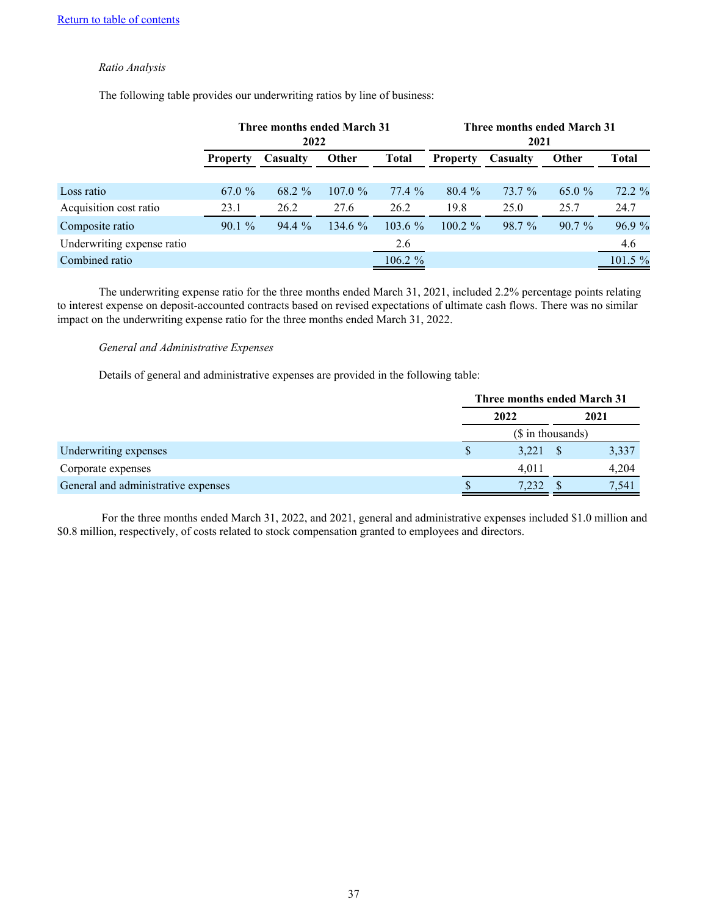[Return to table of contents]

*Ratio Analysis*

The following table provides our underwriting ratios by line of business:

| | Three months ended March 31 2022 | | | | Three months ended March 31 2021 | | | |
|---|---|---|---|---|---|---|---|---|
| | Property | Casualty | Other | Total | Property | Casualty | Other | Total |
| Loss ratio | 67.0 % | 68.2 % | 107.0 % | 77.4 % | 80.4 % | 73.7 % | 65.0 % | 72.2 % |
| Acquisition cost ratio | 23.1 | 26.2 | 27.6 | 26.2 | 19.8 | 25.0 | 25.7 | 24.7 |
| Composite ratio | 90.1 % | 94.4 % | 134.6 % | 103.6 % | 100.2 % | 98.7 % | 90.7 % | 96.9 % |
| Underwriting expense ratio | | | | 2.6 | | | | 4.6 |
| Combined ratio | | | | 106.2 % | | | | 101.5 % |

The underwriting expense ratio for the three months ended March 31, 2021, included 2.2% percentage points relating to interest expense on deposit-accounted contracts based on revised expectations of ultimate cash flows. There was no similar impact on the underwriting expense ratio for the three months ended March 31, 2022.

*General and Administrative Expenses*

Details of general and administrative expenses are provided in the following table:

| | Three months ended March 31 | |
|---|---|---|
| | 2022 | 2021 |
| | ($ in thousands) | |
| Underwriting expenses | $ 3,221 | $ 3,337 |
| Corporate expenses | 4,011 | 4,204 |
| General and administrative expenses | $ 7,232 | $ 7,541 |

For the three months ended March 31, 2022, and 2021, general and administrative expenses included $1.0 million and $0.8 million, respectively, of costs related to stock compensation granted to employees and directors.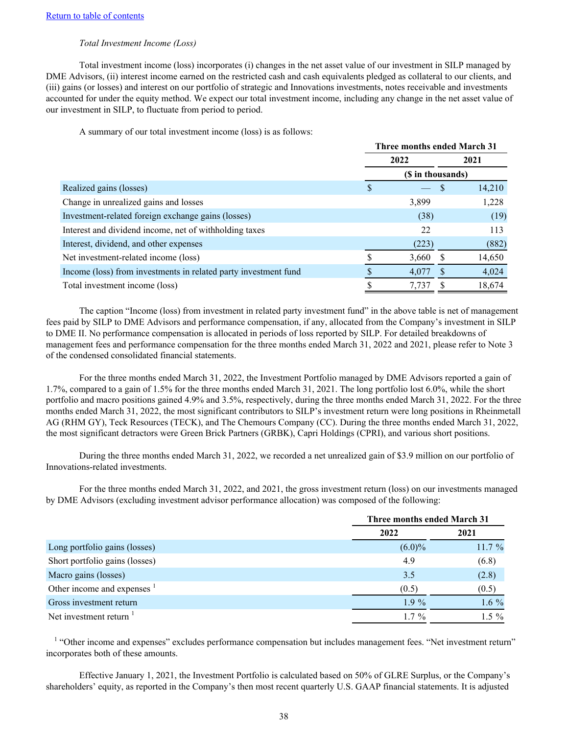[Return to table of contents](#)

*Total Investment Income (Loss)*

Total investment income (loss) incorporates (i) changes in the net asset value of our investment in SILP managed by DME Advisors, (ii) interest income earned on the restricted cash and cash equivalents pledged as collateral to our clients, and (iii) gains (or losses) and interest on our portfolio of strategic and Innovations investments, notes receivable and investments accounted for under the equity method. We expect our total investment income, including any change in the net asset value of our investment in SILP, to fluctuate from period to period.

A summary of our total investment income (loss) is as follows:

| | Three months ended March 31 | |
|---|---|---|
| | 2022 | 2021 |
| | ($ in thousands) | |
| Realized gains (losses) | $ — | $ 14,210 |
| Change in unrealized gains and losses | 3,899 | 1,228 |
| Investment-related foreign exchange gains (losses) | (38) | (19) |
| Interest and dividend income, net of withholding taxes | 22 | 113 |
| Interest, dividend, and other expenses | (223) | (882) |
| Net investment-related income (loss) | $ 3,660 | $ 14,650 |
| Income (loss) from investments in related party investment fund | $ 4,077 | $ 4,024 |
| Total investment income (loss) | $ 7,737 | $ 18,674 |

The caption "Income (loss) from investment in related party investment fund" in the above table is net of management fees paid by SILP to DME Advisors and performance compensation, if any, allocated from the Company's investment in SILP to DME II. No performance compensation is allocated in periods of loss reported by SILP. For detailed breakdowns of management fees and performance compensation for the three months ended March 31, 2022 and 2021, please refer to Note 3 of the condensed consolidated financial statements.

For the three months ended March 31, 2022, the Investment Portfolio managed by DME Advisors reported a gain of 1.7%, compared to a gain of 1.5% for the three months ended March 31, 2021. The long portfolio lost 6.0%, while the short portfolio and macro positions gained 4.9% and 3.5%, respectively, during the three months ended March 31, 2022. For the three months ended March 31, 2022, the most significant contributors to SILP's investment return were long positions in Rheinmetall AG (RHM GY), Teck Resources (TECK), and The Chemours Company (CC). During the three months ended March 31, 2022, the most significant detractors were Green Brick Partners (GRBK), Capri Holdings (CPRI), and various short positions.

During the three months ended March 31, 2022, we recorded a net unrealized gain of $3.9 million on our portfolio of Innovations-related investments.

For the three months ended March 31, 2022, and 2021, the gross investment return (loss) on our investments managed by DME Advisors (excluding investment advisor performance allocation) was composed of the following:

| | Three months ended March 31 | |
|---|---|---|
| | 2022 | 2021 |
| Long portfolio gains (losses) | (6.0)% | 11.7 % |
| Short portfolio gains (losses) | 4.9 | (6.8) |
| Macro gains (losses) | 3.5 | (2.8) |
| Other income and expenses [1] | (0.5) | (0.5) |
| Gross investment return | 1.9 % | 1.6 % |
| Net investment return [1] | 1.7 % | 1.5 % |

[1] "Other income and expenses" excludes performance compensation but includes management fees. "Net investment return" incorporates both of these amounts.

Effective January 1, 2021, the Investment Portfolio is calculated based on 50% of GLRE Surplus, or the Company's shareholders' equity, as reported in the Company's then most recent quarterly U.S. GAAP financial statements. It is adjusted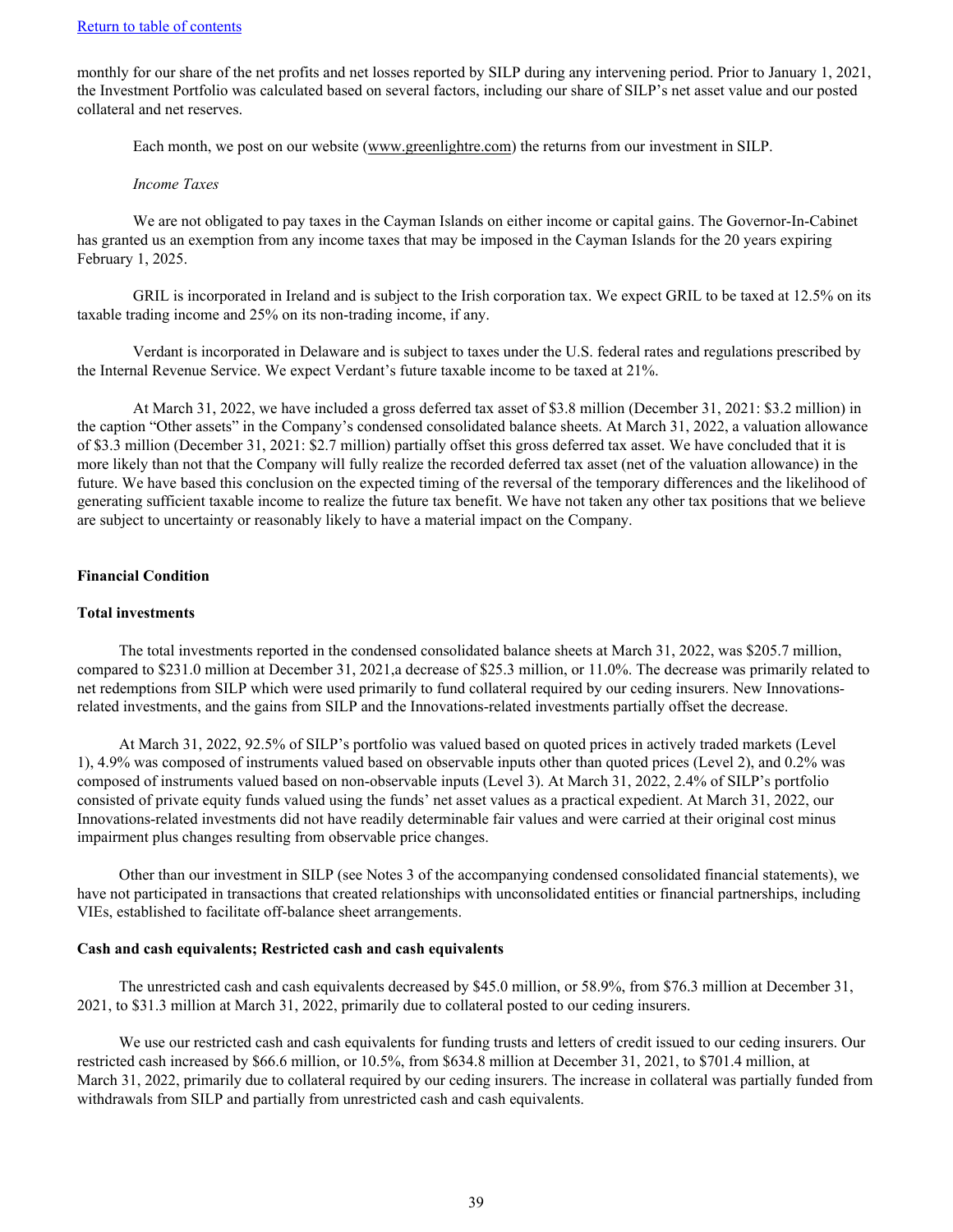monthly for our share of the net profits and net losses reported by SILP during any intervening period. Prior to January 1, 2021, the Investment Portfolio was calculated based on several factors, including our share of SILP's net asset value and our posted collateral and net reserves.

Each month, we post on our website (www.greenlightre.com) the returns from our investment in SILP.

*Income Taxes*

We are not obligated to pay taxes in the Cayman Islands on either income or capital gains. The Governor-In-Cabinet has granted us an exemption from any income taxes that may be imposed in the Cayman Islands for the 20 years expiring February 1, 2025.

GRIL is incorporated in Ireland and is subject to the Irish corporation tax. We expect GRIL to be taxed at 12.5% on its taxable trading income and 25% on its non-trading income, if any.

Verdant is incorporated in Delaware and is subject to taxes under the U.S. federal rates and regulations prescribed by the Internal Revenue Service. We expect Verdant's future taxable income to be taxed at 21%.

At March 31, 2022, we have included a gross deferred tax asset of $3.8 million (December 31, 2021: $3.2 million) in the caption "Other assets" in the Company's condensed consolidated balance sheets. At March 31, 2022, a valuation allowance of $3.3 million (December 31, 2021: $2.7 million) partially offset this gross deferred tax asset. We have concluded that it is more likely than not that the Company will fully realize the recorded deferred tax asset (net of the valuation allowance) in the future. We have based this conclusion on the expected timing of the reversal of the temporary differences and the likelihood of generating sufficient taxable income to realize the future tax benefit. We have not taken any other tax positions that we believe are subject to uncertainty or reasonably likely to have a material impact on the Company.

**Financial Condition**

**Total investments**

The total investments reported in the condensed consolidated balance sheets at March 31, 2022, was $205.7 million, compared to $231.0 million at December 31, 2021,a decrease of $25.3 million, or 11.0%. The decrease was primarily related to net redemptions from SILP which were used primarily to fund collateral required by our ceding insurers. New Innovations-related investments, and the gains from SILP and the Innovations-related investments partially offset the decrease.

At March 31, 2022, 92.5% of SILP's portfolio was valued based on quoted prices in actively traded markets (Level 1), 4.9% was composed of instruments valued based on observable inputs other than quoted prices (Level 2), and 0.2% was composed of instruments valued based on non-observable inputs (Level 3). At March 31, 2022, 2.4% of SILP's portfolio consisted of private equity funds valued using the funds' net asset values as a practical expedient. At March 31, 2022, our Innovations-related investments did not have readily determinable fair values and were carried at their original cost minus impairment plus changes resulting from observable price changes.

Other than our investment in SILP (see Notes 3 of the accompanying condensed consolidated financial statements), we have not participated in transactions that created relationships with unconsolidated entities or financial partnerships, including VIEs, established to facilitate off-balance sheet arrangements.

**Cash and cash equivalents; Restricted cash and cash equivalents**

The unrestricted cash and cash equivalents decreased by $45.0 million, or 58.9%, from $76.3 million at December 31, 2021, to $31.3 million at March 31, 2022, primarily due to collateral posted to our ceding insurers.

We use our restricted cash and cash equivalents for funding trusts and letters of credit issued to our ceding insurers. Our restricted cash increased by $66.6 million, or 10.5%, from $634.8 million at December 31, 2021, to $701.4 million, at March 31, 2022, primarily due to collateral required by our ceding insurers. The increase in collateral was partially funded from withdrawals from SILP and partially from unrestricted cash and cash equivalents.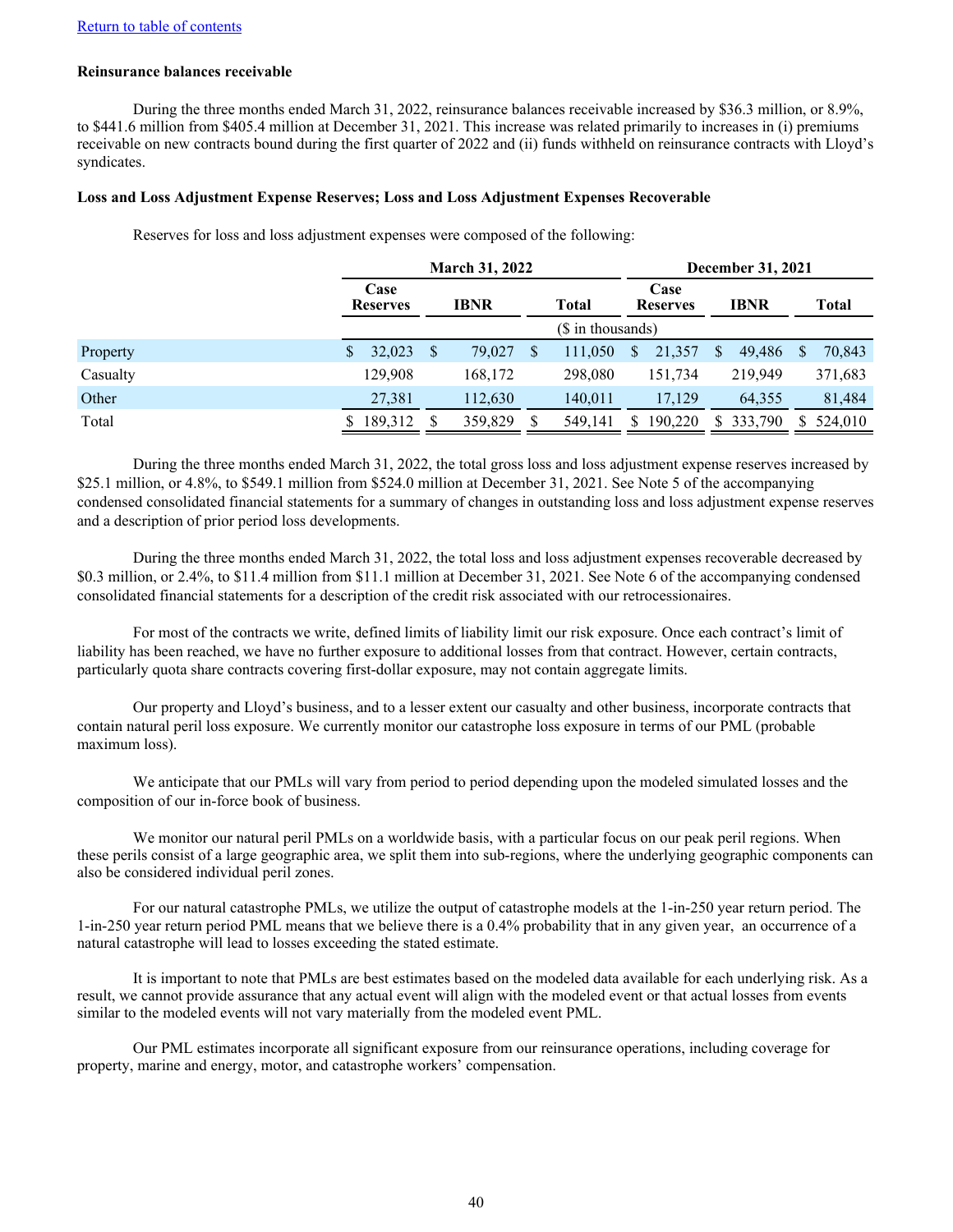[Return to table of contents](#)

**Reinsurance balances receivable**

During the three months ended March 31, 2022, reinsurance balances receivable increased by $36.3 million, or 8.9%, to $441.6 million from $405.4 million at December 31, 2021. This increase was related primarily to increases in (i) premiums receivable on new contracts bound during the first quarter of 2022 and (ii) funds withheld on reinsurance contracts with Lloyd's syndicates.

**Loss and Loss Adjustment Expense Reserves; Loss and Loss Adjustment Expenses Recoverable**

Reserves for loss and loss adjustment expenses were composed of the following:

| | March 31, 2022 | | | December 31, 2021 | | |
|---|---|---|---|---|---|---|
| | Case Reserves | IBNR | Total | Case Reserves | IBNR | Total |
| | ($ in thousands) | | | | | |
| Property | $ 32,023 | $ 79,027 | $ 111,050 | $ 21,357 | $ 49,486 | $ 70,843 |
| Casualty | 129,908 | 168,172 | 298,080 | 151,734 | 219,949 | 371,683 |
| Other | 27,381 | 112,630 | 140,011 | 17,129 | 64,355 | 81,484 |
| Total | $ 189,312 | $ 359,829 | $ 549,141 | $ 190,220 | $ 333,790 | $ 524,010 |

During the three months ended March 31, 2022, the total gross loss and loss adjustment expense reserves increased by $25.1 million, or 4.8%, to $549.1 million from $524.0 million at December 31, 2021. See Note 5 of the accompanying condensed consolidated financial statements for a summary of changes in outstanding loss and loss adjustment expense reserves and a description of prior period loss developments.

During the three months ended March 31, 2022, the total loss and loss adjustment expenses recoverable decreased by $0.3 million, or 2.4%, to $11.4 million from $11.1 million at December 31, 2021. See Note 6 of the accompanying condensed consolidated financial statements for a description of the credit risk associated with our retrocessionaires.

For most of the contracts we write, defined limits of liability limit our risk exposure. Once each contract's limit of liability has been reached, we have no further exposure to additional losses from that contract. However, certain contracts, particularly quota share contracts covering first-dollar exposure, may not contain aggregate limits.

Our property and Lloyd's business, and to a lesser extent our casualty and other business, incorporate contracts that contain natural peril loss exposure. We currently monitor our catastrophe loss exposure in terms of our PML (probable maximum loss).

We anticipate that our PMLs will vary from period to period depending upon the modeled simulated losses and the composition of our in-force book of business.

We monitor our natural peril PMLs on a worldwide basis, with a particular focus on our peak peril regions. When these perils consist of a large geographic area, we split them into sub-regions, where the underlying geographic components can also be considered individual peril zones.

For our natural catastrophe PMLs, we utilize the output of catastrophe models at the 1-in-250 year return period. The 1-in-250 year return period PML means that we believe there is a 0.4% probability that in any given year, an occurrence of a natural catastrophe will lead to losses exceeding the stated estimate.

It is important to note that PMLs are best estimates based on the modeled data available for each underlying risk. As a result, we cannot provide assurance that any actual event will align with the modeled event or that actual losses from events similar to the modeled events will not vary materially from the modeled event PML.

Our PML estimates incorporate all significant exposure from our reinsurance operations, including coverage for property, marine and energy, motor, and catastrophe workers' compensation.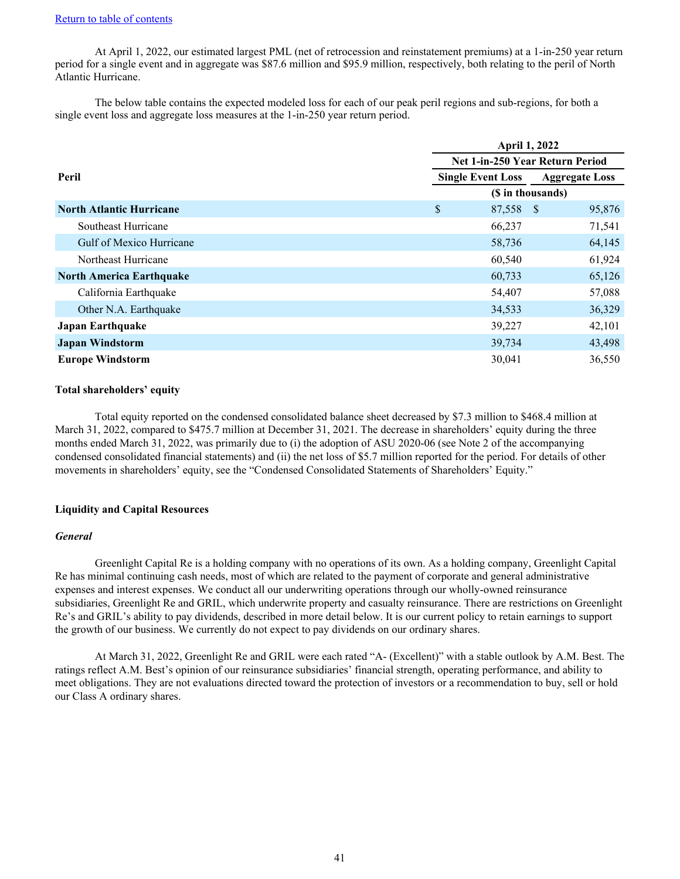[Return to table of contents](#)

At April 1, 2022, our estimated largest PML (net of retrocession and reinstatement premiums) at a 1-in-250 year return period for a single event and in aggregate was $87.6 million and $95.9 million, respectively, both relating to the peril of North Atlantic Hurricane.

The below table contains the expected modeled loss for each of our peak peril regions and sub-regions, for both a single event loss and aggregate loss measures at the 1-in-250 year return period.

| | April 1, 2022 | |
|---|---|---|
| | Net 1-in-250 Year Return Period | |
| **Peril** | **Single Event Loss** | **Aggregate Loss** |
| | ($ in thousands) | |
| **North Atlantic Hurricane** | $ 87,558 | $ 95,876 |
| Southeast Hurricane | 66,237 | 71,541 |
| Gulf of Mexico Hurricane | 58,736 | 64,145 |
| Northeast Hurricane | 60,540 | 61,924 |
| **North America Earthquake** | 60,733 | 65,126 |
| California Earthquake | 54,407 | 57,088 |
| Other N.A. Earthquake | 34,533 | 36,329 |
| **Japan Earthquake** | 39,227 | 42,101 |
| **Japan Windstorm** | 39,734 | 43,498 |
| **Europe Windstorm** | 30,041 | 36,550 |

**Total shareholders' equity**

Total equity reported on the condensed consolidated balance sheet decreased by $7.3 million to $468.4 million at March 31, 2022, compared to $475.7 million at December 31, 2021. The decrease in shareholders' equity during the three months ended March 31, 2022, was primarily due to (i) the adoption of ASU 2020-06 (see Note 2 of the accompanying condensed consolidated financial statements) and (ii) the net loss of $5.7 million reported for the period. For details of other movements in shareholders' equity, see the "Condensed Consolidated Statements of Shareholders' Equity."

## Liquidity and Capital Resources

***General***

Greenlight Capital Re is a holding company with no operations of its own. As a holding company, Greenlight Capital Re has minimal continuing cash needs, most of which are related to the payment of corporate and general administrative expenses and interest expenses. We conduct all our underwriting operations through our wholly-owned reinsurance subsidiaries, Greenlight Re and GRIL, which underwrite property and casualty reinsurance. There are restrictions on Greenlight Re's and GRIL's ability to pay dividends, described in more detail below. It is our current policy to retain earnings to support the growth of our business. We currently do not expect to pay dividends on our ordinary shares.

At March 31, 2022, Greenlight Re and GRIL were each rated "A- (Excellent)" with a stable outlook by A.M. Best. The ratings reflect A.M. Best's opinion of our reinsurance subsidiaries' financial strength, operating performance, and ability to meet obligations. They are not evaluations directed toward the protection of investors or a recommendation to buy, sell or hold our Class A ordinary shares.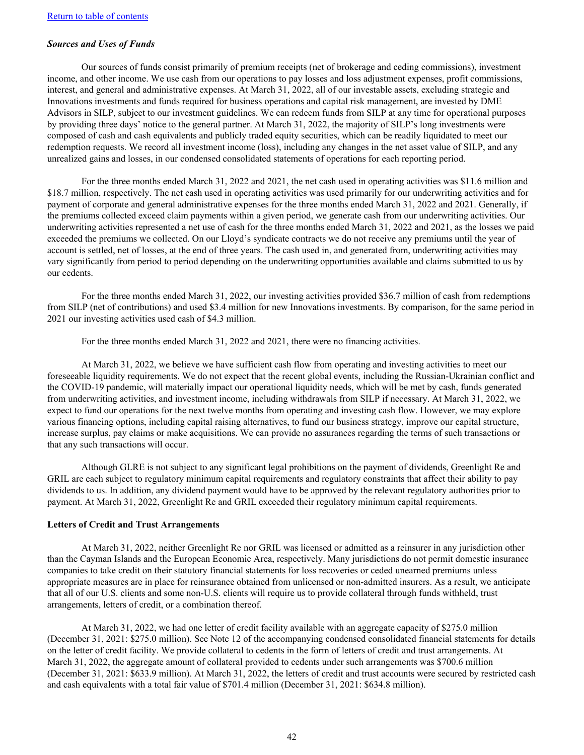### *Sources and Uses of Funds*

Our sources of funds consist primarily of premium receipts (net of brokerage and ceding commissions), investment income, and other income. We use cash from our operations to pay losses and loss adjustment expenses, profit commissions, interest, and general and administrative expenses. At March 31, 2022, all of our investable assets, excluding strategic and Innovations investments and funds required for business operations and capital risk management, are invested by DME Advisors in SILP, subject to our investment guidelines. We can redeem funds from SILP at any time for operational purposes by providing three days' notice to the general partner. At March 31, 2022, the majority of SILP's long investments were composed of cash and cash equivalents and publicly traded equity securities, which can be readily liquidated to meet our redemption requests. We record all investment income (loss), including any changes in the net asset value of SILP, and any unrealized gains and losses, in our condensed consolidated statements of operations for each reporting period.

For the three months ended March 31, 2022 and 2021, the net cash used in operating activities was $11.6 million and $18.7 million, respectively. The net cash used in operating activities was used primarily for our underwriting activities and for payment of corporate and general administrative expenses for the three months ended March 31, 2022 and 2021. Generally, if the premiums collected exceed claim payments within a given period, we generate cash from our underwriting activities. Our underwriting activities represented a net use of cash for the three months ended March 31, 2022 and 2021, as the losses we paid exceeded the premiums we collected. On our Lloyd's syndicate contracts we do not receive any premiums until the year of account is settled, net of losses, at the end of three years. The cash used in, and generated from, underwriting activities may vary significantly from period to period depending on the underwriting opportunities available and claims submitted to us by our cedents.

For the three months ended March 31, 2022, our investing activities provided $36.7 million of cash from redemptions from SILP (net of contributions) and used $3.4 million for new Innovations investments. By comparison, for the same period in 2021 our investing activities used cash of $4.3 million.

For the three months ended March 31, 2022 and 2021, there were no financing activities.

At March 31, 2022, we believe we have sufficient cash flow from operating and investing activities to meet our foreseeable liquidity requirements. We do not expect that the recent global events, including the Russian-Ukrainian conflict and the COVID-19 pandemic, will materially impact our operational liquidity needs, which will be met by cash, funds generated from underwriting activities, and investment income, including withdrawals from SILP if necessary. At March 31, 2022, we expect to fund our operations for the next twelve months from operating and investing cash flow. However, we may explore various financing options, including capital raising alternatives, to fund our business strategy, improve our capital structure, increase surplus, pay claims or make acquisitions. We can provide no assurances regarding the terms of such transactions or that any such transactions will occur.

Although GLRE is not subject to any significant legal prohibitions on the payment of dividends, Greenlight Re and GRIL are each subject to regulatory minimum capital requirements and regulatory constraints that affect their ability to pay dividends to us. In addition, any dividend payment would have to be approved by the relevant regulatory authorities prior to payment. At March 31, 2022, Greenlight Re and GRIL exceeded their regulatory minimum capital requirements.

**Letters of Credit and Trust Arrangements**

At March 31, 2022, neither Greenlight Re nor GRIL was licensed or admitted as a reinsurer in any jurisdiction other than the Cayman Islands and the European Economic Area, respectively. Many jurisdictions do not permit domestic insurance companies to take credit on their statutory financial statements for loss recoveries or ceded unearned premiums unless appropriate measures are in place for reinsurance obtained from unlicensed or non-admitted insurers. As a result, we anticipate that all of our U.S. clients and some non-U.S. clients will require us to provide collateral through funds withheld, trust arrangements, letters of credit, or a combination thereof.

At March 31, 2022, we had one letter of credit facility available with an aggregate capacity of $275.0 million (December 31, 2021: $275.0 million). See Note 12 of the accompanying condensed consolidated financial statements for details on the letter of credit facility. We provide collateral to cedents in the form of letters of credit and trust arrangements. At March 31, 2022, the aggregate amount of collateral provided to cedents under such arrangements was $700.6 million (December 31, 2021: $633.9 million). At March 31, 2022, the letters of credit and trust accounts were secured by restricted cash and cash equivalents with a total fair value of $701.4 million (December 31, 2021: $634.8 million).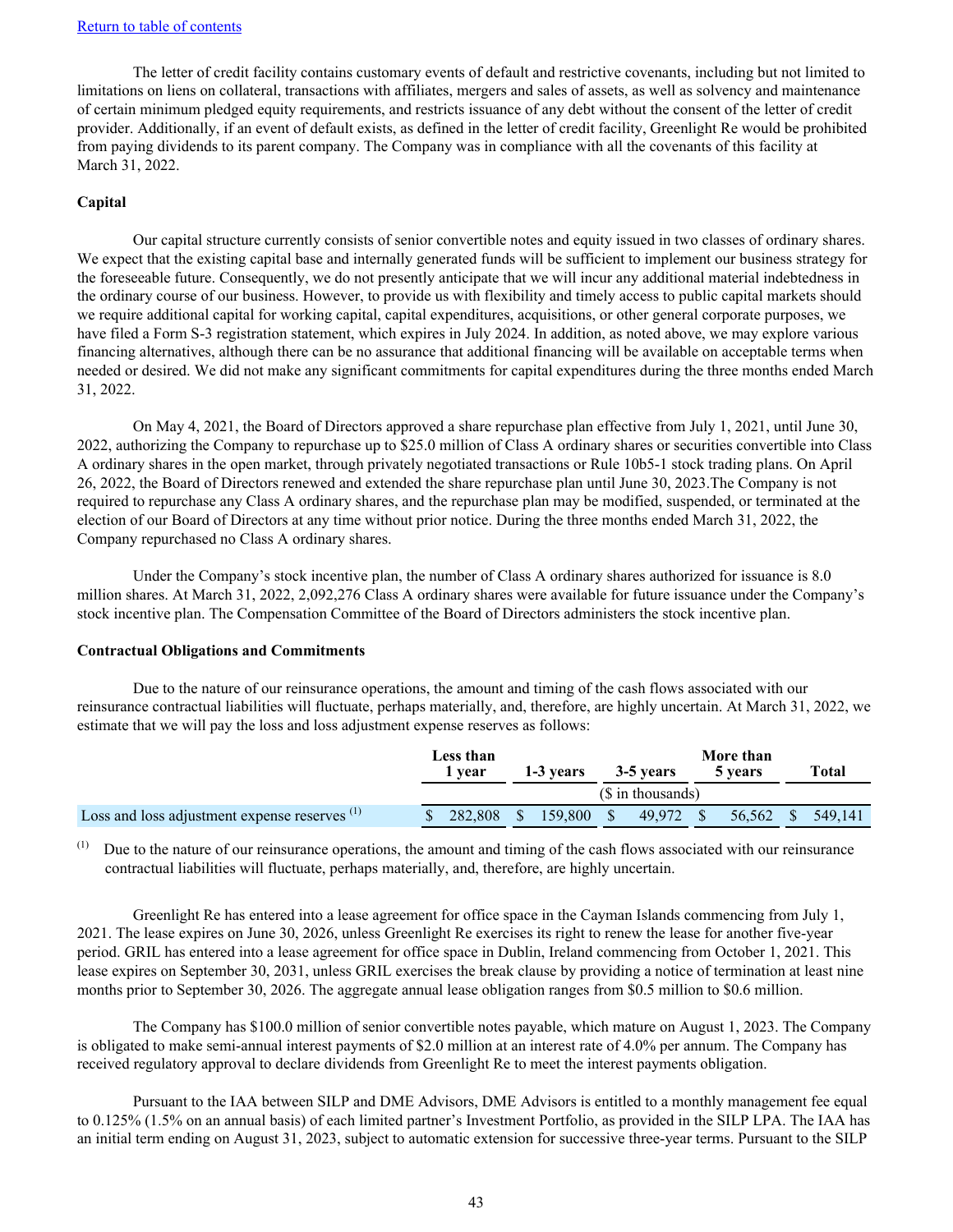Return to table of contents

The letter of credit facility contains customary events of default and restrictive covenants, including but not limited to limitations on liens on collateral, transactions with affiliates, mergers and sales of assets, as well as solvency and maintenance of certain minimum pledged equity requirements, and restricts issuance of any debt without the consent of the letter of credit provider. Additionally, if an event of default exists, as defined in the letter of credit facility, Greenlight Re would be prohibited from paying dividends to its parent company. The Company was in compliance with all the covenants of this facility at March 31, 2022.

**Capital**

Our capital structure currently consists of senior convertible notes and equity issued in two classes of ordinary shares. We expect that the existing capital base and internally generated funds will be sufficient to implement our business strategy for the foreseeable future. Consequently, we do not presently anticipate that we will incur any additional material indebtedness in the ordinary course of our business. However, to provide us with flexibility and timely access to public capital markets should we require additional capital for working capital, capital expenditures, acquisitions, or other general corporate purposes, we have filed a Form S-3 registration statement, which expires in July 2024. In addition, as noted above, we may explore various financing alternatives, although there can be no assurance that additional financing will be available on acceptable terms when needed or desired. We did not make any significant commitments for capital expenditures during the three months ended March 31, 2022.

On May 4, 2021, the Board of Directors approved a share repurchase plan effective from July 1, 2021, until June 30, 2022, authorizing the Company to repurchase up to $25.0 million of Class A ordinary shares or securities convertible into Class A ordinary shares in the open market, through privately negotiated transactions or Rule 10b5-1 stock trading plans. On April 26, 2022, the Board of Directors renewed and extended the share repurchase plan until June 30, 2023.The Company is not required to repurchase any Class A ordinary shares, and the repurchase plan may be modified, suspended, or terminated at the election of our Board of Directors at any time without prior notice. During the three months ended March 31, 2022, the Company repurchased no Class A ordinary shares.

Under the Company's stock incentive plan, the number of Class A ordinary shares authorized for issuance is 8.0 million shares. At March 31, 2022, 2,092,276 Class A ordinary shares were available for future issuance under the Company's stock incentive plan. The Compensation Committee of the Board of Directors administers the stock incentive plan.

**Contractual Obligations and Commitments**

Due to the nature of our reinsurance operations, the amount and timing of the cash flows associated with our reinsurance contractual liabilities will fluctuate, perhaps materially, and, therefore, are highly uncertain. At March 31, 2022, we estimate that we will pay the loss and loss adjustment expense reserves as follows:

| | Less than 1 year | 1-3 years | 3-5 years | More than 5 years | Total |
|---|---|---|---|---|---|
| | ($ in thousands) | | | | |
| Loss and loss adjustment expense reserves [(1)] | $ 282,808 | $ 159,800 | $ 49,972 | $ 56,562 | $ 549,141 |

[(1)] Due to the nature of our reinsurance operations, the amount and timing of the cash flows associated with our reinsurance contractual liabilities will fluctuate, perhaps materially, and, therefore, are highly uncertain.

Greenlight Re has entered into a lease agreement for office space in the Cayman Islands commencing from July 1, 2021. The lease expires on June 30, 2026, unless Greenlight Re exercises its right to renew the lease for another five-year period. GRIL has entered into a lease agreement for office space in Dublin, Ireland commencing from October 1, 2021. This lease expires on September 30, 2031, unless GRIL exercises the break clause by providing a notice of termination at least nine months prior to September 30, 2026. The aggregate annual lease obligation ranges from $0.5 million to $0.6 million.

The Company has $100.0 million of senior convertible notes payable, which mature on August 1, 2023. The Company is obligated to make semi-annual interest payments of $2.0 million at an interest rate of 4.0% per annum. The Company has received regulatory approval to declare dividends from Greenlight Re to meet the interest payments obligation.

Pursuant to the IAA between SILP and DME Advisors, DME Advisors is entitled to a monthly management fee equal to 0.125% (1.5% on an annual basis) of each limited partner's Investment Portfolio, as provided in the SILP LPA. The IAA has an initial term ending on August 31, 2023, subject to automatic extension for successive three-year terms. Pursuant to the SILP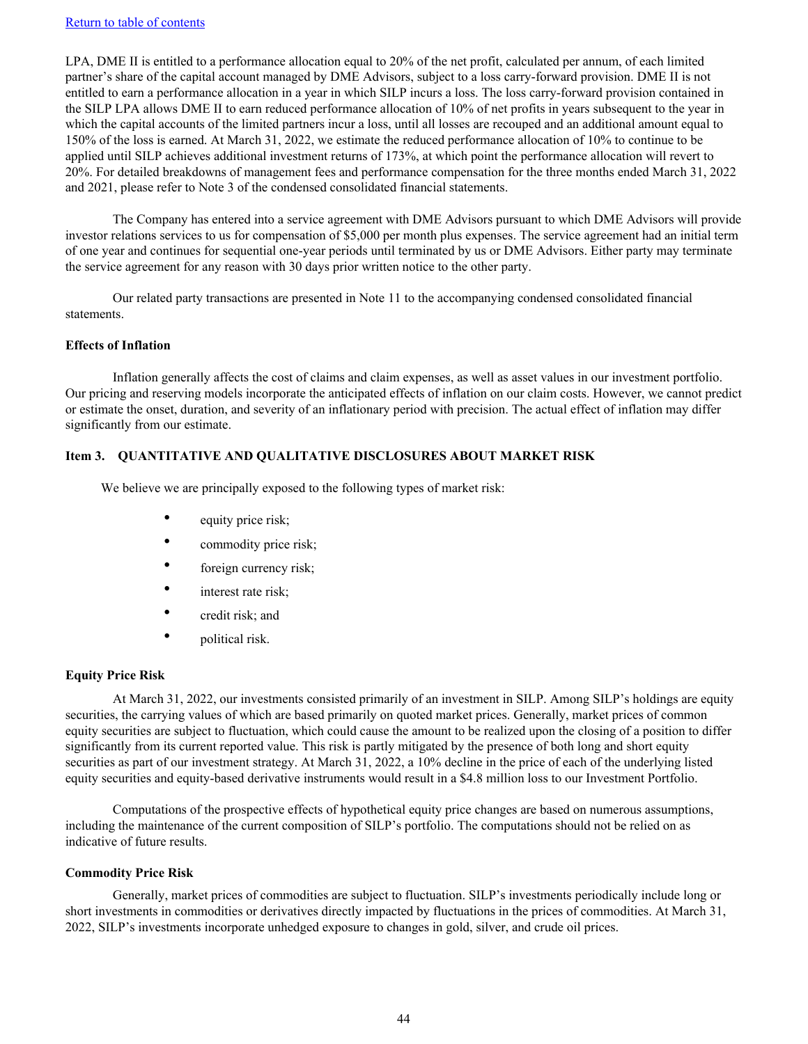LPA, DME II is entitled to a performance allocation equal to 20% of the net profit, calculated per annum, of each limited partner's share of the capital account managed by DME Advisors, subject to a loss carry-forward provision. DME II is not entitled to earn a performance allocation in a year in which SILP incurs a loss. The loss carry-forward provision contained in the SILP LPA allows DME II to earn reduced performance allocation of 10% of net profits in years subsequent to the year in which the capital accounts of the limited partners incur a loss, until all losses are recouped and an additional amount equal to 150% of the loss is earned. At March 31, 2022, we estimate the reduced performance allocation of 10% to continue to be applied until SILP achieves additional investment returns of 173%, at which point the performance allocation will revert to 20%. For detailed breakdowns of management fees and performance compensation for the three months ended March 31, 2022 and 2021, please refer to Note 3 of the condensed consolidated financial statements.

The Company has entered into a service agreement with DME Advisors pursuant to which DME Advisors will provide investor relations services to us for compensation of $5,000 per month plus expenses. The service agreement had an initial term of one year and continues for sequential one-year periods until terminated by us or DME Advisors. Either party may terminate the service agreement for any reason with 30 days prior written notice to the other party.

Our related party transactions are presented in Note 11 to the accompanying condensed consolidated financial statements.

**Effects of Inflation**

Inflation generally affects the cost of claims and claim expenses, as well as asset values in our investment portfolio. Our pricing and reserving models incorporate the anticipated effects of inflation on our claim costs. However, we cannot predict or estimate the onset, duration, and severity of an inflationary period with precision. The actual effect of inflation may differ significantly from our estimate.

## Item 3. QUANTITATIVE AND QUALITATIVE DISCLOSURES ABOUT MARKET RISK

We believe we are principally exposed to the following types of market risk:

- equity price risk;
- commodity price risk;
- foreign currency risk;
- interest rate risk;
- credit risk; and
- political risk.

**Equity Price Risk**

At March 31, 2022, our investments consisted primarily of an investment in SILP. Among SILP's holdings are equity securities, the carrying values of which are based primarily on quoted market prices. Generally, market prices of common equity securities are subject to fluctuation, which could cause the amount to be realized upon the closing of a position to differ significantly from its current reported value. This risk is partly mitigated by the presence of both long and short equity securities as part of our investment strategy. At March 31, 2022, a 10% decline in the price of each of the underlying listed equity securities and equity-based derivative instruments would result in a $4.8 million loss to our Investment Portfolio.

Computations of the prospective effects of hypothetical equity price changes are based on numerous assumptions, including the maintenance of the current composition of SILP's portfolio. The computations should not be relied on as indicative of future results.

**Commodity Price Risk**

Generally, market prices of commodities are subject to fluctuation. SILP's investments periodically include long or short investments in commodities or derivatives directly impacted by fluctuations in the prices of commodities. At March 31, 2022, SILP's investments incorporate unhedged exposure to changes in gold, silver, and crude oil prices.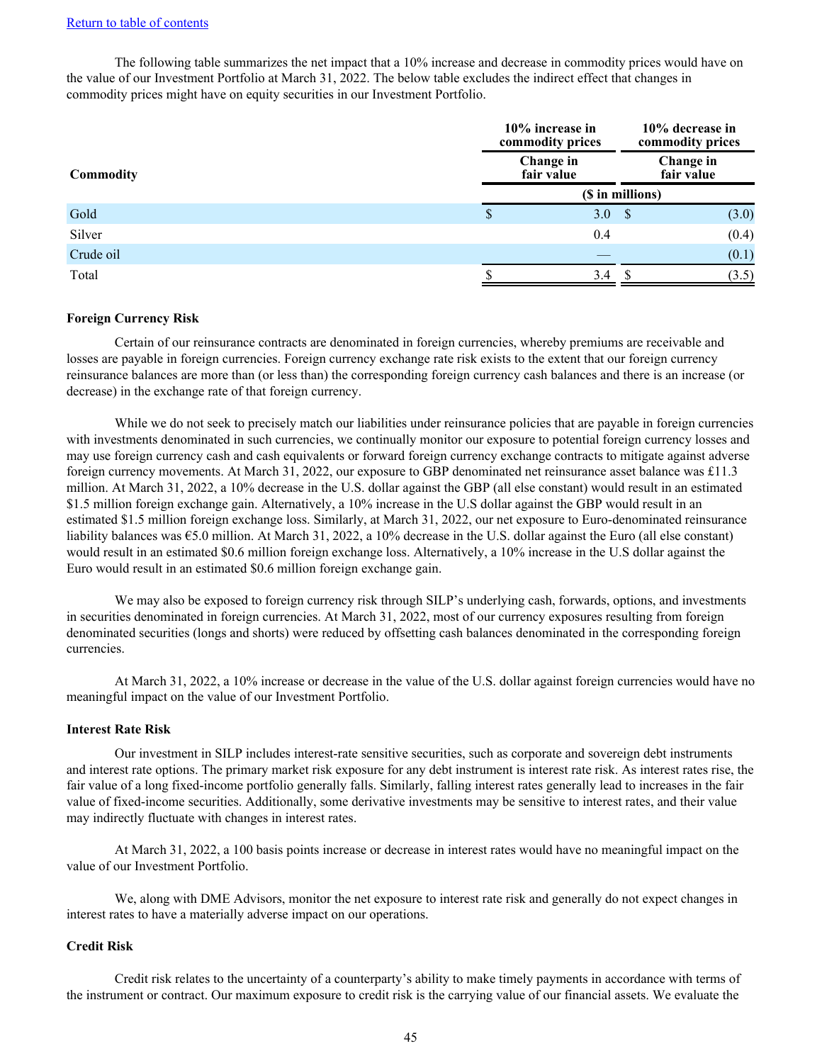The following table summarizes the net impact that a 10% increase and decrease in commodity prices would have on the value of our Investment Portfolio at March 31, 2022. The below table excludes the indirect effect that changes in commodity prices might have on equity securities in our Investment Portfolio.

| Commodity | 10% increase in commodity prices | 10% decrease in commodity prices |
|---|---|---|
| | Change in fair value | Change in fair value |
| | ($ in millions) | |
| Gold | $ 3.0 | $ (3.0) |
| Silver | 0.4 | (0.4) |
| Crude oil | — | (0.1) |
| Total | $ 3.4 | $ (3.5) |

**Foreign Currency Risk**

Certain of our reinsurance contracts are denominated in foreign currencies, whereby premiums are receivable and losses are payable in foreign currencies. Foreign currency exchange rate risk exists to the extent that our foreign currency reinsurance balances are more than (or less than) the corresponding foreign currency cash balances and there is an increase (or decrease) in the exchange rate of that foreign currency.

While we do not seek to precisely match our liabilities under reinsurance policies that are payable in foreign currencies with investments denominated in such currencies, we continually monitor our exposure to potential foreign currency losses and may use foreign currency cash and cash equivalents or forward foreign currency exchange contracts to mitigate against adverse foreign currency movements. At March 31, 2022, our exposure to GBP denominated net reinsurance asset balance was £11.3 million. At March 31, 2022, a 10% decrease in the U.S. dollar against the GBP (all else constant) would result in an estimated $1.5 million foreign exchange gain. Alternatively, a 10% increase in the U.S dollar against the GBP would result in an estimated $1.5 million foreign exchange loss. Similarly, at March 31, 2022, our net exposure to Euro-denominated reinsurance liability balances was €5.0 million. At March 31, 2022, a 10% decrease in the U.S. dollar against the Euro (all else constant) would result in an estimated $0.6 million foreign exchange loss. Alternatively, a 10% increase in the U.S dollar against the Euro would result in an estimated $0.6 million foreign exchange gain.

We may also be exposed to foreign currency risk through SILP's underlying cash, forwards, options, and investments in securities denominated in foreign currencies. At March 31, 2022, most of our currency exposures resulting from foreign denominated securities (longs and shorts) were reduced by offsetting cash balances denominated in the corresponding foreign currencies.

At March 31, 2022, a 10% increase or decrease in the value of the U.S. dollar against foreign currencies would have no meaningful impact on the value of our Investment Portfolio.

**Interest Rate Risk**

Our investment in SILP includes interest-rate sensitive securities, such as corporate and sovereign debt instruments and interest rate options. The primary market risk exposure for any debt instrument is interest rate risk. As interest rates rise, the fair value of a long fixed-income portfolio generally falls. Similarly, falling interest rates generally lead to increases in the fair value of fixed-income securities. Additionally, some derivative investments may be sensitive to interest rates, and their value may indirectly fluctuate with changes in interest rates.

At March 31, 2022, a 100 basis points increase or decrease in interest rates would have no meaningful impact on the value of our Investment Portfolio.

We, along with DME Advisors, monitor the net exposure to interest rate risk and generally do not expect changes in interest rates to have a materially adverse impact on our operations.

**Credit Risk**

Credit risk relates to the uncertainty of a counterparty's ability to make timely payments in accordance with terms of the instrument or contract. Our maximum exposure to credit risk is the carrying value of our financial assets. We evaluate the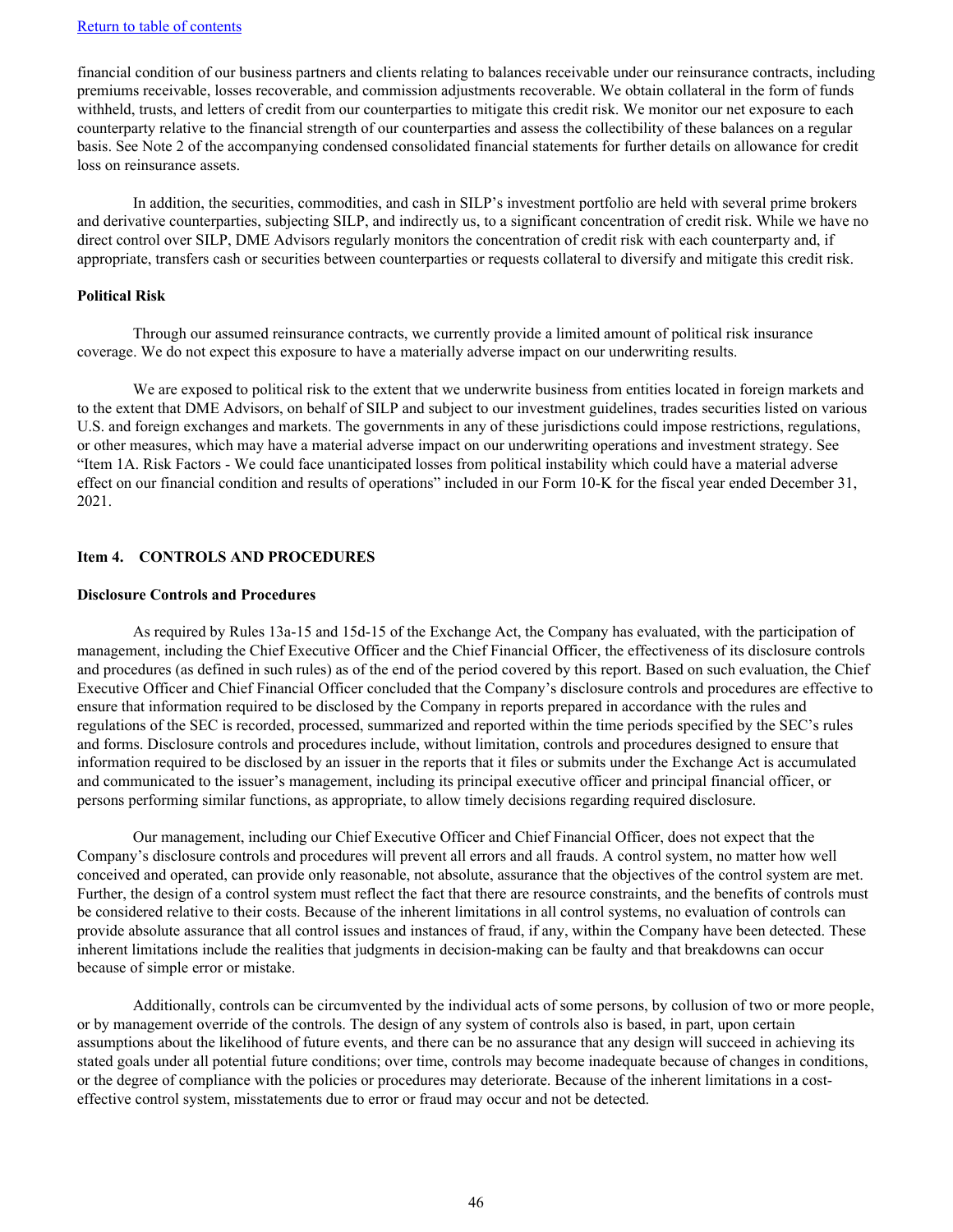financial condition of our business partners and clients relating to balances receivable under our reinsurance contracts, including premiums receivable, losses recoverable, and commission adjustments recoverable. We obtain collateral in the form of funds withheld, trusts, and letters of credit from our counterparties to mitigate this credit risk. We monitor our net exposure to each counterparty relative to the financial strength of our counterparties and assess the collectibility of these balances on a regular basis. See Note 2 of the accompanying condensed consolidated financial statements for further details on allowance for credit loss on reinsurance assets.

In addition, the securities, commodities, and cash in SILP's investment portfolio are held with several prime brokers and derivative counterparties, subjecting SILP, and indirectly us, to a significant concentration of credit risk. While we have no direct control over SILP, DME Advisors regularly monitors the concentration of credit risk with each counterparty and, if appropriate, transfers cash or securities between counterparties or requests collateral to diversify and mitigate this credit risk.

**Political Risk**

Through our assumed reinsurance contracts, we currently provide a limited amount of political risk insurance coverage. We do not expect this exposure to have a materially adverse impact on our underwriting results.

We are exposed to political risk to the extent that we underwrite business from entities located in foreign markets and to the extent that DME Advisors, on behalf of SILP and subject to our investment guidelines, trades securities listed on various U.S. and foreign exchanges and markets. The governments in any of these jurisdictions could impose restrictions, regulations, or other measures, which may have a material adverse impact on our underwriting operations and investment strategy. See "Item 1A. Risk Factors - We could face unanticipated losses from political instability which could have a material adverse effect on our financial condition and results of operations" included in our Form 10-K for the fiscal year ended December 31, 2021.

## Item 4. CONTROLS AND PROCEDURES

**Disclosure Controls and Procedures**

As required by Rules 13a-15 and 15d-15 of the Exchange Act, the Company has evaluated, with the participation of management, including the Chief Executive Officer and the Chief Financial Officer, the effectiveness of its disclosure controls and procedures (as defined in such rules) as of the end of the period covered by this report. Based on such evaluation, the Chief Executive Officer and Chief Financial Officer concluded that the Company's disclosure controls and procedures are effective to ensure that information required to be disclosed by the Company in reports prepared in accordance with the rules and regulations of the SEC is recorded, processed, summarized and reported within the time periods specified by the SEC's rules and forms. Disclosure controls and procedures include, without limitation, controls and procedures designed to ensure that information required to be disclosed by an issuer in the reports that it files or submits under the Exchange Act is accumulated and communicated to the issuer's management, including its principal executive officer and principal financial officer, or persons performing similar functions, as appropriate, to allow timely decisions regarding required disclosure.

Our management, including our Chief Executive Officer and Chief Financial Officer, does not expect that the Company's disclosure controls and procedures will prevent all errors and all frauds. A control system, no matter how well conceived and operated, can provide only reasonable, not absolute, assurance that the objectives of the control system are met. Further, the design of a control system must reflect the fact that there are resource constraints, and the benefits of controls must be considered relative to their costs. Because of the inherent limitations in all control systems, no evaluation of controls can provide absolute assurance that all control issues and instances of fraud, if any, within the Company have been detected. These inherent limitations include the realities that judgments in decision-making can be faulty and that breakdowns can occur because of simple error or mistake.

Additionally, controls can be circumvented by the individual acts of some persons, by collusion of two or more people, or by management override of the controls. The design of any system of controls also is based, in part, upon certain assumptions about the likelihood of future events, and there can be no assurance that any design will succeed in achieving its stated goals under all potential future conditions; over time, controls may become inadequate because of changes in conditions, or the degree of compliance with the policies or procedures may deteriorate. Because of the inherent limitations in a cost-effective control system, misstatements due to error or fraud may occur and not be detected.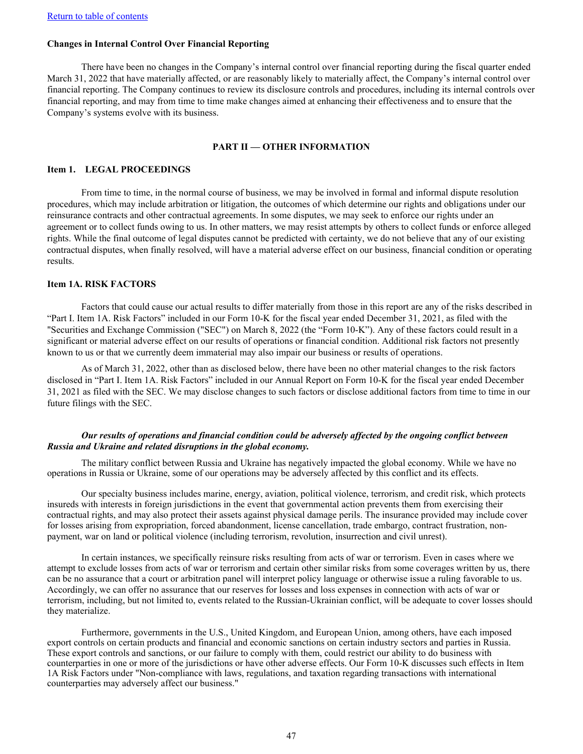[Return to table of contents]

**Changes in Internal Control Over Financial Reporting**

There have been no changes in the Company's internal control over financial reporting during the fiscal quarter ended March 31, 2022 that have materially affected, or are reasonably likely to materially affect, the Company's internal control over financial reporting. The Company continues to review its disclosure controls and procedures, including its internal controls over financial reporting, and may from time to time make changes aimed at enhancing their effectiveness and to ensure that the Company's systems evolve with its business.

## PART II — OTHER INFORMATION

### Item 1. LEGAL PROCEEDINGS

From time to time, in the normal course of business, we may be involved in formal and informal dispute resolution procedures, which may include arbitration or litigation, the outcomes of which determine our rights and obligations under our reinsurance contracts and other contractual agreements. In some disputes, we may seek to enforce our rights under an agreement or to collect funds owing to us. In other matters, we may resist attempts by others to collect funds or enforce alleged rights. While the final outcome of legal disputes cannot be predicted with certainty, we do not believe that any of our existing contractual disputes, when finally resolved, will have a material adverse effect on our business, financial condition or operating results.

### Item 1A. RISK FACTORS

Factors that could cause our actual results to differ materially from those in this report are any of the risks described in "Part I. Item 1A. Risk Factors" included in our Form 10-K for the fiscal year ended December 31, 2021, as filed with the "Securities and Exchange Commission ("SEC") on March 8, 2022 (the "Form 10-K"). Any of these factors could result in a significant or material adverse effect on our results of operations or financial condition. Additional risk factors not presently known to us or that we currently deem immaterial may also impair our business or results of operations.

As of March 31, 2022, other than as disclosed below, there have been no other material changes to the risk factors disclosed in "Part I. Item 1A. Risk Factors" included in our Annual Report on Form 10-K for the fiscal year ended December 31, 2021 as filed with the SEC. We may disclose changes to such factors or disclose additional factors from time to time in our future filings with the SEC.

***Our results of operations and financial condition could be adversely affected by the ongoing conflict between Russia and Ukraine and related disruptions in the global economy.***

The military conflict between Russia and Ukraine has negatively impacted the global economy. While we have no operations in Russia or Ukraine, some of our operations may be adversely affected by this conflict and its effects.

Our specialty business includes marine, energy, aviation, political violence, terrorism, and credit risk, which protects insureds with interests in foreign jurisdictions in the event that governmental action prevents them from exercising their contractual rights, and may also protect their assets against physical damage perils. The insurance provided may include cover for losses arising from expropriation, forced abandonment, license cancellation, trade embargo, contract frustration, non-payment, war on land or political violence (including terrorism, revolution, insurrection and civil unrest).

In certain instances, we specifically reinsure risks resulting from acts of war or terrorism. Even in cases where we attempt to exclude losses from acts of war or terrorism and certain other similar risks from some coverages written by us, there can be no assurance that a court or arbitration panel will interpret policy language or otherwise issue a ruling favorable to us. Accordingly, we can offer no assurance that our reserves for losses and loss expenses in connection with acts of war or terrorism, including, but not limited to, events related to the Russian-Ukrainian conflict, will be adequate to cover losses should they materialize.

Furthermore, governments in the U.S., United Kingdom, and European Union, among others, have each imposed export controls on certain products and financial and economic sanctions on certain industry sectors and parties in Russia. These export controls and sanctions, or our failure to comply with them, could restrict our ability to do business with counterparties in one or more of the jurisdictions or have other adverse effects. Our Form 10-K discusses such effects in Item 1A Risk Factors under "Non-compliance with laws, regulations, and taxation regarding transactions with international counterparties may adversely affect our business."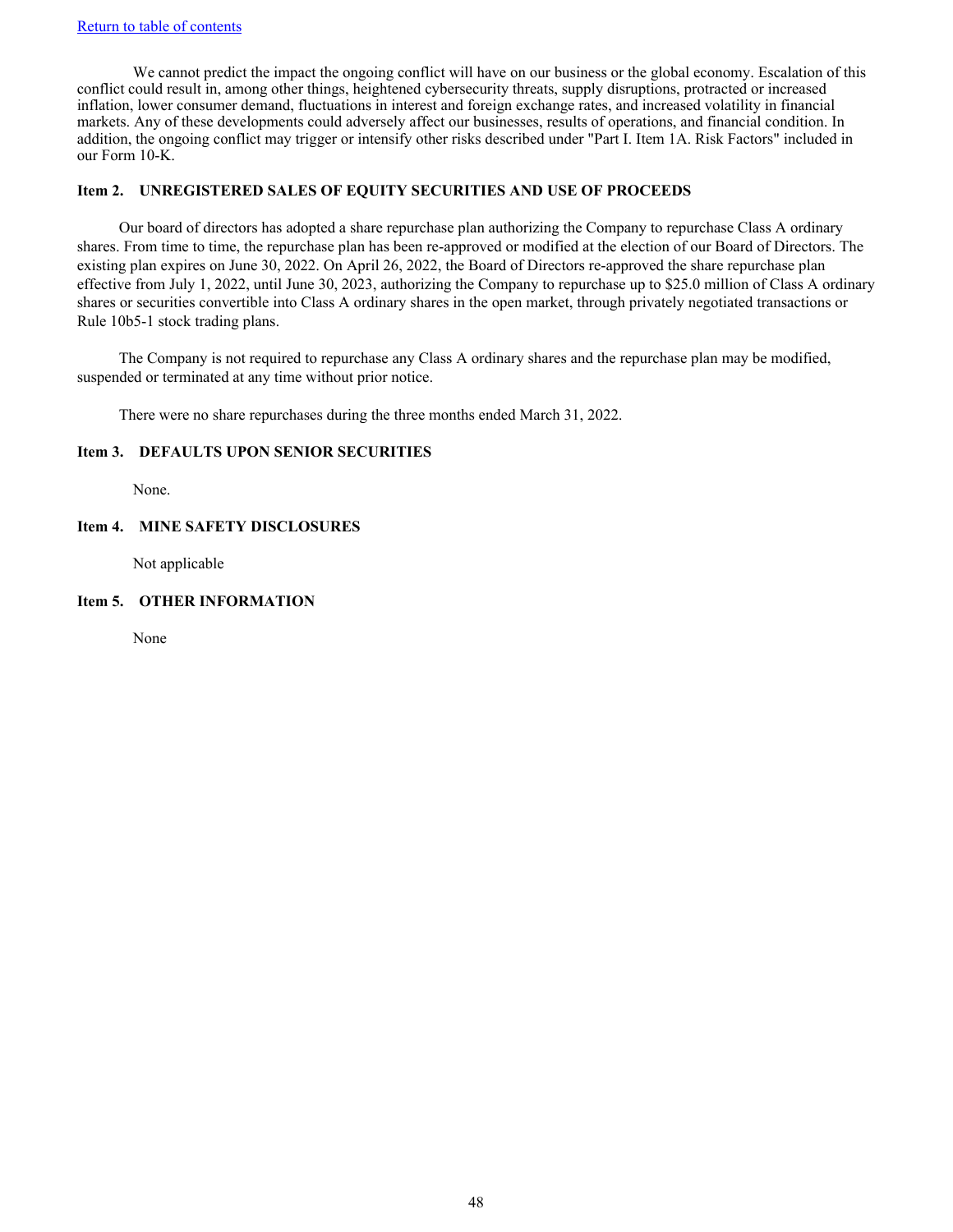We cannot predict the impact the ongoing conflict will have on our business or the global economy. Escalation of this conflict could result in, among other things, heightened cybersecurity threats, supply disruptions, protracted or increased inflation, lower consumer demand, fluctuations in interest and foreign exchange rates, and increased volatility in financial markets. Any of these developments could adversely affect our businesses, results of operations, and financial condition. In addition, the ongoing conflict may trigger or intensify other risks described under "Part I. Item 1A. Risk Factors" included in our Form 10-K.

### Item 2. UNREGISTERED SALES OF EQUITY SECURITIES AND USE OF PROCEEDS

Our board of directors has adopted a share repurchase plan authorizing the Company to repurchase Class A ordinary shares. From time to time, the repurchase plan has been re-approved or modified at the election of our Board of Directors. The existing plan expires on June 30, 2022. On April 26, 2022, the Board of Directors re-approved the share repurchase plan effective from July 1, 2022, until June 30, 2023, authorizing the Company to repurchase up to $25.0 million of Class A ordinary shares or securities convertible into Class A ordinary shares in the open market, through privately negotiated transactions or Rule 10b5-1 stock trading plans.

The Company is not required to repurchase any Class A ordinary shares and the repurchase plan may be modified, suspended or terminated at any time without prior notice.

There were no share repurchases during the three months ended March 31, 2022.

### Item 3. DEFAULTS UPON SENIOR SECURITIES

None.

### Item 4. MINE SAFETY DISCLOSURES

Not applicable

### Item 5. OTHER INFORMATION

None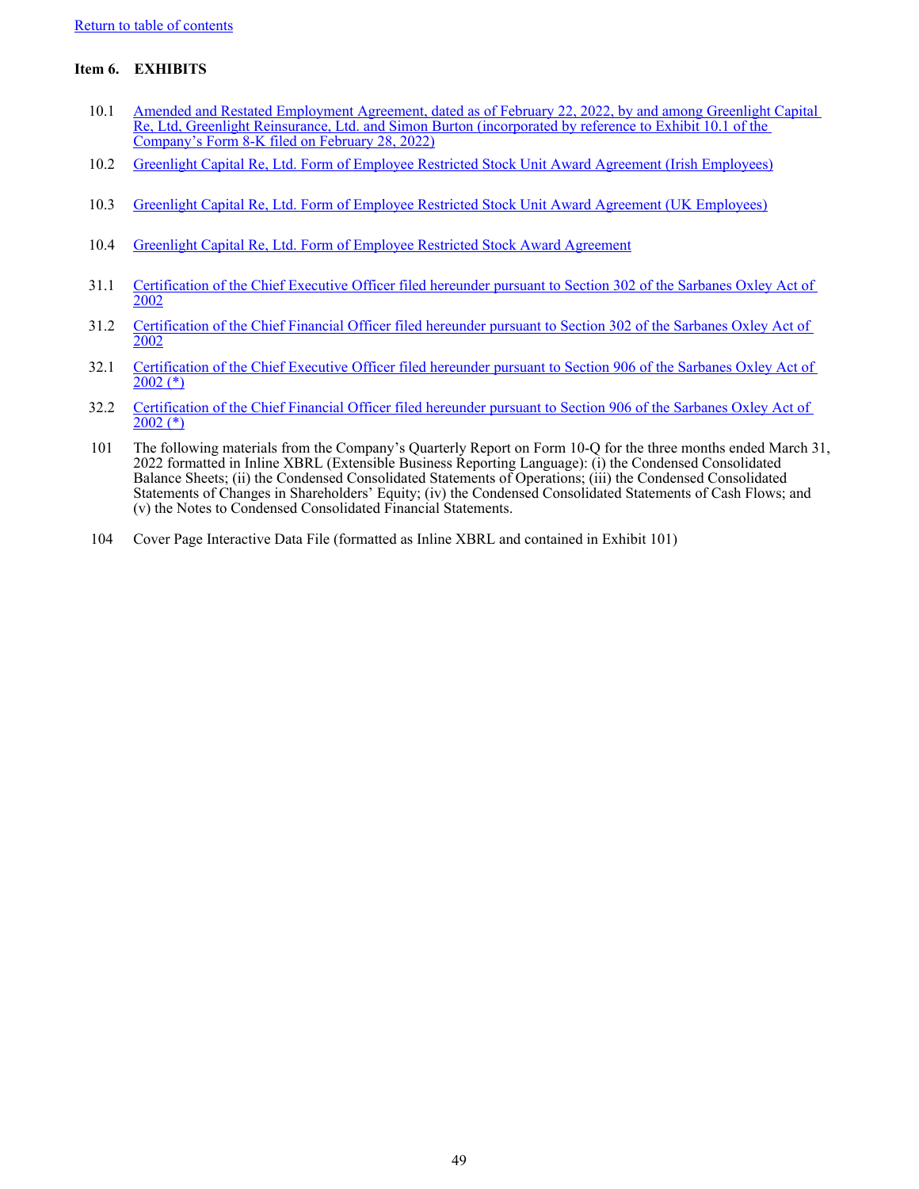Return to table of contents

### Item 6. EXHIBITS

| | |
|---|---|
| 10.1 | Amended and Restated Employment Agreement, dated as of February 22, 2022, by and among Greenlight Capital Re, Ltd, Greenlight Reinsurance, Ltd. and Simon Burton (incorporated by reference to Exhibit 10.1 of the Company's Form 8-K filed on February 28, 2022) |
| 10.2 | Greenlight Capital Re, Ltd. Form of Employee Restricted Stock Unit Award Agreement (Irish Employees) |
| 10.3 | Greenlight Capital Re, Ltd. Form of Employee Restricted Stock Unit Award Agreement (UK Employees) |
| 10.4 | Greenlight Capital Re, Ltd. Form of Employee Restricted Stock Award Agreement |
| 31.1 | Certification of the Chief Executive Officer filed hereunder pursuant to Section 302 of the Sarbanes Oxley Act of 2002 |
| 31.2 | Certification of the Chief Financial Officer filed hereunder pursuant to Section 302 of the Sarbanes Oxley Act of 2002 |
| 32.1 | Certification of the Chief Executive Officer filed hereunder pursuant to Section 906 of the Sarbanes Oxley Act of 2002 (*) |
| 32.2 | Certification of the Chief Financial Officer filed hereunder pursuant to Section 906 of the Sarbanes Oxley Act of 2002 (*) |
| 101 | The following materials from the Company's Quarterly Report on Form 10-Q for the three months ended March 31, 2022 formatted in Inline XBRL (Extensible Business Reporting Language): (i) the Condensed Consolidated Balance Sheets; (ii) the Condensed Consolidated Statements of Operations; (iii) the Condensed Consolidated Statements of Changes in Shareholders' Equity; (iv) the Condensed Consolidated Statements of Cash Flows; and (v) the Notes to Condensed Consolidated Financial Statements. |
| 104 | Cover Page Interactive Data File (formatted as Inline XBRL and contained in Exhibit 101) |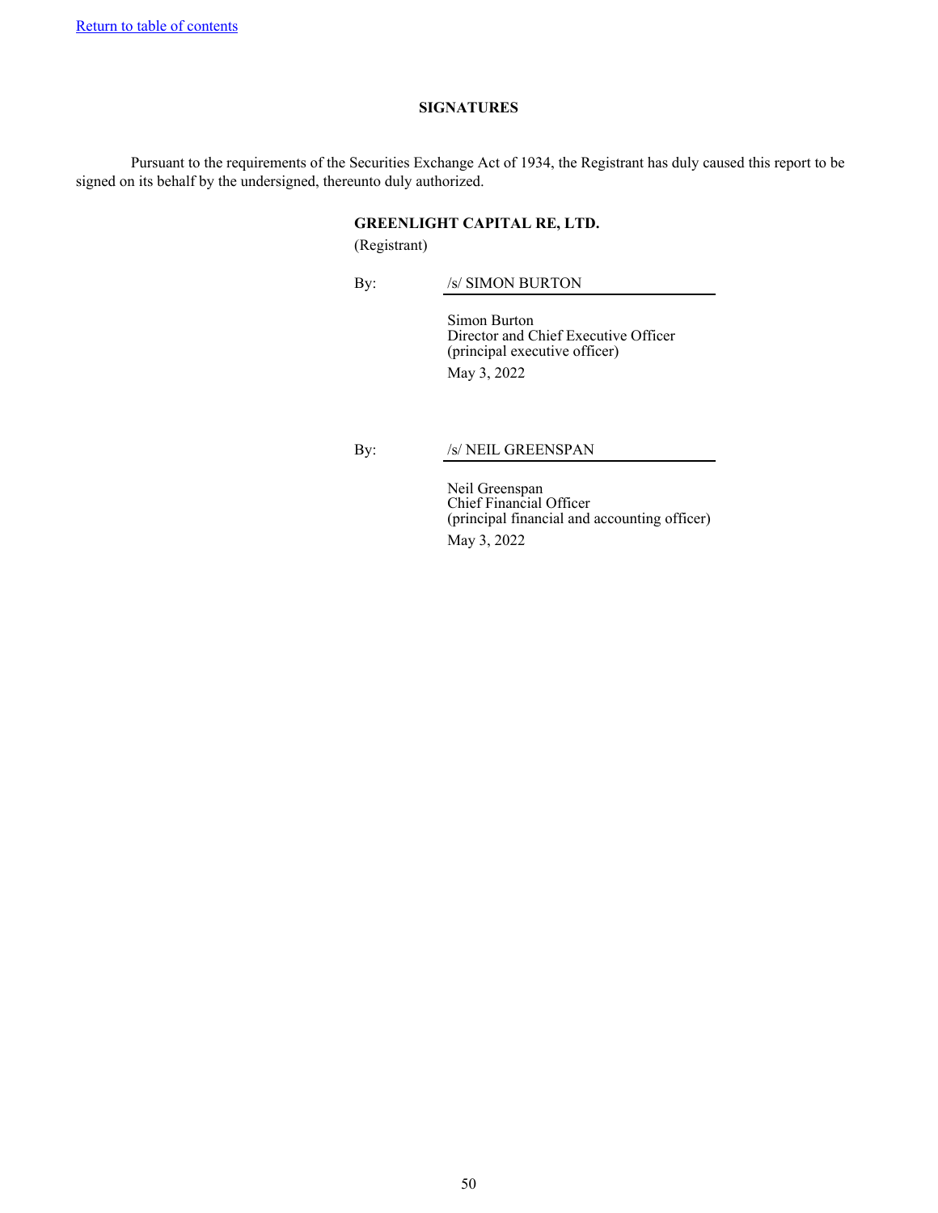[Return to table of contents](#)

## SIGNATURES

Pursuant to the requirements of the Securities Exchange Act of 1934, the Registrant has duly caused this report to be signed on its behalf by the undersigned, thereunto duly authorized.

**GREENLIGHT CAPITAL RE, LTD.**
(Registrant)

By: /s/ SIMON BURTON

Simon Burton
Director and Chief Executive Officer
(principal executive officer)
May 3, 2022

By: /s/ NEIL GREENSPAN

Neil Greenspan
Chief Financial Officer
(principal financial and accounting officer)
May 3, 2022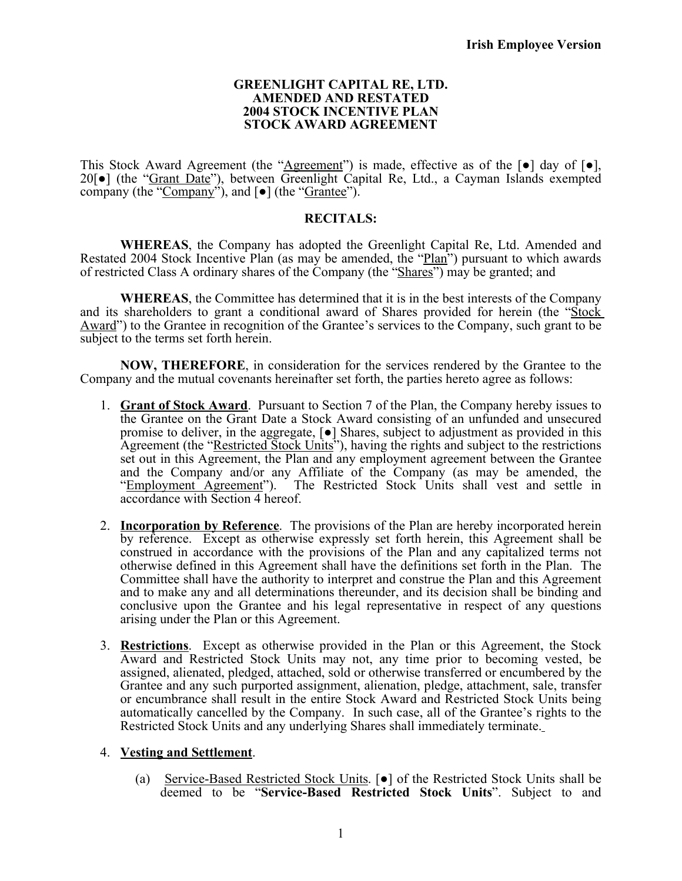**Irish Employee Version**

**GREENLIGHT CAPITAL RE, LTD.**
**AMENDED AND RESTATED**
**2004 STOCK INCENTIVE PLAN**
**STOCK AWARD AGREEMENT**

This Stock Award Agreement (the "Agreement") is made, effective as of the [●] day of [●], 20[●] (the "Grant Date"), between Greenlight Capital Re, Ltd., a Cayman Islands exempted company (the "Company"), and [●] (the "Grantee").

**RECITALS:**

**WHEREAS**, the Company has adopted the Greenlight Capital Re, Ltd. Amended and Restated 2004 Stock Incentive Plan (as may be amended, the "Plan") pursuant to which awards of restricted Class A ordinary shares of the Company (the "Shares") may be granted; and

**WHEREAS**, the Committee has determined that it is in the best interests of the Company and its shareholders to grant a conditional award of Shares provided for herein (the "Stock Award") to the Grantee in recognition of the Grantee's services to the Company, such grant to be subject to the terms set forth herein.

**NOW, THEREFORE**, in consideration for the services rendered by the Grantee to the Company and the mutual covenants hereinafter set forth, the parties hereto agree as follows:

1. **Grant of Stock Award**. Pursuant to Section 7 of the Plan, the Company hereby issues to the Grantee on the Grant Date a Stock Award consisting of an unfunded and unsecured promise to deliver, in the aggregate, [●] Shares, subject to adjustment as provided in this Agreement (the "Restricted Stock Units"), having the rights and subject to the restrictions set out in this Agreement, the Plan and any employment agreement between the Grantee and the Company and/or any Affiliate of the Company (as may be amended, the "Employment Agreement"). The Restricted Stock Units shall vest and settle in accordance with Section 4 hereof.

2. **Incorporation by Reference**. The provisions of the Plan are hereby incorporated herein by reference. Except as otherwise expressly set forth herein, this Agreement shall be construed in accordance with the provisions of the Plan and any capitalized terms not otherwise defined in this Agreement shall have the definitions set forth in the Plan. The Committee shall have the authority to interpret and construe the Plan and this Agreement and to make any and all determinations thereunder, and its decision shall be binding and conclusive upon the Grantee and his legal representative in respect of any questions arising under the Plan or this Agreement.

3. **Restrictions**. Except as otherwise provided in the Plan or this Agreement, the Stock Award and Restricted Stock Units may not, any time prior to becoming vested, be assigned, alienated, pledged, attached, sold or otherwise transferred or encumbered by the Grantee and any such purported assignment, alienation, pledge, attachment, sale, transfer or encumbrance shall result in the entire Stock Award and Restricted Stock Units being automatically cancelled by the Company. In such case, all of the Grantee's rights to the Restricted Stock Units and any underlying Shares shall immediately terminate.

4. **Vesting and Settlement**.

   (a) Service-Based Restricted Stock Units. [●] of the Restricted Stock Units shall be deemed to be "**Service-Based Restricted Stock Units**". Subject to and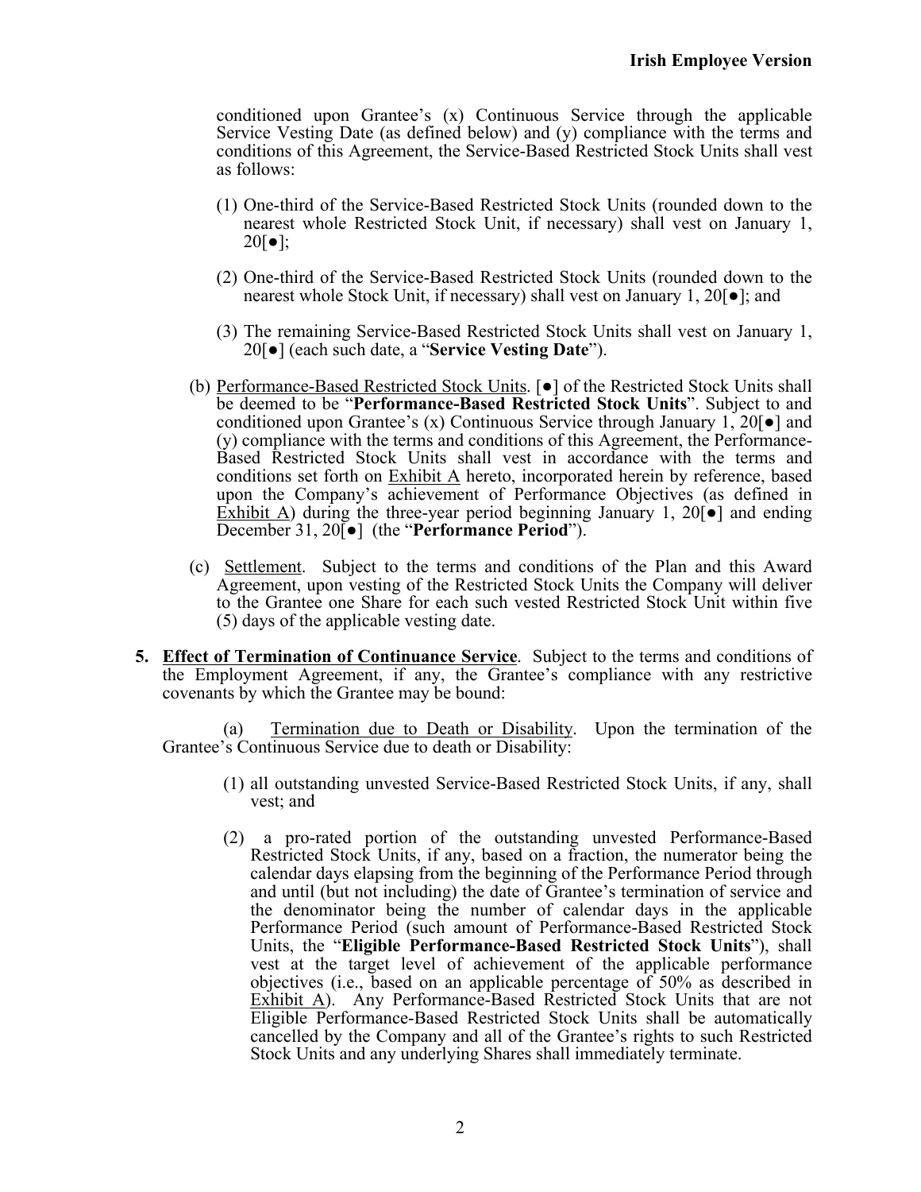conditioned upon Grantee's (x) Continuous Service through the applicable Service Vesting Date (as defined below) and (y) compliance with the terms and conditions of this Agreement, the Service-Based Restricted Stock Units shall vest as follows:

(1) One-third of the Service-Based Restricted Stock Units (rounded down to the nearest whole Restricted Stock Unit, if necessary) shall vest on January 1, 20[●];

(2) One-third of the Service-Based Restricted Stock Units (rounded down to the nearest whole Stock Unit, if necessary) shall vest on January 1, 20[●]; and

(3) The remaining Service-Based Restricted Stock Units shall vest on January 1, 20[●] (each such date, a "**Service Vesting Date**").

(b) Performance-Based Restricted Stock Units. [●] of the Restricted Stock Units shall be deemed to be "**Performance-Based Restricted Stock Units**". Subject to and conditioned upon Grantee's (x) Continuous Service through January 1, 20[●] and (y) compliance with the terms and conditions of this Agreement, the Performance-Based Restricted Stock Units shall vest in accordance with the terms and conditions set forth on Exhibit A hereto, incorporated herein by reference, based upon the Company's achievement of Performance Objectives (as defined in Exhibit A) during the three-year period beginning January 1, 20[●] and ending December 31, 20[●] (the "**Performance Period**").

(c) Settlement. Subject to the terms and conditions of the Plan and this Award Agreement, upon vesting of the Restricted Stock Units the Company will deliver to the Grantee one Share for each such vested Restricted Stock Unit within five (5) days of the applicable vesting date.

**5. Effect of Termination of Continuance Service**. Subject to the terms and conditions of the Employment Agreement, if any, the Grantee's compliance with any restrictive covenants by which the Grantee may be bound:

(a) Termination due to Death or Disability. Upon the termination of the Grantee's Continuous Service due to death or Disability:

(1) all outstanding unvested Service-Based Restricted Stock Units, if any, shall vest; and

(2) a pro-rated portion of the outstanding unvested Performance-Based Restricted Stock Units, if any, based on a fraction, the numerator being the calendar days elapsing from the beginning of the Performance Period through and until (but not including) the date of Grantee's termination of service and the denominator being the number of calendar days in the applicable Performance Period (such amount of Performance-Based Restricted Stock Units, the "**Eligible Performance-Based Restricted Stock Units**"), shall vest at the target level of achievement of the applicable performance objectives (i.e., based on an applicable percentage of 50% as described in Exhibit A). Any Performance-Based Restricted Stock Units that are not Eligible Performance-Based Restricted Stock Units shall be automatically cancelled by the Company and all of the Grantee's rights to such Restricted Stock Units and any underlying Shares shall immediately terminate.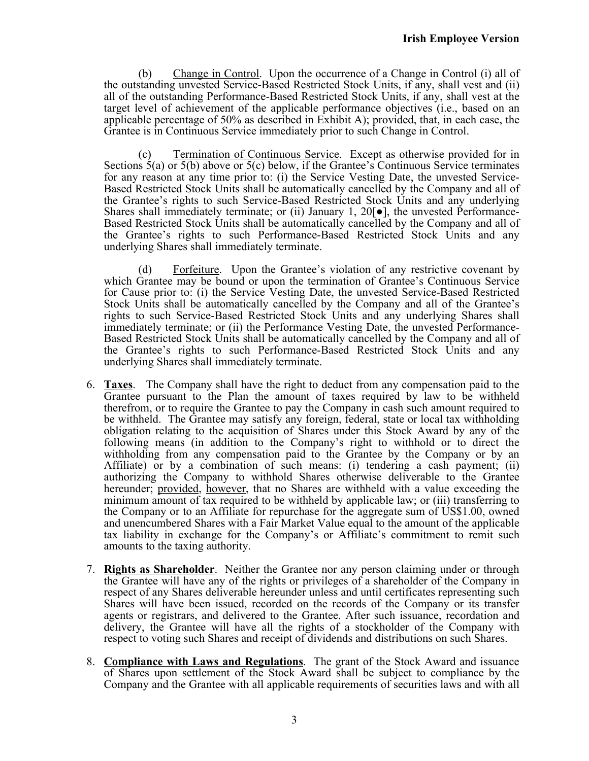(b) Change in Control. Upon the occurrence of a Change in Control (i) all of the outstanding unvested Service-Based Restricted Stock Units, if any, shall vest and (ii) all of the outstanding Performance-Based Restricted Stock Units, if any, shall vest at the target level of achievement of the applicable performance objectives (i.e., based on an applicable percentage of 50% as described in Exhibit A); provided, that, in each case, the Grantee is in Continuous Service immediately prior to such Change in Control.

(c) Termination of Continuous Service. Except as otherwise provided for in Sections 5(a) or 5(b) above or 5(c) below, if the Grantee's Continuous Service terminates for any reason at any time prior to: (i) the Service Vesting Date, the unvested Service-Based Restricted Stock Units shall be automatically cancelled by the Company and all of the Grantee's rights to such Service-Based Restricted Stock Units and any underlying Shares shall immediately terminate; or (ii) January 1, 20[●], the unvested Performance-Based Restricted Stock Units shall be automatically cancelled by the Company and all of the Grantee's rights to such Performance-Based Restricted Stock Units and any underlying Shares shall immediately terminate.

(d) Forfeiture. Upon the Grantee's violation of any restrictive covenant by which Grantee may be bound or upon the termination of Grantee's Continuous Service for Cause prior to: (i) the Service Vesting Date, the unvested Service-Based Restricted Stock Units shall be automatically cancelled by the Company and all of the Grantee's rights to such Service-Based Restricted Stock Units and any underlying Shares shall immediately terminate; or (ii) the Performance Vesting Date, the unvested Performance-Based Restricted Stock Units shall be automatically cancelled by the Company and all of the Grantee's rights to such Performance-Based Restricted Stock Units and any underlying Shares shall immediately terminate.

6. **Taxes**. The Company shall have the right to deduct from any compensation paid to the Grantee pursuant to the Plan the amount of taxes required by law to be withheld therefrom, or to require the Grantee to pay the Company in cash such amount required to be withheld. The Grantee may satisfy any foreign, federal, state or local tax withholding obligation relating to the acquisition of Shares under this Stock Award by any of the following means (in addition to the Company's right to withhold or to direct the withholding from any compensation paid to the Grantee by the Company or by an Affiliate) or by a combination of such means: (i) tendering a cash payment; (ii) authorizing the Company to withhold Shares otherwise deliverable to the Grantee hereunder; provided, however, that no Shares are withheld with a value exceeding the minimum amount of tax required to be withheld by applicable law; or (iii) transferring to the Company or to an Affiliate for repurchase for the aggregate sum of US$1.00, owned and unencumbered Shares with a Fair Market Value equal to the amount of the applicable tax liability in exchange for the Company's or Affiliate's commitment to remit such amounts to the taxing authority.

7. **Rights as Shareholder**. Neither the Grantee nor any person claiming under or through the Grantee will have any of the rights or privileges of a shareholder of the Company in respect of any Shares deliverable hereunder unless and until certificates representing such Shares will have been issued, recorded on the records of the Company or its transfer agents or registrars, and delivered to the Grantee. After such issuance, recordation and delivery, the Grantee will have all the rights of a stockholder of the Company with respect to voting such Shares and receipt of dividends and distributions on such Shares.

8. **Compliance with Laws and Regulations**. The grant of the Stock Award and issuance of Shares upon settlement of the Stock Award shall be subject to compliance by the Company and the Grantee with all applicable requirements of securities laws and with all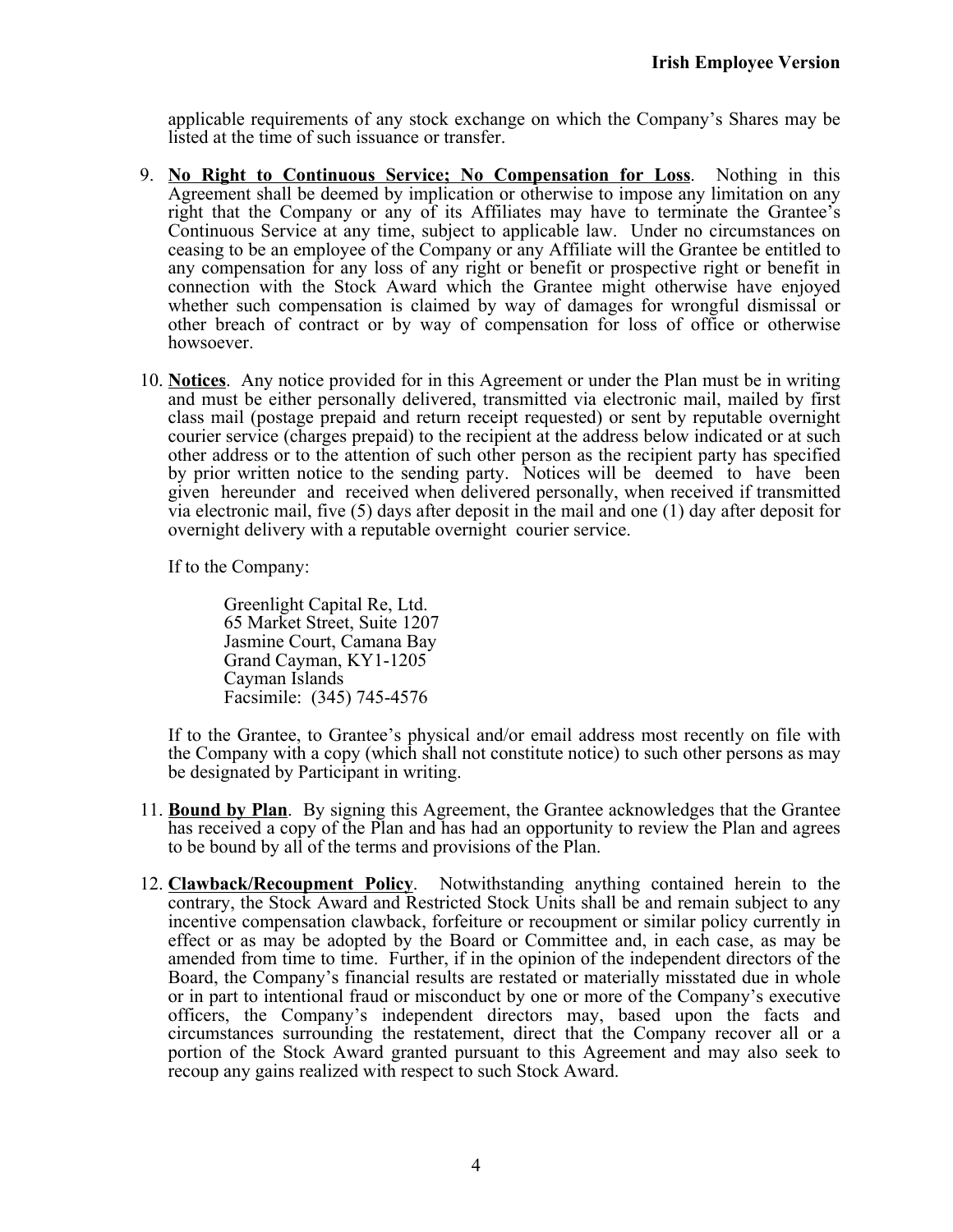applicable requirements of any stock exchange on which the Company's Shares may be listed at the time of such issuance or transfer.

9. **No Right to Continuous Service; No Compensation for Loss**. Nothing in this Agreement shall be deemed by implication or otherwise to impose any limitation on any right that the Company or any of its Affiliates may have to terminate the Grantee's Continuous Service at any time, subject to applicable law. Under no circumstances on ceasing to be an employee of the Company or any Affiliate will the Grantee be entitled to any compensation for any loss of any right or benefit or prospective right or benefit in connection with the Stock Award which the Grantee might otherwise have enjoyed whether such compensation is claimed by way of damages for wrongful dismissal or other breach of contract or by way of compensation for loss of office or otherwise howsoever.

10. **Notices**. Any notice provided for in this Agreement or under the Plan must be in writing and must be either personally delivered, transmitted via electronic mail, mailed by first class mail (postage prepaid and return receipt requested) or sent by reputable overnight courier service (charges prepaid) to the recipient at the address below indicated or at such other address or to the attention of such other person as the recipient party has specified by prior written notice to the sending party. Notices will be deemed to have been given hereunder and received when delivered personally, when received if transmitted via electronic mail, five (5) days after deposit in the mail and one (1) day after deposit for overnight delivery with a reputable overnight courier service.

    If to the Company:

    > Greenlight Capital Re, Ltd.
    > 65 Market Street, Suite 1207
    > Jasmine Court, Camana Bay
    > Grand Cayman, KY1-1205
    > Cayman Islands
    > Facsimile: (345) 745-4576

    If to the Grantee, to Grantee's physical and/or email address most recently on file with the Company with a copy (which shall not constitute notice) to such other persons as may be designated by Participant in writing.

11. **Bound by Plan**. By signing this Agreement, the Grantee acknowledges that the Grantee has received a copy of the Plan and has had an opportunity to review the Plan and agrees to be bound by all of the terms and provisions of the Plan.

12. **Clawback/Recoupment Policy**. Notwithstanding anything contained herein to the contrary, the Stock Award and Restricted Stock Units shall be and remain subject to any incentive compensation clawback, forfeiture or recoupment or similar policy currently in effect or as may be adopted by the Board or Committee and, in each case, as may be amended from time to time. Further, if in the opinion of the independent directors of the Board, the Company's financial results are restated or materially misstated due in whole or in part to intentional fraud or misconduct by one or more of the Company's executive officers, the Company's independent directors may, based upon the facts and circumstances surrounding the restatement, direct that the Company recover all or a portion of the Stock Award granted pursuant to this Agreement and may also seek to recoup any gains realized with respect to such Stock Award.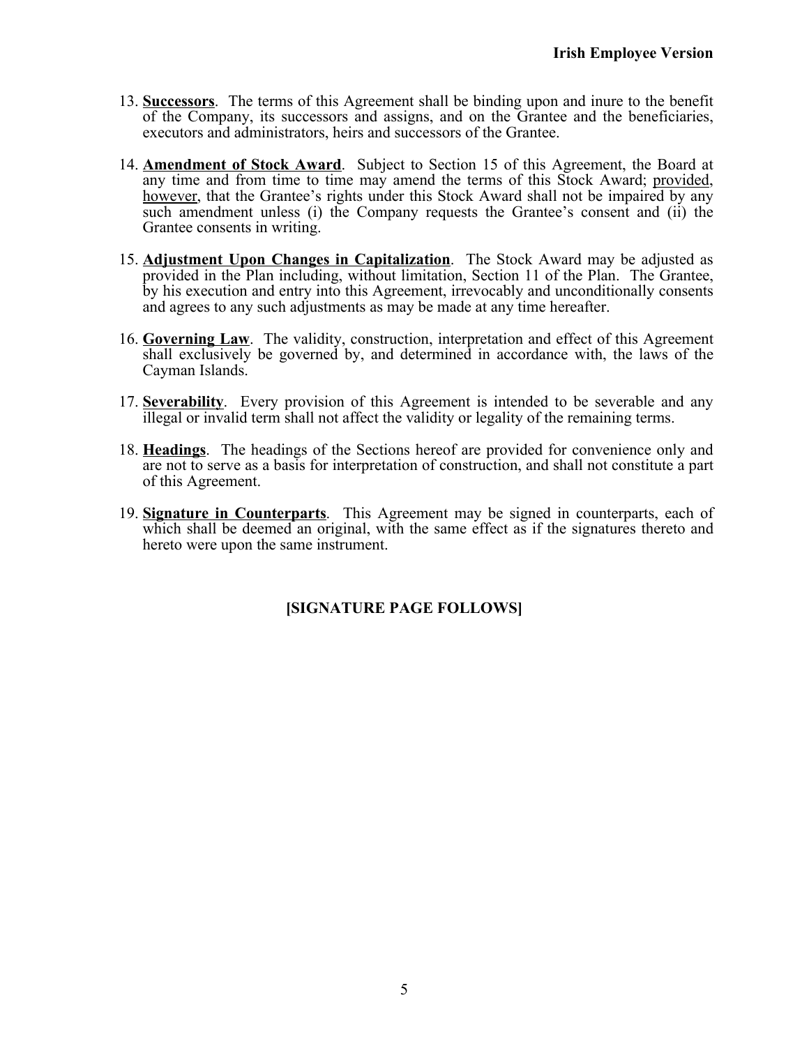13. **Successors**. The terms of this Agreement shall be binding upon and inure to the benefit of the Company, its successors and assigns, and on the Grantee and the beneficiaries, executors and administrators, heirs and successors of the Grantee.

14. **Amendment of Stock Award**. Subject to Section 15 of this Agreement, the Board at any time and from time to time may amend the terms of this Stock Award; provided, however, that the Grantee's rights under this Stock Award shall not be impaired by any such amendment unless (i) the Company requests the Grantee's consent and (ii) the Grantee consents in writing.

15. **Adjustment Upon Changes in Capitalization**. The Stock Award may be adjusted as provided in the Plan including, without limitation, Section 11 of the Plan. The Grantee, by his execution and entry into this Agreement, irrevocably and unconditionally consents and agrees to any such adjustments as may be made at any time hereafter.

16. **Governing Law**. The validity, construction, interpretation and effect of this Agreement shall exclusively be governed by, and determined in accordance with, the laws of the Cayman Islands.

17. **Severability**. Every provision of this Agreement is intended to be severable and any illegal or invalid term shall not affect the validity or legality of the remaining terms.

18. **Headings**. The headings of the Sections hereof are provided for convenience only and are not to serve as a basis for interpretation of construction, and shall not constitute a part of this Agreement.

19. **Signature in Counterparts**. This Agreement may be signed in counterparts, each of which shall be deemed an original, with the same effect as if the signatures thereto and hereto were upon the same instrument.

**[SIGNATURE PAGE FOLLOWS]**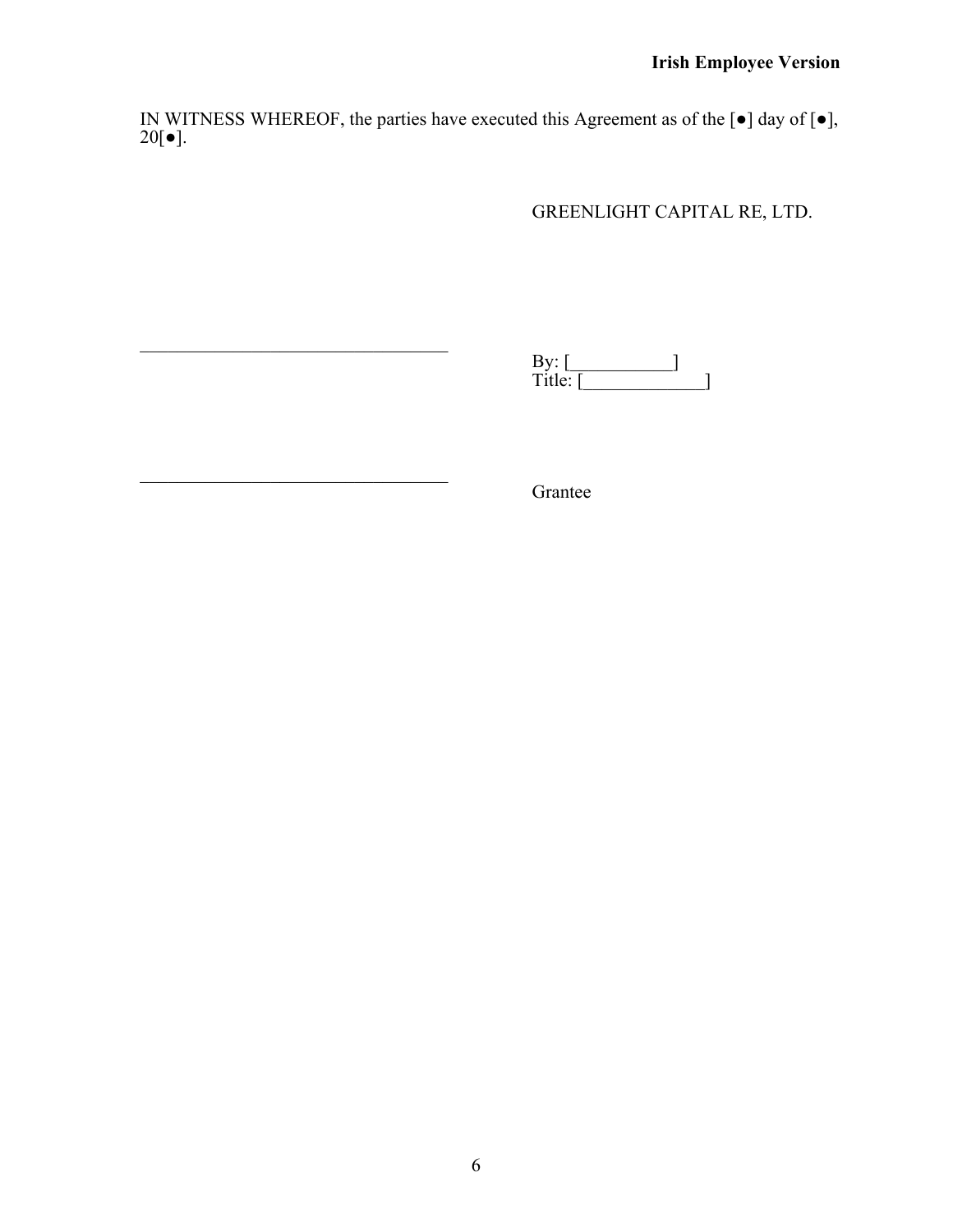**Irish Employee Version**

IN WITNESS WHEREOF, the parties have executed this Agreement as of the [●] day of [●], 20[●].

GREENLIGHT CAPITAL RE, LTD.

\_\_\_\_\_\_\_\_\_\_\_\_\_\_\_\_\_\_\_\_\_\_\_\_\_\_\_\_\_\_\_\_\_\_

By: [\_\_\_\_\_\_\_\_\_\_\_]
Title: [\_\_\_\_\_\_\_\_\_\_\_\_\_]

\_\_\_\_\_\_\_\_\_\_\_\_\_\_\_\_\_\_\_\_\_\_\_\_\_\_\_\_\_\_\_\_\_\_

Grantee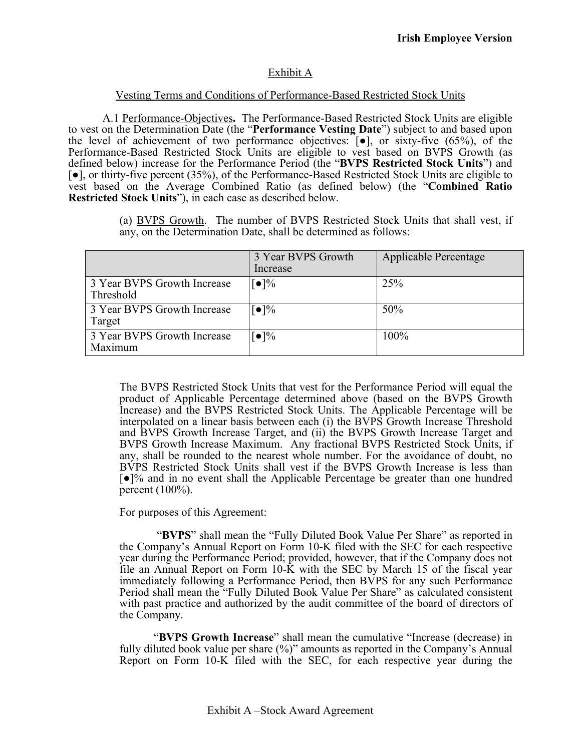**Irish Employee Version**

Exhibit A

Vesting Terms and Conditions of Performance-Based Restricted Stock Units

A.1 Performance-Objectives**.** The Performance-Based Restricted Stock Units are eligible to vest on the Determination Date (the "**Performance Vesting Date**") subject to and based upon the level of achievement of two performance objectives: [●], or sixty-five (65%), of the Performance-Based Restricted Stock Units are eligible to vest based on BVPS Growth (as defined below) increase for the Performance Period (the "**BVPS Restricted Stock Units**") and [●], or thirty-five percent (35%), of the Performance-Based Restricted Stock Units are eligible to vest based on the Average Combined Ratio (as defined below) (the "**Combined Ratio Restricted Stock Units**"), in each case as described below.

(a) BVPS Growth. The number of BVPS Restricted Stock Units that shall vest, if any, on the Determination Date, shall be determined as follows:

| | 3 Year BVPS Growth Increase | Applicable Percentage |
|---|---|---|
| 3 Year BVPS Growth Increase Threshold | [●]% | 25% |
| 3 Year BVPS Growth Increase Target | [●]% | 50% |
| 3 Year BVPS Growth Increase Maximum | [●]% | 100% |

The BVPS Restricted Stock Units that vest for the Performance Period will equal the product of Applicable Percentage determined above (based on the BVPS Growth Increase) and the BVPS Restricted Stock Units. The Applicable Percentage will be interpolated on a linear basis between each (i) the BVPS Growth Increase Threshold and BVPS Growth Increase Target, and (ii) the BVPS Growth Increase Target and BVPS Growth Increase Maximum. Any fractional BVPS Restricted Stock Units, if any, shall be rounded to the nearest whole number. For the avoidance of doubt, no BVPS Restricted Stock Units shall vest if the BVPS Growth Increase is less than [●]% and in no event shall the Applicable Percentage be greater than one hundred percent (100%).

For purposes of this Agreement:

"**BVPS**" shall mean the "Fully Diluted Book Value Per Share" as reported in the Company's Annual Report on Form 10-K filed with the SEC for each respective year during the Performance Period; provided, however, that if the Company does not file an Annual Report on Form 10-K with the SEC by March 15 of the fiscal year immediately following a Performance Period, then BVPS for any such Performance Period shall mean the "Fully Diluted Book Value Per Share" as calculated consistent with past practice and authorized by the audit committee of the board of directors of the Company.

"**BVPS Growth Increase**" shall mean the cumulative "Increase (decrease) in fully diluted book value per share (%)" amounts as reported in the Company's Annual Report on Form 10-K filed with the SEC, for each respective year during the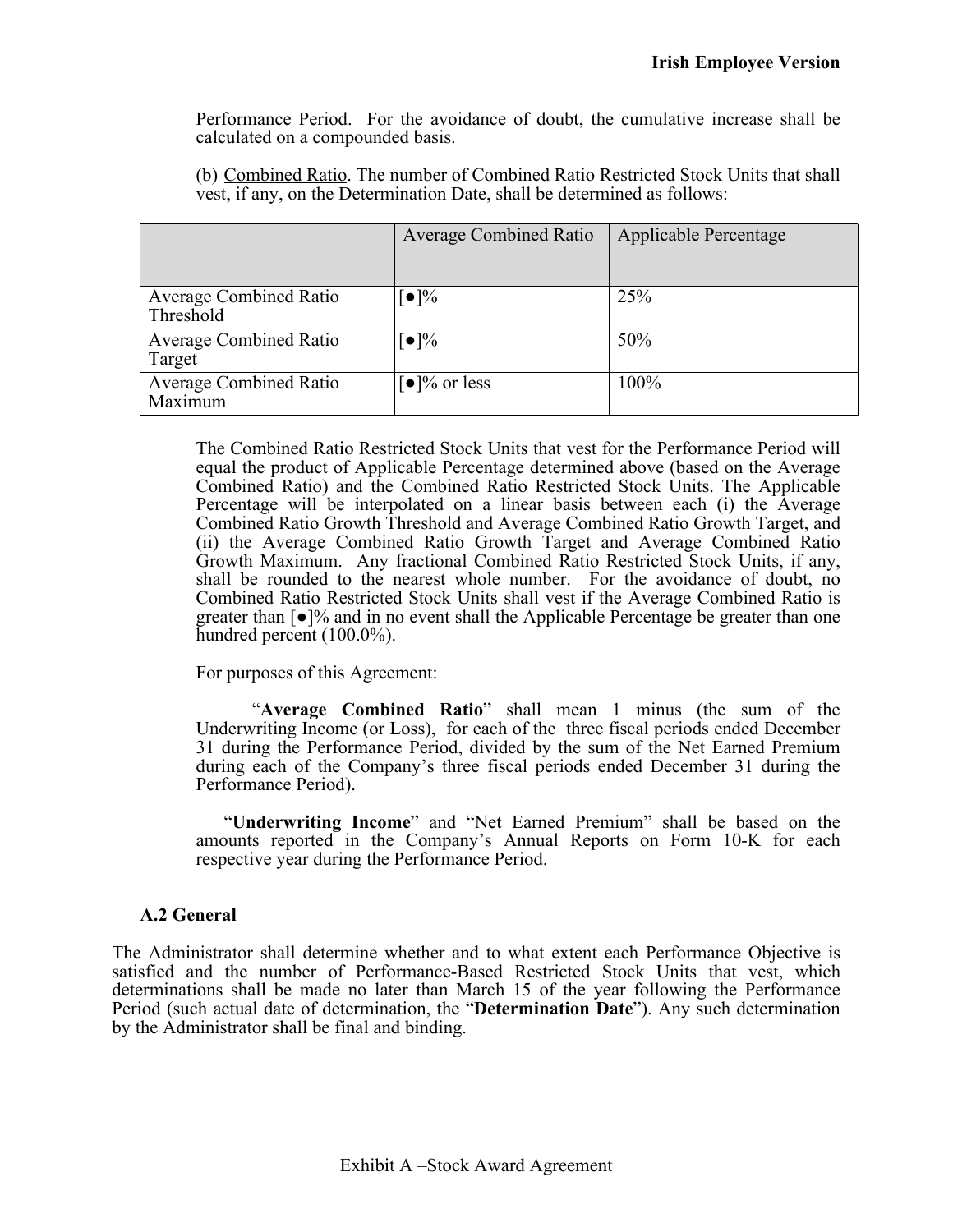Performance Period. For the avoidance of doubt, the cumulative increase shall be calculated on a compounded basis.

(b) Combined Ratio. The number of Combined Ratio Restricted Stock Units that shall vest, if any, on the Determination Date, shall be determined as follows:

| | Average Combined Ratio | Applicable Percentage |
|---|---|---|
| Average Combined Ratio Threshold | [●]% | 25% |
| Average Combined Ratio Target | [●]% | 50% |
| Average Combined Ratio Maximum | [●]% or less | 100% |

The Combined Ratio Restricted Stock Units that vest for the Performance Period will equal the product of Applicable Percentage determined above (based on the Average Combined Ratio) and the Combined Ratio Restricted Stock Units. The Applicable Percentage will be interpolated on a linear basis between each (i) the Average Combined Ratio Growth Threshold and Average Combined Ratio Growth Target, and (ii) the Average Combined Ratio Growth Target and Average Combined Ratio Growth Maximum. Any fractional Combined Ratio Restricted Stock Units, if any, shall be rounded to the nearest whole number. For the avoidance of doubt, no Combined Ratio Restricted Stock Units shall vest if the Average Combined Ratio is greater than [●]% and in no event shall the Applicable Percentage be greater than one hundred percent (100.0%).

For purposes of this Agreement:

"**Average Combined Ratio**" shall mean 1 minus (the sum of the Underwriting Income (or Loss), for each of the three fiscal periods ended December 31 during the Performance Period, divided by the sum of the Net Earned Premium during each of the Company's three fiscal periods ended December 31 during the Performance Period).

"**Underwriting Income**" and "Net Earned Premium" shall be based on the amounts reported in the Company's Annual Reports on Form 10-K for each respective year during the Performance Period.

### A.2 General

The Administrator shall determine whether and to what extent each Performance Objective is satisfied and the number of Performance-Based Restricted Stock Units that vest, which determinations shall be made no later than March 15 of the year following the Performance Period (such actual date of determination, the "**Determination Date**"). Any such determination by the Administrator shall be final and binding.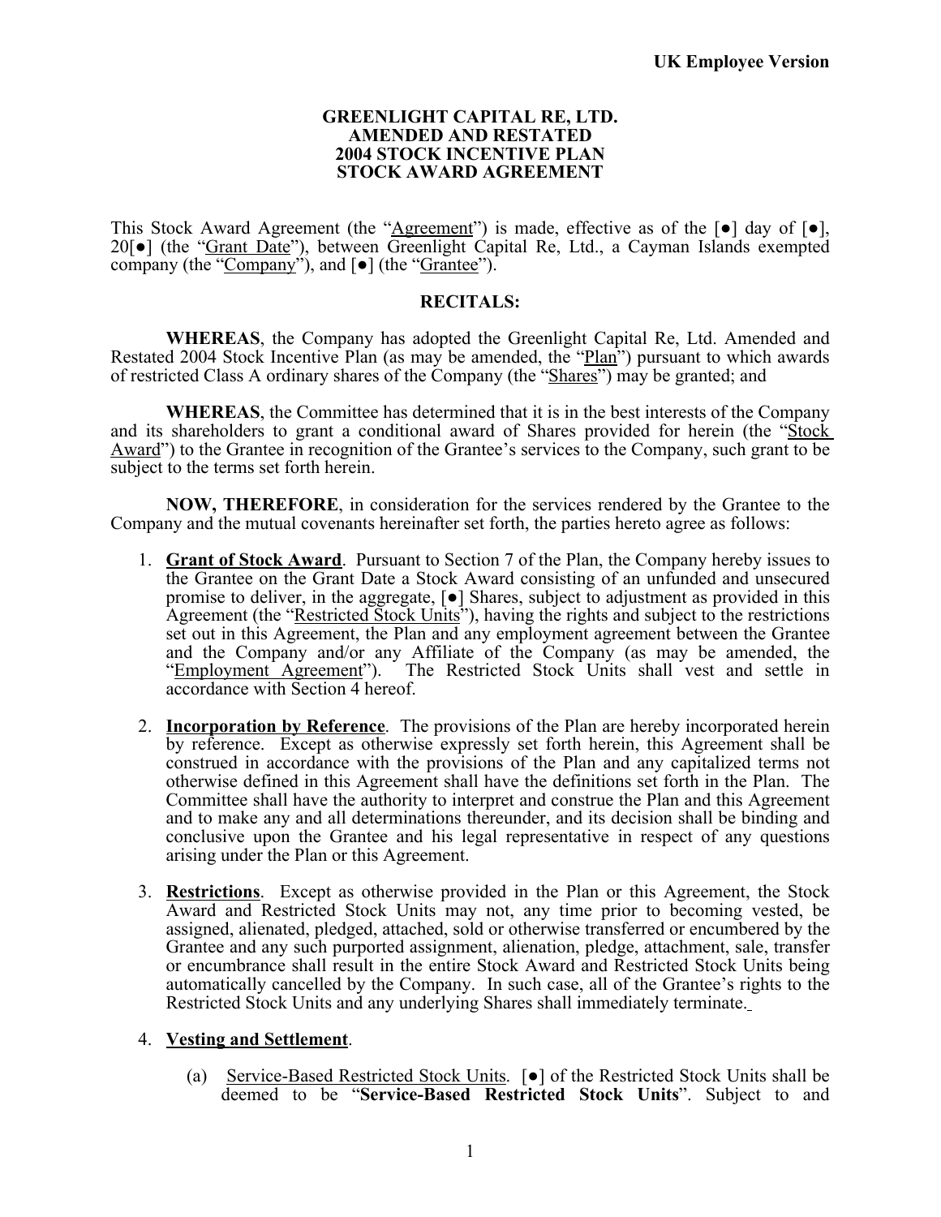**UK Employee Version**

**GREENLIGHT CAPITAL RE, LTD.**
**AMENDED AND RESTATED**
**2004 STOCK INCENTIVE PLAN**
**STOCK AWARD AGREEMENT**

This Stock Award Agreement (the "Agreement") is made, effective as of the [●] day of [●], 20[●] (the "Grant Date"), between Greenlight Capital Re, Ltd., a Cayman Islands exempted company (the "Company"), and [●] (the "Grantee").

**RECITALS:**

**WHEREAS**, the Company has adopted the Greenlight Capital Re, Ltd. Amended and Restated 2004 Stock Incentive Plan (as may be amended, the "Plan") pursuant to which awards of restricted Class A ordinary shares of the Company (the "Shares") may be granted; and

**WHEREAS**, the Committee has determined that it is in the best interests of the Company and its shareholders to grant a conditional award of Shares provided for herein (the "Stock Award") to the Grantee in recognition of the Grantee's services to the Company, such grant to be subject to the terms set forth herein.

**NOW, THEREFORE**, in consideration for the services rendered by the Grantee to the Company and the mutual covenants hereinafter set forth, the parties hereto agree as follows:

1. **Grant of Stock Award**. Pursuant to Section 7 of the Plan, the Company hereby issues to the Grantee on the Grant Date a Stock Award consisting of an unfunded and unsecured promise to deliver, in the aggregate, [●] Shares, subject to adjustment as provided in this Agreement (the "Restricted Stock Units"), having the rights and subject to the restrictions set out in this Agreement, the Plan and any employment agreement between the Grantee and the Company and/or any Affiliate of the Company (as may be amended, the "Employment Agreement"). The Restricted Stock Units shall vest and settle in accordance with Section 4 hereof.

2. **Incorporation by Reference**. The provisions of the Plan are hereby incorporated herein by reference. Except as otherwise expressly set forth herein, this Agreement shall be construed in accordance with the provisions of the Plan and any capitalized terms not otherwise defined in this Agreement shall have the definitions set forth in the Plan. The Committee shall have the authority to interpret and construe the Plan and this Agreement and to make any and all determinations thereunder, and its decision shall be binding and conclusive upon the Grantee and his legal representative in respect of any questions arising under the Plan or this Agreement.

3. **Restrictions**. Except as otherwise provided in the Plan or this Agreement, the Stock Award and Restricted Stock Units may not, any time prior to becoming vested, be assigned, alienated, pledged, attached, sold or otherwise transferred or encumbered by the Grantee and any such purported assignment, alienation, pledge, attachment, sale, transfer or encumbrance shall result in the entire Stock Award and Restricted Stock Units being automatically cancelled by the Company. In such case, all of the Grantee's rights to the Restricted Stock Units and any underlying Shares shall immediately terminate.

4. **Vesting and Settlement**.

   (a) Service-Based Restricted Stock Units. [●] of the Restricted Stock Units shall be deemed to be "**Service-Based Restricted Stock Units**". Subject to and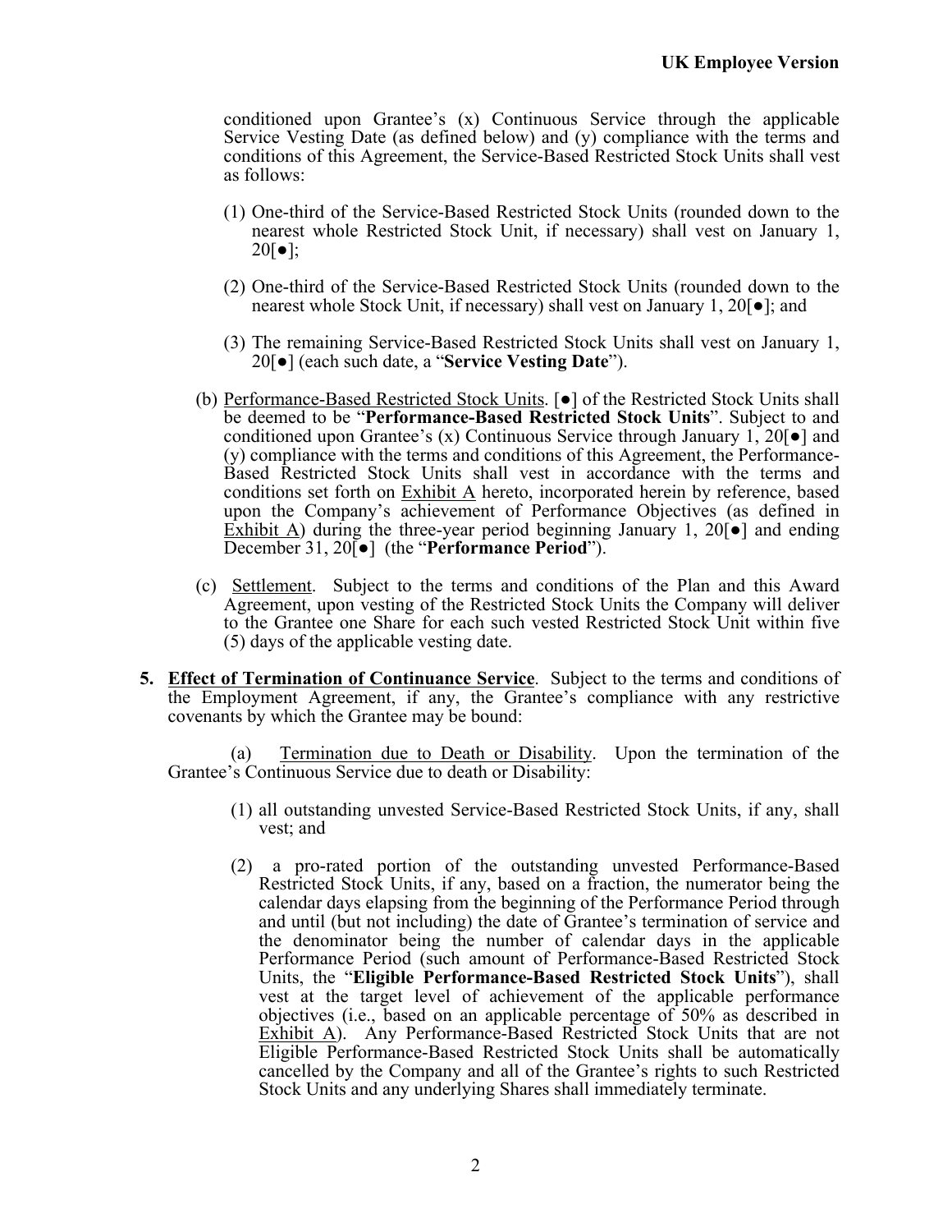conditioned upon Grantee's (x) Continuous Service through the applicable Service Vesting Date (as defined below) and (y) compliance with the terms and conditions of this Agreement, the Service-Based Restricted Stock Units shall vest as follows:

(1) One-third of the Service-Based Restricted Stock Units (rounded down to the nearest whole Restricted Stock Unit, if necessary) shall vest on January 1, 20[●];

(2) One-third of the Service-Based Restricted Stock Units (rounded down to the nearest whole Stock Unit, if necessary) shall vest on January 1, 20[●]; and

(3) The remaining Service-Based Restricted Stock Units shall vest on January 1, 20[●] (each such date, a "**Service Vesting Date**").

(b) Performance-Based Restricted Stock Units. [●] of the Restricted Stock Units shall be deemed to be "**Performance-Based Restricted Stock Units**". Subject to and conditioned upon Grantee's (x) Continuous Service through January 1, 20[●] and (y) compliance with the terms and conditions of this Agreement, the Performance-Based Restricted Stock Units shall vest in accordance with the terms and conditions set forth on Exhibit A hereto, incorporated herein by reference, based upon the Company's achievement of Performance Objectives (as defined in Exhibit A) during the three-year period beginning January 1, 20[●] and ending December 31, 20[●] (the "**Performance Period**").

(c) Settlement. Subject to the terms and conditions of the Plan and this Award Agreement, upon vesting of the Restricted Stock Units the Company will deliver to the Grantee one Share for each such vested Restricted Stock Unit within five (5) days of the applicable vesting date.

**5. Effect of Termination of Continuance Service**. Subject to the terms and conditions of the Employment Agreement, if any, the Grantee's compliance with any restrictive covenants by which the Grantee may be bound:

(a) Termination due to Death or Disability. Upon the termination of the Grantee's Continuous Service due to death or Disability:

(1) all outstanding unvested Service-Based Restricted Stock Units, if any, shall vest; and

(2) a pro-rated portion of the outstanding unvested Performance-Based Restricted Stock Units, if any, based on a fraction, the numerator being the calendar days elapsing from the beginning of the Performance Period through and until (but not including) the date of Grantee's termination of service and the denominator being the number of calendar days in the applicable Performance Period (such amount of Performance-Based Restricted Stock Units, the "**Eligible Performance-Based Restricted Stock Units**"), shall vest at the target level of achievement of the applicable performance objectives (i.e., based on an applicable percentage of 50% as described in Exhibit A). Any Performance-Based Restricted Stock Units that are not Eligible Performance-Based Restricted Stock Units shall be automatically cancelled by the Company and all of the Grantee's rights to such Restricted Stock Units and any underlying Shares shall immediately terminate.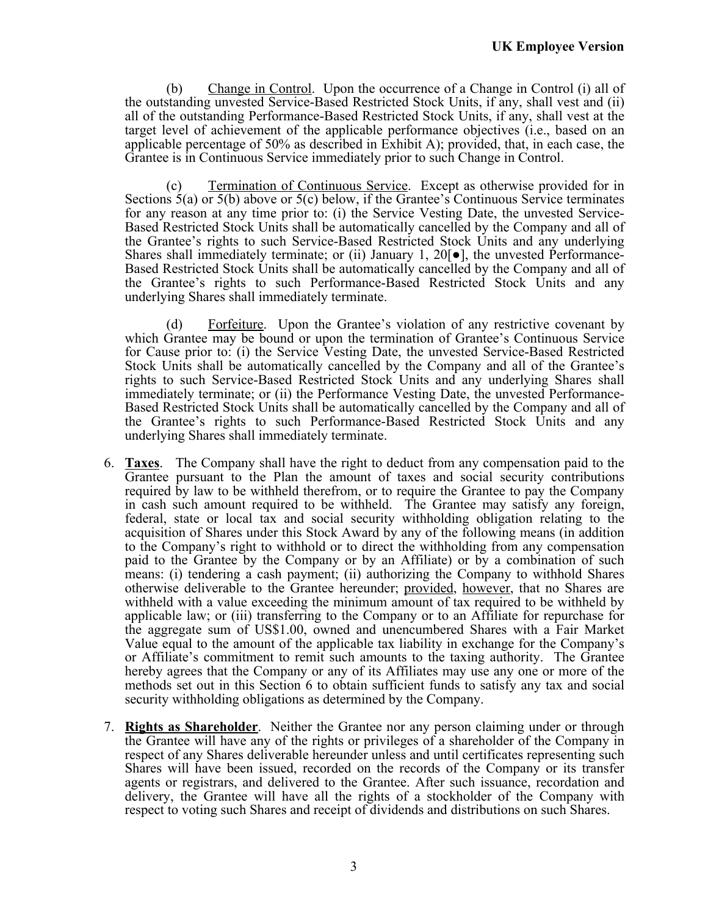(b) Change in Control. Upon the occurrence of a Change in Control (i) all of the outstanding unvested Service-Based Restricted Stock Units, if any, shall vest and (ii) all of the outstanding Performance-Based Restricted Stock Units, if any, shall vest at the target level of achievement of the applicable performance objectives (i.e., based on an applicable percentage of 50% as described in Exhibit A); provided, that, in each case, the Grantee is in Continuous Service immediately prior to such Change in Control.

(c) Termination of Continuous Service. Except as otherwise provided for in Sections 5(a) or 5(b) above or 5(c) below, if the Grantee's Continuous Service terminates for any reason at any time prior to: (i) the Service Vesting Date, the unvested Service-Based Restricted Stock Units shall be automatically cancelled by the Company and all of the Grantee's rights to such Service-Based Restricted Stock Units and any underlying Shares shall immediately terminate; or (ii) January 1, 20[●], the unvested Performance-Based Restricted Stock Units shall be automatically cancelled by the Company and all of the Grantee's rights to such Performance-Based Restricted Stock Units and any underlying Shares shall immediately terminate.

(d) Forfeiture. Upon the Grantee's violation of any restrictive covenant by which Grantee may be bound or upon the termination of Grantee's Continuous Service for Cause prior to: (i) the Service Vesting Date, the unvested Service-Based Restricted Stock Units shall be automatically cancelled by the Company and all of the Grantee's rights to such Service-Based Restricted Stock Units and any underlying Shares shall immediately terminate; or (ii) the Performance Vesting Date, the unvested Performance-Based Restricted Stock Units shall be automatically cancelled by the Company and all of the Grantee's rights to such Performance-Based Restricted Stock Units and any underlying Shares shall immediately terminate.

6. **Taxes**. The Company shall have the right to deduct from any compensation paid to the Grantee pursuant to the Plan the amount of taxes and social security contributions required by law to be withheld therefrom, or to require the Grantee to pay the Company in cash such amount required to be withheld. The Grantee may satisfy any foreign, federal, state or local tax and social security withholding obligation relating to the acquisition of Shares under this Stock Award by any of the following means (in addition to the Company's right to withhold or to direct the withholding from any compensation paid to the Grantee by the Company or by an Affiliate) or by a combination of such means: (i) tendering a cash payment; (ii) authorizing the Company to withhold Shares otherwise deliverable to the Grantee hereunder; provided, however, that no Shares are withheld with a value exceeding the minimum amount of tax required to be withheld by applicable law; or (iii) transferring to the Company or to an Affiliate for repurchase for the aggregate sum of US$1.00, owned and unencumbered Shares with a Fair Market Value equal to the amount of the applicable tax liability in exchange for the Company's or Affiliate's commitment to remit such amounts to the taxing authority. The Grantee hereby agrees that the Company or any of its Affiliates may use any one or more of the methods set out in this Section 6 to obtain sufficient funds to satisfy any tax and social security withholding obligations as determined by the Company.

7. **Rights as Shareholder**. Neither the Grantee nor any person claiming under or through the Grantee will have any of the rights or privileges of a shareholder of the Company in respect of any Shares deliverable hereunder unless and until certificates representing such Shares will have been issued, recorded on the records of the Company or its transfer agents or registrars, and delivered to the Grantee. After such issuance, recordation and delivery, the Grantee will have all the rights of a stockholder of the Company with respect to voting such Shares and receipt of dividends and distributions on such Shares.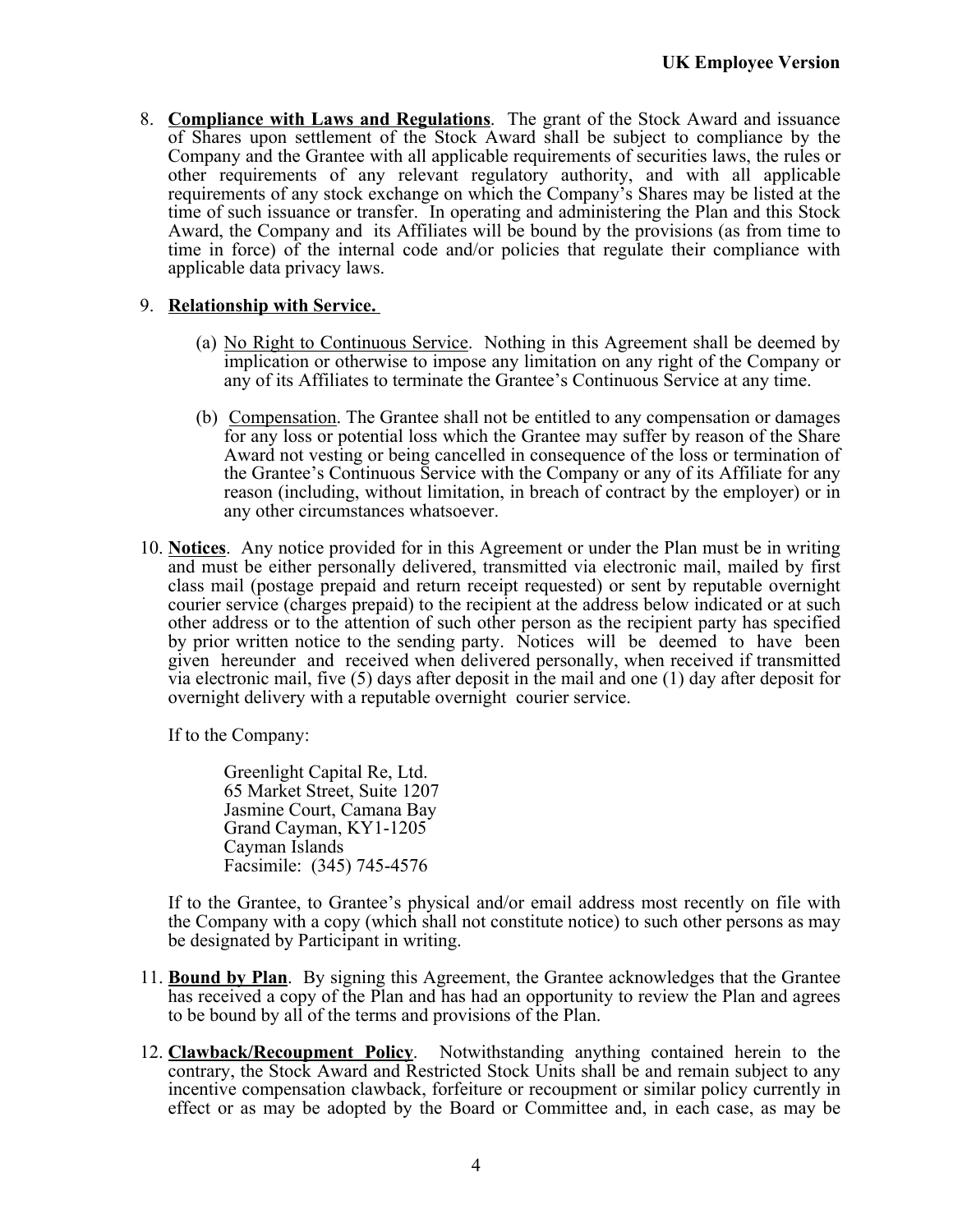8. **Compliance with Laws and Regulations**. The grant of the Stock Award and issuance of Shares upon settlement of the Stock Award shall be subject to compliance by the Company and the Grantee with all applicable requirements of securities laws, the rules or other requirements of any relevant regulatory authority, and with all applicable requirements of any stock exchange on which the Company's Shares may be listed at the time of such issuance or transfer. In operating and administering the Plan and this Stock Award, the Company and its Affiliates will be bound by the provisions (as from time to time in force) of the internal code and/or policies that regulate their compliance with applicable data privacy laws.

9. **Relationship with Service.**

   (a) No Right to Continuous Service. Nothing in this Agreement shall be deemed by implication or otherwise to impose any limitation on any right of the Company or any of its Affiliates to terminate the Grantee's Continuous Service at any time.

   (b) Compensation. The Grantee shall not be entitled to any compensation or damages for any loss or potential loss which the Grantee may suffer by reason of the Share Award not vesting or being cancelled in consequence of the loss or termination of the Grantee's Continuous Service with the Company or any of its Affiliate for any reason (including, without limitation, in breach of contract by the employer) or in any other circumstances whatsoever.

10. **Notices**. Any notice provided for in this Agreement or under the Plan must be in writing and must be either personally delivered, transmitted via electronic mail, mailed by first class mail (postage prepaid and return receipt requested) or sent by reputable overnight courier service (charges prepaid) to the recipient at the address below indicated or at such other address or to the attention of such other person as the recipient party has specified by prior written notice to the sending party. Notices will be deemed to have been given hereunder and received when delivered personally, when received if transmitted via electronic mail, five (5) days after deposit in the mail and one (1) day after deposit for overnight delivery with a reputable overnight courier service.

    If to the Company:

    Greenlight Capital Re, Ltd.
    65 Market Street, Suite 1207
    Jasmine Court, Camana Bay
    Grand Cayman, KY1-1205
    Cayman Islands
    Facsimile: (345) 745-4576

    If to the Grantee, to Grantee's physical and/or email address most recently on file with the Company with a copy (which shall not constitute notice) to such other persons as may be designated by Participant in writing.

11. **Bound by Plan**. By signing this Agreement, the Grantee acknowledges that the Grantee has received a copy of the Plan and has had an opportunity to review the Plan and agrees to be bound by all of the terms and provisions of the Plan.

12. **Clawback/Recoupment Policy**. Notwithstanding anything contained herein to the contrary, the Stock Award and Restricted Stock Units shall be and remain subject to any incentive compensation clawback, forfeiture or recoupment or similar policy currently in effect or as may be adopted by the Board or Committee and, in each case, as may be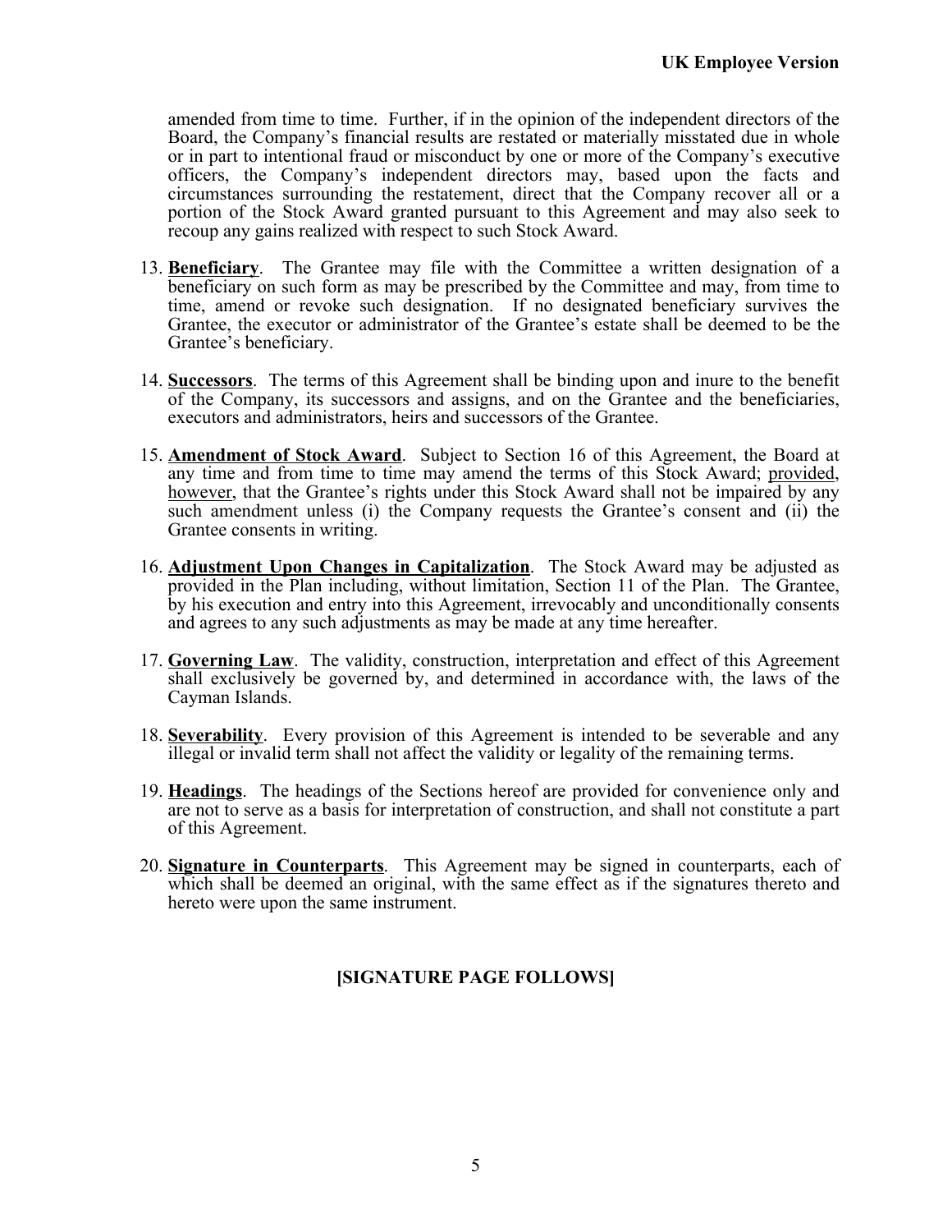amended from time to time. Further, if in the opinion of the independent directors of the Board, the Company's financial results are restated or materially misstated due in whole or in part to intentional fraud or misconduct by one or more of the Company's executive officers, the Company's independent directors may, based upon the facts and circumstances surrounding the restatement, direct that the Company recover all or a portion of the Stock Award granted pursuant to this Agreement and may also seek to recoup any gains realized with respect to such Stock Award.

13. **Beneficiary**. The Grantee may file with the Committee a written designation of a beneficiary on such form as may be prescribed by the Committee and may, from time to time, amend or revoke such designation. If no designated beneficiary survives the Grantee, the executor or administrator of the Grantee's estate shall be deemed to be the Grantee's beneficiary.

14. **Successors**. The terms of this Agreement shall be binding upon and inure to the benefit of the Company, its successors and assigns, and on the Grantee and the beneficiaries, executors and administrators, heirs and successors of the Grantee.

15. **Amendment of Stock Award**. Subject to Section 16 of this Agreement, the Board at any time and from time to time may amend the terms of this Stock Award; provided, however, that the Grantee's rights under this Stock Award shall not be impaired by any such amendment unless (i) the Company requests the Grantee's consent and (ii) the Grantee consents in writing.

16. **Adjustment Upon Changes in Capitalization**. The Stock Award may be adjusted as provided in the Plan including, without limitation, Section 11 of the Plan. The Grantee, by his execution and entry into this Agreement, irrevocably and unconditionally consents and agrees to any such adjustments as may be made at any time hereafter.

17. **Governing Law**. The validity, construction, interpretation and effect of this Agreement shall exclusively be governed by, and determined in accordance with, the laws of the Cayman Islands.

18. **Severability**. Every provision of this Agreement is intended to be severable and any illegal or invalid term shall not affect the validity or legality of the remaining terms.

19. **Headings**. The headings of the Sections hereof are provided for convenience only and are not to serve as a basis for interpretation of construction, and shall not constitute a part of this Agreement.

20. **Signature in Counterparts**. This Agreement may be signed in counterparts, each of which shall be deemed an original, with the same effect as if the signatures thereto and hereto were upon the same instrument.

**[SIGNATURE PAGE FOLLOWS]**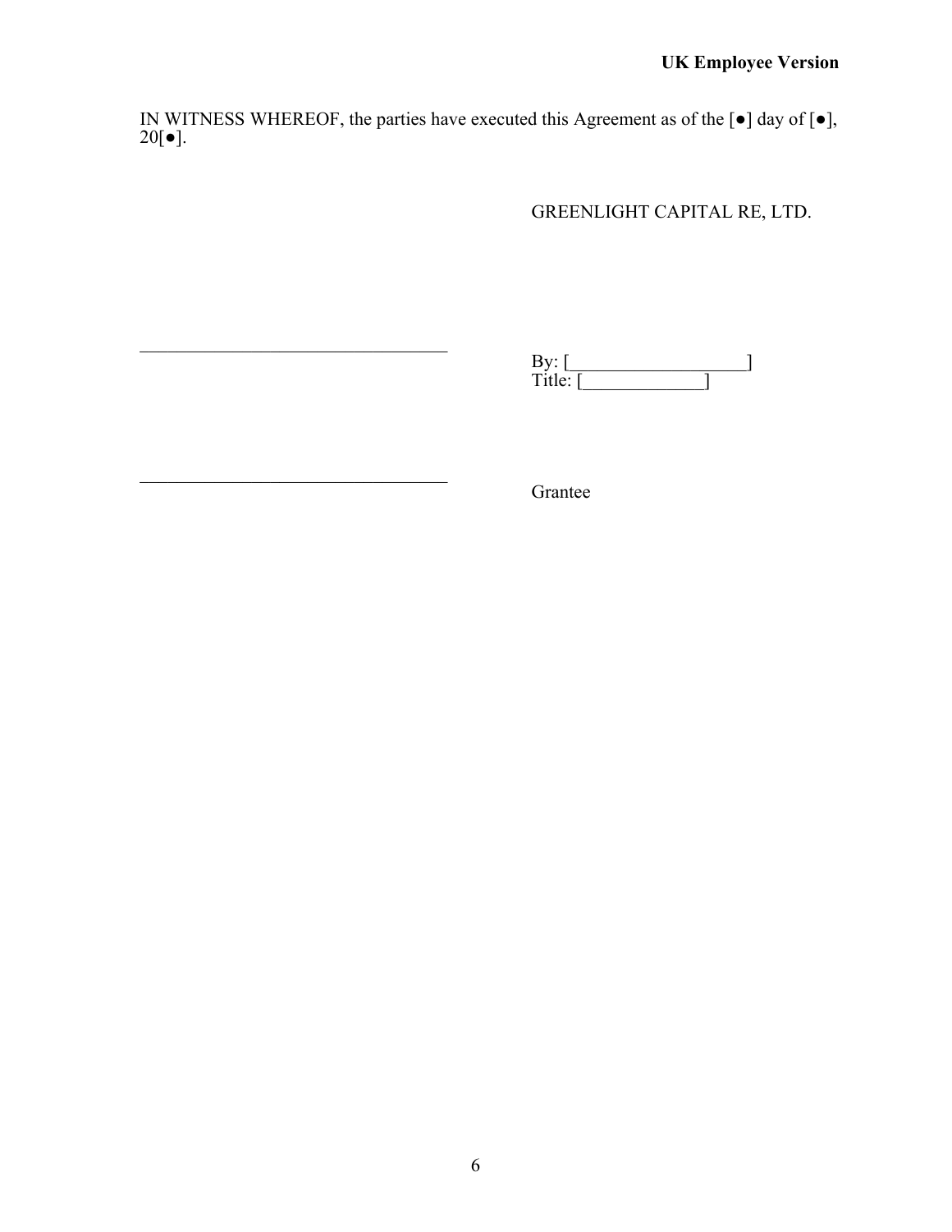**UK Employee Version**

IN WITNESS WHEREOF, the parties have executed this Agreement as of the [●] day of [●], 20[●].

GREENLIGHT CAPITAL RE, LTD.

\_\_\_\_\_\_\_\_\_\_\_\_\_\_\_\_\_\_\_\_\_\_\_\_\_\_\_\_\_\_\_\_\_\_

By: [\_\_\_\_\_\_\_\_\_\_\_\_\_\_\_\_\_\_\_]
Title: [\_\_\_\_\_\_\_\_\_\_\_\_\_]

\_\_\_\_\_\_\_\_\_\_\_\_\_\_\_\_\_\_\_\_\_\_\_\_\_\_\_\_\_\_\_\_\_\_

Grantee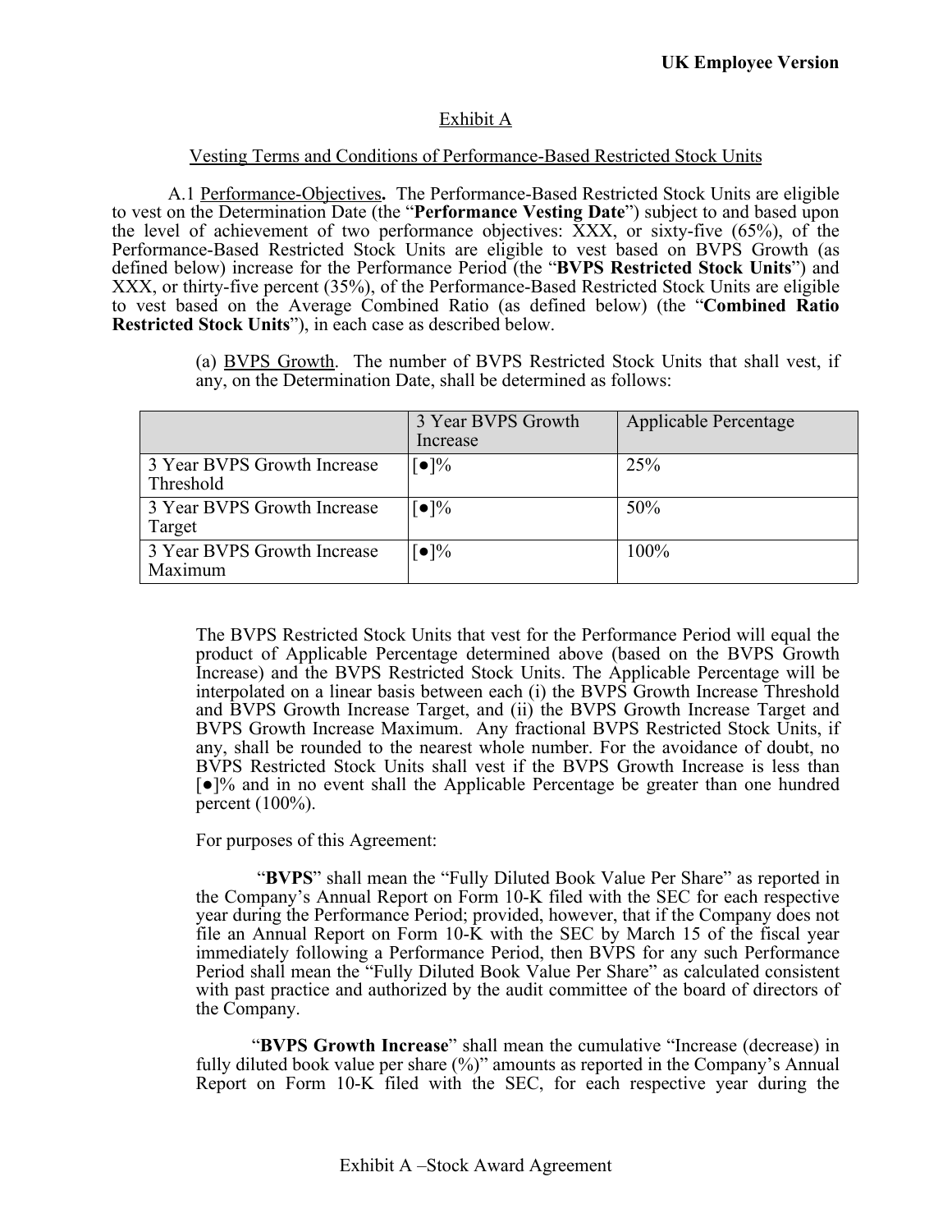**UK Employee Version**

Exhibit A

Vesting Terms and Conditions of Performance-Based Restricted Stock Units

A.1 Performance-Objectives**.** The Performance-Based Restricted Stock Units are eligible to vest on the Determination Date (the "**Performance Vesting Date**") subject to and based upon the level of achievement of two performance objectives: XXX, or sixty-five (65%), of the Performance-Based Restricted Stock Units are eligible to vest based on BVPS Growth (as defined below) increase for the Performance Period (the "**BVPS Restricted Stock Units**") and XXX, or thirty-five percent (35%), of the Performance-Based Restricted Stock Units are eligible to vest based on the Average Combined Ratio (as defined below) (the "**Combined Ratio Restricted Stock Units**"), in each case as described below.

(a) BVPS Growth. The number of BVPS Restricted Stock Units that shall vest, if any, on the Determination Date, shall be determined as follows:

| | 3 Year BVPS Growth Increase | Applicable Percentage |
|---|---|---|
| 3 Year BVPS Growth Increase Threshold | [●]% | 25% |
| 3 Year BVPS Growth Increase Target | [●]% | 50% |
| 3 Year BVPS Growth Increase Maximum | [●]% | 100% |

The BVPS Restricted Stock Units that vest for the Performance Period will equal the product of Applicable Percentage determined above (based on the BVPS Growth Increase) and the BVPS Restricted Stock Units. The Applicable Percentage will be interpolated on a linear basis between each (i) the BVPS Growth Increase Threshold and BVPS Growth Increase Target, and (ii) the BVPS Growth Increase Target and BVPS Growth Increase Maximum. Any fractional BVPS Restricted Stock Units, if any, shall be rounded to the nearest whole number. For the avoidance of doubt, no BVPS Restricted Stock Units shall vest if the BVPS Growth Increase is less than [●]% and in no event shall the Applicable Percentage be greater than one hundred percent (100%).

For purposes of this Agreement:

"**BVPS**" shall mean the "Fully Diluted Book Value Per Share" as reported in the Company's Annual Report on Form 10-K filed with the SEC for each respective year during the Performance Period; provided, however, that if the Company does not file an Annual Report on Form 10-K with the SEC by March 15 of the fiscal year immediately following a Performance Period, then BVPS for any such Performance Period shall mean the "Fully Diluted Book Value Per Share" as calculated consistent with past practice and authorized by the audit committee of the board of directors of the Company.

"**BVPS Growth Increase**" shall mean the cumulative "Increase (decrease) in fully diluted book value per share (%)" amounts as reported in the Company's Annual Report on Form 10-K filed with the SEC, for each respective year during the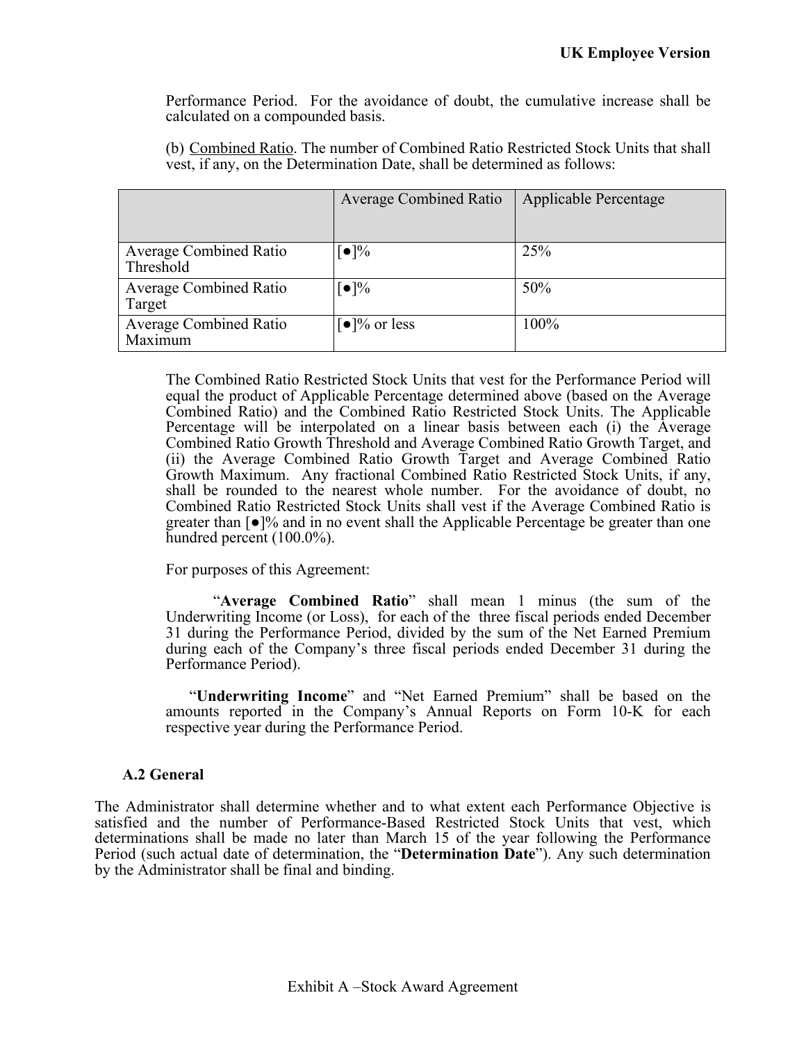Performance Period. For the avoidance of doubt, the cumulative increase shall be calculated on a compounded basis.

(b) Combined Ratio. The number of Combined Ratio Restricted Stock Units that shall vest, if any, on the Determination Date, shall be determined as follows:

| | Average Combined Ratio | Applicable Percentage |
|---|---|---|
| Average Combined Ratio Threshold | [●]% | 25% |
| Average Combined Ratio Target | [●]% | 50% |
| Average Combined Ratio Maximum | [●]% or less | 100% |

The Combined Ratio Restricted Stock Units that vest for the Performance Period will equal the product of Applicable Percentage determined above (based on the Average Combined Ratio) and the Combined Ratio Restricted Stock Units. The Applicable Percentage will be interpolated on a linear basis between each (i) the Average Combined Ratio Growth Threshold and Average Combined Ratio Growth Target, and (ii) the Average Combined Ratio Growth Target and Average Combined Ratio Growth Maximum. Any fractional Combined Ratio Restricted Stock Units, if any, shall be rounded to the nearest whole number. For the avoidance of doubt, no Combined Ratio Restricted Stock Units shall vest if the Average Combined Ratio is greater than [●]% and in no event shall the Applicable Percentage be greater than one hundred percent (100.0%).

For purposes of this Agreement:

"**Average Combined Ratio**" shall mean 1 minus (the sum of the Underwriting Income (or Loss), for each of the three fiscal periods ended December 31 during the Performance Period, divided by the sum of the Net Earned Premium during each of the Company's three fiscal periods ended December 31 during the Performance Period).

"**Underwriting Income**" and "Net Earned Premium" shall be based on the amounts reported in the Company's Annual Reports on Form 10-K for each respective year during the Performance Period.

**A.2 General**

The Administrator shall determine whether and to what extent each Performance Objective is satisfied and the number of Performance-Based Restricted Stock Units that vest, which determinations shall be made no later than March 15 of the year following the Performance Period (such actual date of determination, the "**Determination Date**"). Any such determination by the Administrator shall be final and binding.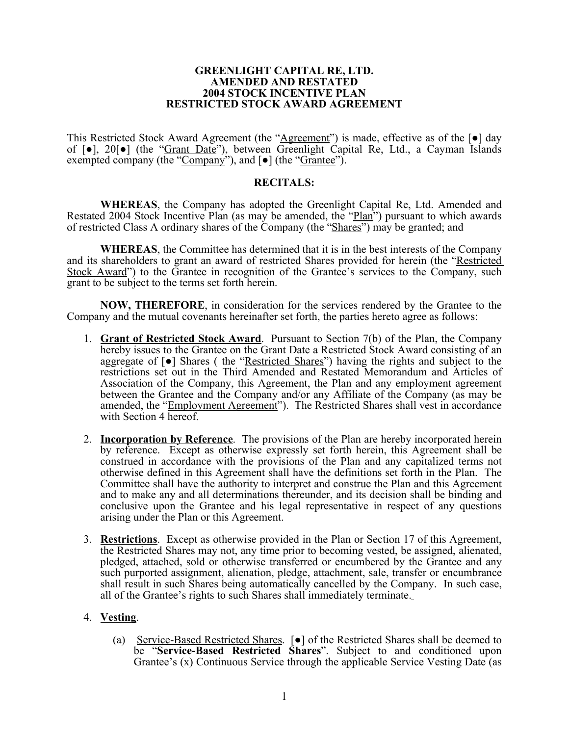**GREENLIGHT CAPITAL RE, LTD.**
**AMENDED AND RESTATED**
**2004 STOCK INCENTIVE PLAN**
**RESTRICTED STOCK AWARD AGREEMENT**

This Restricted Stock Award Agreement (the "Agreement") is made, effective as of the [●] day of [●], 20[●] (the "Grant Date"), between Greenlight Capital Re, Ltd., a Cayman Islands exempted company (the "Company"), and [●] (the "Grantee").

**RECITALS:**

**WHEREAS**, the Company has adopted the Greenlight Capital Re, Ltd. Amended and Restated 2004 Stock Incentive Plan (as may be amended, the "Plan") pursuant to which awards of restricted Class A ordinary shares of the Company (the "Shares") may be granted; and

**WHEREAS**, the Committee has determined that it is in the best interests of the Company and its shareholders to grant an award of restricted Shares provided for herein (the "Restricted Stock Award") to the Grantee in recognition of the Grantee's services to the Company, such grant to be subject to the terms set forth herein.

**NOW, THEREFORE**, in consideration for the services rendered by the Grantee to the Company and the mutual covenants hereinafter set forth, the parties hereto agree as follows:

1. **Grant of Restricted Stock Award**. Pursuant to Section 7(b) of the Plan, the Company hereby issues to the Grantee on the Grant Date a Restricted Stock Award consisting of an aggregate of [●] Shares ( the "Restricted Shares") having the rights and subject to the restrictions set out in the Third Amended and Restated Memorandum and Articles of Association of the Company, this Agreement, the Plan and any employment agreement between the Grantee and the Company and/or any Affiliate of the Company (as may be amended, the "Employment Agreement"). The Restricted Shares shall vest in accordance with Section 4 hereof.

2. **Incorporation by Reference**. The provisions of the Plan are hereby incorporated herein by reference. Except as otherwise expressly set forth herein, this Agreement shall be construed in accordance with the provisions of the Plan and any capitalized terms not otherwise defined in this Agreement shall have the definitions set forth in the Plan. The Committee shall have the authority to interpret and construe the Plan and this Agreement and to make any and all determinations thereunder, and its decision shall be binding and conclusive upon the Grantee and his legal representative in respect of any questions arising under the Plan or this Agreement.

3. **Restrictions**. Except as otherwise provided in the Plan or Section 17 of this Agreement, the Restricted Shares may not, any time prior to becoming vested, be assigned, alienated, pledged, attached, sold or otherwise transferred or encumbered by the Grantee and any such purported assignment, alienation, pledge, attachment, sale, transfer or encumbrance shall result in such Shares being automatically cancelled by the Company. In such case, all of the Grantee's rights to such Shares shall immediately terminate.

4. **Vesting**.

   (a) Service-Based Restricted Shares. [●] of the Restricted Shares shall be deemed to be "**Service-Based Restricted Shares**". Subject to and conditioned upon Grantee's (x) Continuous Service through the applicable Service Vesting Date (as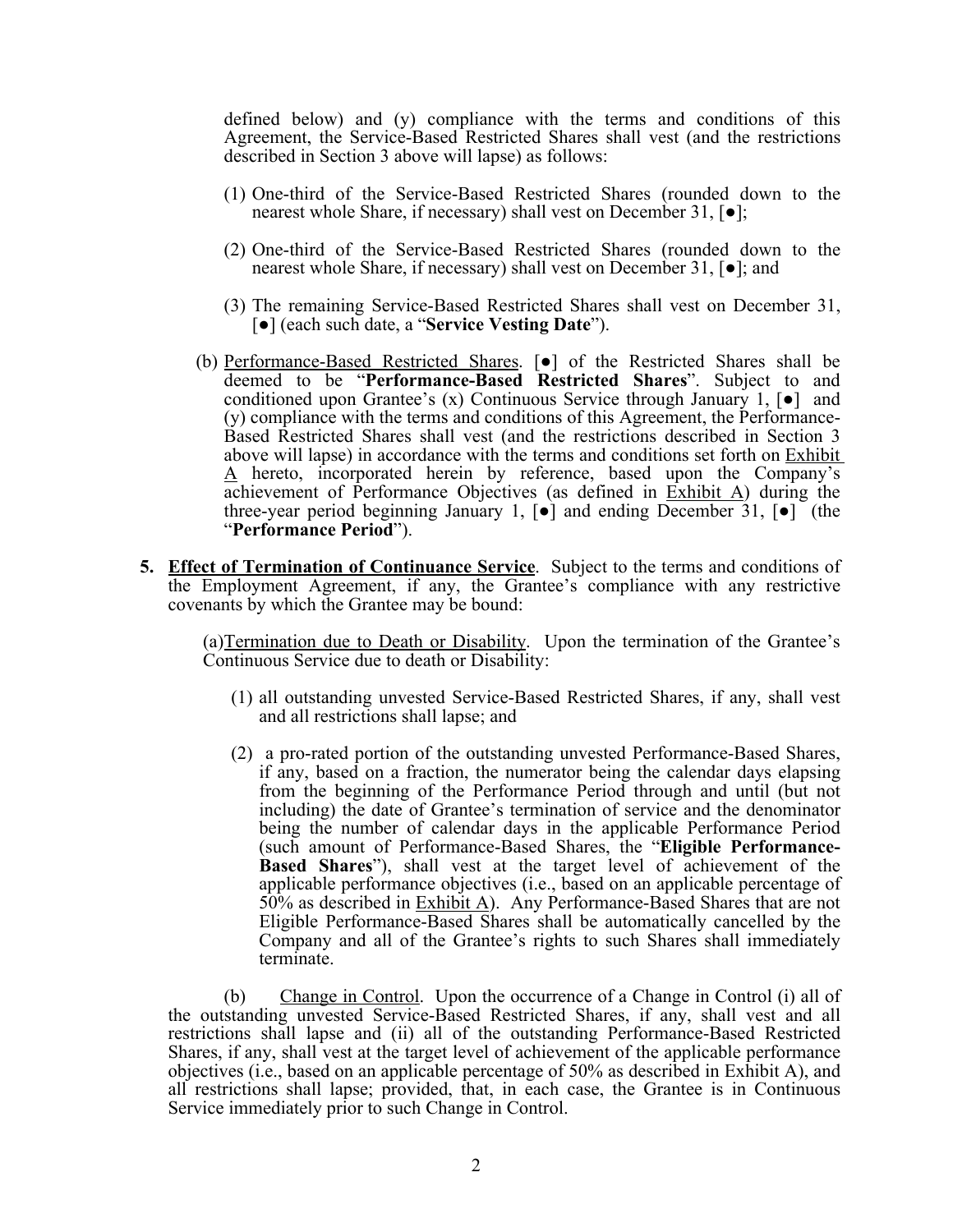defined below) and (y) compliance with the terms and conditions of this Agreement, the Service-Based Restricted Shares shall vest (and the restrictions described in Section 3 above will lapse) as follows:

(1) One-third of the Service-Based Restricted Shares (rounded down to the nearest whole Share, if necessary) shall vest on December 31, [●];

(2) One-third of the Service-Based Restricted Shares (rounded down to the nearest whole Share, if necessary) shall vest on December 31, [●]; and

(3) The remaining Service-Based Restricted Shares shall vest on December 31, [●] (each such date, a "**Service Vesting Date**").

(b) Performance-Based Restricted Shares. [●] of the Restricted Shares shall be deemed to be "**Performance-Based Restricted Shares**". Subject to and conditioned upon Grantee's (x) Continuous Service through January 1, [●] and (y) compliance with the terms and conditions of this Agreement, the Performance-Based Restricted Shares shall vest (and the restrictions described in Section 3 above will lapse) in accordance with the terms and conditions set forth on Exhibit A hereto, incorporated herein by reference, based upon the Company's achievement of Performance Objectives (as defined in Exhibit A) during the three-year period beginning January 1, [●] and ending December 31, [●] (the "**Performance Period**").

**5. Effect of Termination of Continuance Service**. Subject to the terms and conditions of the Employment Agreement, if any, the Grantee's compliance with any restrictive covenants by which the Grantee may be bound:

(a) Termination due to Death or Disability. Upon the termination of the Grantee's Continuous Service due to death or Disability:

(1) all outstanding unvested Service-Based Restricted Shares, if any, shall vest and all restrictions shall lapse; and

(2) a pro-rated portion of the outstanding unvested Performance-Based Shares, if any, based on a fraction, the numerator being the calendar days elapsing from the beginning of the Performance Period through and until (but not including) the date of Grantee's termination of service and the denominator being the number of calendar days in the applicable Performance Period (such amount of Performance-Based Shares, the "**Eligible Performance-Based Shares**"), shall vest at the target level of achievement of the applicable performance objectives (i.e., based on an applicable percentage of 50% as described in Exhibit A). Any Performance-Based Shares that are not Eligible Performance-Based Shares shall be automatically cancelled by the Company and all of the Grantee's rights to such Shares shall immediately terminate.

(b) Change in Control. Upon the occurrence of a Change in Control (i) all of the outstanding unvested Service-Based Restricted Shares, if any, shall vest and all restrictions shall lapse and (ii) all of the outstanding Performance-Based Restricted Shares, if any, shall vest at the target level of achievement of the applicable performance objectives (i.e., based on an applicable percentage of 50% as described in Exhibit A), and all restrictions shall lapse; provided, that, in each case, the Grantee is in Continuous Service immediately prior to such Change in Control.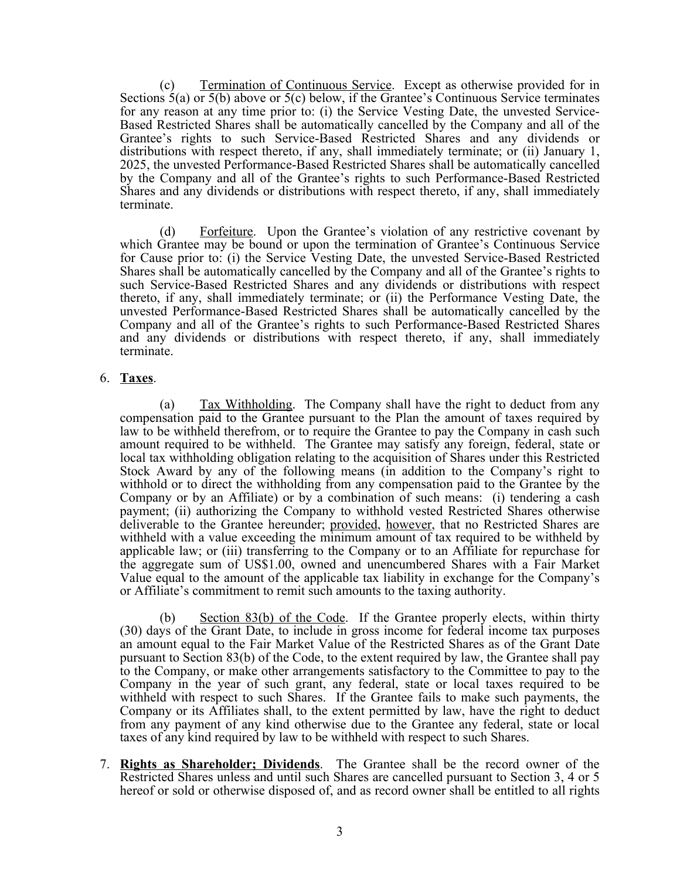(c) Termination of Continuous Service. Except as otherwise provided for in Sections 5(a) or 5(b) above or 5(c) below, if the Grantee's Continuous Service terminates for any reason at any time prior to: (i) the Service Vesting Date, the unvested Service-Based Restricted Shares shall be automatically cancelled by the Company and all of the Grantee's rights to such Service-Based Restricted Shares and any dividends or distributions with respect thereto, if any, shall immediately terminate; or (ii) January 1, 2025, the unvested Performance-Based Restricted Shares shall be automatically cancelled by the Company and all of the Grantee's rights to such Performance-Based Restricted Shares and any dividends or distributions with respect thereto, if any, shall immediately terminate.

(d) Forfeiture. Upon the Grantee's violation of any restrictive covenant by which Grantee may be bound or upon the termination of Grantee's Continuous Service for Cause prior to: (i) the Service Vesting Date, the unvested Service-Based Restricted Shares shall be automatically cancelled by the Company and all of the Grantee's rights to such Service-Based Restricted Shares and any dividends or distributions with respect thereto, if any, shall immediately terminate; or (ii) the Performance Vesting Date, the unvested Performance-Based Restricted Shares shall be automatically cancelled by the Company and all of the Grantee's rights to such Performance-Based Restricted Shares and any dividends or distributions with respect thereto, if any, shall immediately terminate.

6. **Taxes**.

(a) Tax Withholding. The Company shall have the right to deduct from any compensation paid to the Grantee pursuant to the Plan the amount of taxes required by law to be withheld therefrom, or to require the Grantee to pay the Company in cash such amount required to be withheld. The Grantee may satisfy any foreign, federal, state or local tax withholding obligation relating to the acquisition of Shares under this Restricted Stock Award by any of the following means (in addition to the Company's right to withhold or to direct the withholding from any compensation paid to the Grantee by the Company or by an Affiliate) or by a combination of such means: (i) tendering a cash payment; (ii) authorizing the Company to withhold vested Restricted Shares otherwise deliverable to the Grantee hereunder; provided, however, that no Restricted Shares are withheld with a value exceeding the minimum amount of tax required to be withheld by applicable law; or (iii) transferring to the Company or to an Affiliate for repurchase for the aggregate sum of US$1.00, owned and unencumbered Shares with a Fair Market Value equal to the amount of the applicable tax liability in exchange for the Company's or Affiliate's commitment to remit such amounts to the taxing authority.

(b) Section 83(b) of the Code. If the Grantee properly elects, within thirty (30) days of the Grant Date, to include in gross income for federal income tax purposes an amount equal to the Fair Market Value of the Restricted Shares as of the Grant Date pursuant to Section 83(b) of the Code, to the extent required by law, the Grantee shall pay to the Company, or make other arrangements satisfactory to the Committee to pay to the Company in the year of such grant, any federal, state or local taxes required to be withheld with respect to such Shares. If the Grantee fails to make such payments, the Company or its Affiliates shall, to the extent permitted by law, have the right to deduct from any payment of any kind otherwise due to the Grantee any federal, state or local taxes of any kind required by law to be withheld with respect to such Shares.

7. **Rights as Shareholder; Dividends**. The Grantee shall be the record owner of the Restricted Shares unless and until such Shares are cancelled pursuant to Section 3, 4 or 5 hereof or sold or otherwise disposed of, and as record owner shall be entitled to all rights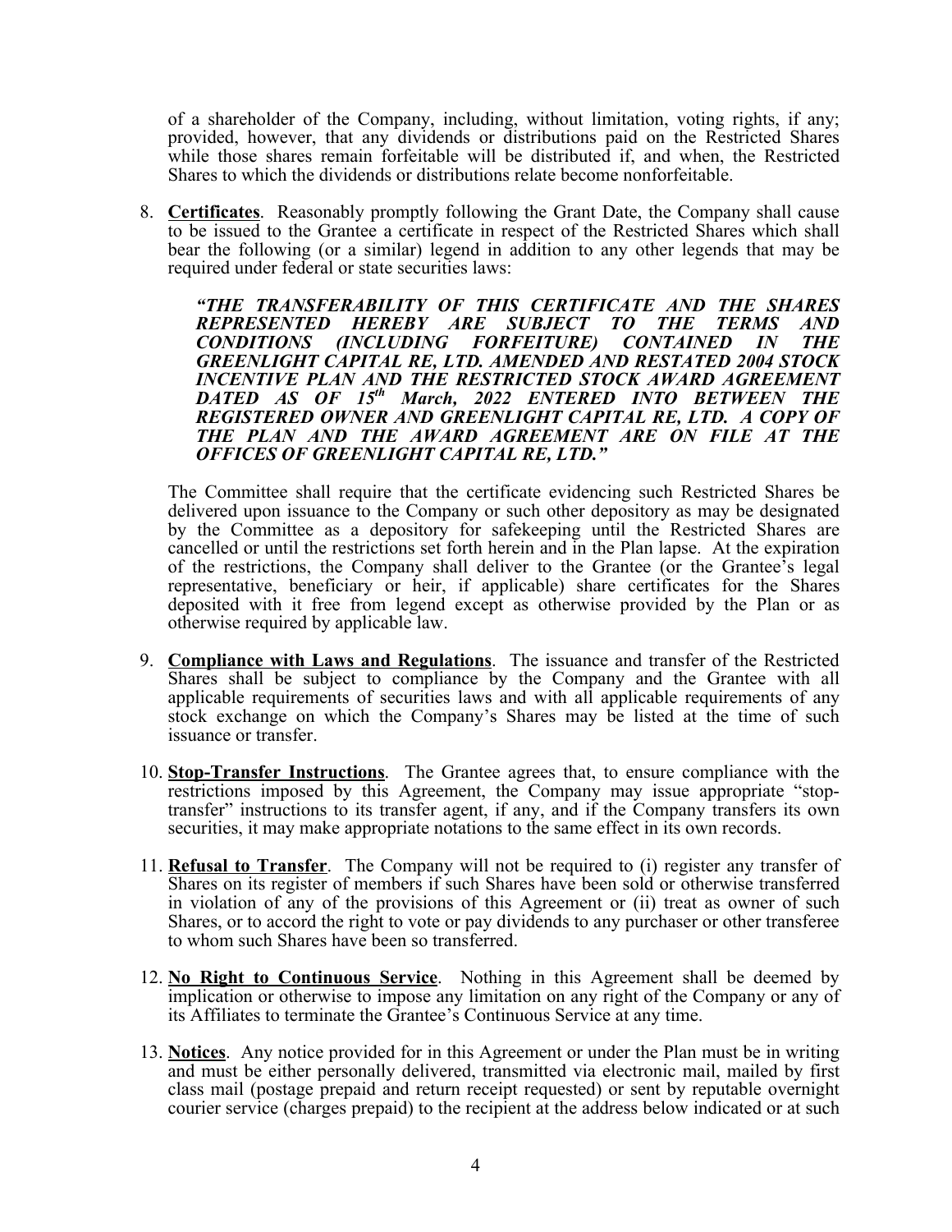of a shareholder of the Company, including, without limitation, voting rights, if any; provided, however, that any dividends or distributions paid on the Restricted Shares while those shares remain forfeitable will be distributed if, and when, the Restricted Shares to which the dividends or distributions relate become nonforfeitable.

8. **Certificates**. Reasonably promptly following the Grant Date, the Company shall cause to be issued to the Grantee a certificate in respect of the Restricted Shares which shall bear the following (or a similar) legend in addition to any other legends that may be required under federal or state securities laws:

   ***"THE TRANSFERABILITY OF THIS CERTIFICATE AND THE SHARES REPRESENTED HEREBY ARE SUBJECT TO THE TERMS AND CONDITIONS (INCLUDING FORFEITURE) CONTAINED IN THE GREENLIGHT CAPITAL RE, LTD. AMENDED AND RESTATED 2004 STOCK INCENTIVE PLAN AND THE RESTRICTED STOCK AWARD AGREEMENT DATED AS OF 15th March, 2022 ENTERED INTO BETWEEN THE REGISTERED OWNER AND GREENLIGHT CAPITAL RE, LTD. A COPY OF THE PLAN AND THE AWARD AGREEMENT ARE ON FILE AT THE OFFICES OF GREENLIGHT CAPITAL RE, LTD."***

   The Committee shall require that the certificate evidencing such Restricted Shares be delivered upon issuance to the Company or such other depository as may be designated by the Committee as a depository for safekeeping until the Restricted Shares are cancelled or until the restrictions set forth herein and in the Plan lapse. At the expiration of the restrictions, the Company shall deliver to the Grantee (or the Grantee's legal representative, beneficiary or heir, if applicable) share certificates for the Shares deposited with it free from legend except as otherwise provided by the Plan or as otherwise required by applicable law.

9. **Compliance with Laws and Regulations**. The issuance and transfer of the Restricted Shares shall be subject to compliance by the Company and the Grantee with all applicable requirements of securities laws and with all applicable requirements of any stock exchange on which the Company's Shares may be listed at the time of such issuance or transfer.

10. **Stop-Transfer Instructions**. The Grantee agrees that, to ensure compliance with the restrictions imposed by this Agreement, the Company may issue appropriate "stop-transfer" instructions to its transfer agent, if any, and if the Company transfers its own securities, it may make appropriate notations to the same effect in its own records.

11. **Refusal to Transfer**. The Company will not be required to (i) register any transfer of Shares on its register of members if such Shares have been sold or otherwise transferred in violation of any of the provisions of this Agreement or (ii) treat as owner of such Shares, or to accord the right to vote or pay dividends to any purchaser or other transferee to whom such Shares have been so transferred.

12. **No Right to Continuous Service**. Nothing in this Agreement shall be deemed by implication or otherwise to impose any limitation on any right of the Company or any of its Affiliates to terminate the Grantee's Continuous Service at any time.

13. **Notices**. Any notice provided for in this Agreement or under the Plan must be in writing and must be either personally delivered, transmitted via electronic mail, mailed by first class mail (postage prepaid and return receipt requested) or sent by reputable overnight courier service (charges prepaid) to the recipient at the address below indicated or at such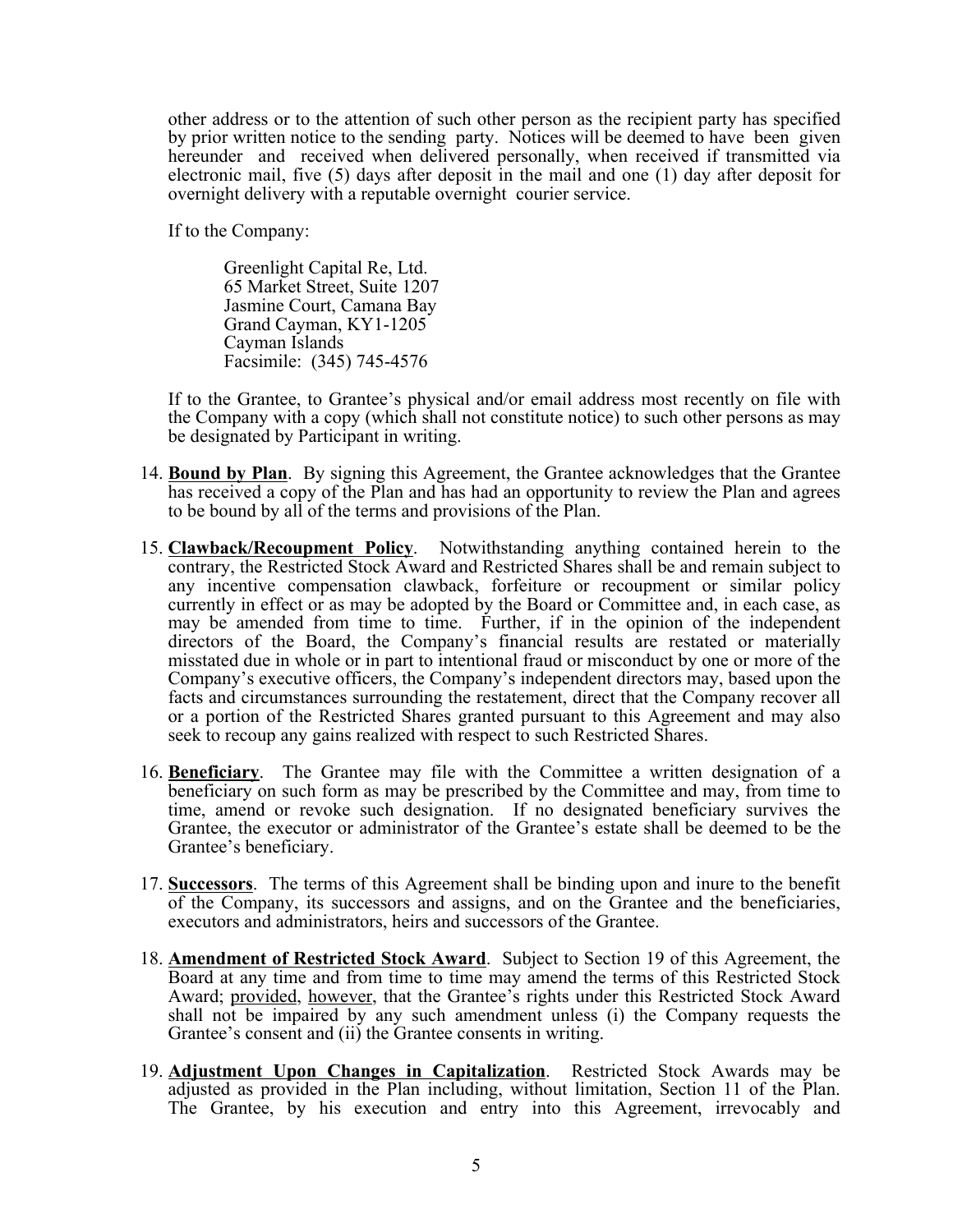other address or to the attention of such other person as the recipient party has specified by prior written notice to the sending party. Notices will be deemed to have been given hereunder and received when delivered personally, when received if transmitted via electronic mail, five (5) days after deposit in the mail and one (1) day after deposit for overnight delivery with a reputable overnight courier service.

If to the Company:

> Greenlight Capital Re, Ltd.
> 65 Market Street, Suite 1207
> Jasmine Court, Camana Bay
> Grand Cayman, KY1-1205
> Cayman Islands
> Facsimile: (345) 745-4576

If to the Grantee, to Grantee's physical and/or email address most recently on file with the Company with a copy (which shall not constitute notice) to such other persons as may be designated by Participant in writing.

14. **Bound by Plan**. By signing this Agreement, the Grantee acknowledges that the Grantee has received a copy of the Plan and has had an opportunity to review the Plan and agrees to be bound by all of the terms and provisions of the Plan.

15. **Clawback/Recoupment Policy**. Notwithstanding anything contained herein to the contrary, the Restricted Stock Award and Restricted Shares shall be and remain subject to any incentive compensation clawback, forfeiture or recoupment or similar policy currently in effect or as may be adopted by the Board or Committee and, in each case, as may be amended from time to time. Further, if in the opinion of the independent directors of the Board, the Company's financial results are restated or materially misstated due in whole or in part to intentional fraud or misconduct by one or more of the Company's executive officers, the Company's independent directors may, based upon the facts and circumstances surrounding the restatement, direct that the Company recover all or a portion of the Restricted Shares granted pursuant to this Agreement and may also seek to recoup any gains realized with respect to such Restricted Shares.

16. **Beneficiary**. The Grantee may file with the Committee a written designation of a beneficiary on such form as may be prescribed by the Committee and may, from time to time, amend or revoke such designation. If no designated beneficiary survives the Grantee, the executor or administrator of the Grantee's estate shall be deemed to be the Grantee's beneficiary.

17. **Successors**. The terms of this Agreement shall be binding upon and inure to the benefit of the Company, its successors and assigns, and on the Grantee and the beneficiaries, executors and administrators, heirs and successors of the Grantee.

18. **Amendment of Restricted Stock Award**. Subject to Section 19 of this Agreement, the Board at any time and from time to time may amend the terms of this Restricted Stock Award; provided, however, that the Grantee's rights under this Restricted Stock Award shall not be impaired by any such amendment unless (i) the Company requests the Grantee's consent and (ii) the Grantee consents in writing.

19. **Adjustment Upon Changes in Capitalization**. Restricted Stock Awards may be adjusted as provided in the Plan including, without limitation, Section 11 of the Plan. The Grantee, by his execution and entry into this Agreement, irrevocably and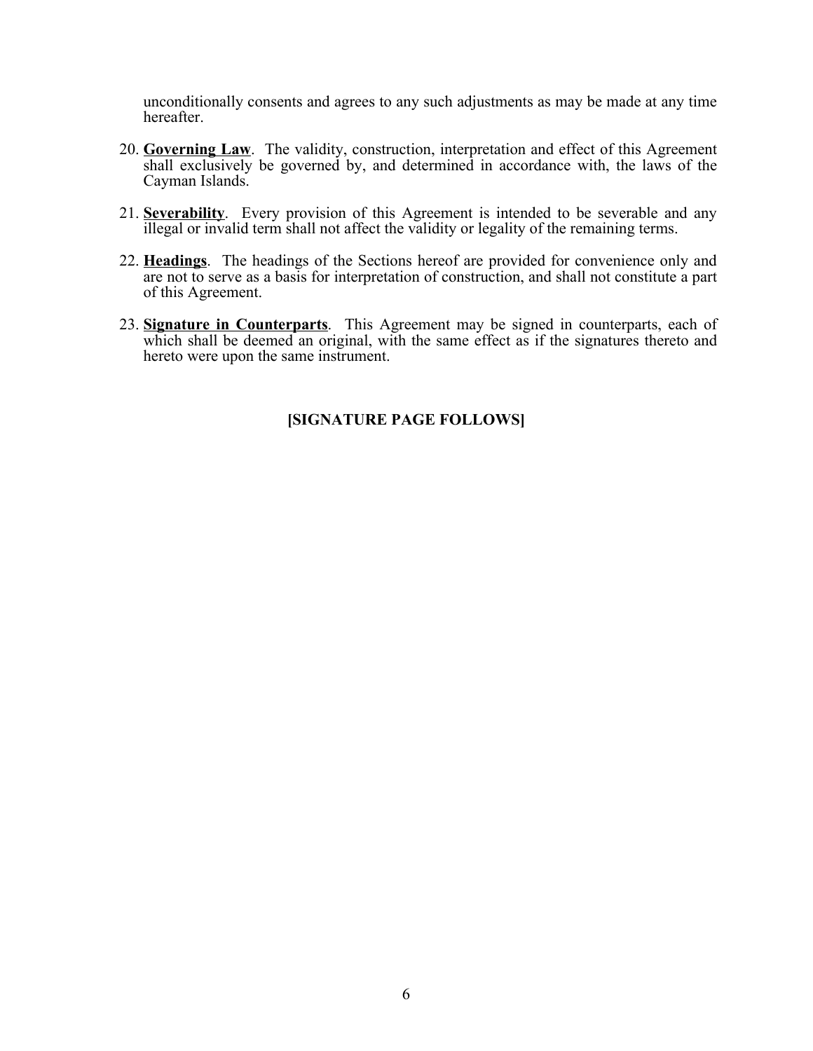unconditionally consents and agrees to any such adjustments as may be made at any time hereafter.

20. **Governing Law**. The validity, construction, interpretation and effect of this Agreement shall exclusively be governed by, and determined in accordance with, the laws of the Cayman Islands.

21. **Severability**. Every provision of this Agreement is intended to be severable and any illegal or invalid term shall not affect the validity or legality of the remaining terms.

22. **Headings**. The headings of the Sections hereof are provided for convenience only and are not to serve as a basis for interpretation of construction, and shall not constitute a part of this Agreement.

23. **Signature in Counterparts**. This Agreement may be signed in counterparts, each of which shall be deemed an original, with the same effect as if the signatures thereto and hereto were upon the same instrument.

**[SIGNATURE PAGE FOLLOWS]**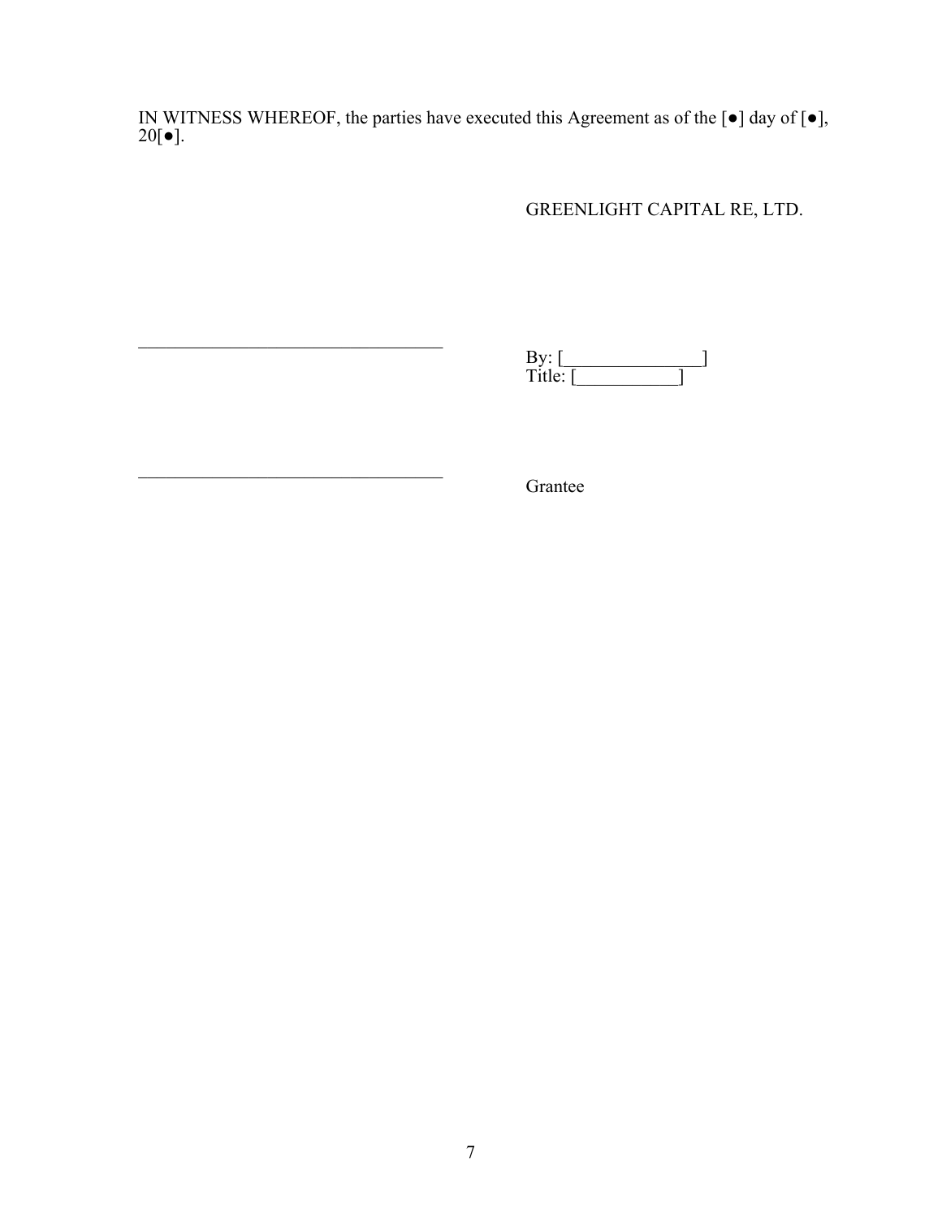IN WITNESS WHEREOF, the parties have executed this Agreement as of the [●] day of [●], 20[●].

GREENLIGHT CAPITAL RE, LTD.

\_\_\_\_\_\_\_\_\_\_\_\_\_\_\_\_\_\_\_\_\_\_\_\_\_\_\_\_\_\_\_\_\_\_

By: [\_\_\_\_\_\_\_\_\_\_\_\_\_\_\_]
Title: [\_\_\_\_\_\_\_\_\_\_\_]

\_\_\_\_\_\_\_\_\_\_\_\_\_\_\_\_\_\_\_\_\_\_\_\_\_\_\_\_\_\_\_\_\_\_

Grantee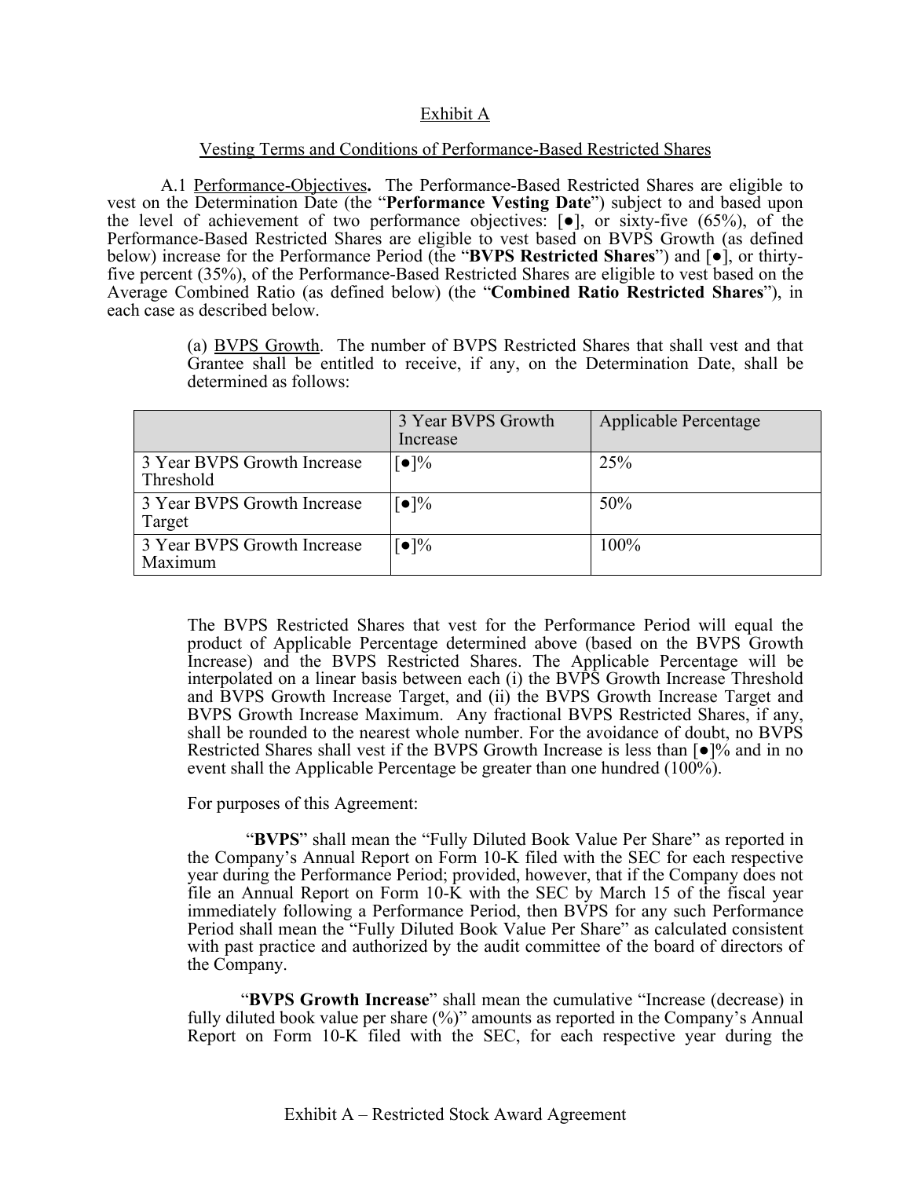Exhibit A

Vesting Terms and Conditions of Performance-Based Restricted Shares

A.1 Performance-Objectives**.** The Performance-Based Restricted Shares are eligible to vest on the Determination Date (the "**Performance Vesting Date**") subject to and based upon the level of achievement of two performance objectives: [●], or sixty-five (65%), of the Performance-Based Restricted Shares are eligible to vest based on BVPS Growth (as defined below) increase for the Performance Period (the "**BVPS Restricted Shares**") and [●], or thirty-five percent (35%), of the Performance-Based Restricted Shares are eligible to vest based on the Average Combined Ratio (as defined below) (the "**Combined Ratio Restricted Shares**"), in each case as described below.

(a) BVPS Growth. The number of BVPS Restricted Shares that shall vest and that Grantee shall be entitled to receive, if any, on the Determination Date, shall be determined as follows:

| | 3 Year BVPS Growth Increase | Applicable Percentage |
|---|---|---|
| 3 Year BVPS Growth Increase Threshold | [●]% | 25% |
| 3 Year BVPS Growth Increase Target | [●]% | 50% |
| 3 Year BVPS Growth Increase Maximum | [●]% | 100% |

The BVPS Restricted Shares that vest for the Performance Period will equal the product of Applicable Percentage determined above (based on the BVPS Growth Increase) and the BVPS Restricted Shares. The Applicable Percentage will be interpolated on a linear basis between each (i) the BVPS Growth Increase Threshold and BVPS Growth Increase Target, and (ii) the BVPS Growth Increase Target and BVPS Growth Increase Maximum. Any fractional BVPS Restricted Shares, if any, shall be rounded to the nearest whole number. For the avoidance of doubt, no BVPS Restricted Shares shall vest if the BVPS Growth Increase is less than [●]% and in no event shall the Applicable Percentage be greater than one hundred (100%).

For purposes of this Agreement:

"**BVPS**" shall mean the "Fully Diluted Book Value Per Share" as reported in the Company's Annual Report on Form 10-K filed with the SEC for each respective year during the Performance Period; provided, however, that if the Company does not file an Annual Report on Form 10-K with the SEC by March 15 of the fiscal year immediately following a Performance Period, then BVPS for any such Performance Period shall mean the "Fully Diluted Book Value Per Share" as calculated consistent with past practice and authorized by the audit committee of the board of directors of the Company.

"**BVPS Growth Increase**" shall mean the cumulative "Increase (decrease) in fully diluted book value per share (%)" amounts as reported in the Company's Annual Report on Form 10-K filed with the SEC, for each respective year during the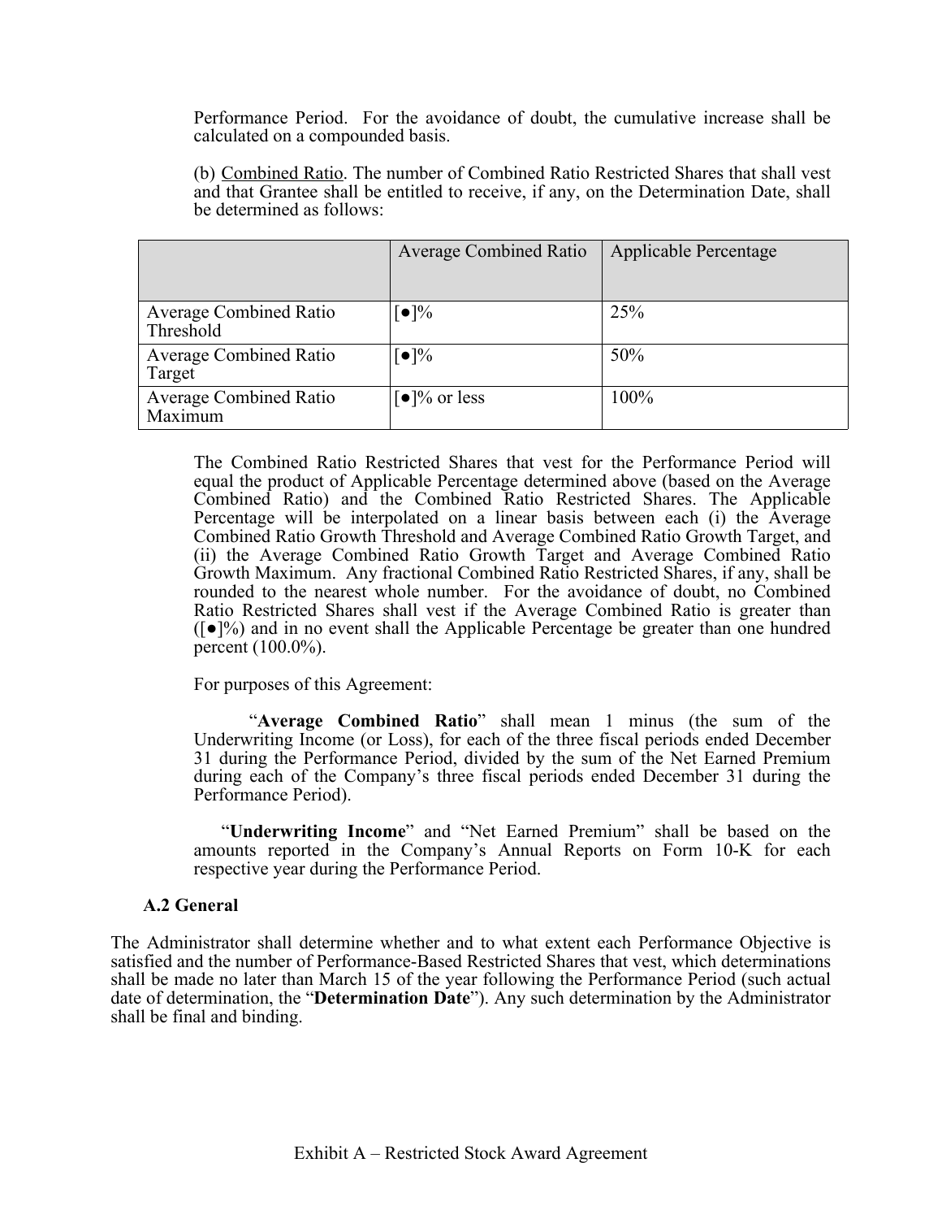Performance Period. For the avoidance of doubt, the cumulative increase shall be calculated on a compounded basis.

(b) Combined Ratio. The number of Combined Ratio Restricted Shares that shall vest and that Grantee shall be entitled to receive, if any, on the Determination Date, shall be determined as follows:

| | Average Combined Ratio | Applicable Percentage |
|---|---|---|
| Average Combined Ratio Threshold | [●]% | 25% |
| Average Combined Ratio Target | [●]% | 50% |
| Average Combined Ratio Maximum | [●]% or less | 100% |

The Combined Ratio Restricted Shares that vest for the Performance Period will equal the product of Applicable Percentage determined above (based on the Average Combined Ratio) and the Combined Ratio Restricted Shares. The Applicable Percentage will be interpolated on a linear basis between each (i) the Average Combined Ratio Growth Threshold and Average Combined Ratio Growth Target, and (ii) the Average Combined Ratio Growth Target and Average Combined Ratio Growth Maximum. Any fractional Combined Ratio Restricted Shares, if any, shall be rounded to the nearest whole number. For the avoidance of doubt, no Combined Ratio Restricted Shares shall vest if the Average Combined Ratio is greater than ([●]%) and in no event shall the Applicable Percentage be greater than one hundred percent (100.0%).

For purposes of this Agreement:

"**Average Combined Ratio**" shall mean 1 minus (the sum of the Underwriting Income (or Loss), for each of the three fiscal periods ended December 31 during the Performance Period, divided by the sum of the Net Earned Premium during each of the Company's three fiscal periods ended December 31 during the Performance Period).

"**Underwriting Income**" and "Net Earned Premium" shall be based on the amounts reported in the Company's Annual Reports on Form 10-K for each respective year during the Performance Period.

**A.2 General**

The Administrator shall determine whether and to what extent each Performance Objective is satisfied and the number of Performance-Based Restricted Shares that vest, which determinations shall be made no later than March 15 of the year following the Performance Period (such actual date of determination, the "**Determination Date**"). Any such determination by the Administrator shall be final and binding.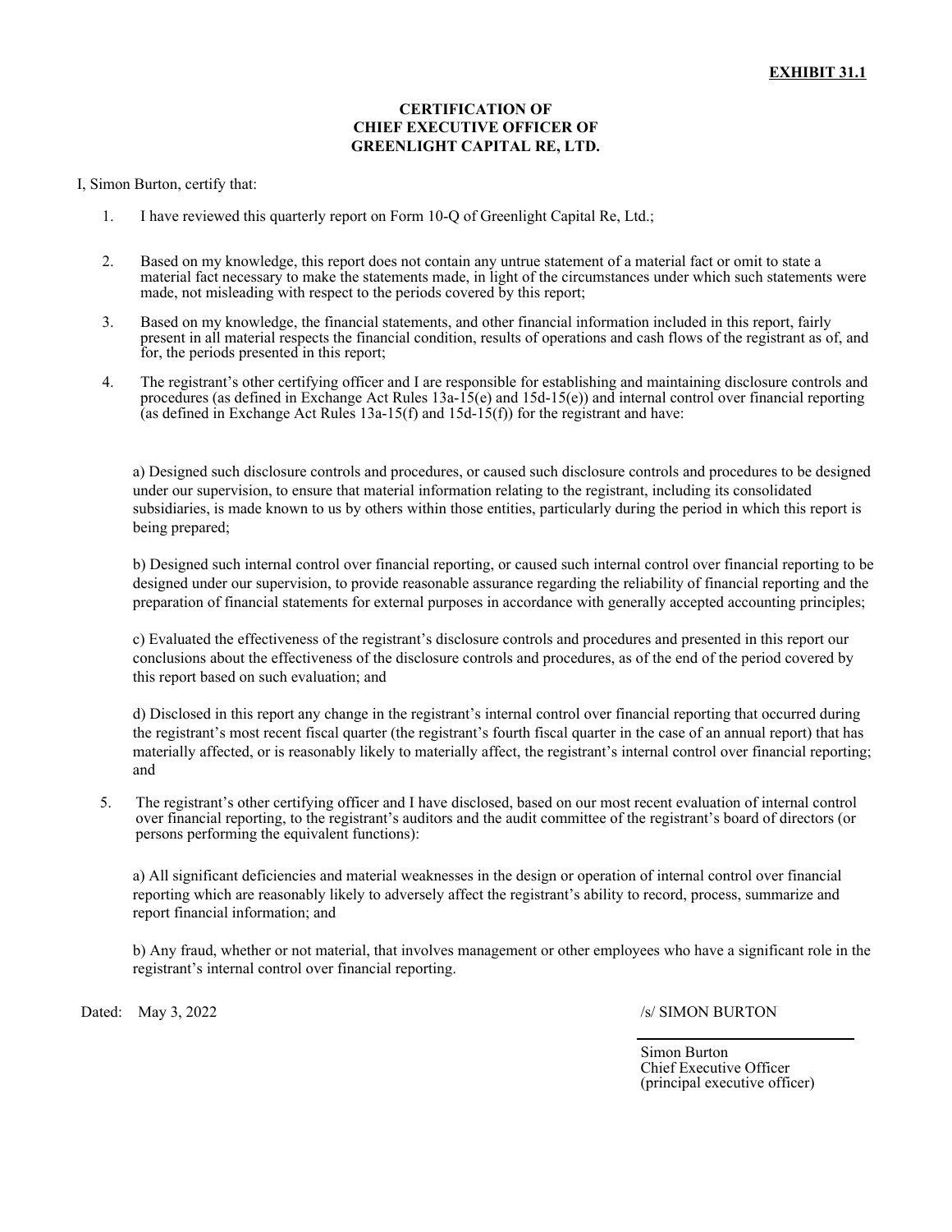**EXHIBIT 31.1**

**CERTIFICATION OF
CHIEF EXECUTIVE OFFICER OF
GREENLIGHT CAPITAL RE, LTD.**

I, Simon Burton, certify that:

1. I have reviewed this quarterly report on Form 10-Q of Greenlight Capital Re, Ltd.;

2. Based on my knowledge, this report does not contain any untrue statement of a material fact or omit to state a material fact necessary to make the statements made, in light of the circumstances under which such statements were made, not misleading with respect to the periods covered by this report;

3. Based on my knowledge, the financial statements, and other financial information included in this report, fairly present in all material respects the financial condition, results of operations and cash flows of the registrant as of, and for, the periods presented in this report;

4. The registrant's other certifying officer and I are responsible for establishing and maintaining disclosure controls and procedures (as defined in Exchange Act Rules 13a-15(e) and 15d-15(e)) and internal control over financial reporting (as defined in Exchange Act Rules 13a-15(f) and 15d-15(f)) for the registrant and have:

   a) Designed such disclosure controls and procedures, or caused such disclosure controls and procedures to be designed under our supervision, to ensure that material information relating to the registrant, including its consolidated subsidiaries, is made known to us by others within those entities, particularly during the period in which this report is being prepared;

   b) Designed such internal control over financial reporting, or caused such internal control over financial reporting to be designed under our supervision, to provide reasonable assurance regarding the reliability of financial reporting and the preparation of financial statements for external purposes in accordance with generally accepted accounting principles;

   c) Evaluated the effectiveness of the registrant's disclosure controls and procedures and presented in this report our conclusions about the effectiveness of the disclosure controls and procedures, as of the end of the period covered by this report based on such evaluation; and

   d) Disclosed in this report any change in the registrant's internal control over financial reporting that occurred during the registrant's most recent fiscal quarter (the registrant's fourth fiscal quarter in the case of an annual report) that has materially affected, or is reasonably likely to materially affect, the registrant's internal control over financial reporting; and

5. The registrant's other certifying officer and I have disclosed, based on our most recent evaluation of internal control over financial reporting, to the registrant's auditors and the audit committee of the registrant's board of directors (or persons performing the equivalent functions):

   a) All significant deficiencies and material weaknesses in the design or operation of internal control over financial reporting which are reasonably likely to adversely affect the registrant's ability to record, process, summarize and report financial information; and

   b) Any fraud, whether or not material, that involves management or other employees who have a significant role in the registrant's internal control over financial reporting.

Dated: May 3, 2022

/s/ SIMON BURTON

Simon Burton
Chief Executive Officer
(principal executive officer)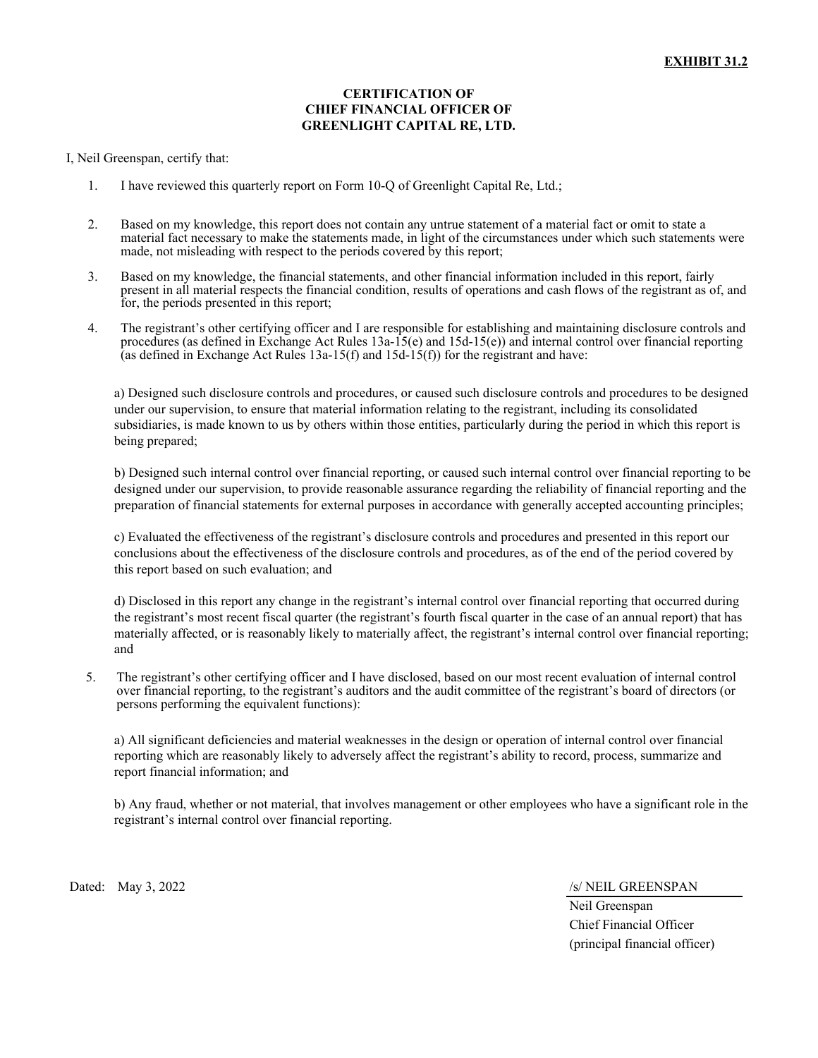**EXHIBIT 31.2**

**CERTIFICATION OF**
**CHIEF FINANCIAL OFFICER OF**
**GREENLIGHT CAPITAL RE, LTD.**

I, Neil Greenspan, certify that:

1. I have reviewed this quarterly report on Form 10-Q of Greenlight Capital Re, Ltd.;

2. Based on my knowledge, this report does not contain any untrue statement of a material fact or omit to state a material fact necessary to make the statements made, in light of the circumstances under which such statements were made, not misleading with respect to the periods covered by this report;

3. Based on my knowledge, the financial statements, and other financial information included in this report, fairly present in all material respects the financial condition, results of operations and cash flows of the registrant as of, and for, the periods presented in this report;

4. The registrant's other certifying officer and I are responsible for establishing and maintaining disclosure controls and procedures (as defined in Exchange Act Rules 13a-15(e) and 15d-15(e)) and internal control over financial reporting (as defined in Exchange Act Rules 13a-15(f) and 15d-15(f)) for the registrant and have:

   a) Designed such disclosure controls and procedures, or caused such disclosure controls and procedures to be designed under our supervision, to ensure that material information relating to the registrant, including its consolidated subsidiaries, is made known to us by others within those entities, particularly during the period in which this report is being prepared;

   b) Designed such internal control over financial reporting, or caused such internal control over financial reporting to be designed under our supervision, to provide reasonable assurance regarding the reliability of financial reporting and the preparation of financial statements for external purposes in accordance with generally accepted accounting principles;

   c) Evaluated the effectiveness of the registrant's disclosure controls and procedures and presented in this report our conclusions about the effectiveness of the disclosure controls and procedures, as of the end of the period covered by this report based on such evaluation; and

   d) Disclosed in this report any change in the registrant's internal control over financial reporting that occurred during the registrant's most recent fiscal quarter (the registrant's fourth fiscal quarter in the case of an annual report) that has materially affected, or is reasonably likely to materially affect, the registrant's internal control over financial reporting; and

5. The registrant's other certifying officer and I have disclosed, based on our most recent evaluation of internal control over financial reporting, to the registrant's auditors and the audit committee of the registrant's board of directors (or persons performing the equivalent functions):

   a) All significant deficiencies and material weaknesses in the design or operation of internal control over financial reporting which are reasonably likely to adversely affect the registrant's ability to record, process, summarize and report financial information; and

   b) Any fraud, whether or not material, that involves management or other employees who have a significant role in the registrant's internal control over financial reporting.

Dated: May 3, 2022

/s/ NEIL GREENSPAN
Neil Greenspan
Chief Financial Officer
(principal financial officer)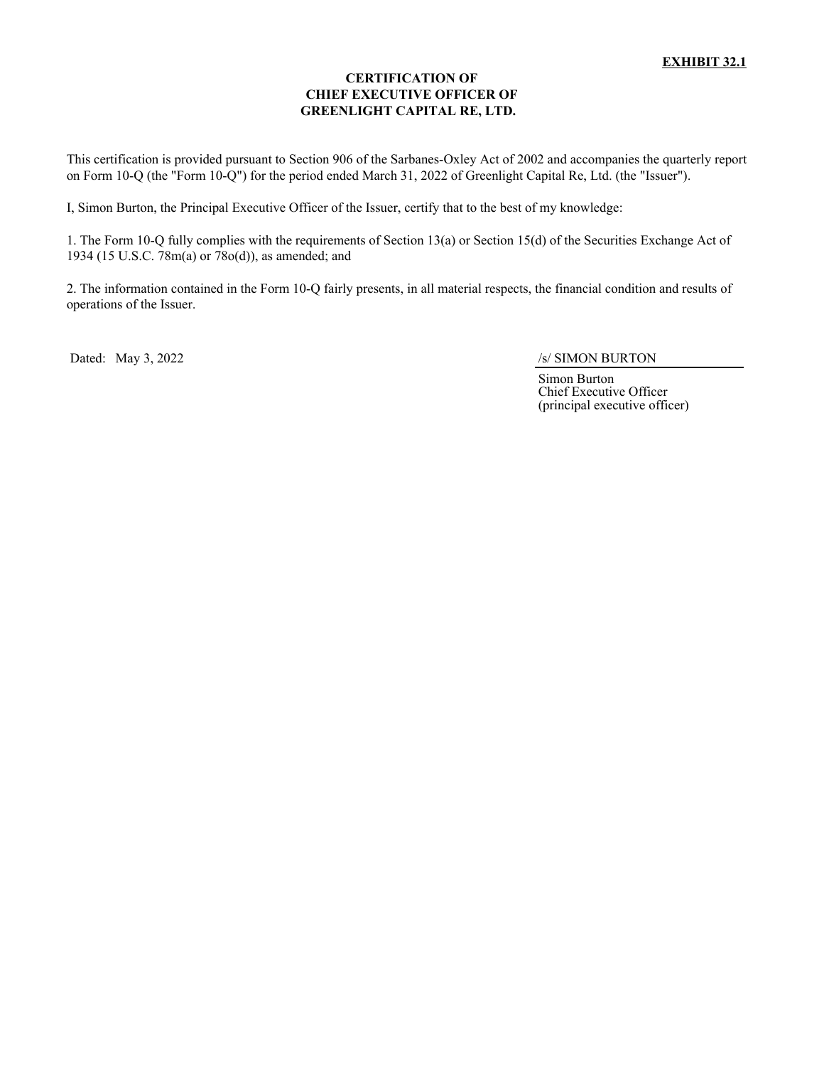**EXHIBIT 32.1**

**CERTIFICATION OF**
**CHIEF EXECUTIVE OFFICER OF**
**GREENLIGHT CAPITAL RE, LTD.**

This certification is provided pursuant to Section 906 of the Sarbanes-Oxley Act of 2002 and accompanies the quarterly report on Form 10-Q (the "Form 10-Q") for the period ended March 31, 2022 of Greenlight Capital Re, Ltd. (the "Issuer").

I, Simon Burton, the Principal Executive Officer of the Issuer, certify that to the best of my knowledge:

1. The Form 10-Q fully complies with the requirements of Section 13(a) or Section 15(d) of the Securities Exchange Act of 1934 (15 U.S.C. 78m(a) or 78o(d)), as amended; and

2. The information contained in the Form 10-Q fairly presents, in all material respects, the financial condition and results of operations of the Issuer.

Dated: May 3, 2022

/s/ SIMON BURTON

Simon Burton
Chief Executive Officer
(principal executive officer)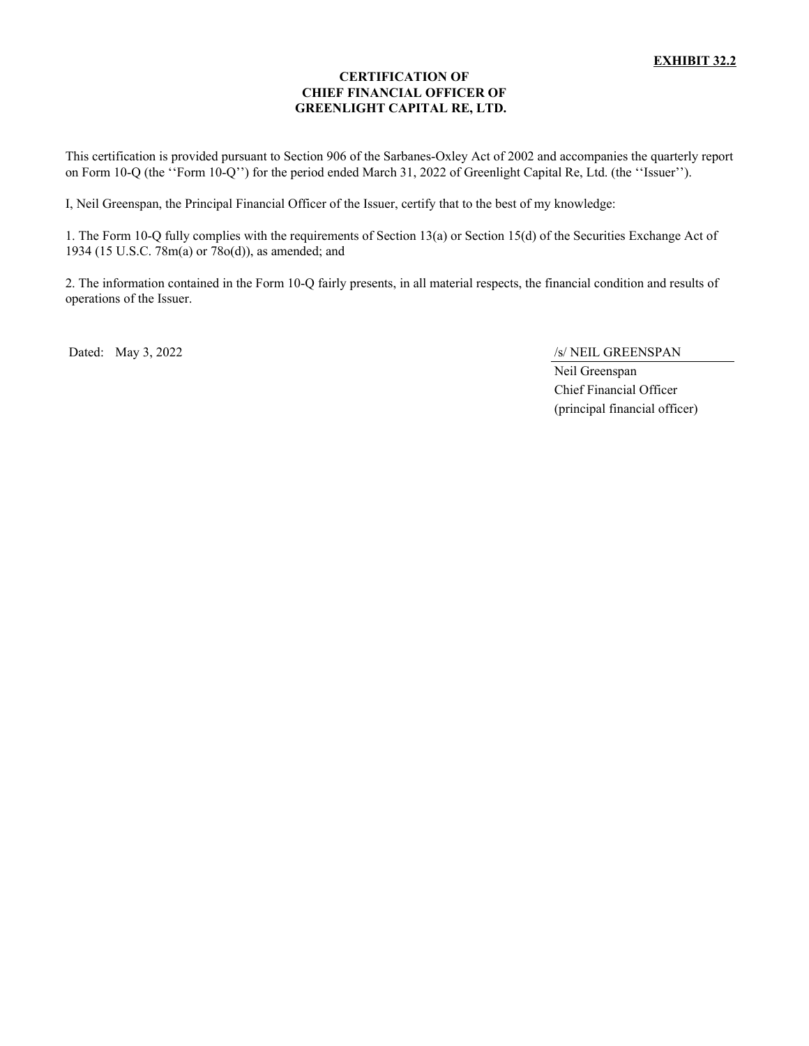**EXHIBIT 32.2**

**CERTIFICATION OF**
**CHIEF FINANCIAL OFFICER OF**
**GREENLIGHT CAPITAL RE, LTD.**

This certification is provided pursuant to Section 906 of the Sarbanes-Oxley Act of 2002 and accompanies the quarterly report on Form 10-Q (the ''Form 10-Q'') for the period ended March 31, 2022 of Greenlight Capital Re, Ltd. (the ''Issuer'').

I, Neil Greenspan, the Principal Financial Officer of the Issuer, certify that to the best of my knowledge:

1. The Form 10-Q fully complies with the requirements of Section 13(a) or Section 15(d) of the Securities Exchange Act of 1934 (15 U.S.C. 78m(a) or 78o(d)), as amended; and

2. The information contained in the Form 10-Q fairly presents, in all material respects, the financial condition and results of operations of the Issuer.

Dated: May 3, 2022

/s/ NEIL GREENSPAN
Neil Greenspan
Chief Financial Officer
(principal financial officer)